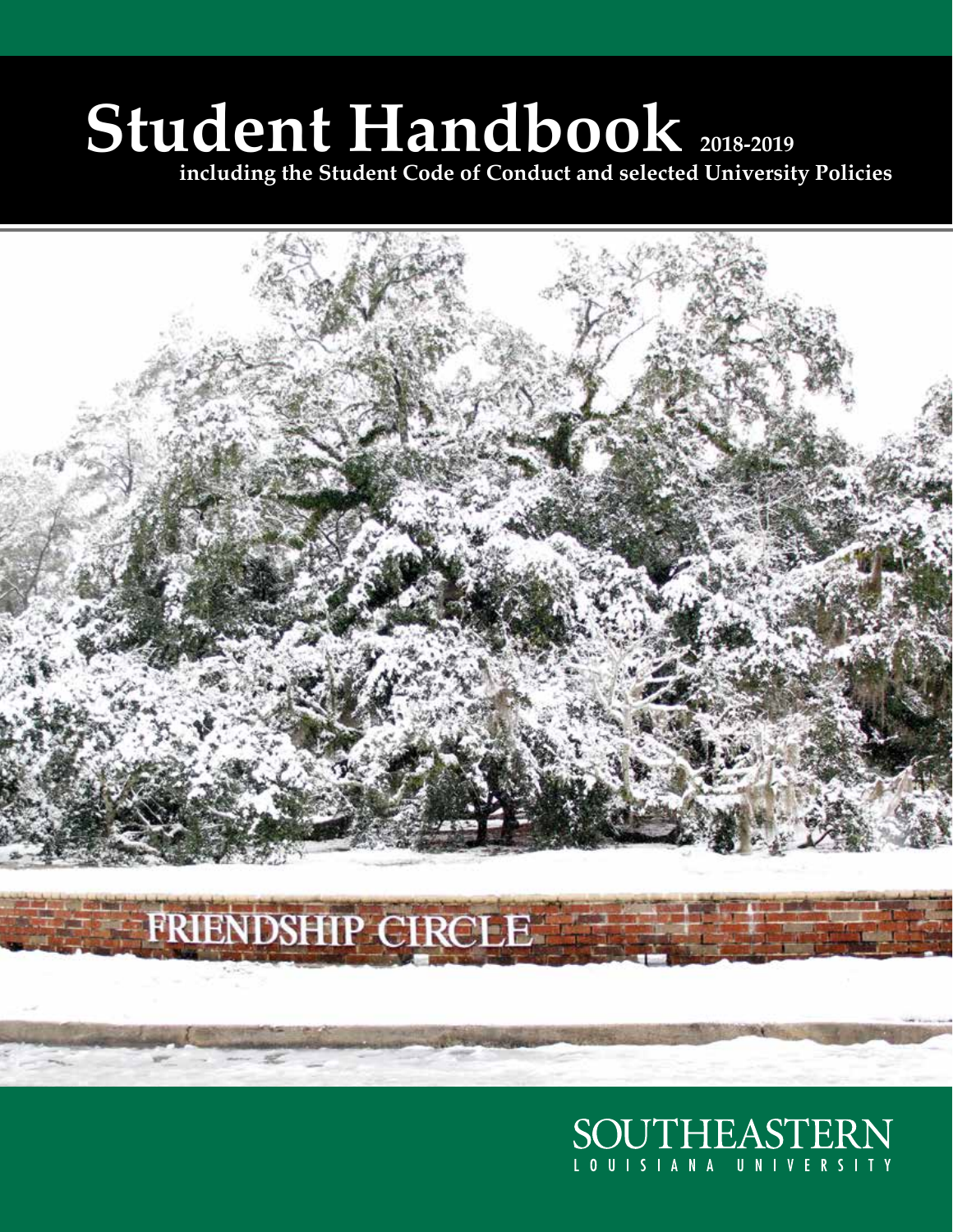# Student Handbook 2018-2019

**including the Student Code of Conduct and selected University Policies**

SOUTHEASTERN
LOUISIANA UNIVERSITY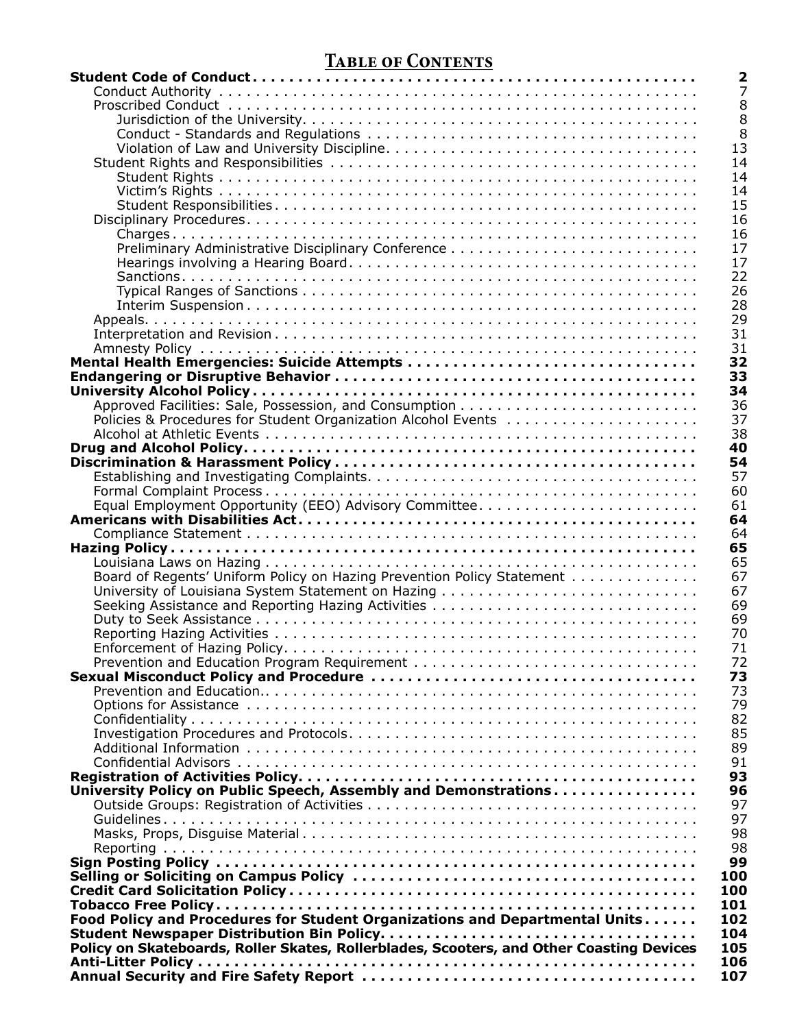# Table of Contents

| | |
|---|---:|
| **Student Code of Conduct** | **2** |
| Conduct Authority | 7 |
| Proscribed Conduct | 8 |
| Jurisdiction of the University | 8 |
| Conduct - Standards and Regulations | 8 |
| Violation of Law and University Discipline | 13 |
| Student Rights and Responsibilities | 14 |
| Student Rights | 14 |
| Victim's Rights | 14 |
| Student Responsibilities | 15 |
| Disciplinary Procedures | 16 |
| Charges | 16 |
| Preliminary Administrative Disciplinary Conference | 17 |
| Hearings involving a Hearing Board | 17 |
| Sanctions | 22 |
| Typical Ranges of Sanctions | 26 |
| Interim Suspension | 28 |
| Appeals | 29 |
| Interpretation and Revision | 31 |
| Amnesty Policy | 31 |
| **Mental Health Emergencies: Suicide Attempts** | **32** |
| **Endangering or Disruptive Behavior** | **33** |
| **University Alcohol Policy** | **34** |
| Approved Facilities: Sale, Possession, and Consumption | 36 |
| Policies & Procedures for Student Organization Alcohol Events | 37 |
| Alcohol at Athletic Events | 38 |
| **Drug and Alcohol Policy** | **40** |
| **Discrimination & Harassment Policy** | **54** |
| Establishing and Investigating Complaints | 57 |
| Formal Complaint Process | 60 |
| Equal Employment Opportunity (EEO) Advisory Committee | 61 |
| **Americans with Disabilities Act** | **64** |
| Compliance Statement | 64 |
| **Hazing Policy** | **65** |
| Louisiana Laws on Hazing | 65 |
| Board of Regents' Uniform Policy on Hazing Prevention Policy Statement | 67 |
| University of Louisiana System Statement on Hazing | 67 |
| Seeking Assistance and Reporting Hazing Activities | 69 |
| Duty to Seek Assistance | 69 |
| Reporting Hazing Activities | 70 |
| Enforcement of Hazing Policy | 71 |
| Prevention and Education Program Requirement | 72 |
| **Sexual Misconduct Policy and Procedure** | **73** |
| Prevention and Education | 73 |
| Options for Assistance | 79 |
| Confidentiality | 82 |
| Investigation Procedures and Protocols | 85 |
| Additional Information | 89 |
| Confidential Advisors | 91 |
| **Registration of Activities Policy** | **93** |
| **University Policy on Public Speech, Assembly and Demonstrations** | **96** |
| Outside Groups: Registration of Activities | 97 |
| Guidelines | 97 |
| Masks, Props, Disguise Material | 98 |
| Reporting | 98 |
| **Sign Posting Policy** | **99** |
| **Selling or Soliciting on Campus Policy** | **100** |
| **Credit Card Solicitation Policy** | **100** |
| **Tobacco Free Policy** | **101** |
| **Food Policy and Procedures for Student Organizations and Departmental Units** | **102** |
| **Student Newspaper Distribution Bin Policy** | **104** |
| **Policy on Skateboards, Roller Skates, Rollerblades, Scooters, and Other Coasting Devices** | **105** |
| **Anti-Litter Policy** | **106** |
| **Annual Security and Fire Safety Report** | **107** |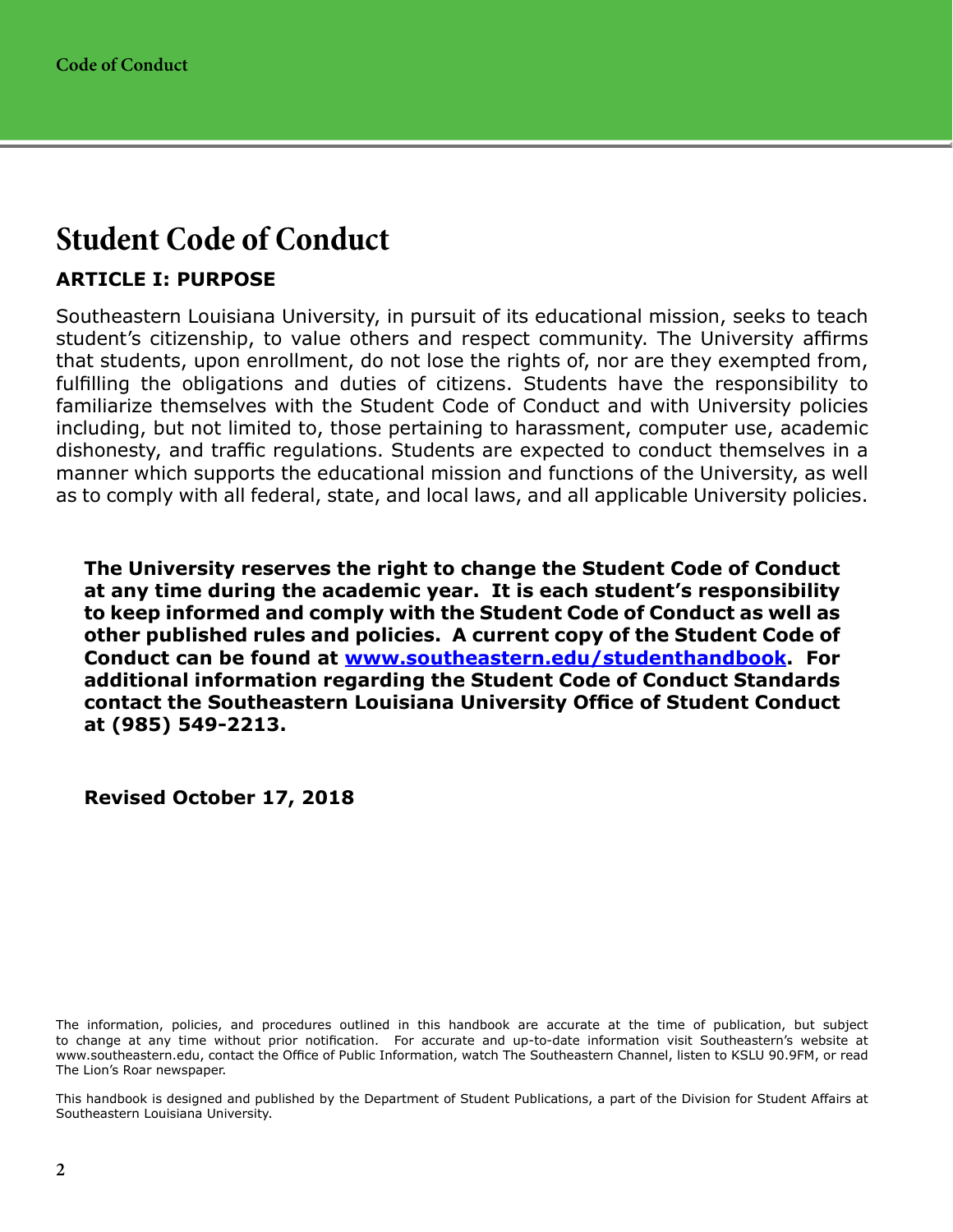# Student Code of Conduct

## ARTICLE I: PURPOSE

Southeastern Louisiana University, in pursuit of its educational mission, seeks to teach student's citizenship, to value others and respect community. The University affirms that students, upon enrollment, do not lose the rights of, nor are they exempted from, fulfilling the obligations and duties of citizens. Students have the responsibility to familiarize themselves with the Student Code of Conduct and with University policies including, but not limited to, those pertaining to harassment, computer use, academic dishonesty, and traffic regulations. Students are expected to conduct themselves in a manner which supports the educational mission and functions of the University, as well as to comply with all federal, state, and local laws, and all applicable University policies.

**The University reserves the right to change the Student Code of Conduct at any time during the academic year. It is each student's responsibility to keep informed and comply with the Student Code of Conduct as well as other published rules and policies. A current copy of the Student Code of Conduct can be found at [www.southeastern.edu/studenthandbook](http://www.southeastern.edu/studenthandbook). For additional information regarding the Student Code of Conduct Standards contact the Southeastern Louisiana University Office of Student Conduct at (985) 549-2213.**

**Revised October 17, 2018**

The information, policies, and procedures outlined in this handbook are accurate at the time of publication, but subject to change at any time without prior notification. For accurate and up-to-date information visit Southeastern's website at www.southeastern.edu, contact the Office of Public Information, watch The Southeastern Channel, listen to KSLU 90.9FM, or read The Lion's Roar newspaper.

This handbook is designed and published by the Department of Student Publications, a part of the Division for Student Affairs at Southeastern Louisiana University.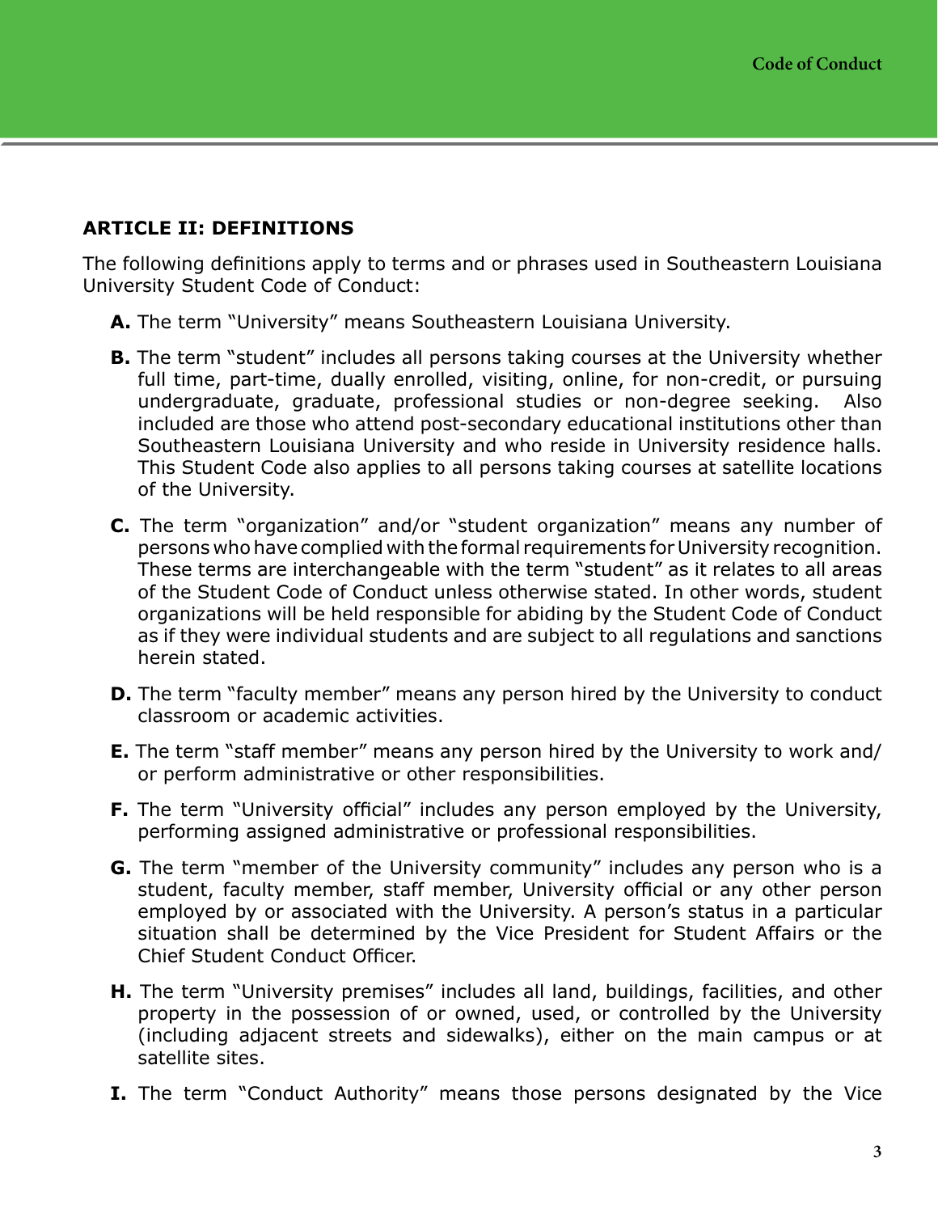## ARTICLE II: DEFINITIONS

The following definitions apply to terms and or phrases used in Southeastern Louisiana University Student Code of Conduct:

**A.** The term "University" means Southeastern Louisiana University.

**B.** The term "student" includes all persons taking courses at the University whether full time, part-time, dually enrolled, visiting, online, for non-credit, or pursuing undergraduate, graduate, professional studies or non-degree seeking. Also included are those who attend post-secondary educational institutions other than Southeastern Louisiana University and who reside in University residence halls. This Student Code also applies to all persons taking courses at satellite locations of the University.

**C.** The term "organization" and/or "student organization" means any number of persons who have complied with the formal requirements for University recognition. These terms are interchangeable with the term "student" as it relates to all areas of the Student Code of Conduct unless otherwise stated. In other words, student organizations will be held responsible for abiding by the Student Code of Conduct as if they were individual students and are subject to all regulations and sanctions herein stated.

**D.** The term "faculty member" means any person hired by the University to conduct classroom or academic activities.

**E.** The term "staff member" means any person hired by the University to work and/or perform administrative or other responsibilities.

**F.** The term "University official" includes any person employed by the University, performing assigned administrative or professional responsibilities.

**G.** The term "member of the University community" includes any person who is a student, faculty member, staff member, University official or any other person employed by or associated with the University. A person's status in a particular situation shall be determined by the Vice President for Student Affairs or the Chief Student Conduct Officer.

**H.** The term "University premises" includes all land, buildings, facilities, and other property in the possession of or owned, used, or controlled by the University (including adjacent streets and sidewalks), either on the main campus or at satellite sites.

**I.** The term "Conduct Authority" means those persons designated by the Vice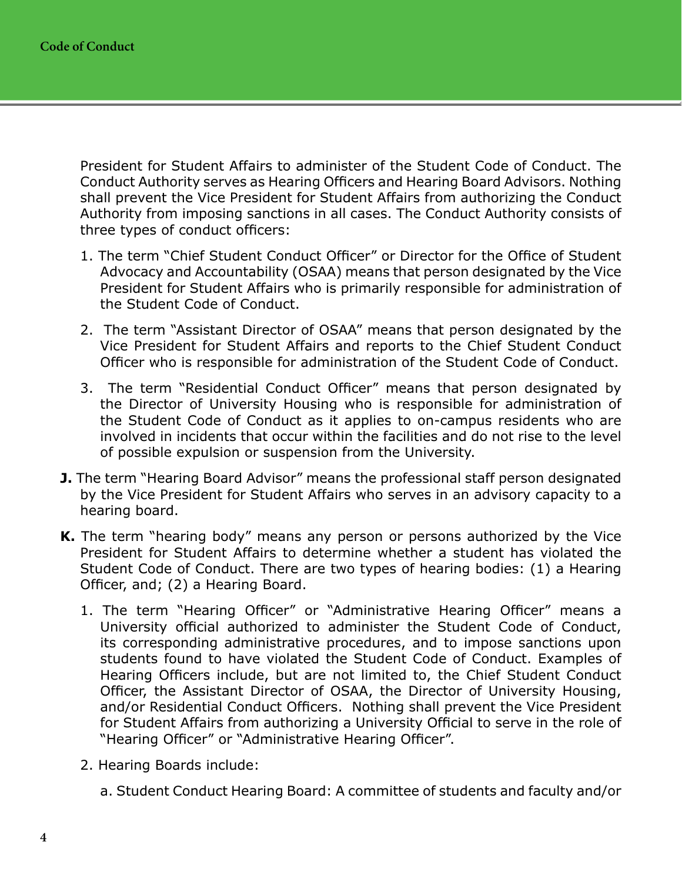President for Student Affairs to administer of the Student Code of Conduct. The Conduct Authority serves as Hearing Officers and Hearing Board Advisors. Nothing shall prevent the Vice President for Student Affairs from authorizing the Conduct Authority from imposing sanctions in all cases. The Conduct Authority consists of three types of conduct officers:

1. The term "Chief Student Conduct Officer" or Director for the Office of Student Advocacy and Accountability (OSAA) means that person designated by the Vice President for Student Affairs who is primarily responsible for administration of the Student Code of Conduct.

2. The term "Assistant Director of OSAA" means that person designated by the Vice President for Student Affairs and reports to the Chief Student Conduct Officer who is responsible for administration of the Student Code of Conduct.

3. The term "Residential Conduct Officer" means that person designated by the Director of University Housing who is responsible for administration of the Student Code of Conduct as it applies to on-campus residents who are involved in incidents that occur within the facilities and do not rise to the level of possible expulsion or suspension from the University.

**J.** The term "Hearing Board Advisor" means the professional staff person designated by the Vice President for Student Affairs who serves in an advisory capacity to a hearing board.

**K.** The term "hearing body" means any person or persons authorized by the Vice President for Student Affairs to determine whether a student has violated the Student Code of Conduct. There are two types of hearing bodies: (1) a Hearing Officer, and; (2) a Hearing Board.

1. The term "Hearing Officer" or "Administrative Hearing Officer" means a University official authorized to administer the Student Code of Conduct, its corresponding administrative procedures, and to impose sanctions upon students found to have violated the Student Code of Conduct. Examples of Hearing Officers include, but are not limited to, the Chief Student Conduct Officer, the Assistant Director of OSAA, the Director of University Housing, and/or Residential Conduct Officers. Nothing shall prevent the Vice President for Student Affairs from authorizing a University Official to serve in the role of "Hearing Officer" or "Administrative Hearing Officer".

2. Hearing Boards include:

   a. Student Conduct Hearing Board: A committee of students and faculty and/or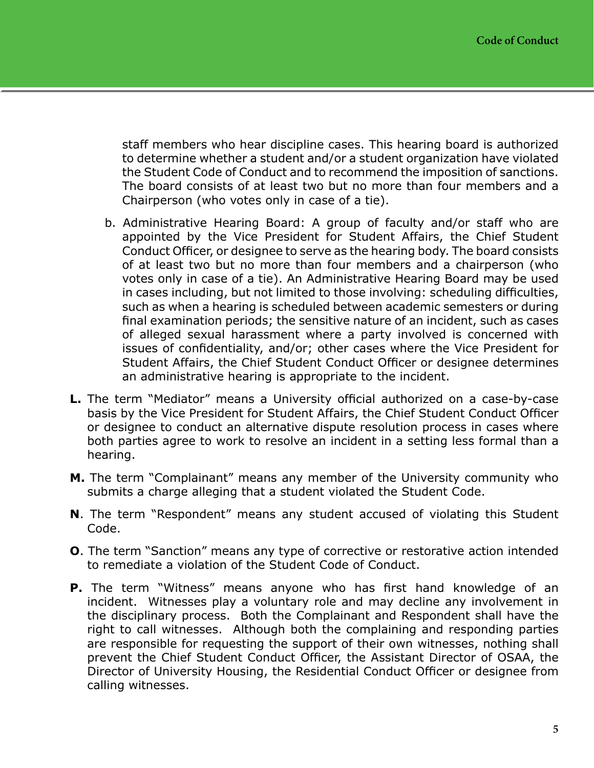staff members who hear discipline cases. This hearing board is authorized to determine whether a student and/or a student organization have violated the Student Code of Conduct and to recommend the imposition of sanctions. The board consists of at least two but no more than four members and a Chairperson (who votes only in case of a tie).

b. Administrative Hearing Board: A group of faculty and/or staff who are appointed by the Vice President for Student Affairs, the Chief Student Conduct Officer, or designee to serve as the hearing body. The board consists of at least two but no more than four members and a chairperson (who votes only in case of a tie). An Administrative Hearing Board may be used in cases including, but not limited to those involving: scheduling difficulties, such as when a hearing is scheduled between academic semesters or during final examination periods; the sensitive nature of an incident, such as cases of alleged sexual harassment where a party involved is concerned with issues of confidentiality, and/or; other cases where the Vice President for Student Affairs, the Chief Student Conduct Officer or designee determines an administrative hearing is appropriate to the incident.

**L.** The term "Mediator" means a University official authorized on a case-by-case basis by the Vice President for Student Affairs, the Chief Student Conduct Officer or designee to conduct an alternative dispute resolution process in cases where both parties agree to work to resolve an incident in a setting less formal than a hearing.

**M.** The term "Complainant" means any member of the University community who submits a charge alleging that a student violated the Student Code.

**N**. The term "Respondent" means any student accused of violating this Student Code.

**O**. The term "Sanction" means any type of corrective or restorative action intended to remediate a violation of the Student Code of Conduct.

**P.** The term "Witness" means anyone who has first hand knowledge of an incident. Witnesses play a voluntary role and may decline any involvement in the disciplinary process. Both the Complainant and Respondent shall have the right to call witnesses. Although both the complaining and responding parties are responsible for requesting the support of their own witnesses, nothing shall prevent the Chief Student Conduct Officer, the Assistant Director of OSAA, the Director of University Housing, the Residential Conduct Officer or designee from calling witnesses.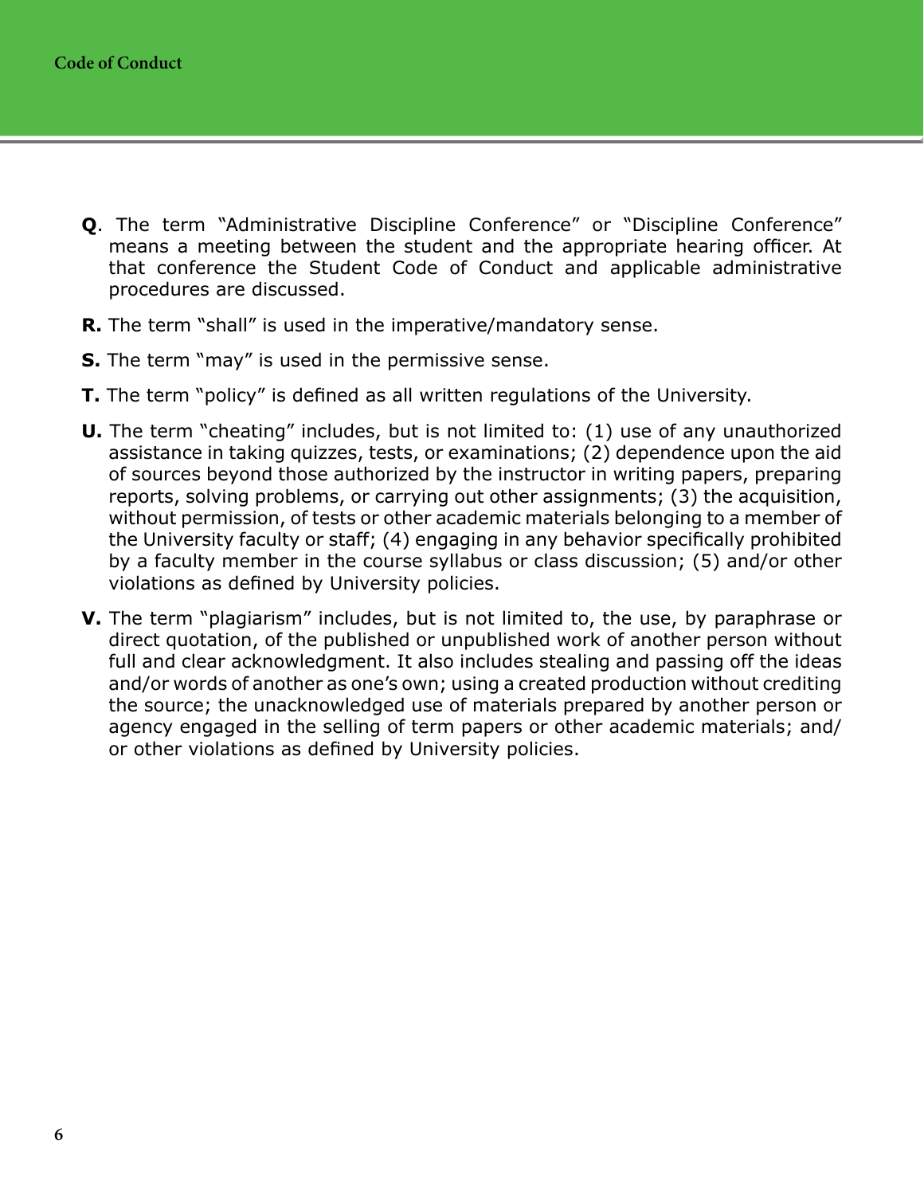**Q**. The term "Administrative Discipline Conference" or "Discipline Conference" means a meeting between the student and the appropriate hearing officer. At that conference the Student Code of Conduct and applicable administrative procedures are discussed.

**R.** The term "shall" is used in the imperative/mandatory sense.

**S.** The term "may" is used in the permissive sense.

**T.** The term "policy" is defined as all written regulations of the University.

**U.** The term "cheating" includes, but is not limited to: (1) use of any unauthorized assistance in taking quizzes, tests, or examinations; (2) dependence upon the aid of sources beyond those authorized by the instructor in writing papers, preparing reports, solving problems, or carrying out other assignments; (3) the acquisition, without permission, of tests or other academic materials belonging to a member of the University faculty or staff; (4) engaging in any behavior specifically prohibited by a faculty member in the course syllabus or class discussion; (5) and/or other violations as defined by University policies.

**V.** The term "plagiarism" includes, but is not limited to, the use, by paraphrase or direct quotation, of the published or unpublished work of another person without full and clear acknowledgment. It also includes stealing and passing off the ideas and/or words of another as one's own; using a created production without crediting the source; the unacknowledged use of materials prepared by another person or agency engaged in the selling of term papers or other academic materials; and/or other violations as defined by University policies.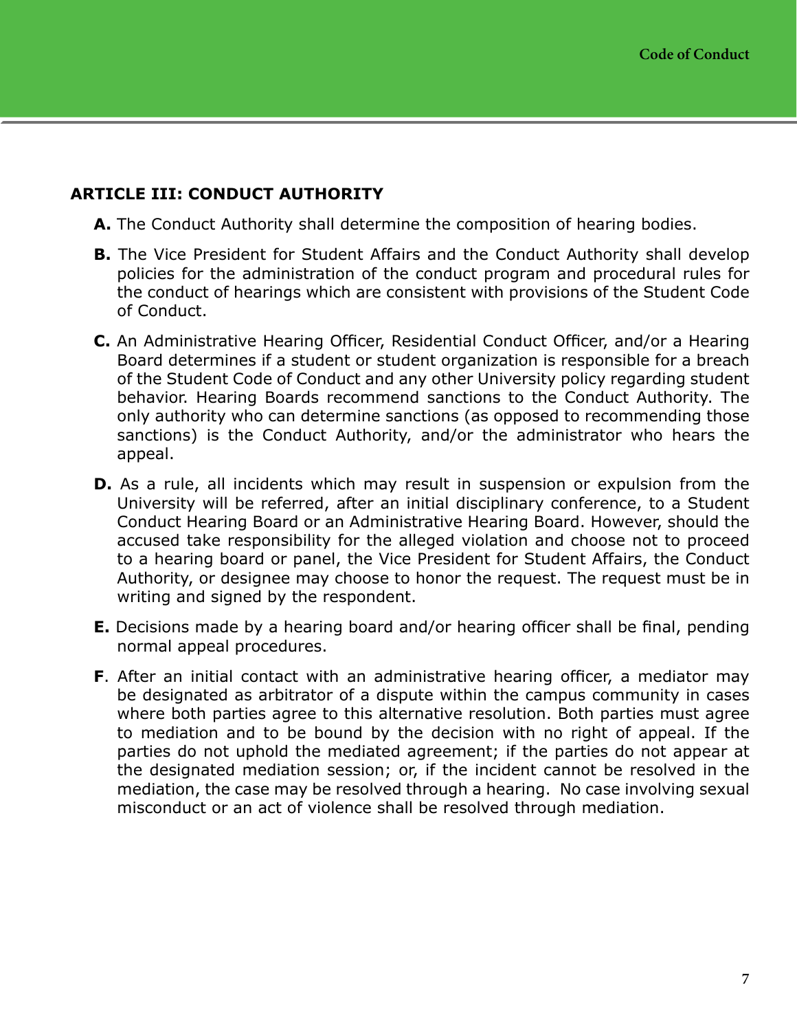## ARTICLE III: CONDUCT AUTHORITY

**A.** The Conduct Authority shall determine the composition of hearing bodies.

**B.** The Vice President for Student Affairs and the Conduct Authority shall develop policies for the administration of the conduct program and procedural rules for the conduct of hearings which are consistent with provisions of the Student Code of Conduct.

**C.** An Administrative Hearing Officer, Residential Conduct Officer, and/or a Hearing Board determines if a student or student organization is responsible for a breach of the Student Code of Conduct and any other University policy regarding student behavior. Hearing Boards recommend sanctions to the Conduct Authority. The only authority who can determine sanctions (as opposed to recommending those sanctions) is the Conduct Authority, and/or the administrator who hears the appeal.

**D.** As a rule, all incidents which may result in suspension or expulsion from the University will be referred, after an initial disciplinary conference, to a Student Conduct Hearing Board or an Administrative Hearing Board. However, should the accused take responsibility for the alleged violation and choose not to proceed to a hearing board or panel, the Vice President for Student Affairs, the Conduct Authority, or designee may choose to honor the request. The request must be in writing and signed by the respondent.

**E.** Decisions made by a hearing board and/or hearing officer shall be final, pending normal appeal procedures.

**F**. After an initial contact with an administrative hearing officer, a mediator may be designated as arbitrator of a dispute within the campus community in cases where both parties agree to this alternative resolution. Both parties must agree to mediation and to be bound by the decision with no right of appeal. If the parties do not uphold the mediated agreement; if the parties do not appear at the designated mediation session; or, if the incident cannot be resolved in the mediation, the case may be resolved through a hearing. No case involving sexual misconduct or an act of violence shall be resolved through mediation.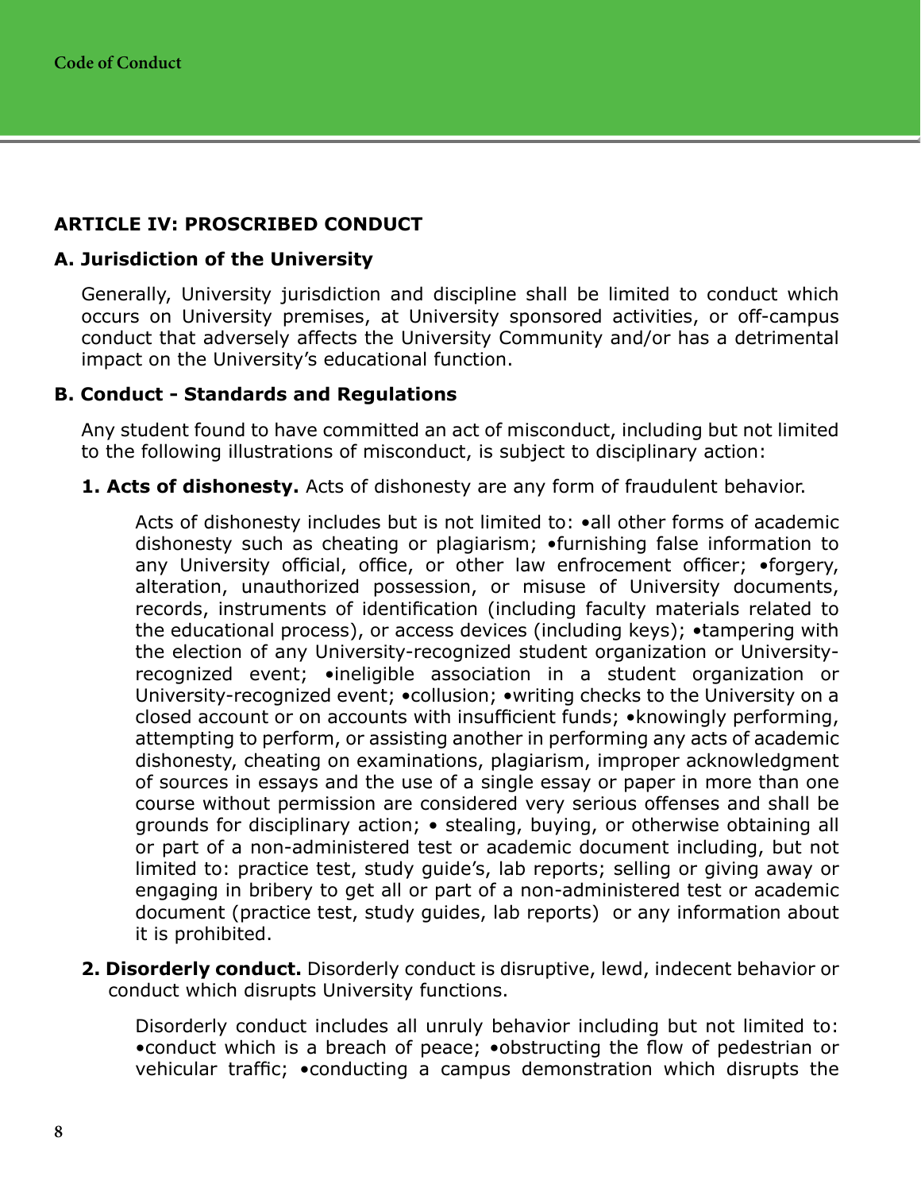## ARTICLE IV: PROSCRIBED CONDUCT

### A. Jurisdiction of the University

Generally, University jurisdiction and discipline shall be limited to conduct which occurs on University premises, at University sponsored activities, or off-campus conduct that adversely affects the University Community and/or has a detrimental impact on the University's educational function.

### B. Conduct - Standards and Regulations

Any student found to have committed an act of misconduct, including but not limited to the following illustrations of misconduct, is subject to disciplinary action:

**1. Acts of dishonesty.** Acts of dishonesty are any form of fraudulent behavior.

Acts of dishonesty includes but is not limited to: •all other forms of academic dishonesty such as cheating or plagiarism; •furnishing false information to any University official, office, or other law enforcement officer; •forgery, alteration, unauthorized possession, or misuse of University documents, records, instruments of identification (including faculty materials related to the educational process), or access devices (including keys); •tampering with the election of any University-recognized student organization or University-recognized event; •ineligible association in a student organization or University-recognized event; •collusion; •writing checks to the University on a closed account or on accounts with insufficient funds; •knowingly performing, attempting to perform, or assisting another in performing any acts of academic dishonesty, cheating on examinations, plagiarism, improper acknowledgment of sources in essays and the use of a single essay or paper in more than one course without permission are considered very serious offenses and shall be grounds for disciplinary action; • stealing, buying, or otherwise obtaining all or part of a non-administered test or academic document including, but not limited to: practice test, study guide's, lab reports; selling or giving away or engaging in bribery to get all or part of a non-administered test or academic document (practice test, study guides, lab reports) or any information about it is prohibited.

**2. Disorderly conduct.** Disorderly conduct is disruptive, lewd, indecent behavior or conduct which disrupts University functions.

Disorderly conduct includes all unruly behavior including but not limited to: •conduct which is a breach of peace; •obstructing the flow of pedestrian or vehicular traffic; •conducting a campus demonstration which disrupts the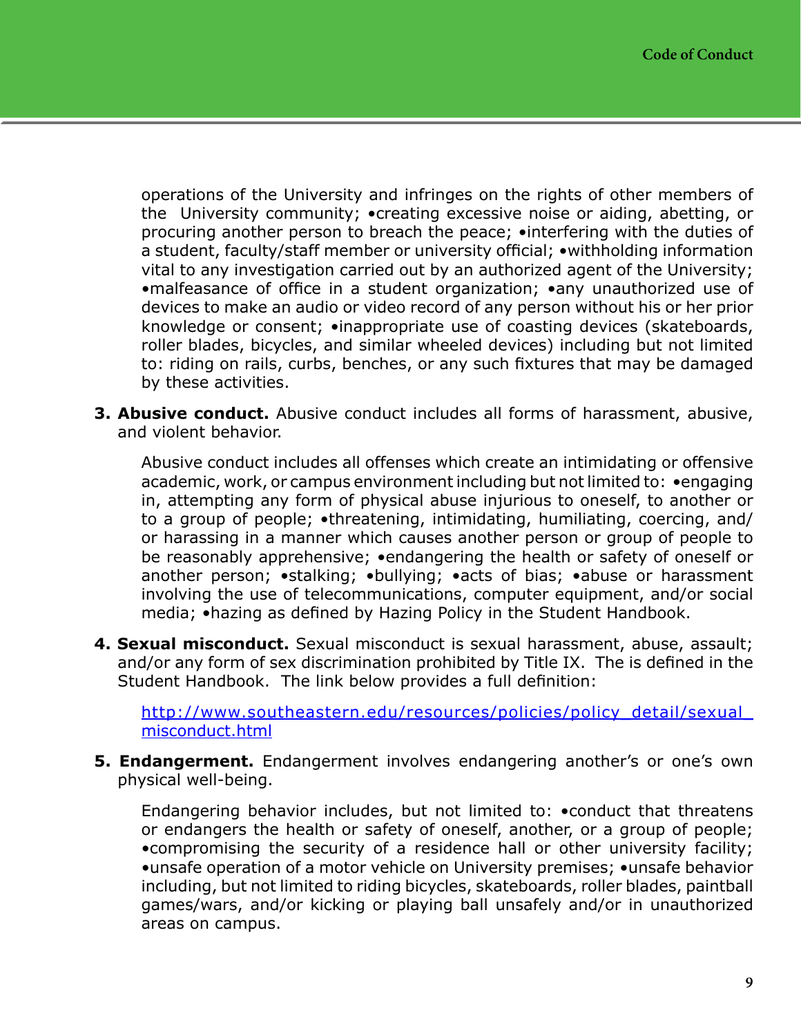operations of the University and infringes on the rights of other members of the University community; •creating excessive noise or aiding, abetting, or procuring another person to breach the peace; •interfering with the duties of a student, faculty/staff member or university official; •withholding information vital to any investigation carried out by an authorized agent of the University; •malfeasance of office in a student organization; •any unauthorized use of devices to make an audio or video record of any person without his or her prior knowledge or consent; •inappropriate use of coasting devices (skateboards, roller blades, bicycles, and similar wheeled devices) including but not limited to: riding on rails, curbs, benches, or any such fixtures that may be damaged by these activities.

3. **Abusive conduct.** Abusive conduct includes all forms of harassment, abusive, and violent behavior.

   Abusive conduct includes all offenses which create an intimidating or offensive academic, work, or campus environment including but not limited to: •engaging in, attempting any form of physical abuse injurious to oneself, to another or to a group of people; •threatening, intimidating, humiliating, coercing, and/or harassing in a manner which causes another person or group of people to be reasonably apprehensive; •endangering the health or safety of oneself or another person; •stalking; •bullying; •acts of bias; •abuse or harassment involving the use of telecommunications, computer equipment, and/or social media; •hazing as defined by Hazing Policy in the Student Handbook.

4. **Sexual misconduct.** Sexual misconduct is sexual harassment, abuse, assault; and/or any form of sex discrimination prohibited by Title IX. The is defined in the Student Handbook. The link below provides a full definition:

   [http://www.southeastern.edu/resources/policies/policy_detail/sexual_misconduct.html](http://www.southeastern.edu/resources/policies/policy_detail/sexual_misconduct.html)

5. **Endangerment.** Endangerment involves endangering another's or one's own physical well-being.

   Endangering behavior includes, but not limited to: •conduct that threatens or endangers the health or safety of oneself, another, or a group of people; •compromising the security of a residence hall or other university facility; •unsafe operation of a motor vehicle on University premises; •unsafe behavior including, but not limited to riding bicycles, skateboards, roller blades, paintball games/wars, and/or kicking or playing ball unsafely and/or in unauthorized areas on campus.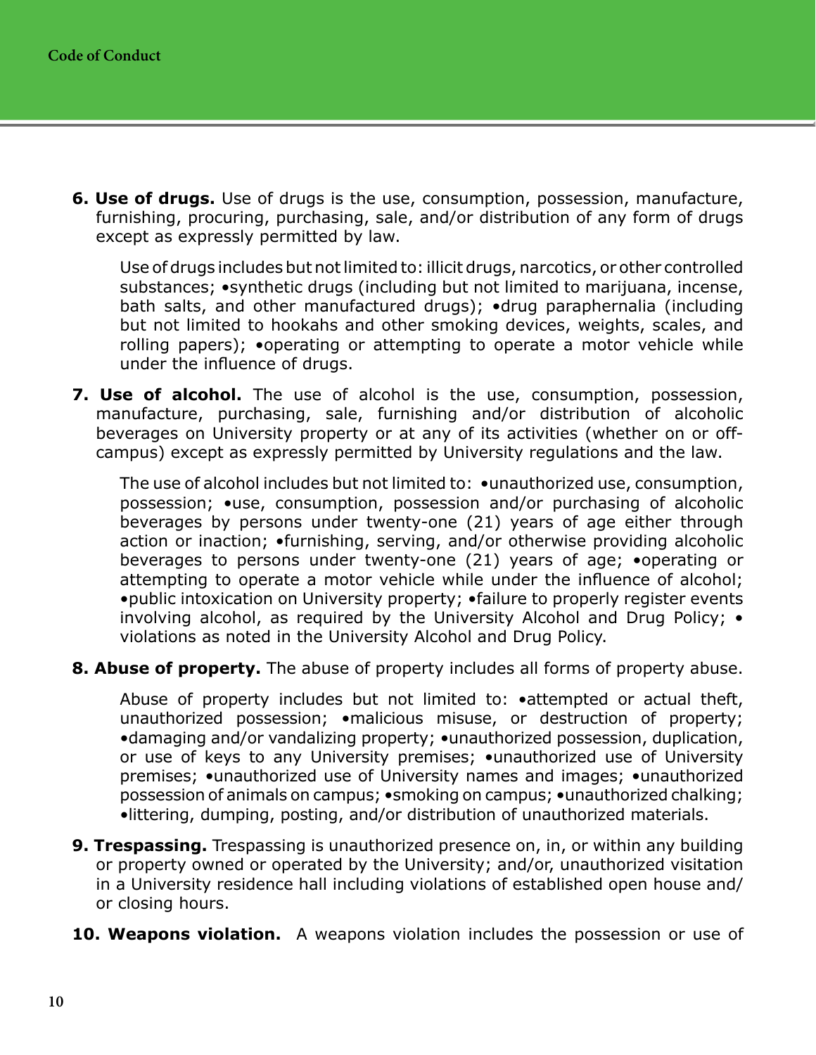**6. Use of drugs.** Use of drugs is the use, consumption, possession, manufacture, furnishing, procuring, purchasing, sale, and/or distribution of any form of drugs except as expressly permitted by law.

Use of drugs includes but not limited to: illicit drugs, narcotics, or other controlled substances; •synthetic drugs (including but not limited to marijuana, incense, bath salts, and other manufactured drugs); •drug paraphernalia (including but not limited to hookahs and other smoking devices, weights, scales, and rolling papers); •operating or attempting to operate a motor vehicle while under the influence of drugs.

**7. Use of alcohol.** The use of alcohol is the use, consumption, possession, manufacture, purchasing, sale, furnishing and/or distribution of alcoholic beverages on University property or at any of its activities (whether on or off-campus) except as expressly permitted by University regulations and the law.

The use of alcohol includes but not limited to: •unauthorized use, consumption, possession; •use, consumption, possession and/or purchasing of alcoholic beverages by persons under twenty-one (21) years of age either through action or inaction; •furnishing, serving, and/or otherwise providing alcoholic beverages to persons under twenty-one (21) years of age; •operating or attempting to operate a motor vehicle while under the influence of alcohol; •public intoxication on University property; •failure to properly register events involving alcohol, as required by the University Alcohol and Drug Policy; • violations as noted in the University Alcohol and Drug Policy.

**8. Abuse of property.** The abuse of property includes all forms of property abuse.

Abuse of property includes but not limited to: •attempted or actual theft, unauthorized possession; •malicious misuse, or destruction of property; •damaging and/or vandalizing property; •unauthorized possession, duplication, or use of keys to any University premises; •unauthorized use of University premises; •unauthorized use of University names and images; •unauthorized possession of animals on campus; •smoking on campus; •unauthorized chalking; •littering, dumping, posting, and/or distribution of unauthorized materials.

**9. Trespassing.** Trespassing is unauthorized presence on, in, or within any building or property owned or operated by the University; and/or, unauthorized visitation in a University residence hall including violations of established open house and/or closing hours.

**10. Weapons violation.** A weapons violation includes the possession or use of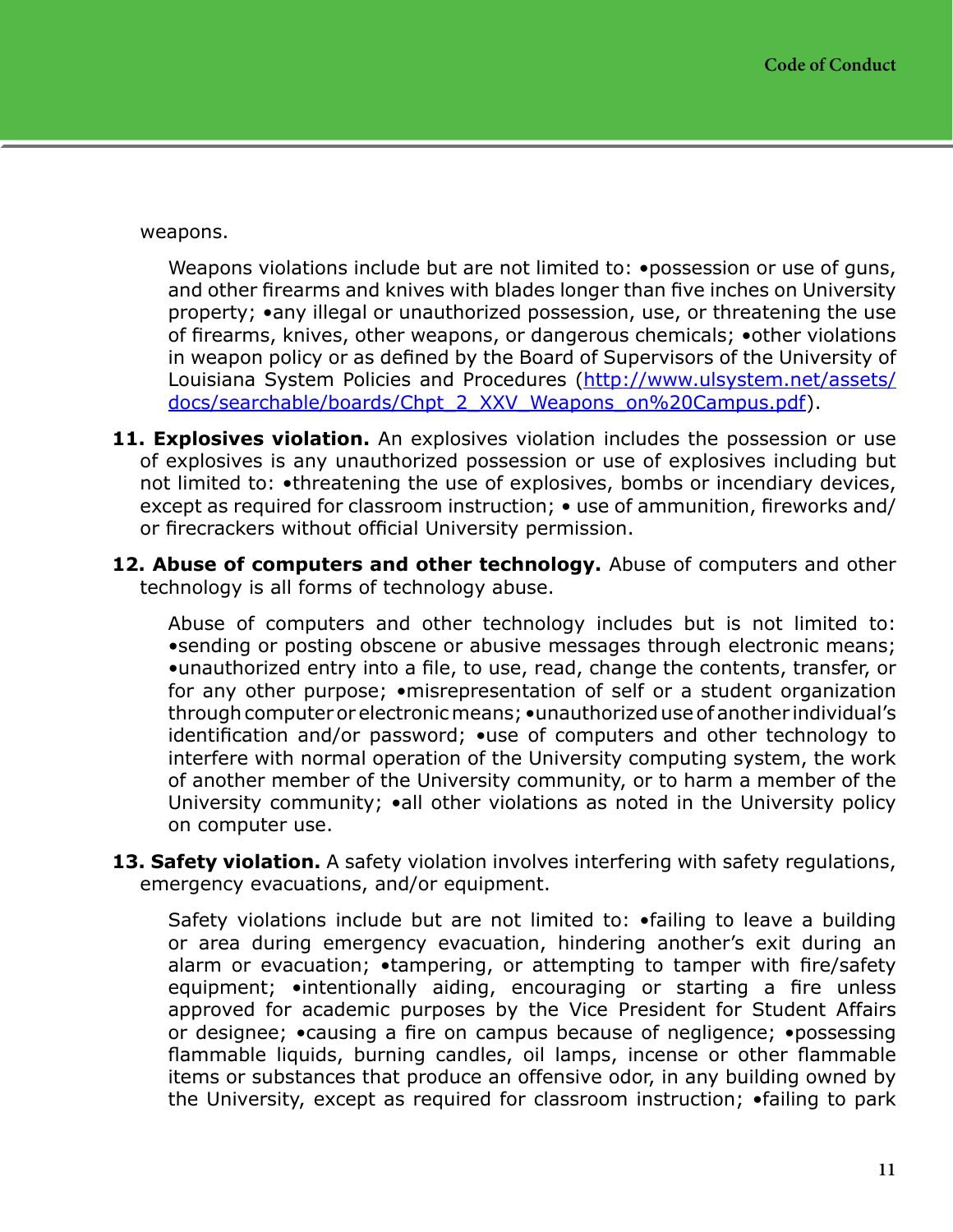weapons.

Weapons violations include but are not limited to: •possession or use of guns, and other firearms and knives with blades longer than five inches on University property; •any illegal or unauthorized possession, use, or threatening the use of firearms, knives, other weapons, or dangerous chemicals; •other violations in weapon policy or as defined by the Board of Supervisors of the University of Louisiana System Policies and Procedures ([http://www.ulsystem.net/assets/docs/searchable/boards/Chpt_2_XXV_Weapons_on%20Campus.pdf](http://www.ulsystem.net/assets/docs/searchable/boards/Chpt_2_XXV_Weapons_on%20Campus.pdf)).

**11. Explosives violation.** An explosives violation includes the possession or use of explosives is any unauthorized possession or use of explosives including but not limited to: •threatening the use of explosives, bombs or incendiary devices, except as required for classroom instruction; • use of ammunition, fireworks and/or firecrackers without official University permission.

**12. Abuse of computers and other technology.** Abuse of computers and other technology is all forms of technology abuse.

Abuse of computers and other technology includes but is not limited to: •sending or posting obscene or abusive messages through electronic means; •unauthorized entry into a file, to use, read, change the contents, transfer, or for any other purpose; •misrepresentation of self or a student organization through computer or electronic means; •unauthorized use of another individual's identification and/or password; •use of computers and other technology to interfere with normal operation of the University computing system, the work of another member of the University community, or to harm a member of the University community; •all other violations as noted in the University policy on computer use.

**13. Safety violation.** A safety violation involves interfering with safety regulations, emergency evacuations, and/or equipment.

Safety violations include but are not limited to: •failing to leave a building or area during emergency evacuation, hindering another's exit during an alarm or evacuation; •tampering, or attempting to tamper with fire/safety equipment; •intentionally aiding, encouraging or starting a fire unless approved for academic purposes by the Vice President for Student Affairs or designee; •causing a fire on campus because of negligence; •possessing flammable liquids, burning candles, oil lamps, incense or other flammable items or substances that produce an offensive odor, in any building owned by the University, except as required for classroom instruction; •failing to park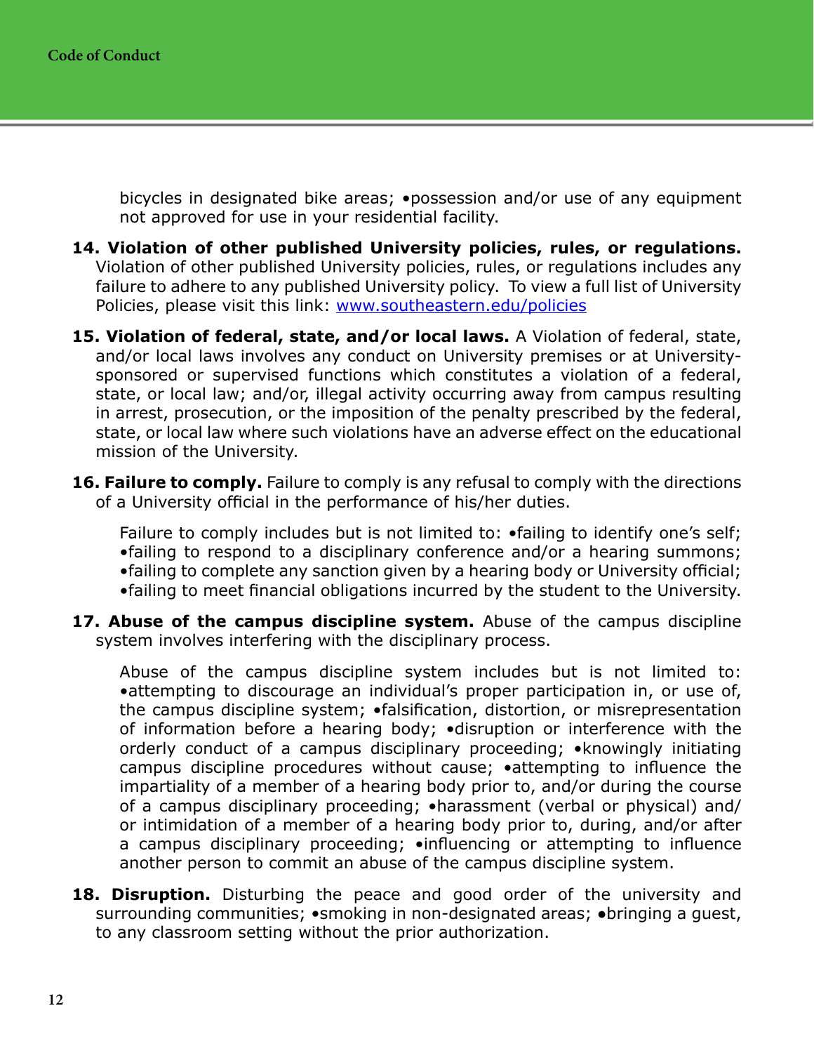bicycles in designated bike areas; •possession and/or use of any equipment not approved for use in your residential facility.

**14. Violation of other published University policies, rules, or regulations.** Violation of other published University policies, rules, or regulations includes any failure to adhere to any published University policy. To view a full list of University Policies, please visit this link: [www.southeastern.edu/policies](http://www.southeastern.edu/policies)

**15. Violation of federal, state, and/or local laws.** A Violation of federal, state, and/or local laws involves any conduct on University premises or at University-sponsored or supervised functions which constitutes a violation of a federal, state, or local law; and/or, illegal activity occurring away from campus resulting in arrest, prosecution, or the imposition of the penalty prescribed by the federal, state, or local law where such violations have an adverse effect on the educational mission of the University.

**16. Failure to comply.** Failure to comply is any refusal to comply with the directions of a University official in the performance of his/her duties.

Failure to comply includes but is not limited to: •failing to identify one's self; •failing to respond to a disciplinary conference and/or a hearing summons; •failing to complete any sanction given by a hearing body or University official; •failing to meet financial obligations incurred by the student to the University.

**17. Abuse of the campus discipline system.** Abuse of the campus discipline system involves interfering with the disciplinary process.

Abuse of the campus discipline system includes but is not limited to: •attempting to discourage an individual's proper participation in, or use of, the campus discipline system; •falsification, distortion, or misrepresentation of information before a hearing body; •disruption or interference with the orderly conduct of a campus disciplinary proceeding; •knowingly initiating campus discipline procedures without cause; •attempting to influence the impartiality of a member of a hearing body prior to, and/or during the course of a campus disciplinary proceeding; •harassment (verbal or physical) and/or intimidation of a member of a hearing body prior to, during, and/or after a campus disciplinary proceeding; •influencing or attempting to influence another person to commit an abuse of the campus discipline system.

**18. Disruption.** Disturbing the peace and good order of the university and surrounding communities; •smoking in non-designated areas; •bringing a guest, to any classroom setting without the prior authorization.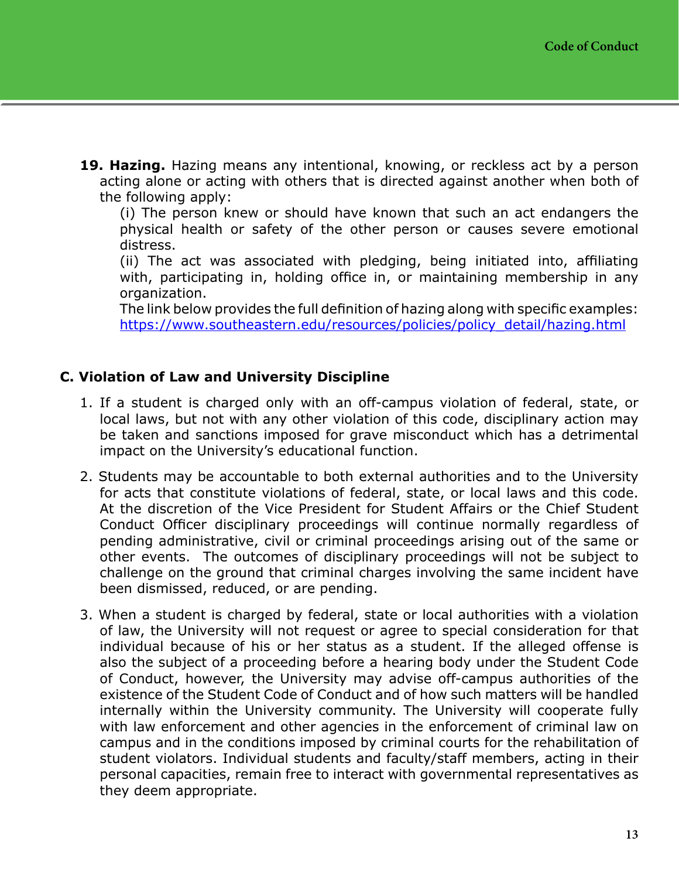**19. Hazing.** Hazing means any intentional, knowing, or reckless act by a person acting alone or acting with others that is directed against another when both of the following apply:

(i) The person knew or should have known that such an act endangers the physical health or safety of the other person or causes severe emotional distress.

(ii) The act was associated with pledging, being initiated into, affiliating with, participating in, holding office in, or maintaining membership in any organization.

The link below provides the full definition of hazing along with specific examples: [https://www.southeastern.edu/resources/policies/policy_detail/hazing.html](https://www.southeastern.edu/resources/policies/policy_detail/hazing.html)

## C. Violation of Law and University Discipline

1. If a student is charged only with an off-campus violation of federal, state, or local laws, but not with any other violation of this code, disciplinary action may be taken and sanctions imposed for grave misconduct which has a detrimental impact on the University's educational function.

2. Students may be accountable to both external authorities and to the University for acts that constitute violations of federal, state, or local laws and this code. At the discretion of the Vice President for Student Affairs or the Chief Student Conduct Officer disciplinary proceedings will continue normally regardless of pending administrative, civil or criminal proceedings arising out of the same or other events. The outcomes of disciplinary proceedings will not be subject to challenge on the ground that criminal charges involving the same incident have been dismissed, reduced, or are pending.

3. When a student is charged by federal, state or local authorities with a violation of law, the University will not request or agree to special consideration for that individual because of his or her status as a student. If the alleged offense is also the subject of a proceeding before a hearing body under the Student Code of Conduct, however, the University may advise off-campus authorities of the existence of the Student Code of Conduct and of how such matters will be handled internally within the University community. The University will cooperate fully with law enforcement and other agencies in the enforcement of criminal law on campus and in the conditions imposed by criminal courts for the rehabilitation of student violators. Individual students and faculty/staff members, acting in their personal capacities, remain free to interact with governmental representatives as they deem appropriate.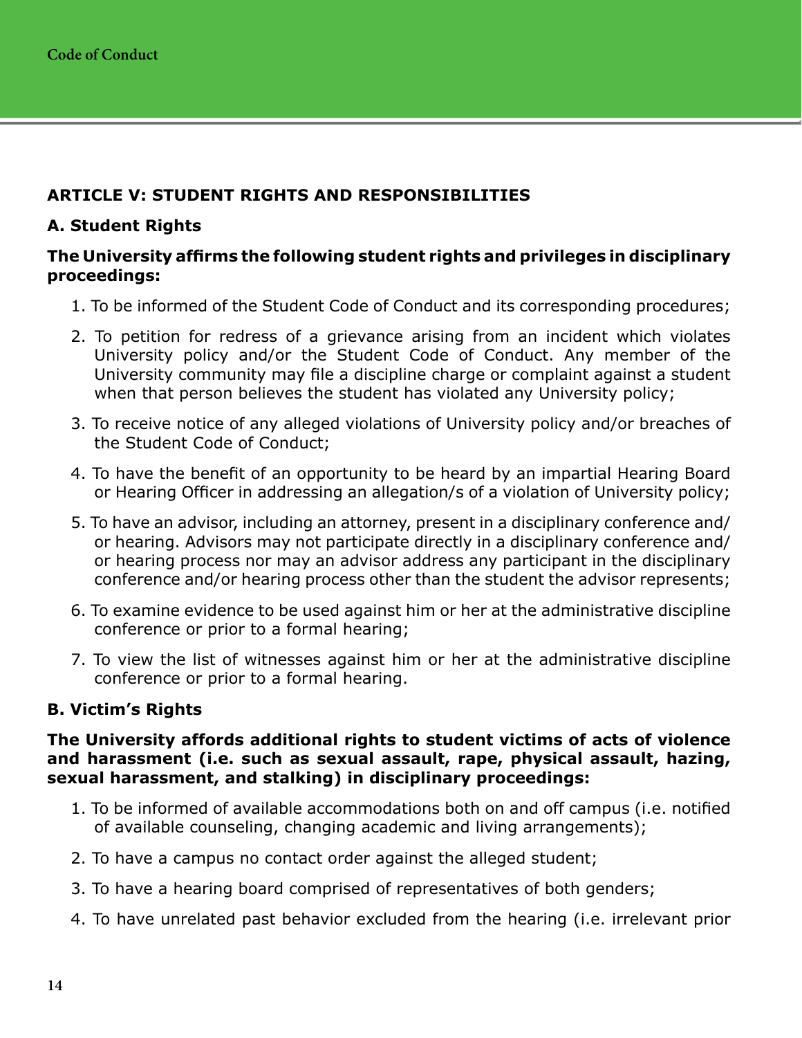## ARTICLE V: STUDENT RIGHTS AND RESPONSIBILITIES

### A. Student Rights

**The University affirms the following student rights and privileges in disciplinary proceedings:**

1. To be informed of the Student Code of Conduct and its corresponding procedures;
2. To petition for redress of a grievance arising from an incident which violates University policy and/or the Student Code of Conduct. Any member of the University community may file a discipline charge or complaint against a student when that person believes the student has violated any University policy;
3. To receive notice of any alleged violations of University policy and/or breaches of the Student Code of Conduct;
4. To have the benefit of an opportunity to be heard by an impartial Hearing Board or Hearing Officer in addressing an allegation/s of a violation of University policy;
5. To have an advisor, including an attorney, present in a disciplinary conference and/ or hearing. Advisors may not participate directly in a disciplinary conference and/ or hearing process nor may an advisor address any participant in the disciplinary conference and/or hearing process other than the student the advisor represents;
6. To examine evidence to be used against him or her at the administrative discipline conference or prior to a formal hearing;
7. To view the list of witnesses against him or her at the administrative discipline conference or prior to a formal hearing.

### B. Victim's Rights

**The University affords additional rights to student victims of acts of violence and harassment (i.e. such as sexual assault, rape, physical assault, hazing, sexual harassment, and stalking) in disciplinary proceedings:**

1. To be informed of available accommodations both on and off campus (i.e. notified of available counseling, changing academic and living arrangements);
2. To have a campus no contact order against the alleged student;
3. To have a hearing board comprised of representatives of both genders;
4. To have unrelated past behavior excluded from the hearing (i.e. irrelevant prior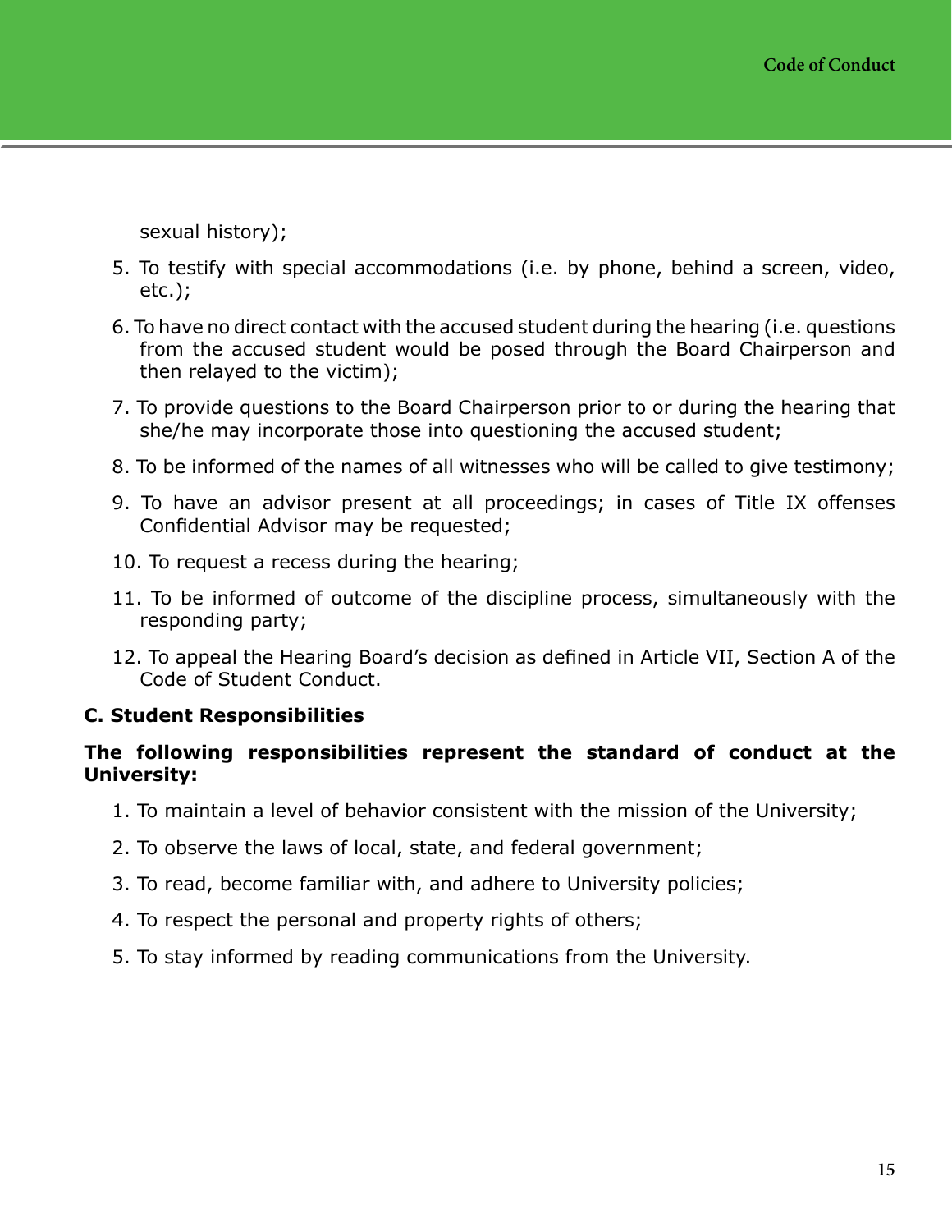sexual history);

5. To testify with special accommodations (i.e. by phone, behind a screen, video, etc.);
6. To have no direct contact with the accused student during the hearing (i.e. questions from the accused student would be posed through the Board Chairperson and then relayed to the victim);
7. To provide questions to the Board Chairperson prior to or during the hearing that she/he may incorporate those into questioning the accused student;
8. To be informed of the names of all witnesses who will be called to give testimony;
9. To have an advisor present at all proceedings; in cases of Title IX offenses Confidential Advisor may be requested;
10. To request a recess during the hearing;
11. To be informed of outcome of the discipline process, simultaneously with the responding party;
12. To appeal the Hearing Board's decision as defined in Article VII, Section A of the Code of Student Conduct.

**C. Student Responsibilities**

**The following responsibilities represent the standard of conduct at the University:**

1. To maintain a level of behavior consistent with the mission of the University;
2. To observe the laws of local, state, and federal government;
3. To read, become familiar with, and adhere to University policies;
4. To respect the personal and property rights of others;
5. To stay informed by reading communications from the University.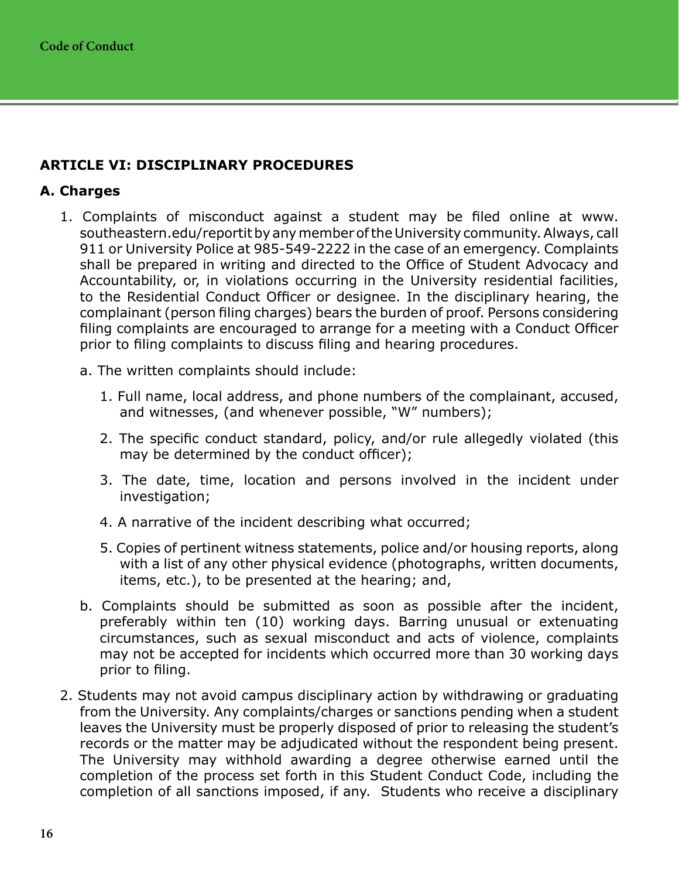## ARTICLE VI: DISCIPLINARY PROCEDURES

### A. Charges

1. Complaints of misconduct against a student may be filed online at www.southeastern.edu/reportit by any member of the University community. Always, call 911 or University Police at 985-549-2222 in the case of an emergency. Complaints shall be prepared in writing and directed to the Office of Student Advocacy and Accountability, or, in violations occurring in the University residential facilities, to the Residential Conduct Officer or designee. In the disciplinary hearing, the complainant (person filing charges) bears the burden of proof. Persons considering filing complaints are encouraged to arrange for a meeting with a Conduct Officer prior to filing complaints to discuss filing and hearing procedures.

   a. The written complaints should include:

      1. Full name, local address, and phone numbers of the complainant, accused, and witnesses, (and whenever possible, "W" numbers);

      2. The specific conduct standard, policy, and/or rule allegedly violated (this may be determined by the conduct officer);

      3. The date, time, location and persons involved in the incident under investigation;

      4. A narrative of the incident describing what occurred;

      5. Copies of pertinent witness statements, police and/or housing reports, along with a list of any other physical evidence (photographs, written documents, items, etc.), to be presented at the hearing; and,

   b. Complaints should be submitted as soon as possible after the incident, preferably within ten (10) working days. Barring unusual or extenuating circumstances, such as sexual misconduct and acts of violence, complaints may not be accepted for incidents which occurred more than 30 working days prior to filing.

2. Students may not avoid campus disciplinary action by withdrawing or graduating from the University. Any complaints/charges or sanctions pending when a student leaves the University must be properly disposed of prior to releasing the student's records or the matter may be adjudicated without the respondent being present. The University may withhold awarding a degree otherwise earned until the completion of the process set forth in this Student Conduct Code, including the completion of all sanctions imposed, if any. Students who receive a disciplinary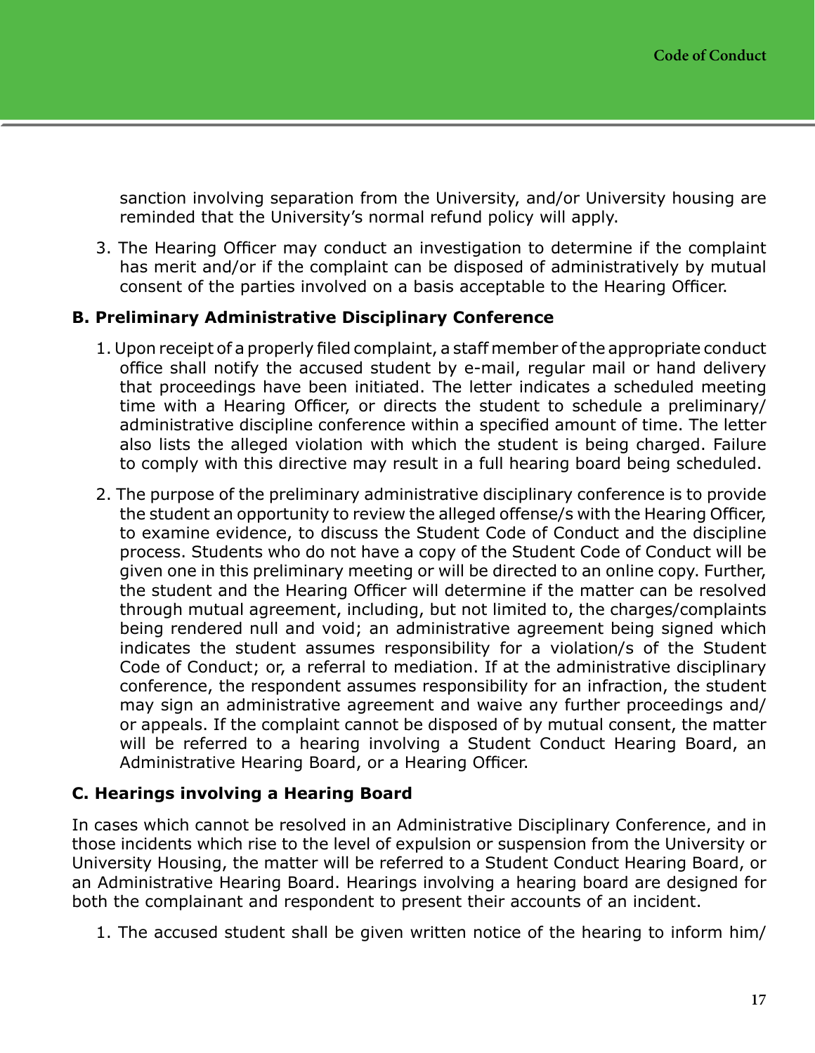sanction involving separation from the University, and/or University housing are reminded that the University's normal refund policy will apply.

3. The Hearing Officer may conduct an investigation to determine if the complaint has merit and/or if the complaint can be disposed of administratively by mutual consent of the parties involved on a basis acceptable to the Hearing Officer.

### B. Preliminary Administrative Disciplinary Conference

1. Upon receipt of a properly filed complaint, a staff member of the appropriate conduct office shall notify the accused student by e-mail, regular mail or hand delivery that proceedings have been initiated. The letter indicates a scheduled meeting time with a Hearing Officer, or directs the student to schedule a preliminary/ administrative discipline conference within a specified amount of time. The letter also lists the alleged violation with which the student is being charged. Failure to comply with this directive may result in a full hearing board being scheduled.

2. The purpose of the preliminary administrative disciplinary conference is to provide the student an opportunity to review the alleged offense/s with the Hearing Officer, to examine evidence, to discuss the Student Code of Conduct and the discipline process. Students who do not have a copy of the Student Code of Conduct will be given one in this preliminary meeting or will be directed to an online copy. Further, the student and the Hearing Officer will determine if the matter can be resolved through mutual agreement, including, but not limited to, the charges/complaints being rendered null and void; an administrative agreement being signed which indicates the student assumes responsibility for a violation/s of the Student Code of Conduct; or, a referral to mediation. If at the administrative disciplinary conference, the respondent assumes responsibility for an infraction, the student may sign an administrative agreement and waive any further proceedings and/ or appeals. If the complaint cannot be disposed of by mutual consent, the matter will be referred to a hearing involving a Student Conduct Hearing Board, an Administrative Hearing Board, or a Hearing Officer.

### C. Hearings involving a Hearing Board

In cases which cannot be resolved in an Administrative Disciplinary Conference, and in those incidents which rise to the level of expulsion or suspension from the University or University Housing, the matter will be referred to a Student Conduct Hearing Board, or an Administrative Hearing Board. Hearings involving a hearing board are designed for both the complainant and respondent to present their accounts of an incident.

1. The accused student shall be given written notice of the hearing to inform him/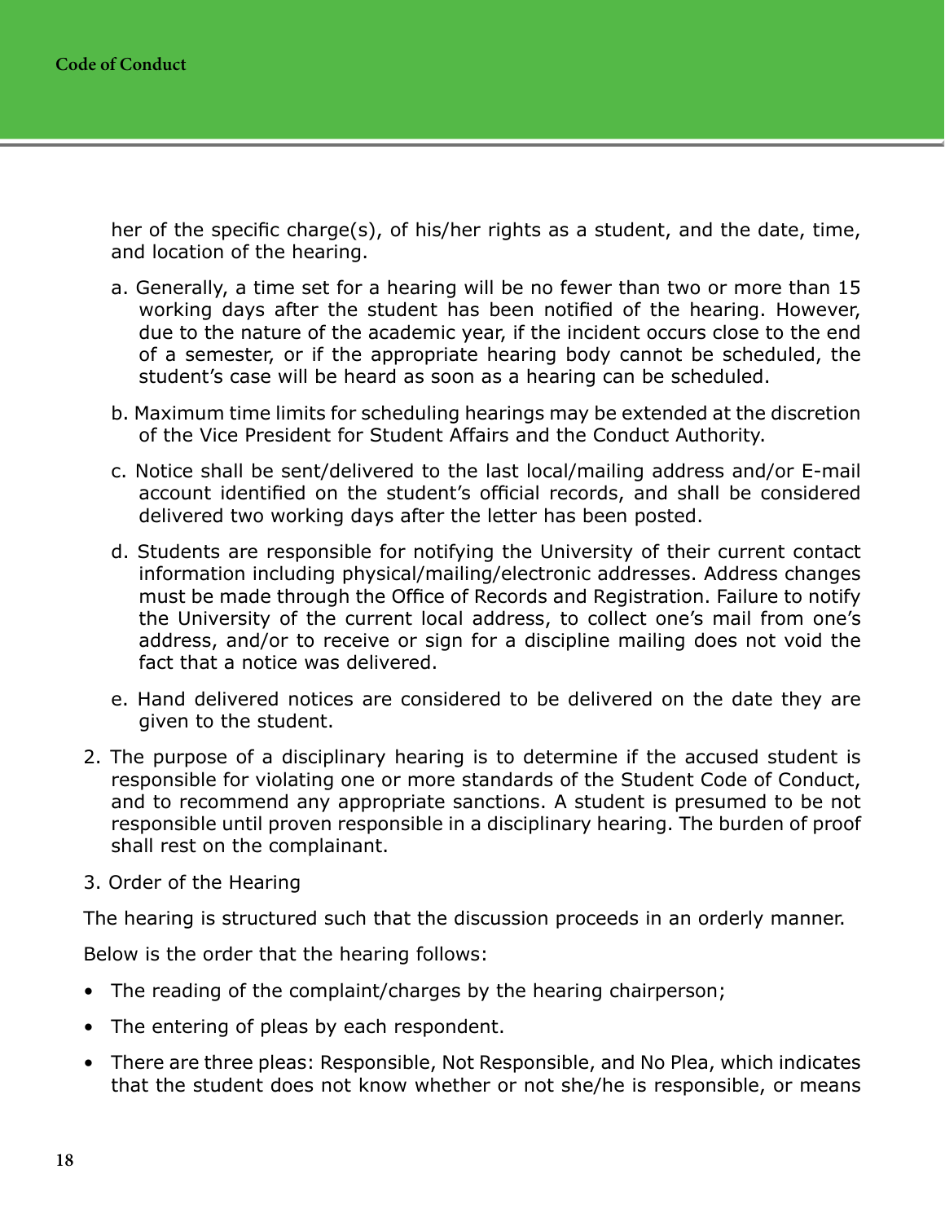her of the specific charge(s), of his/her rights as a student, and the date, time, and location of the hearing.

a. Generally, a time set for a hearing will be no fewer than two or more than 15 working days after the student has been notified of the hearing. However, due to the nature of the academic year, if the incident occurs close to the end of a semester, or if the appropriate hearing body cannot be scheduled, the student's case will be heard as soon as a hearing can be scheduled.

b. Maximum time limits for scheduling hearings may be extended at the discretion of the Vice President for Student Affairs and the Conduct Authority.

c. Notice shall be sent/delivered to the last local/mailing address and/or E-mail account identified on the student's official records, and shall be considered delivered two working days after the letter has been posted.

d. Students are responsible for notifying the University of their current contact information including physical/mailing/electronic addresses. Address changes must be made through the Office of Records and Registration. Failure to notify the University of the current local address, to collect one's mail from one's address, and/or to receive or sign for a discipline mailing does not void the fact that a notice was delivered.

e. Hand delivered notices are considered to be delivered on the date they are given to the student.

2. The purpose of a disciplinary hearing is to determine if the accused student is responsible for violating one or more standards of the Student Code of Conduct, and to recommend any appropriate sanctions. A student is presumed to be not responsible until proven responsible in a disciplinary hearing. The burden of proof shall rest on the complainant.

3. Order of the Hearing

The hearing is structured such that the discussion proceeds in an orderly manner.

Below is the order that the hearing follows:

- The reading of the complaint/charges by the hearing chairperson;
- The entering of pleas by each respondent.
- There are three pleas: Responsible, Not Responsible, and No Plea, which indicates that the student does not know whether or not she/he is responsible, or means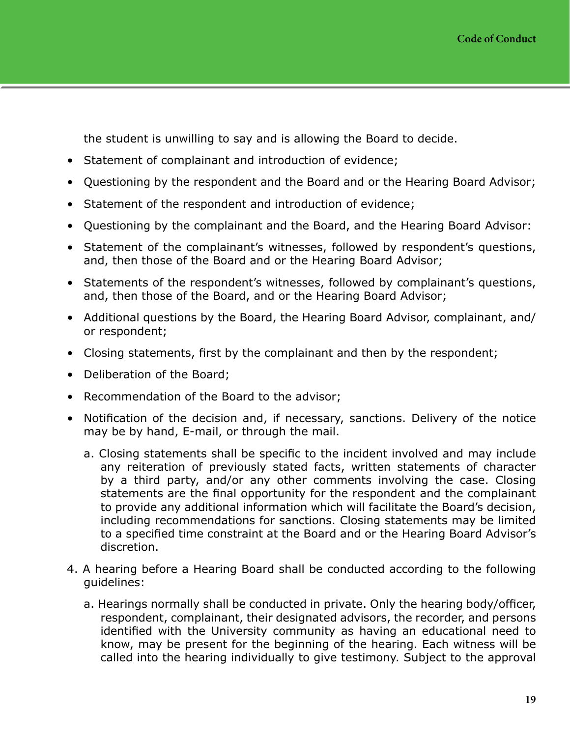the student is unwilling to say and is allowing the Board to decide.

- Statement of complainant and introduction of evidence;
- Questioning by the respondent and the Board and or the Hearing Board Advisor;
- Statement of the respondent and introduction of evidence;
- Questioning by the complainant and the Board, and the Hearing Board Advisor:
- Statement of the complainant's witnesses, followed by respondent's questions, and, then those of the Board and or the Hearing Board Advisor;
- Statements of the respondent's witnesses, followed by complainant's questions, and, then those of the Board, and or the Hearing Board Advisor;
- Additional questions by the Board, the Hearing Board Advisor, complainant, and/or respondent;
- Closing statements, first by the complainant and then by the respondent;
- Deliberation of the Board;
- Recommendation of the Board to the advisor;
- Notification of the decision and, if necessary, sanctions. Delivery of the notice may be by hand, E-mail, or through the mail.

  a. Closing statements shall be specific to the incident involved and may include any reiteration of previously stated facts, written statements of character by a third party, and/or any other comments involving the case. Closing statements are the final opportunity for the respondent and the complainant to provide any additional information which will facilitate the Board's decision, including recommendations for sanctions. Closing statements may be limited to a specified time constraint at the Board and or the Hearing Board Advisor's discretion.

4. A hearing before a Hearing Board shall be conducted according to the following guidelines:

   a. Hearings normally shall be conducted in private. Only the hearing body/officer, respondent, complainant, their designated advisors, the recorder, and persons identified with the University community as having an educational need to know, may be present for the beginning of the hearing. Each witness will be called into the hearing individually to give testimony. Subject to the approval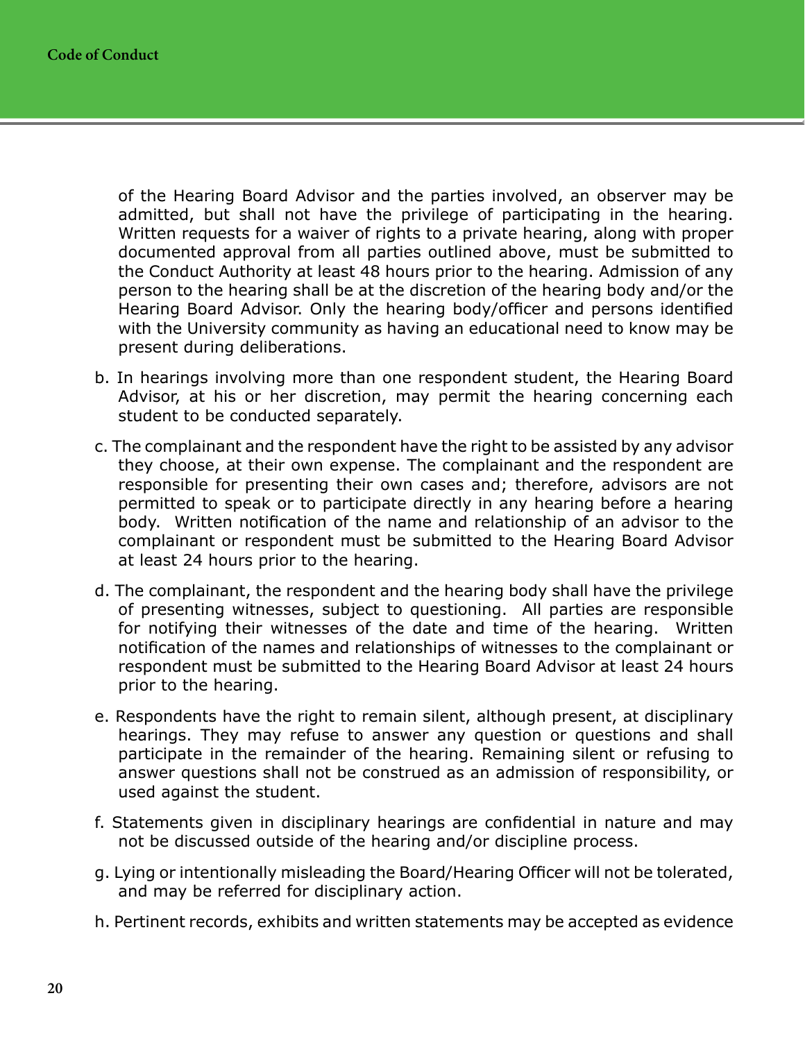of the Hearing Board Advisor and the parties involved, an observer may be admitted, but shall not have the privilege of participating in the hearing. Written requests for a waiver of rights to a private hearing, along with proper documented approval from all parties outlined above, must be submitted to the Conduct Authority at least 48 hours prior to the hearing. Admission of any person to the hearing shall be at the discretion of the hearing body and/or the Hearing Board Advisor. Only the hearing body/officer and persons identified with the University community as having an educational need to know may be present during deliberations.

b. In hearings involving more than one respondent student, the Hearing Board Advisor, at his or her discretion, may permit the hearing concerning each student to be conducted separately.

c. The complainant and the respondent have the right to be assisted by any advisor they choose, at their own expense. The complainant and the respondent are responsible for presenting their own cases and; therefore, advisors are not permitted to speak or to participate directly in any hearing before a hearing body. Written notification of the name and relationship of an advisor to the complainant or respondent must be submitted to the Hearing Board Advisor at least 24 hours prior to the hearing.

d. The complainant, the respondent and the hearing body shall have the privilege of presenting witnesses, subject to questioning. All parties are responsible for notifying their witnesses of the date and time of the hearing. Written notification of the names and relationships of witnesses to the complainant or respondent must be submitted to the Hearing Board Advisor at least 24 hours prior to the hearing.

e. Respondents have the right to remain silent, although present, at disciplinary hearings. They may refuse to answer any question or questions and shall participate in the remainder of the hearing. Remaining silent or refusing to answer questions shall not be construed as an admission of responsibility, or used against the student.

f. Statements given in disciplinary hearings are confidential in nature and may not be discussed outside of the hearing and/or discipline process.

g. Lying or intentionally misleading the Board/Hearing Officer will not be tolerated, and may be referred for disciplinary action.

h. Pertinent records, exhibits and written statements may be accepted as evidence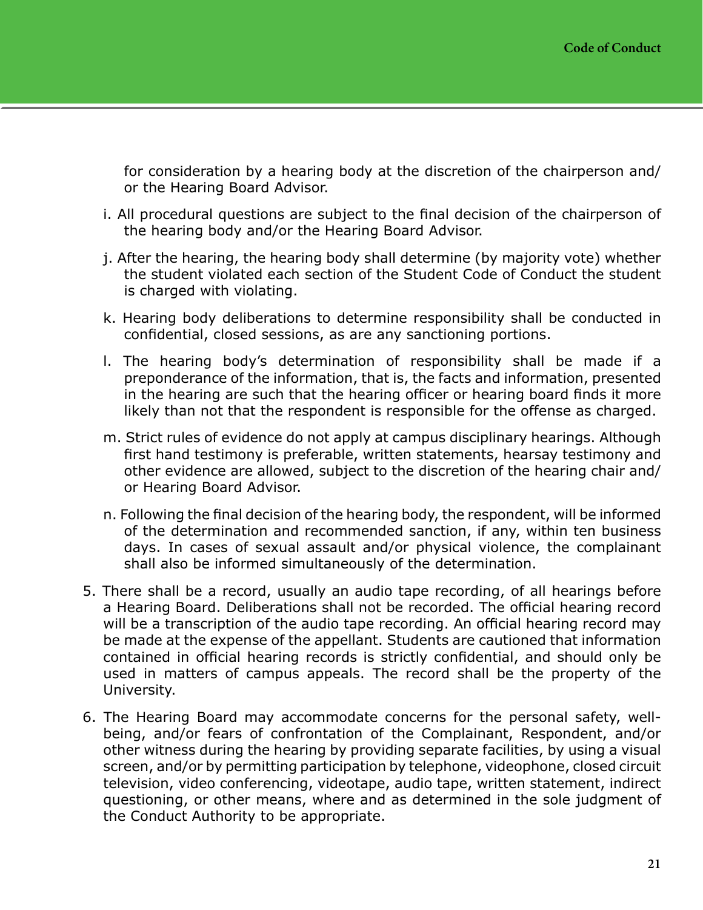for consideration by a hearing body at the discretion of the chairperson and/ or the Hearing Board Advisor.

i. All procedural questions are subject to the final decision of the chairperson of the hearing body and/or the Hearing Board Advisor.

j. After the hearing, the hearing body shall determine (by majority vote) whether the student violated each section of the Student Code of Conduct the student is charged with violating.

k. Hearing body deliberations to determine responsibility shall be conducted in confidential, closed sessions, as are any sanctioning portions.

l. The hearing body's determination of responsibility shall be made if a preponderance of the information, that is, the facts and information, presented in the hearing are such that the hearing officer or hearing board finds it more likely than not that the respondent is responsible for the offense as charged.

m. Strict rules of evidence do not apply at campus disciplinary hearings. Although first hand testimony is preferable, written statements, hearsay testimony and other evidence are allowed, subject to the discretion of the hearing chair and/ or Hearing Board Advisor.

n. Following the final decision of the hearing body, the respondent, will be informed of the determination and recommended sanction, if any, within ten business days. In cases of sexual assault and/or physical violence, the complainant shall also be informed simultaneously of the determination.

5. There shall be a record, usually an audio tape recording, of all hearings before a Hearing Board. Deliberations shall not be recorded. The official hearing record will be a transcription of the audio tape recording. An official hearing record may be made at the expense of the appellant. Students are cautioned that information contained in official hearing records is strictly confidential, and should only be used in matters of campus appeals. The record shall be the property of the University.

6. The Hearing Board may accommodate concerns for the personal safety, well-being, and/or fears of confrontation of the Complainant, Respondent, and/or other witness during the hearing by providing separate facilities, by using a visual screen, and/or by permitting participation by telephone, videophone, closed circuit television, video conferencing, videotape, audio tape, written statement, indirect questioning, or other means, where and as determined in the sole judgment of the Conduct Authority to be appropriate.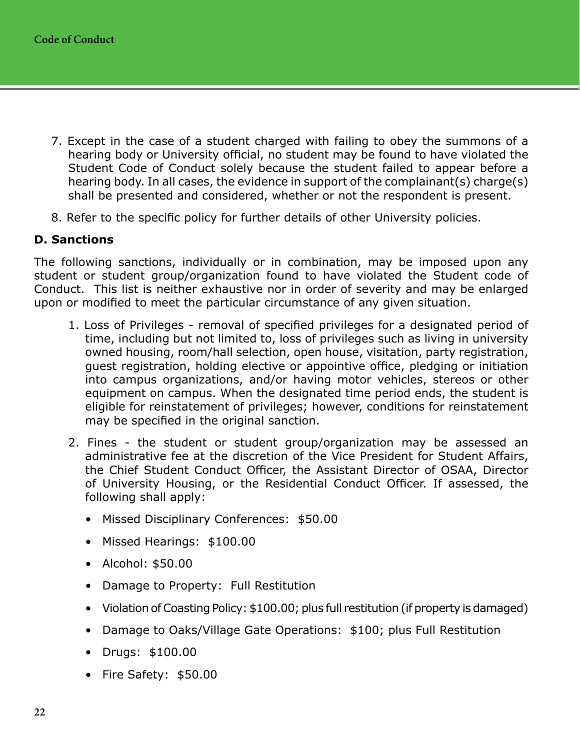7. Except in the case of a student charged with failing to obey the summons of a hearing body or University official, no student may be found to have violated the Student Code of Conduct solely because the student failed to appear before a hearing body. In all cases, the evidence in support of the complainant(s) charge(s) shall be presented and considered, whether or not the respondent is present.

8. Refer to the specific policy for further details of other University policies.

**D. Sanctions**

The following sanctions, individually or in combination, may be imposed upon any student or student group/organization found to have violated the Student code of Conduct. This list is neither exhaustive nor in order of severity and may be enlarged upon or modified to meet the particular circumstance of any given situation.

1. Loss of Privileges - removal of specified privileges for a designated period of time, including but not limited to, loss of privileges such as living in university owned housing, room/hall selection, open house, visitation, party registration, guest registration, holding elective or appointive office, pledging or initiation into campus organizations, and/or having motor vehicles, stereos or other equipment on campus. When the designated time period ends, the student is eligible for reinstatement of privileges; however, conditions for reinstatement may be specified in the original sanction.

2. Fines - the student or student group/organization may be assessed an administrative fee at the discretion of the Vice President for Student Affairs, the Chief Student Conduct Officer, the Assistant Director of OSAA, Director of University Housing, or the Residential Conduct Officer. If assessed, the following shall apply:

   - Missed Disciplinary Conferences: $50.00
   - Missed Hearings: $100.00
   - Alcohol: $50.00
   - Damage to Property: Full Restitution
   - Violation of Coasting Policy: $100.00; plus full restitution (if property is damaged)
   - Damage to Oaks/Village Gate Operations: $100; plus Full Restitution
   - Drugs: $100.00
   - Fire Safety: $50.00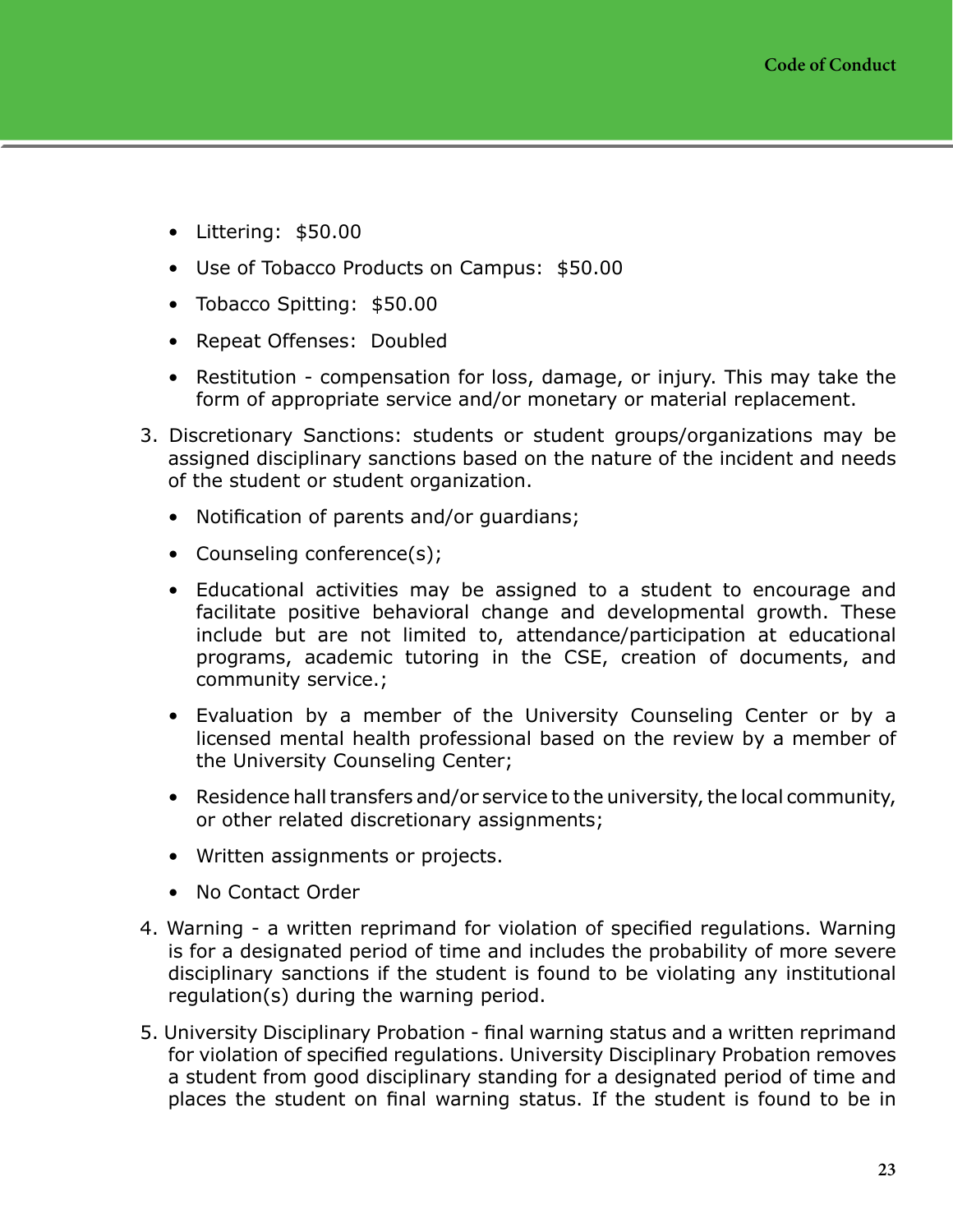- Littering: $50.00
- Use of Tobacco Products on Campus: $50.00
- Tobacco Spitting: $50.00
- Repeat Offenses: Doubled
- Restitution - compensation for loss, damage, or injury. This may take the form of appropriate service and/or monetary or material replacement.

3. Discretionary Sanctions: students or student groups/organizations may be assigned disciplinary sanctions based on the nature of the incident and needs of the student or student organization.
   - Notification of parents and/or guardians;
   - Counseling conference(s);
   - Educational activities may be assigned to a student to encourage and facilitate positive behavioral change and developmental growth. These include but are not limited to, attendance/participation at educational programs, academic tutoring in the CSE, creation of documents, and community service.;
   - Evaluation by a member of the University Counseling Center or by a licensed mental health professional based on the review by a member of the University Counseling Center;
   - Residence hall transfers and/or service to the university, the local community, or other related discretionary assignments;
   - Written assignments or projects.
   - No Contact Order
4. Warning - a written reprimand for violation of specified regulations. Warning is for a designated period of time and includes the probability of more severe disciplinary sanctions if the student is found to be violating any institutional regulation(s) during the warning period.
5. University Disciplinary Probation - final warning status and a written reprimand for violation of specified regulations. University Disciplinary Probation removes a student from good disciplinary standing for a designated period of time and places the student on final warning status. If the student is found to be in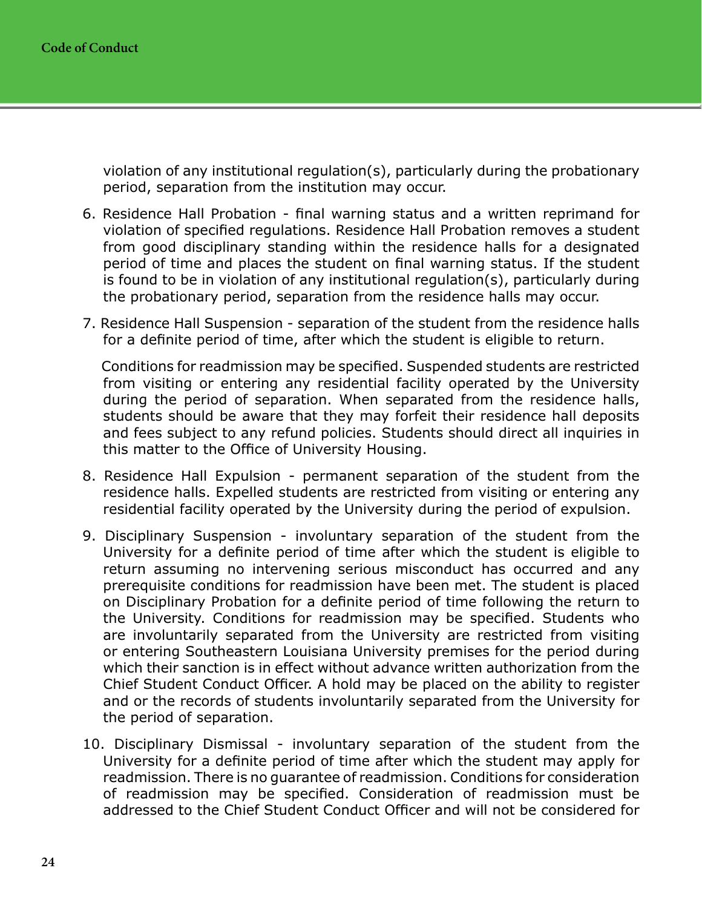violation of any institutional regulation(s), particularly during the probationary period, separation from the institution may occur.

6. Residence Hall Probation - final warning status and a written reprimand for violation of specified regulations. Residence Hall Probation removes a student from good disciplinary standing within the residence halls for a designated period of time and places the student on final warning status. If the student is found to be in violation of any institutional regulation(s), particularly during the probationary period, separation from the residence halls may occur.

7. Residence Hall Suspension - separation of the student from the residence halls for a definite period of time, after which the student is eligible to return.

   Conditions for readmission may be specified. Suspended students are restricted from visiting or entering any residential facility operated by the University during the period of separation. When separated from the residence halls, students should be aware that they may forfeit their residence hall deposits and fees subject to any refund policies. Students should direct all inquiries in this matter to the Office of University Housing.

8. Residence Hall Expulsion - permanent separation of the student from the residence halls. Expelled students are restricted from visiting or entering any residential facility operated by the University during the period of expulsion.

9. Disciplinary Suspension - involuntary separation of the student from the University for a definite period of time after which the student is eligible to return assuming no intervening serious misconduct has occurred and any prerequisite conditions for readmission have been met. The student is placed on Disciplinary Probation for a definite period of time following the return to the University. Conditions for readmission may be specified. Students who are involuntarily separated from the University are restricted from visiting or entering Southeastern Louisiana University premises for the period during which their sanction is in effect without advance written authorization from the Chief Student Conduct Officer. A hold may be placed on the ability to register and or the records of students involuntarily separated from the University for the period of separation.

10. Disciplinary Dismissal - involuntary separation of the student from the University for a definite period of time after which the student may apply for readmission. There is no guarantee of readmission. Conditions for consideration of readmission may be specified. Consideration of readmission must be addressed to the Chief Student Conduct Officer and will not be considered for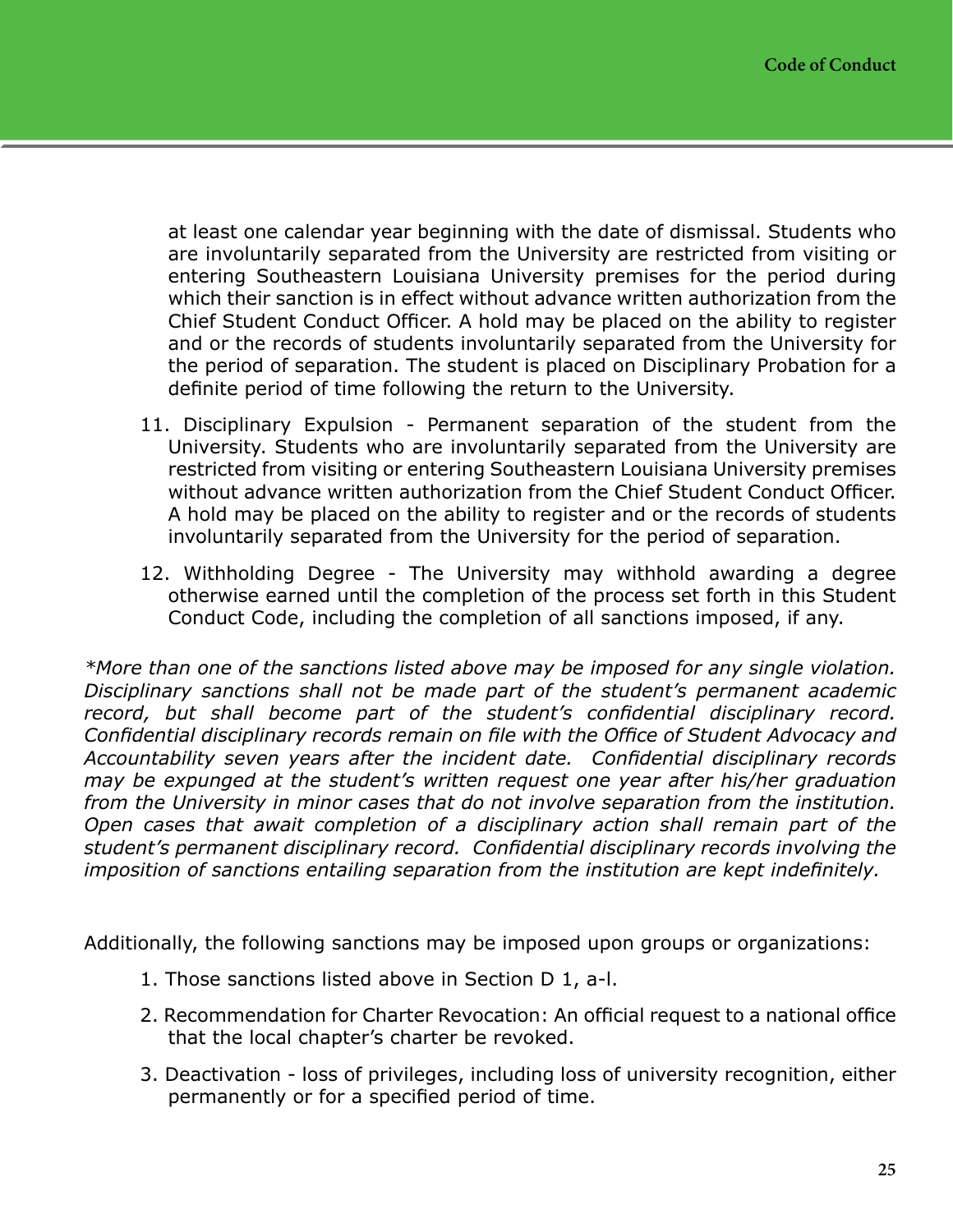at least one calendar year beginning with the date of dismissal. Students who are involuntarily separated from the University are restricted from visiting or entering Southeastern Louisiana University premises for the period during which their sanction is in effect without advance written authorization from the Chief Student Conduct Officer. A hold may be placed on the ability to register and or the records of students involuntarily separated from the University for the period of separation. The student is placed on Disciplinary Probation for a definite period of time following the return to the University.

11. Disciplinary Expulsion - Permanent separation of the student from the University. Students who are involuntarily separated from the University are restricted from visiting or entering Southeastern Louisiana University premises without advance written authorization from the Chief Student Conduct Officer. A hold may be placed on the ability to register and or the records of students involuntarily separated from the University for the period of separation.

12. Withholding Degree - The University may withhold awarding a degree otherwise earned until the completion of the process set forth in this Student Conduct Code, including the completion of all sanctions imposed, if any.

*\*More than one of the sanctions listed above may be imposed for any single violation. Disciplinary sanctions shall not be made part of the student's permanent academic record, but shall become part of the student's confidential disciplinary record. Confidential disciplinary records remain on file with the Office of Student Advocacy and Accountability seven years after the incident date. Confidential disciplinary records may be expunged at the student's written request one year after his/her graduation from the University in minor cases that do not involve separation from the institution. Open cases that await completion of a disciplinary action shall remain part of the student's permanent disciplinary record. Confidential disciplinary records involving the imposition of sanctions entailing separation from the institution are kept indefinitely.*

Additionally, the following sanctions may be imposed upon groups or organizations:

1. Those sanctions listed above in Section D 1, a-l.
2. Recommendation for Charter Revocation: An official request to a national office that the local chapter's charter be revoked.
3. Deactivation - loss of privileges, including loss of university recognition, either permanently or for a specified period of time.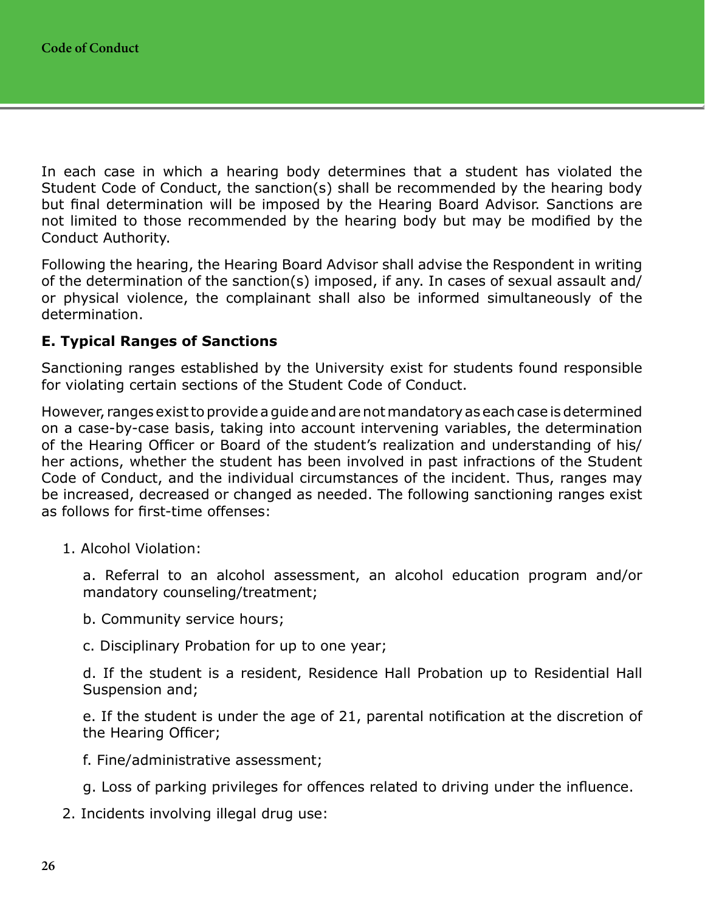In each case in which a hearing body determines that a student has violated the Student Code of Conduct, the sanction(s) shall be recommended by the hearing body but final determination will be imposed by the Hearing Board Advisor. Sanctions are not limited to those recommended by the hearing body but may be modified by the Conduct Authority.

Following the hearing, the Hearing Board Advisor shall advise the Respondent in writing of the determination of the sanction(s) imposed, if any. In cases of sexual assault and/or physical violence, the complainant shall also be informed simultaneously of the determination.

### E. Typical Ranges of Sanctions

Sanctioning ranges established by the University exist for students found responsible for violating certain sections of the Student Code of Conduct.

However, ranges exist to provide a guide and are not mandatory as each case is determined on a case-by-case basis, taking into account intervening variables, the determination of the Hearing Officer or Board of the student's realization and understanding of his/her actions, whether the student has been involved in past infractions of the Student Code of Conduct, and the individual circumstances of the incident. Thus, ranges may be increased, decreased or changed as needed. The following sanctioning ranges exist as follows for first-time offenses:

1. Alcohol Violation:

   a. Referral to an alcohol assessment, an alcohol education program and/or mandatory counseling/treatment;

   b. Community service hours;

   c. Disciplinary Probation for up to one year;

   d. If the student is a resident, Residence Hall Probation up to Residential Hall Suspension and;

   e. If the student is under the age of 21, parental notification at the discretion of the Hearing Officer;

   f. Fine/administrative assessment;

   g. Loss of parking privileges for offences related to driving under the influence.

2. Incidents involving illegal drug use: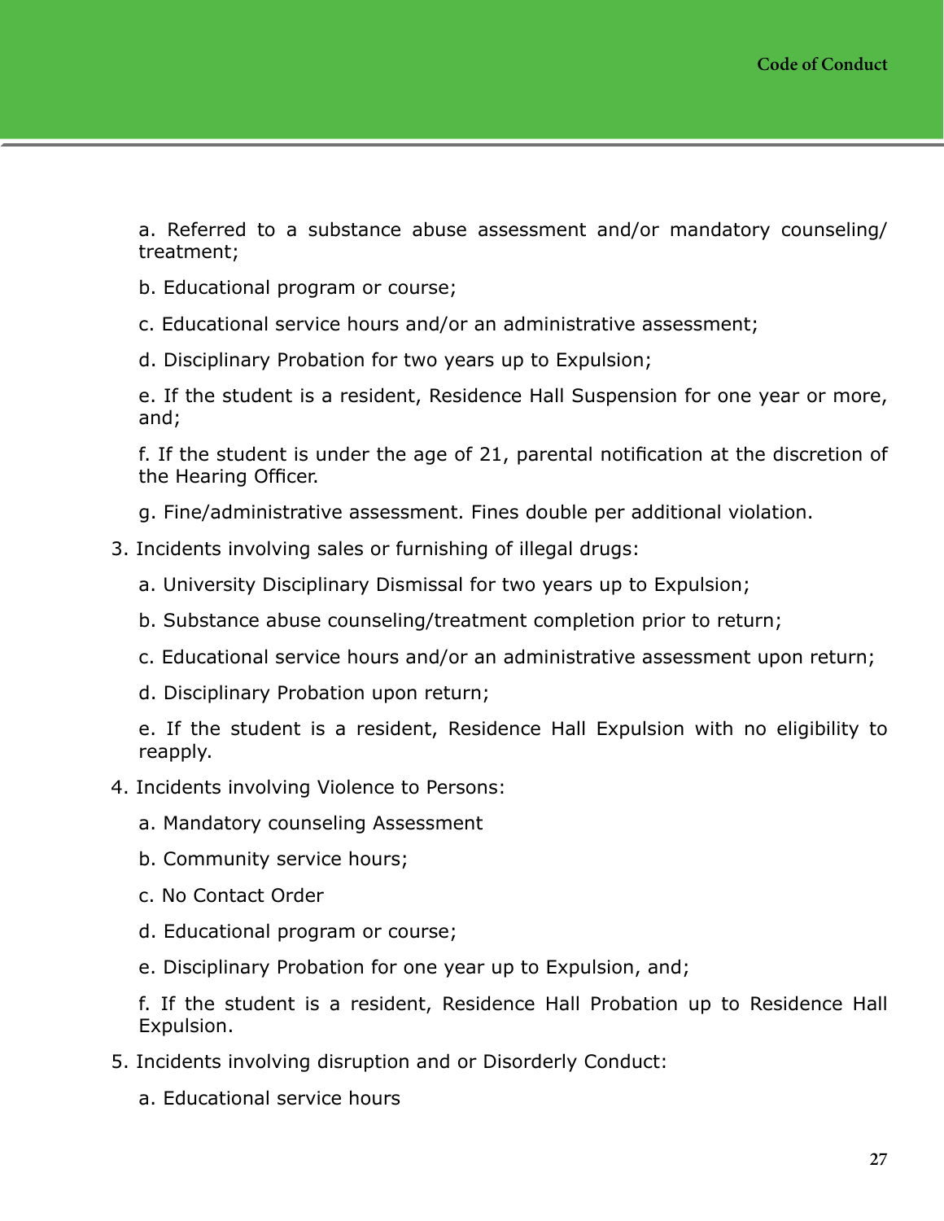a. Referred to a substance abuse assessment and/or mandatory counseling/treatment;

b. Educational program or course;

c. Educational service hours and/or an administrative assessment;

d. Disciplinary Probation for two years up to Expulsion;

e. If the student is a resident, Residence Hall Suspension for one year or more, and;

f. If the student is under the age of 21, parental notification at the discretion of the Hearing Officer.

g. Fine/administrative assessment. Fines double per additional violation.

3. Incidents involving sales or furnishing of illegal drugs:

   a. University Disciplinary Dismissal for two years up to Expulsion;

   b. Substance abuse counseling/treatment completion prior to return;

   c. Educational service hours and/or an administrative assessment upon return;

   d. Disciplinary Probation upon return;

   e. If the student is a resident, Residence Hall Expulsion with no eligibility to reapply.

4. Incidents involving Violence to Persons:

   a. Mandatory counseling Assessment

   b. Community service hours;

   c. No Contact Order

   d. Educational program or course;

   e. Disciplinary Probation for one year up to Expulsion, and;

   f. If the student is a resident, Residence Hall Probation up to Residence Hall Expulsion.

5. Incidents involving disruption and or Disorderly Conduct:

   a. Educational service hours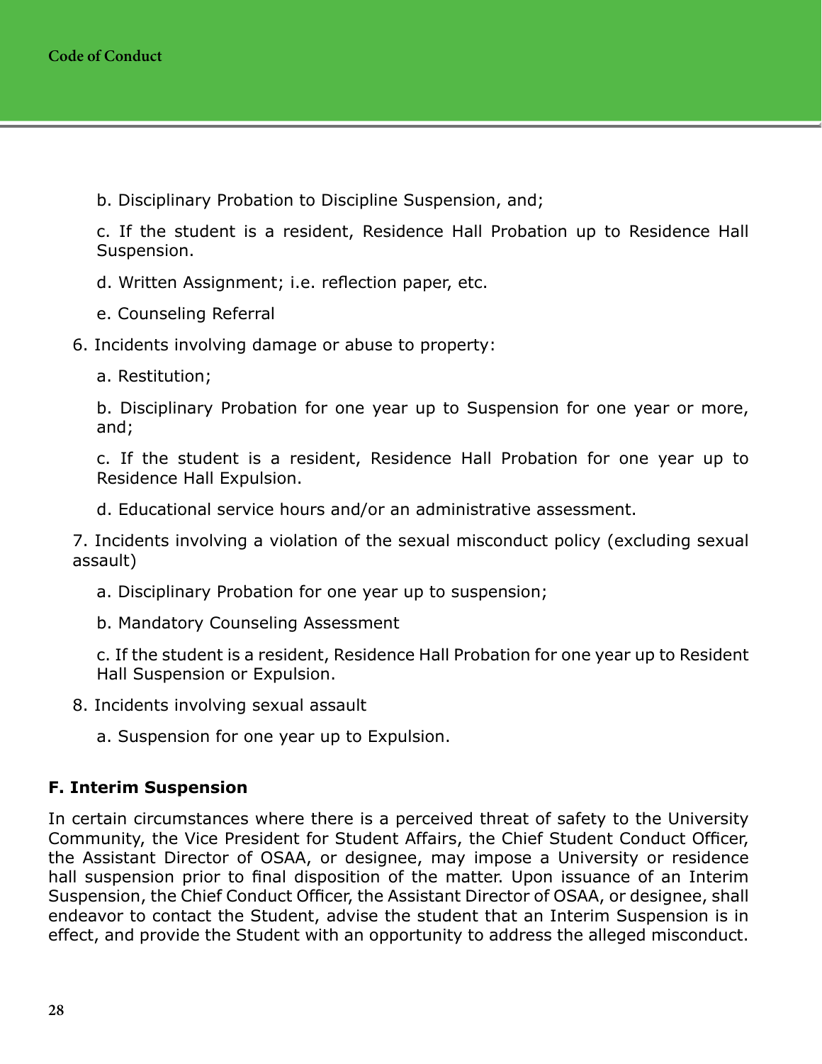b. Disciplinary Probation to Discipline Suspension, and;

   c. If the student is a resident, Residence Hall Probation up to Residence Hall Suspension.

   d. Written Assignment; i.e. reflection paper, etc.

   e. Counseling Referral

6. Incidents involving damage or abuse to property:

   a. Restitution;

   b. Disciplinary Probation for one year up to Suspension for one year or more, and;

   c. If the student is a resident, Residence Hall Probation for one year up to Residence Hall Expulsion.

   d. Educational service hours and/or an administrative assessment.

7. Incidents involving a violation of the sexual misconduct policy (excluding sexual assault)

   a. Disciplinary Probation for one year up to suspension;

   b. Mandatory Counseling Assessment

   c. If the student is a resident, Residence Hall Probation for one year up to Resident Hall Suspension or Expulsion.

8. Incidents involving sexual assault

   a. Suspension for one year up to Expulsion.

### F. Interim Suspension

In certain circumstances where there is a perceived threat of safety to the University Community, the Vice President for Student Affairs, the Chief Student Conduct Officer, the Assistant Director of OSAA, or designee, may impose a University or residence hall suspension prior to final disposition of the matter. Upon issuance of an Interim Suspension, the Chief Conduct Officer, the Assistant Director of OSAA, or designee, shall endeavor to contact the Student, advise the student that an Interim Suspension is in effect, and provide the Student with an opportunity to address the alleged misconduct.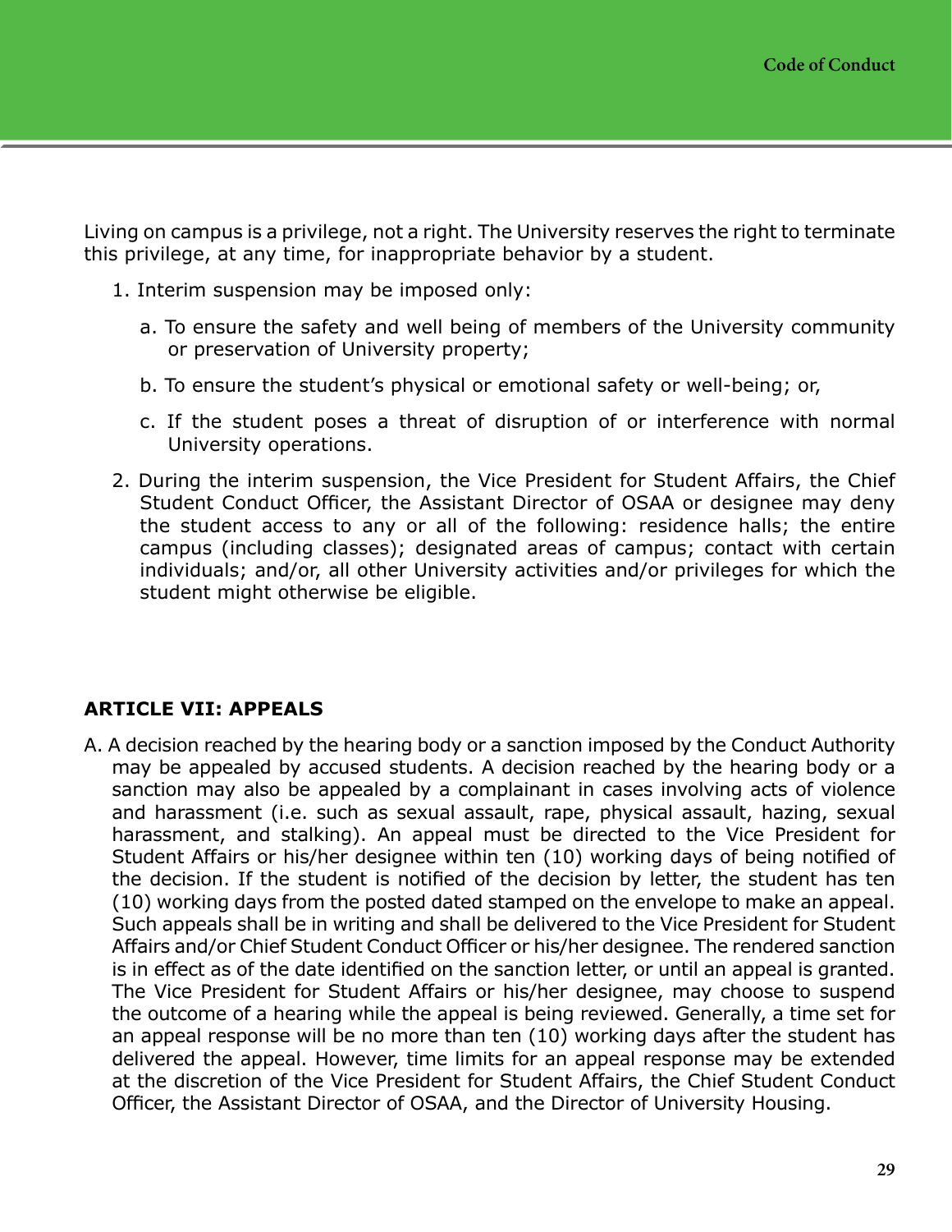Living on campus is a privilege, not a right. The University reserves the right to terminate this privilege, at any time, for inappropriate behavior by a student.

1. Interim suspension may be imposed only:

   a. To ensure the safety and well being of members of the University community or preservation of University property;

   b. To ensure the student's physical or emotional safety or well-being; or,

   c. If the student poses a threat of disruption of or interference with normal University operations.

2. During the interim suspension, the Vice President for Student Affairs, the Chief Student Conduct Officer, the Assistant Director of OSAA or designee may deny the student access to any or all of the following: residence halls; the entire campus (including classes); designated areas of campus; contact with certain individuals; and/or, all other University activities and/or privileges for which the student might otherwise be eligible.

## ARTICLE VII: APPEALS

A. A decision reached by the hearing body or a sanction imposed by the Conduct Authority may be appealed by accused students. A decision reached by the hearing body or a sanction may also be appealed by a complainant in cases involving acts of violence and harassment (i.e. such as sexual assault, rape, physical assault, hazing, sexual harassment, and stalking). An appeal must be directed to the Vice President for Student Affairs or his/her designee within ten (10) working days of being notified of the decision. If the student is notified of the decision by letter, the student has ten (10) working days from the posted dated stamped on the envelope to make an appeal. Such appeals shall be in writing and shall be delivered to the Vice President for Student Affairs and/or Chief Student Conduct Officer or his/her designee. The rendered sanction is in effect as of the date identified on the sanction letter, or until an appeal is granted. The Vice President for Student Affairs or his/her designee, may choose to suspend the outcome of a hearing while the appeal is being reviewed. Generally, a time set for an appeal response will be no more than ten (10) working days after the student has delivered the appeal. However, time limits for an appeal response may be extended at the discretion of the Vice President for Student Affairs, the Chief Student Conduct Officer, the Assistant Director of OSAA, and the Director of University Housing.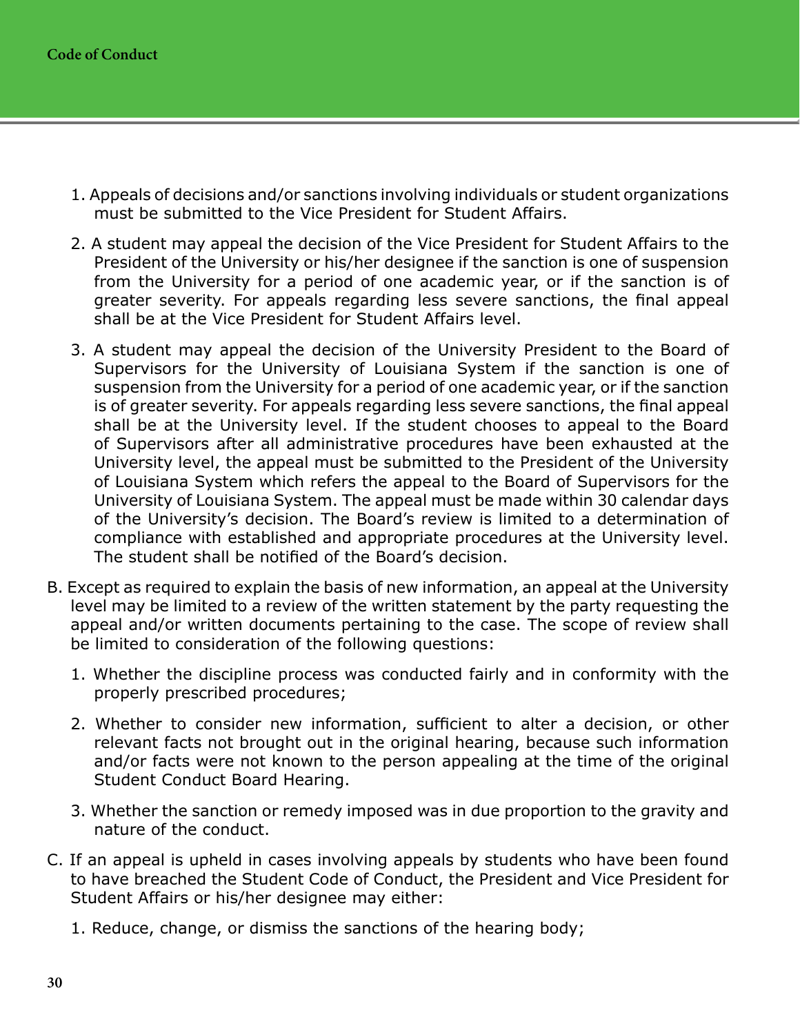1. Appeals of decisions and/or sanctions involving individuals or student organizations must be submitted to the Vice President for Student Affairs.

2. A student may appeal the decision of the Vice President for Student Affairs to the President of the University or his/her designee if the sanction is one of suspension from the University for a period of one academic year, or if the sanction is of greater severity. For appeals regarding less severe sanctions, the final appeal shall be at the Vice President for Student Affairs level.

3. A student may appeal the decision of the University President to the Board of Supervisors for the University of Louisiana System if the sanction is one of suspension from the University for a period of one academic year, or if the sanction is of greater severity. For appeals regarding less severe sanctions, the final appeal shall be at the University level. If the student chooses to appeal to the Board of Supervisors after all administrative procedures have been exhausted at the University level, the appeal must be submitted to the President of the University of Louisiana System which refers the appeal to the Board of Supervisors for the University of Louisiana System. The appeal must be made within 30 calendar days of the University's decision. The Board's review is limited to a determination of compliance with established and appropriate procedures at the University level. The student shall be notified of the Board's decision.

B. Except as required to explain the basis of new information, an appeal at the University level may be limited to a review of the written statement by the party requesting the appeal and/or written documents pertaining to the case. The scope of review shall be limited to consideration of the following questions:

1. Whether the discipline process was conducted fairly and in conformity with the properly prescribed procedures;

2. Whether to consider new information, sufficient to alter a decision, or other relevant facts not brought out in the original hearing, because such information and/or facts were not known to the person appealing at the time of the original Student Conduct Board Hearing.

3. Whether the sanction or remedy imposed was in due proportion to the gravity and nature of the conduct.

C. If an appeal is upheld in cases involving appeals by students who have been found to have breached the Student Code of Conduct, the President and Vice President for Student Affairs or his/her designee may either:

1. Reduce, change, or dismiss the sanctions of the hearing body;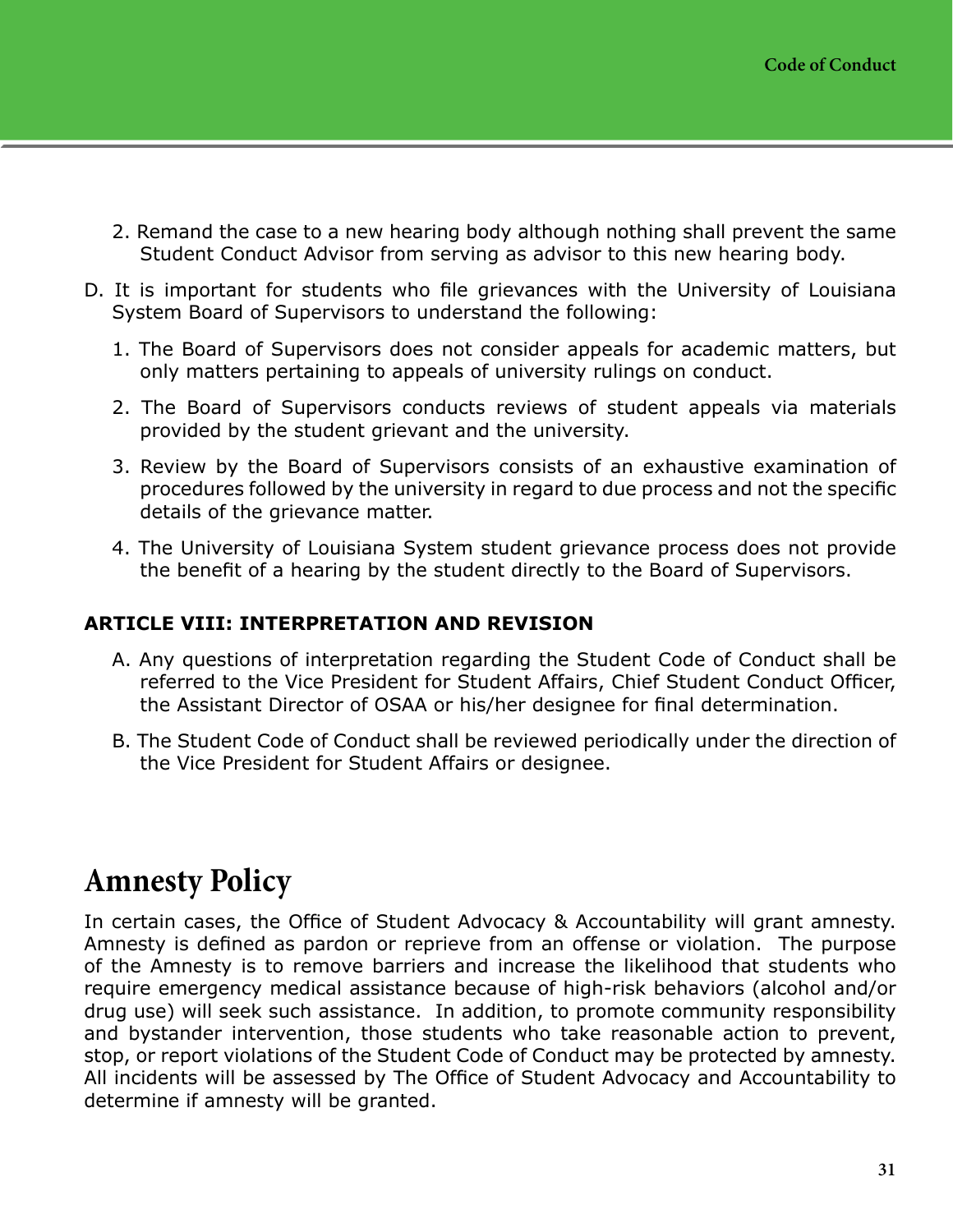2. Remand the case to a new hearing body although nothing shall prevent the same Student Conduct Advisor from serving as advisor to this new hearing body.

D. It is important for students who file grievances with the University of Louisiana System Board of Supervisors to understand the following:

1. The Board of Supervisors does not consider appeals for academic matters, but only matters pertaining to appeals of university rulings on conduct.

2. The Board of Supervisors conducts reviews of student appeals via materials provided by the student grievant and the university.

3. Review by the Board of Supervisors consists of an exhaustive examination of procedures followed by the university in regard to due process and not the specific details of the grievance matter.

4. The University of Louisiana System student grievance process does not provide the benefit of a hearing by the student directly to the Board of Supervisors.

**ARTICLE VIII: INTERPRETATION AND REVISION**

A. Any questions of interpretation regarding the Student Code of Conduct shall be referred to the Vice President for Student Affairs, Chief Student Conduct Officer, the Assistant Director of OSAA or his/her designee for final determination.

B. The Student Code of Conduct shall be reviewed periodically under the direction of the Vice President for Student Affairs or designee.

# Amnesty Policy

In certain cases, the Office of Student Advocacy & Accountability will grant amnesty. Amnesty is defined as pardon or reprieve from an offense or violation. The purpose of the Amnesty is to remove barriers and increase the likelihood that students who require emergency medical assistance because of high-risk behaviors (alcohol and/or drug use) will seek such assistance. In addition, to promote community responsibility and bystander intervention, those students who take reasonable action to prevent, stop, or report violations of the Student Code of Conduct may be protected by amnesty. All incidents will be assessed by The Office of Student Advocacy and Accountability to determine if amnesty will be granted.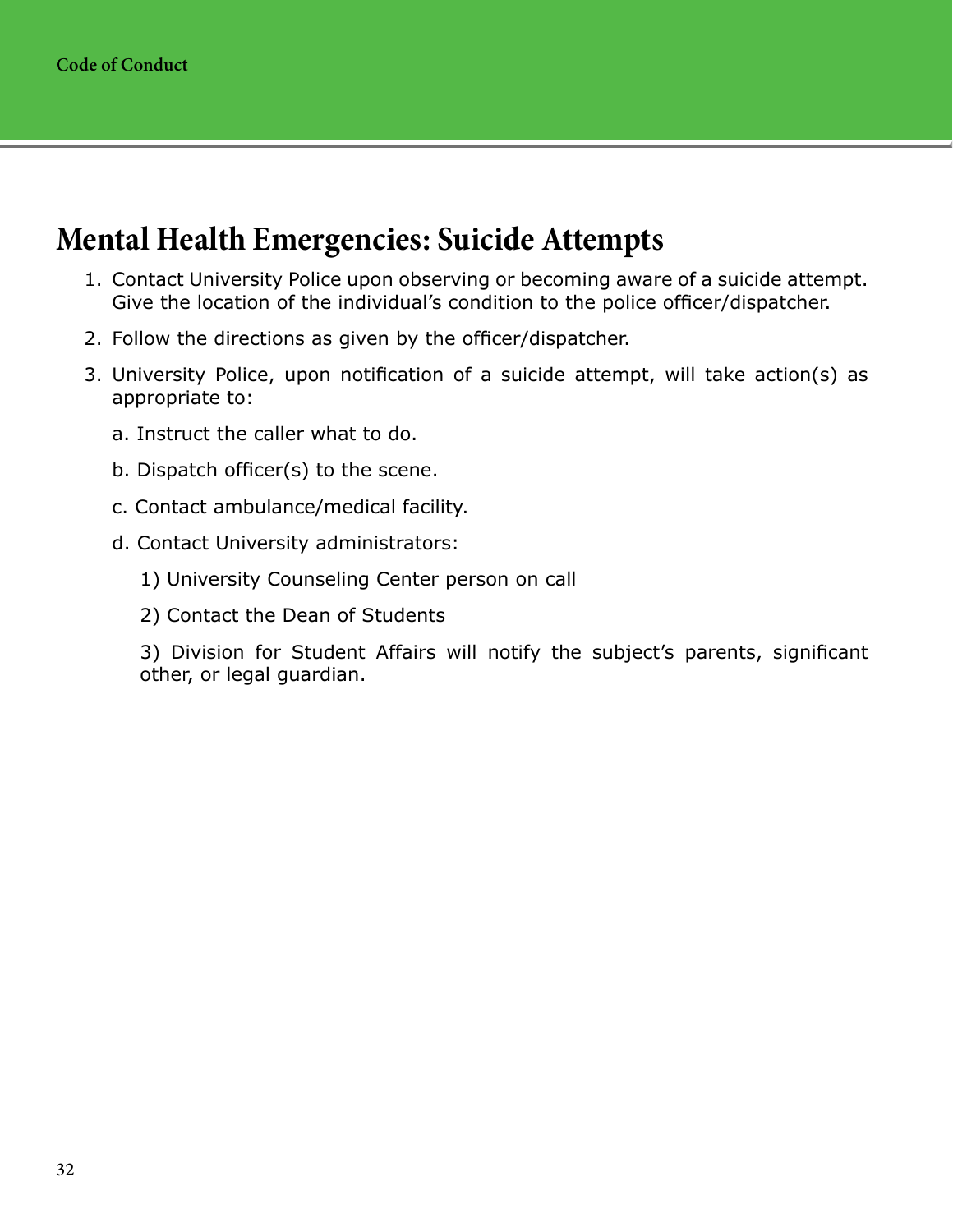## Mental Health Emergencies: Suicide Attempts

1. Contact University Police upon observing or becoming aware of a suicide attempt. Give the location of the individual's condition to the police officer/dispatcher.
2. Follow the directions as given by the officer/dispatcher.
3. University Police, upon notification of a suicide attempt, will take action(s) as appropriate to:

   a. Instruct the caller what to do.

   b. Dispatch officer(s) to the scene.

   c. Contact ambulance/medical facility.

   d. Contact University administrators:

      1) University Counseling Center person on call

      2) Contact the Dean of Students

      3) Division for Student Affairs will notify the subject's parents, significant other, or legal guardian.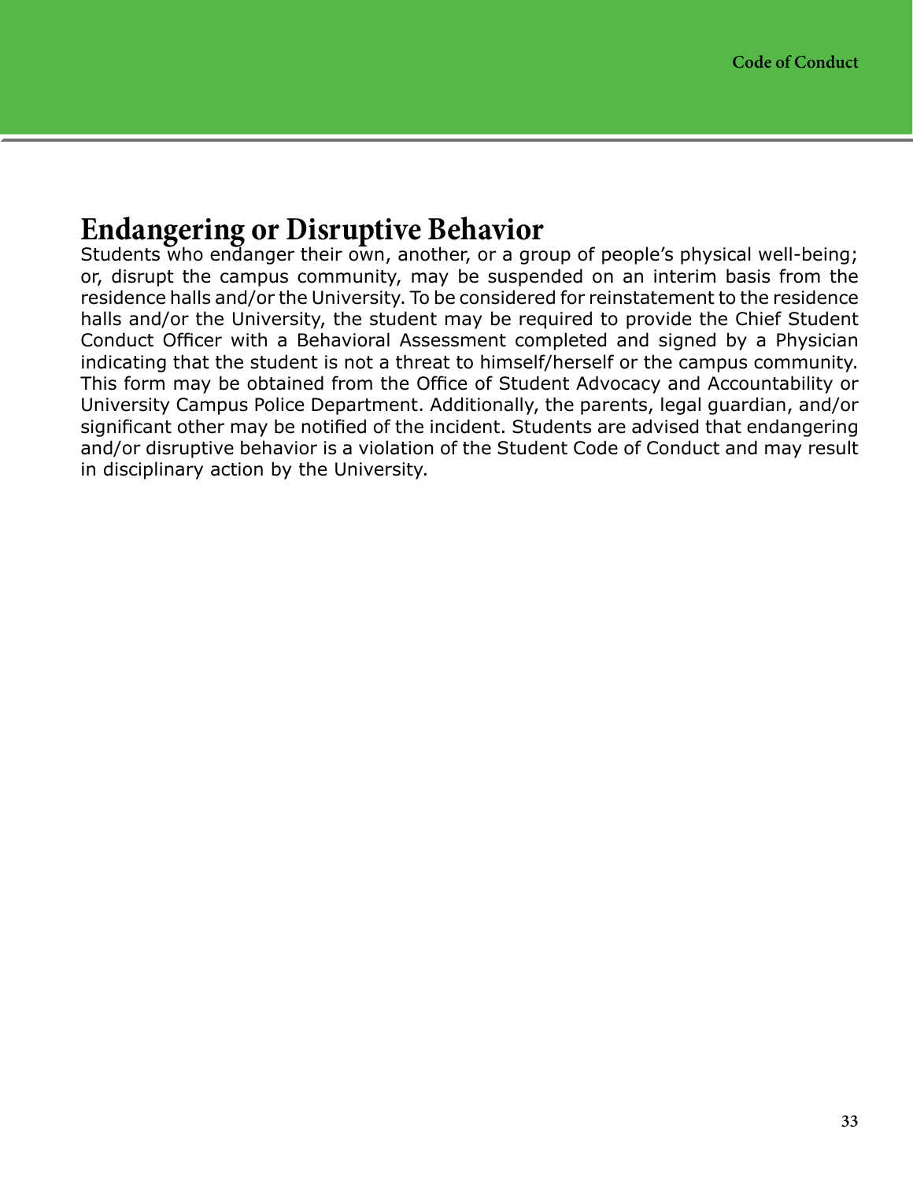## Endangering or Disruptive Behavior

Students who endanger their own, another, or a group of people's physical well-being; or, disrupt the campus community, may be suspended on an interim basis from the residence halls and/or the University. To be considered for reinstatement to the residence halls and/or the University, the student may be required to provide the Chief Student Conduct Officer with a Behavioral Assessment completed and signed by a Physician indicating that the student is not a threat to himself/herself or the campus community. This form may be obtained from the Office of Student Advocacy and Accountability or University Campus Police Department. Additionally, the parents, legal guardian, and/or significant other may be notified of the incident. Students are advised that endangering and/or disruptive behavior is a violation of the Student Code of Conduct and may result in disciplinary action by the University.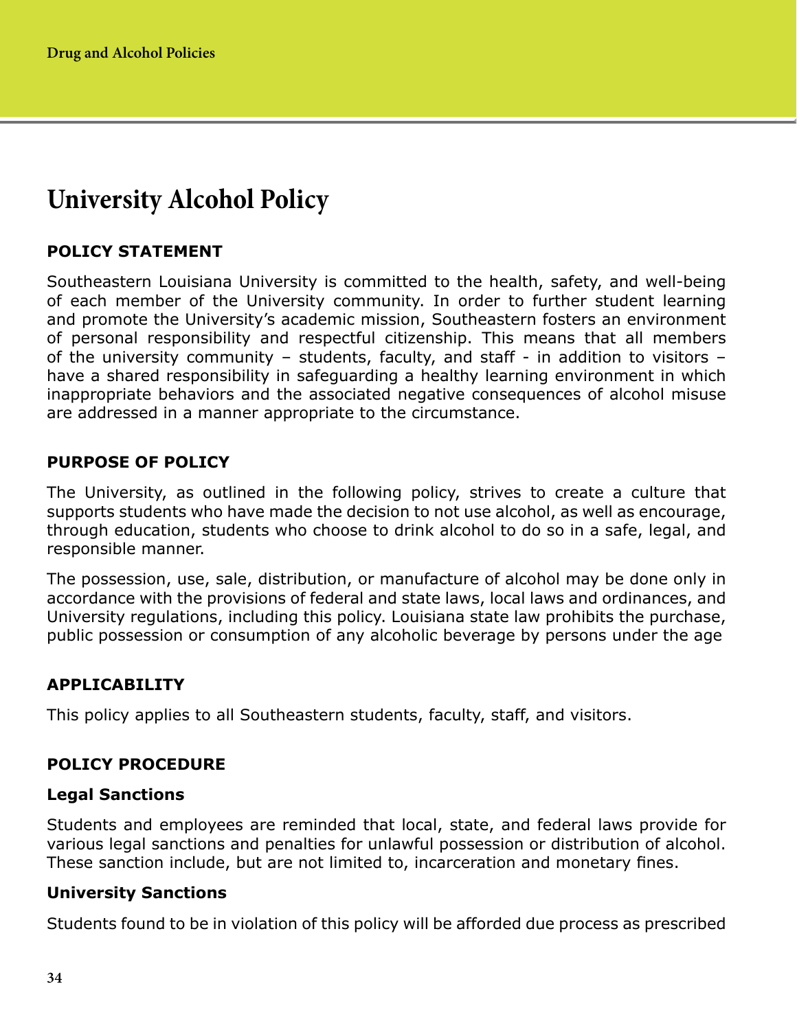# University Alcohol Policy

## POLICY STATEMENT

Southeastern Louisiana University is committed to the health, safety, and well-being of each member of the University community. In order to further student learning and promote the University's academic mission, Southeastern fosters an environment of personal responsibility and respectful citizenship. This means that all members of the university community – students, faculty, and staff - in addition to visitors – have a shared responsibility in safeguarding a healthy learning environment in which inappropriate behaviors and the associated negative consequences of alcohol misuse are addressed in a manner appropriate to the circumstance.

## PURPOSE OF POLICY

The University, as outlined in the following policy, strives to create a culture that supports students who have made the decision to not use alcohol, as well as encourage, through education, students who choose to drink alcohol to do so in a safe, legal, and responsible manner.

The possession, use, sale, distribution, or manufacture of alcohol may be done only in accordance with the provisions of federal and state laws, local laws and ordinances, and University regulations, including this policy. Louisiana state law prohibits the purchase, public possession or consumption of any alcoholic beverage by persons under the age

## APPLICABILITY

This policy applies to all Southeastern students, faculty, staff, and visitors.

## POLICY PROCEDURE

### Legal Sanctions

Students and employees are reminded that local, state, and federal laws provide for various legal sanctions and penalties for unlawful possession or distribution of alcohol. These sanction include, but are not limited to, incarceration and monetary fines.

### University Sanctions

Students found to be in violation of this policy will be afforded due process as prescribed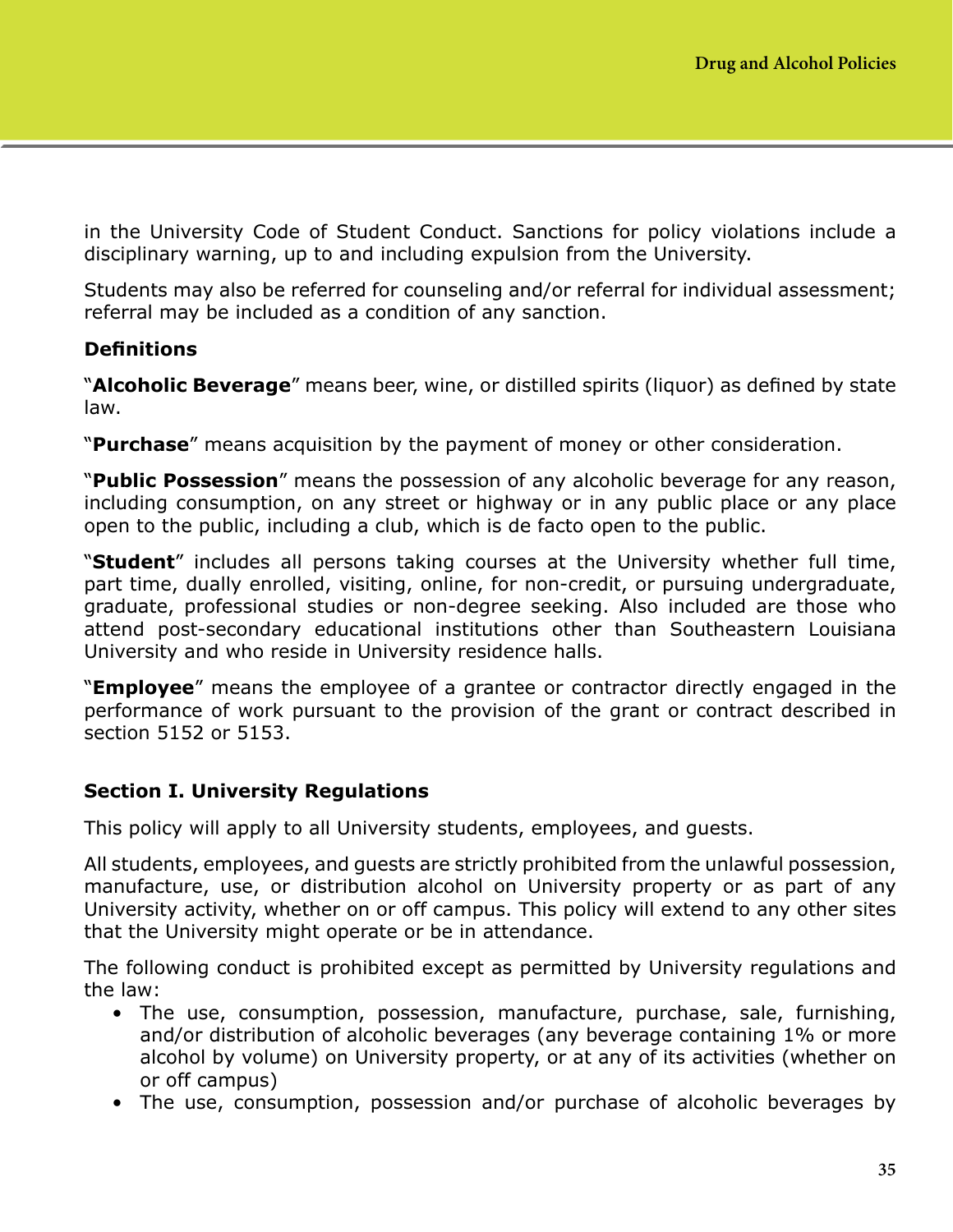in the University Code of Student Conduct. Sanctions for policy violations include a disciplinary warning, up to and including expulsion from the University.

Students may also be referred for counseling and/or referral for individual assessment; referral may be included as a condition of any sanction.

**Definitions**

"**Alcoholic Beverage**" means beer, wine, or distilled spirits (liquor) as defined by state law.

"**Purchase**" means acquisition by the payment of money or other consideration.

"**Public Possession**" means the possession of any alcoholic beverage for any reason, including consumption, on any street or highway or in any public place or any place open to the public, including a club, which is de facto open to the public.

"**Student**" includes all persons taking courses at the University whether full time, part time, dually enrolled, visiting, online, for non-credit, or pursuing undergraduate, graduate, professional studies or non-degree seeking. Also included are those who attend post-secondary educational institutions other than Southeastern Louisiana University and who reside in University residence halls.

"**Employee**" means the employee of a grantee or contractor directly engaged in the performance of work pursuant to the provision of the grant or contract described in section 5152 or 5153.

**Section I. University Regulations**

This policy will apply to all University students, employees, and guests.

All students, employees, and guests are strictly prohibited from the unlawful possession, manufacture, use, or distribution alcohol on University property or as part of any University activity, whether on or off campus. This policy will extend to any other sites that the University might operate or be in attendance.

The following conduct is prohibited except as permitted by University regulations and the law:

- The use, consumption, possession, manufacture, purchase, sale, furnishing, and/or distribution of alcoholic beverages (any beverage containing 1% or more alcohol by volume) on University property, or at any of its activities (whether on or off campus)
- The use, consumption, possession and/or purchase of alcoholic beverages by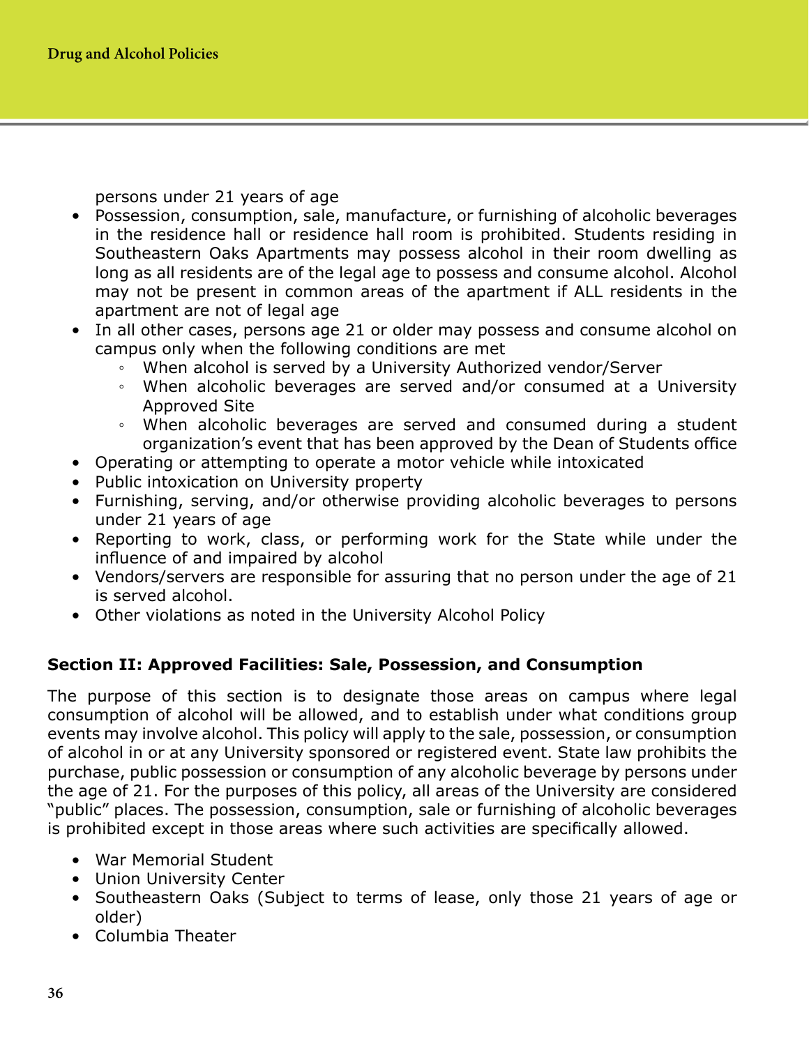persons under 21 years of age

- Possession, consumption, sale, manufacture, or furnishing of alcoholic beverages in the residence hall or residence hall room is prohibited. Students residing in Southeastern Oaks Apartments may possess alcohol in their room dwelling as long as all residents are of the legal age to possess and consume alcohol. Alcohol may not be present in common areas of the apartment if ALL residents in the apartment are not of legal age
- In all other cases, persons age 21 or older may possess and consume alcohol on campus only when the following conditions are met
  - When alcohol is served by a University Authorized vendor/Server
  - When alcoholic beverages are served and/or consumed at a University Approved Site
  - When alcoholic beverages are served and consumed during a student organization's event that has been approved by the Dean of Students office
- Operating or attempting to operate a motor vehicle while intoxicated
- Public intoxication on University property
- Furnishing, serving, and/or otherwise providing alcoholic beverages to persons under 21 years of age
- Reporting to work, class, or performing work for the State while under the influence of and impaired by alcohol
- Vendors/servers are responsible for assuring that no person under the age of 21 is served alcohol.
- Other violations as noted in the University Alcohol Policy

**Section II: Approved Facilities: Sale, Possession, and Consumption**

The purpose of this section is to designate those areas on campus where legal consumption of alcohol will be allowed, and to establish under what conditions group events may involve alcohol. This policy will apply to the sale, possession, or consumption of alcohol in or at any University sponsored or registered event. State law prohibits the purchase, public possession or consumption of any alcoholic beverage by persons under the age of 21. For the purposes of this policy, all areas of the University are considered "public" places. The possession, consumption, sale or furnishing of alcoholic beverages is prohibited except in those areas where such activities are specifically allowed.

- War Memorial Student
- Union University Center
- Southeastern Oaks (Subject to terms of lease, only those 21 years of age or older)
- Columbia Theater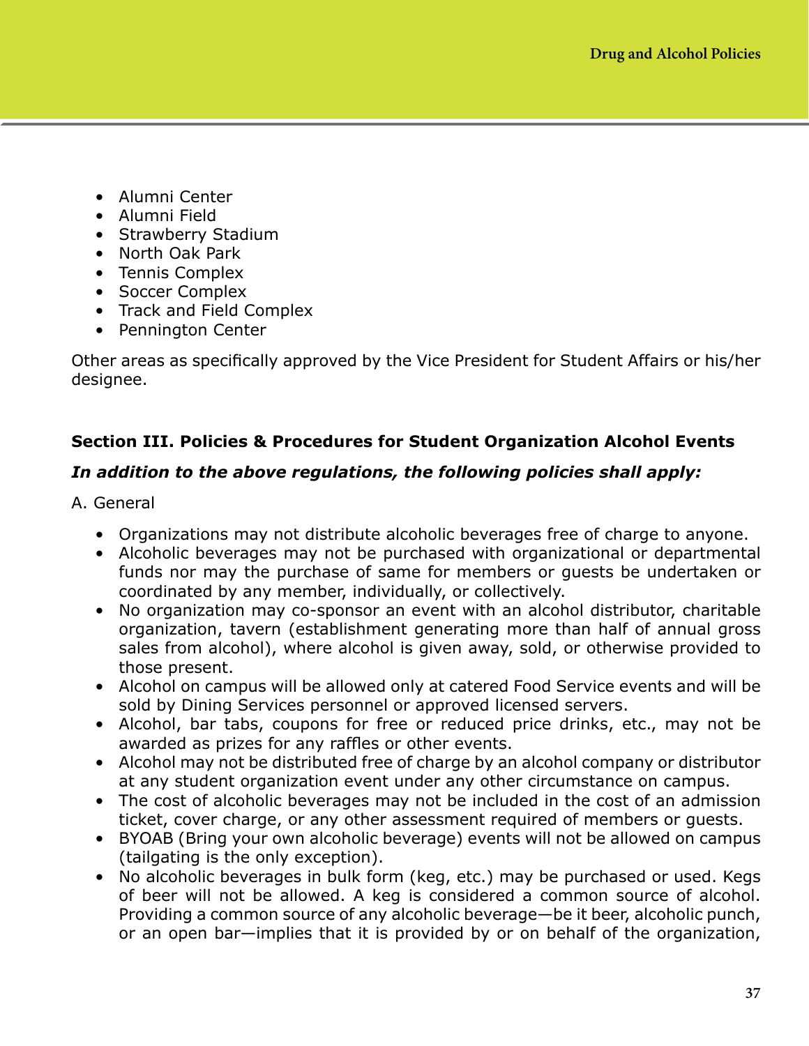- Alumni Center
- Alumni Field
- Strawberry Stadium
- North Oak Park
- Tennis Complex
- Soccer Complex
- Track and Field Complex
- Pennington Center

Other areas as specifically approved by the Vice President for Student Affairs or his/her designee.

**Section III. Policies & Procedures for Student Organization Alcohol Events**

***In addition to the above regulations, the following policies shall apply:***

A. General

- Organizations may not distribute alcoholic beverages free of charge to anyone.
- Alcoholic beverages may not be purchased with organizational or departmental funds nor may the purchase of same for members or guests be undertaken or coordinated by any member, individually, or collectively.
- No organization may co-sponsor an event with an alcohol distributor, charitable organization, tavern (establishment generating more than half of annual gross sales from alcohol), where alcohol is given away, sold, or otherwise provided to those present.
- Alcohol on campus will be allowed only at catered Food Service events and will be sold by Dining Services personnel or approved licensed servers.
- Alcohol, bar tabs, coupons for free or reduced price drinks, etc., may not be awarded as prizes for any raffles or other events.
- Alcohol may not be distributed free of charge by an alcohol company or distributor at any student organization event under any other circumstance on campus.
- The cost of alcoholic beverages may not be included in the cost of an admission ticket, cover charge, or any other assessment required of members or guests.
- BYOAB (Bring your own alcoholic beverage) events will not be allowed on campus (tailgating is the only exception).
- No alcoholic beverages in bulk form (keg, etc.) may be purchased or used. Kegs of beer will not be allowed. A keg is considered a common source of alcohol. Providing a common source of any alcoholic beverage—be it beer, alcoholic punch, or an open bar—implies that it is provided by or on behalf of the organization,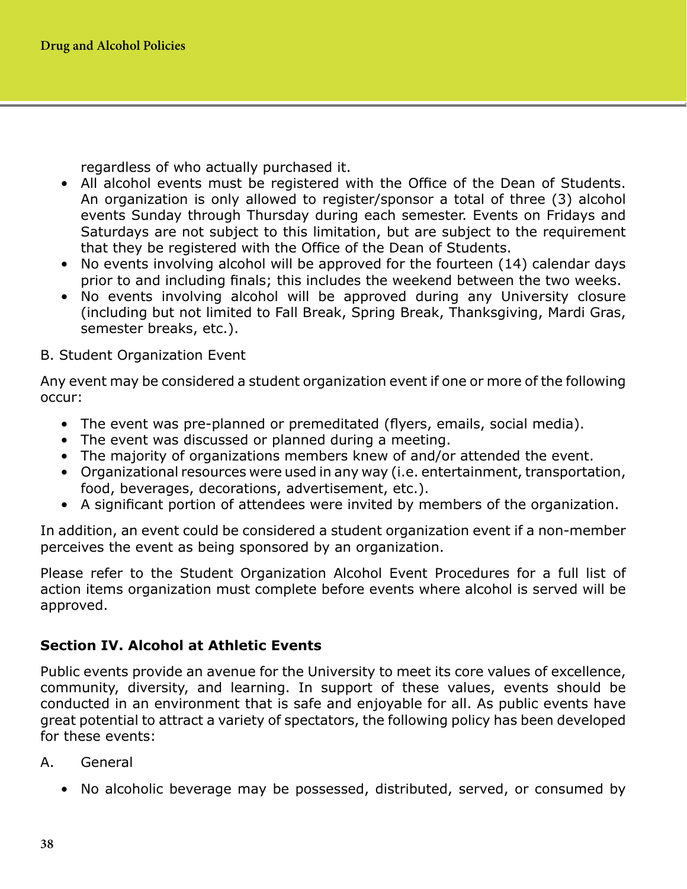regardless of who actually purchased it.

- All alcohol events must be registered with the Office of the Dean of Students. An organization is only allowed to register/sponsor a total of three (3) alcohol events Sunday through Thursday during each semester. Events on Fridays and Saturdays are not subject to this limitation, but are subject to the requirement that they be registered with the Office of the Dean of Students.
- No events involving alcohol will be approved for the fourteen (14) calendar days prior to and including finals; this includes the weekend between the two weeks.
- No events involving alcohol will be approved during any University closure (including but not limited to Fall Break, Spring Break, Thanksgiving, Mardi Gras, semester breaks, etc.).

B. Student Organization Event

Any event may be considered a student organization event if one or more of the following occur:

- The event was pre-planned or premeditated (flyers, emails, social media).
- The event was discussed or planned during a meeting.
- The majority of organizations members knew of and/or attended the event.
- Organizational resources were used in any way (i.e. entertainment, transportation, food, beverages, decorations, advertisement, etc.).
- A significant portion of attendees were invited by members of the organization.

In addition, an event could be considered a student organization event if a non-member perceives the event as being sponsored by an organization.

Please refer to the Student Organization Alcohol Event Procedures for a full list of action items organization must complete before events where alcohol is served will be approved.

**Section IV. Alcohol at Athletic Events**

Public events provide an avenue for the University to meet its core values of excellence, community, diversity, and learning. In support of these values, events should be conducted in an environment that is safe and enjoyable for all. As public events have great potential to attract a variety of spectators, the following policy has been developed for these events:

A. General

- No alcoholic beverage may be possessed, distributed, served, or consumed by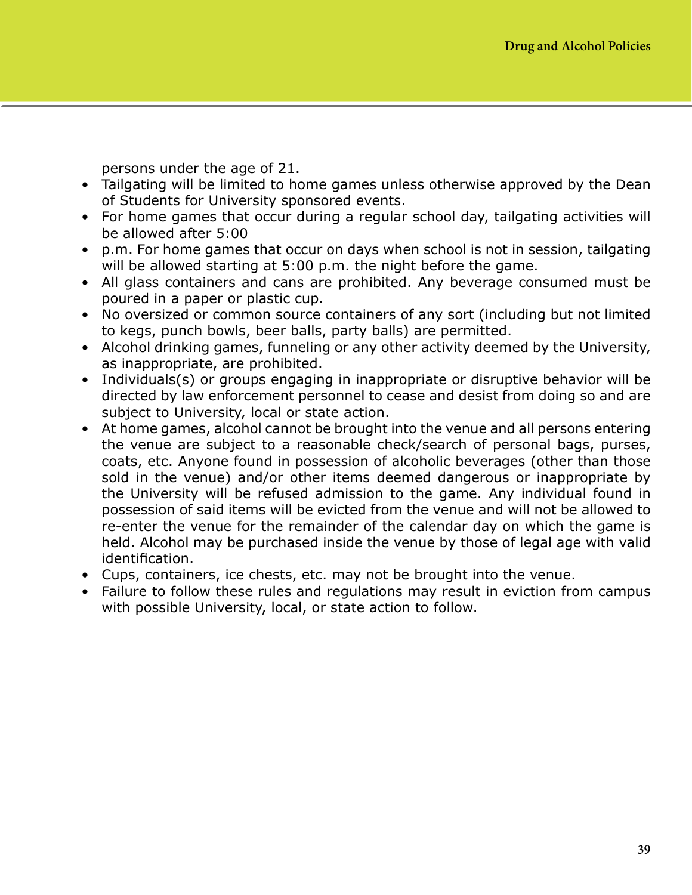persons under the age of 21.

- Tailgating will be limited to home games unless otherwise approved by the Dean of Students for University sponsored events.
- For home games that occur during a regular school day, tailgating activities will be allowed after 5:00
- p.m. For home games that occur on days when school is not in session, tailgating will be allowed starting at 5:00 p.m. the night before the game.
- All glass containers and cans are prohibited. Any beverage consumed must be poured in a paper or plastic cup.
- No oversized or common source containers of any sort (including but not limited to kegs, punch bowls, beer balls, party balls) are permitted.
- Alcohol drinking games, funneling or any other activity deemed by the University, as inappropriate, are prohibited.
- Individuals(s) or groups engaging in inappropriate or disruptive behavior will be directed by law enforcement personnel to cease and desist from doing so and are subject to University, local or state action.
- At home games, alcohol cannot be brought into the venue and all persons entering the venue are subject to a reasonable check/search of personal bags, purses, coats, etc. Anyone found in possession of alcoholic beverages (other than those sold in the venue) and/or other items deemed dangerous or inappropriate by the University will be refused admission to the game. Any individual found in possession of said items will be evicted from the venue and will not be allowed to re-enter the venue for the remainder of the calendar day on which the game is held. Alcohol may be purchased inside the venue by those of legal age with valid identification.
- Cups, containers, ice chests, etc. may not be brought into the venue.
- Failure to follow these rules and regulations may result in eviction from campus with possible University, local, or state action to follow.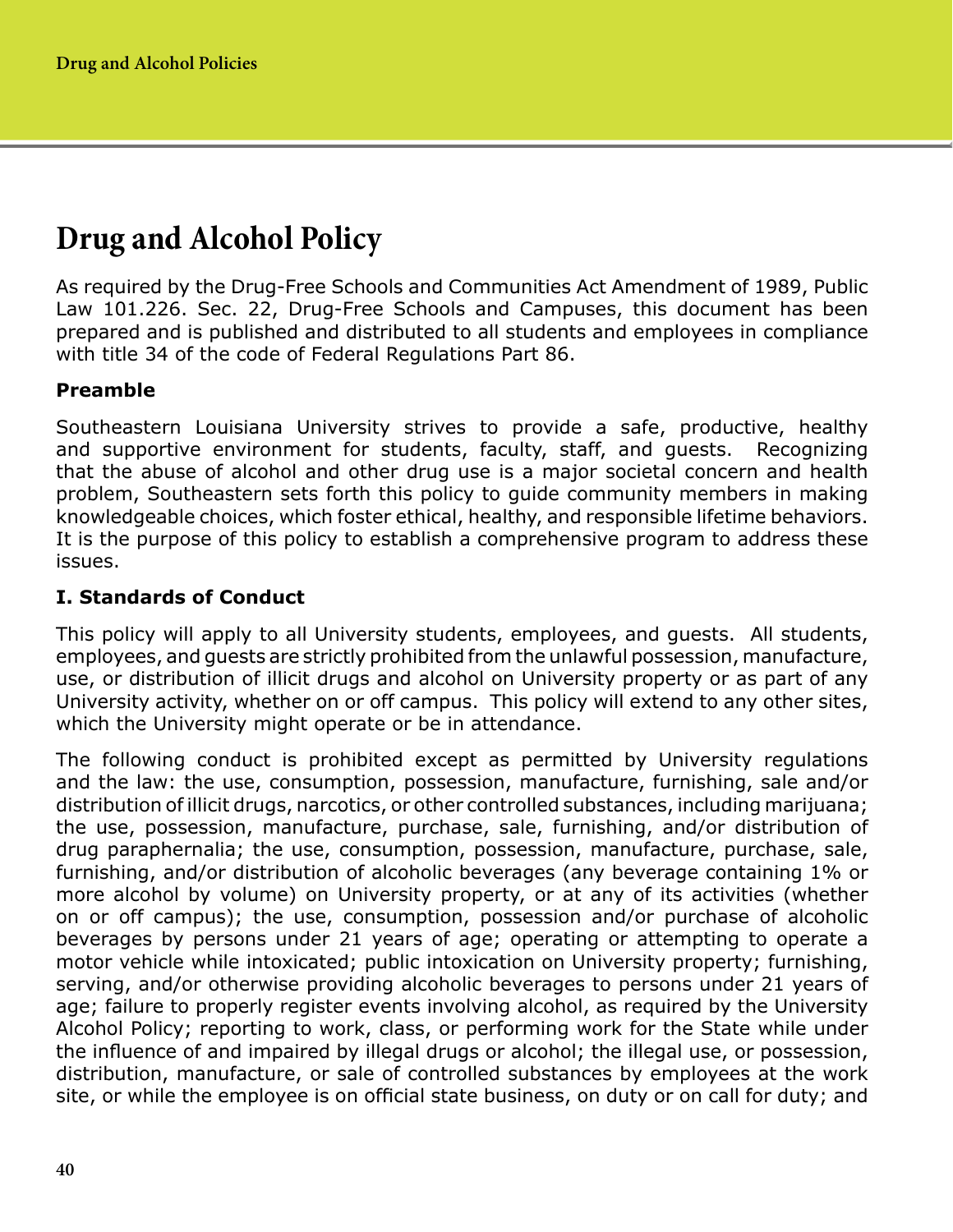# Drug and Alcohol Policy

As required by the Drug-Free Schools and Communities Act Amendment of 1989, Public Law 101.226. Sec. 22, Drug-Free Schools and Campuses, this document has been prepared and is published and distributed to all students and employees in compliance with title 34 of the code of Federal Regulations Part 86.

**Preamble**

Southeastern Louisiana University strives to provide a safe, productive, healthy and supportive environment for students, faculty, staff, and guests. Recognizing that the abuse of alcohol and other drug use is a major societal concern and health problem, Southeastern sets forth this policy to guide community members in making knowledgeable choices, which foster ethical, healthy, and responsible lifetime behaviors. It is the purpose of this policy to establish a comprehensive program to address these issues.

**I. Standards of Conduct**

This policy will apply to all University students, employees, and guests. All students, employees, and guests are strictly prohibited from the unlawful possession, manufacture, use, or distribution of illicit drugs and alcohol on University property or as part of any University activity, whether on or off campus. This policy will extend to any other sites, which the University might operate or be in attendance.

The following conduct is prohibited except as permitted by University regulations and the law: the use, consumption, possession, manufacture, furnishing, sale and/or distribution of illicit drugs, narcotics, or other controlled substances, including marijuana; the use, possession, manufacture, purchase, sale, furnishing, and/or distribution of drug paraphernalia; the use, consumption, possession, manufacture, purchase, sale, furnishing, and/or distribution of alcoholic beverages (any beverage containing 1% or more alcohol by volume) on University property, or at any of its activities (whether on or off campus); the use, consumption, possession and/or purchase of alcoholic beverages by persons under 21 years of age; operating or attempting to operate a motor vehicle while intoxicated; public intoxication on University property; furnishing, serving, and/or otherwise providing alcoholic beverages to persons under 21 years of age; failure to properly register events involving alcohol, as required by the University Alcohol Policy; reporting to work, class, or performing work for the State while under the influence of and impaired by illegal drugs or alcohol; the illegal use, or possession, distribution, manufacture, or sale of controlled substances by employees at the work site, or while the employee is on official state business, on duty or on call for duty; and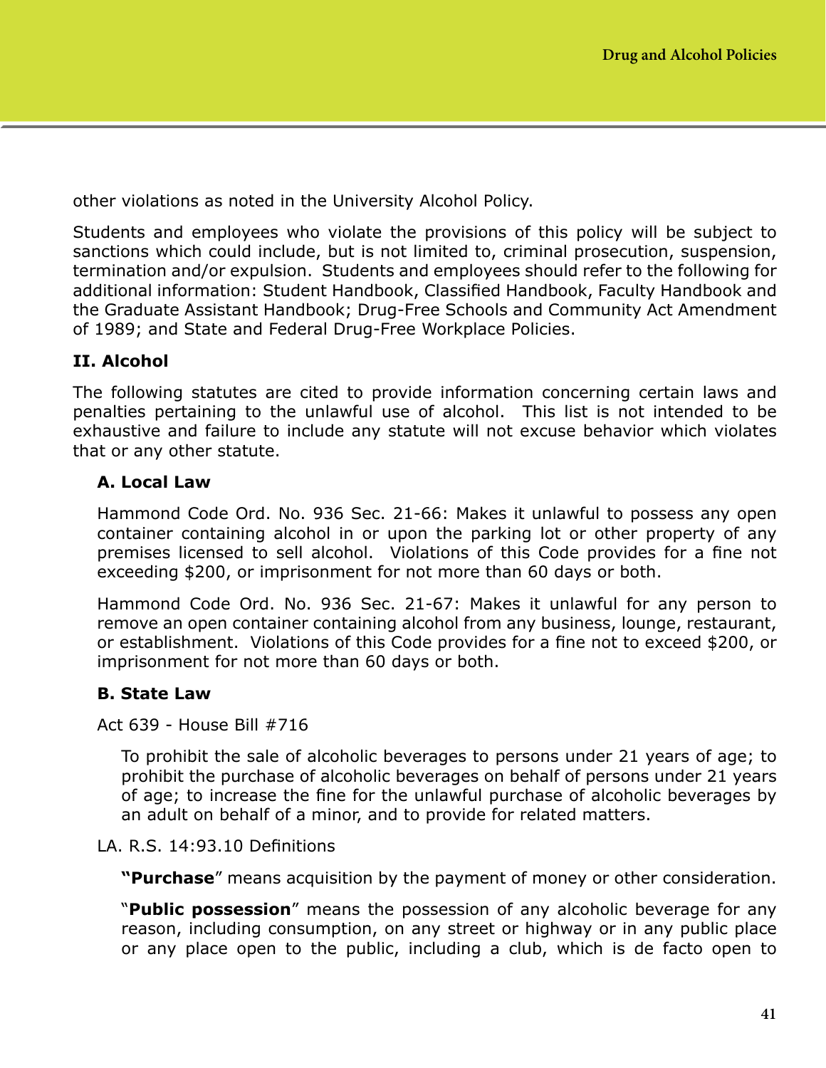other violations as noted in the University Alcohol Policy.

Students and employees who violate the provisions of this policy will be subject to sanctions which could include, but is not limited to, criminal prosecution, suspension, termination and/or expulsion. Students and employees should refer to the following for additional information: Student Handbook, Classified Handbook, Faculty Handbook and the Graduate Assistant Handbook; Drug-Free Schools and Community Act Amendment of 1989; and State and Federal Drug-Free Workplace Policies.

## II. Alcohol

The following statutes are cited to provide information concerning certain laws and penalties pertaining to the unlawful use of alcohol. This list is not intended to be exhaustive and failure to include any statute will not excuse behavior which violates that or any other statute.

### A. Local Law

Hammond Code Ord. No. 936 Sec. 21-66: Makes it unlawful to possess any open container containing alcohol in or upon the parking lot or other property of any premises licensed to sell alcohol. Violations of this Code provides for a fine not exceeding $200, or imprisonment for not more than 60 days or both.

Hammond Code Ord. No. 936 Sec. 21-67: Makes it unlawful for any person to remove an open container containing alcohol from any business, lounge, restaurant, or establishment. Violations of this Code provides for a fine not to exceed $200, or imprisonment for not more than 60 days or both.

### B. State Law

Act 639 - House Bill #716

To prohibit the sale of alcoholic beverages to persons under 21 years of age; to prohibit the purchase of alcoholic beverages on behalf of persons under 21 years of age; to increase the fine for the unlawful purchase of alcoholic beverages by an adult on behalf of a minor, and to provide for related matters.

LA. R.S. 14:93.10 Definitions

**"Purchase"** means acquisition by the payment of money or other consideration.

"**Public possession**" means the possession of any alcoholic beverage for any reason, including consumption, on any street or highway or in any public place or any place open to the public, including a club, which is de facto open to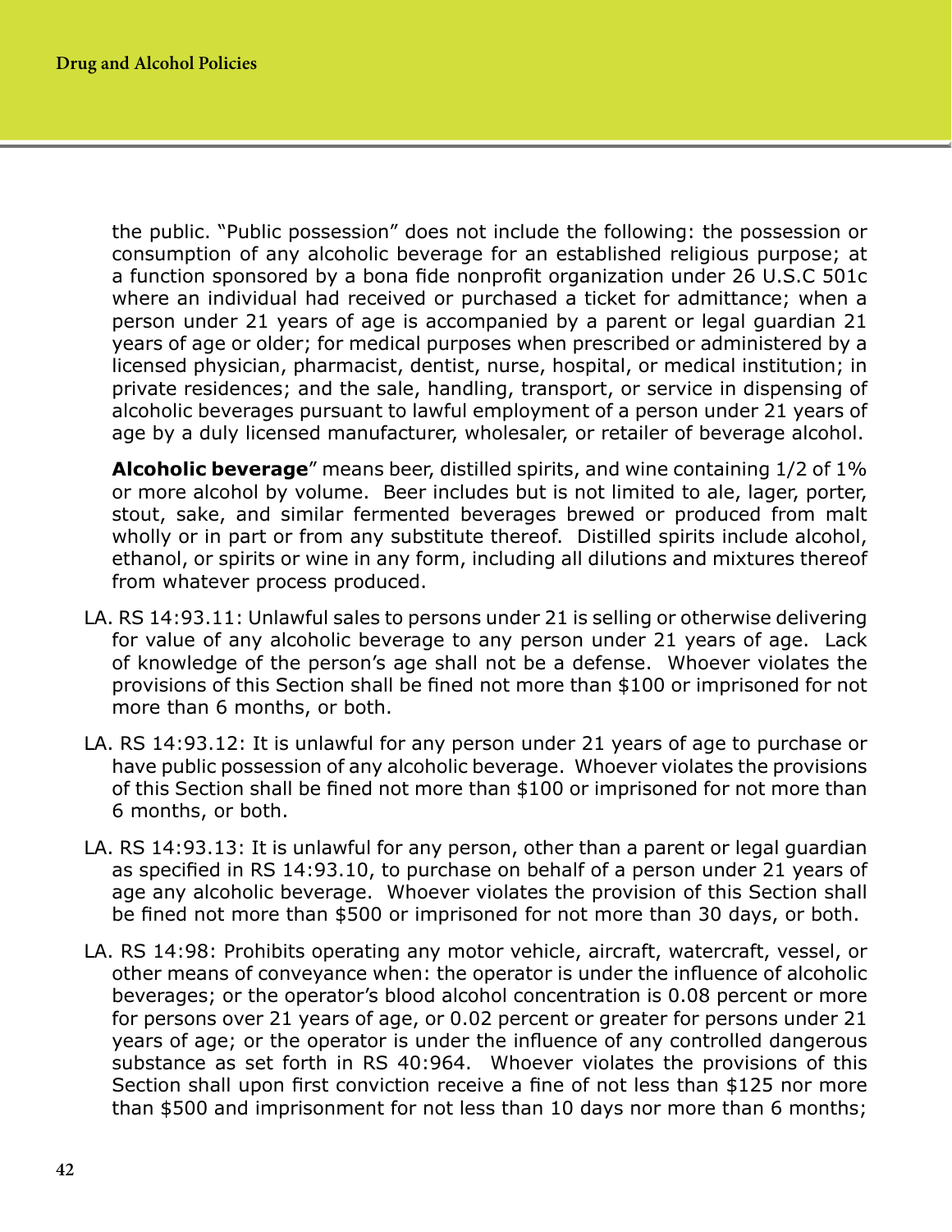the public. "Public possession" does not include the following: the possession or consumption of any alcoholic beverage for an established religious purpose; at a function sponsored by a bona fide nonprofit organization under 26 U.S.C 501c where an individual had received or purchased a ticket for admittance; when a person under 21 years of age is accompanied by a parent or legal guardian 21 years of age or older; for medical purposes when prescribed or administered by a licensed physician, pharmacist, dentist, nurse, hospital, or medical institution; in private residences; and the sale, handling, transport, or service in dispensing of alcoholic beverages pursuant to lawful employment of a person under 21 years of age by a duly licensed manufacturer, wholesaler, or retailer of beverage alcohol.

**Alcoholic beverage**" means beer, distilled spirits, and wine containing 1/2 of 1% or more alcohol by volume. Beer includes but is not limited to ale, lager, porter, stout, sake, and similar fermented beverages brewed or produced from malt wholly or in part or from any substitute thereof. Distilled spirits include alcohol, ethanol, or spirits or wine in any form, including all dilutions and mixtures thereof from whatever process produced.

LA. RS 14:93.11: Unlawful sales to persons under 21 is selling or otherwise delivering for value of any alcoholic beverage to any person under 21 years of age. Lack of knowledge of the person's age shall not be a defense. Whoever violates the provisions of this Section shall be fined not more than $100 or imprisoned for not more than 6 months, or both.

LA. RS 14:93.12: It is unlawful for any person under 21 years of age to purchase or have public possession of any alcoholic beverage. Whoever violates the provisions of this Section shall be fined not more than $100 or imprisoned for not more than 6 months, or both.

LA. RS 14:93.13: It is unlawful for any person, other than a parent or legal guardian as specified in RS 14:93.10, to purchase on behalf of a person under 21 years of age any alcoholic beverage. Whoever violates the provision of this Section shall be fined not more than $500 or imprisoned for not more than 30 days, or both.

LA. RS 14:98: Prohibits operating any motor vehicle, aircraft, watercraft, vessel, or other means of conveyance when: the operator is under the influence of alcoholic beverages; or the operator's blood alcohol concentration is 0.08 percent or more for persons over 21 years of age, or 0.02 percent or greater for persons under 21 years of age; or the operator is under the influence of any controlled dangerous substance as set forth in RS 40:964. Whoever violates the provisions of this Section shall upon first conviction receive a fine of not less than $125 nor more than $500 and imprisonment for not less than 10 days nor more than 6 months;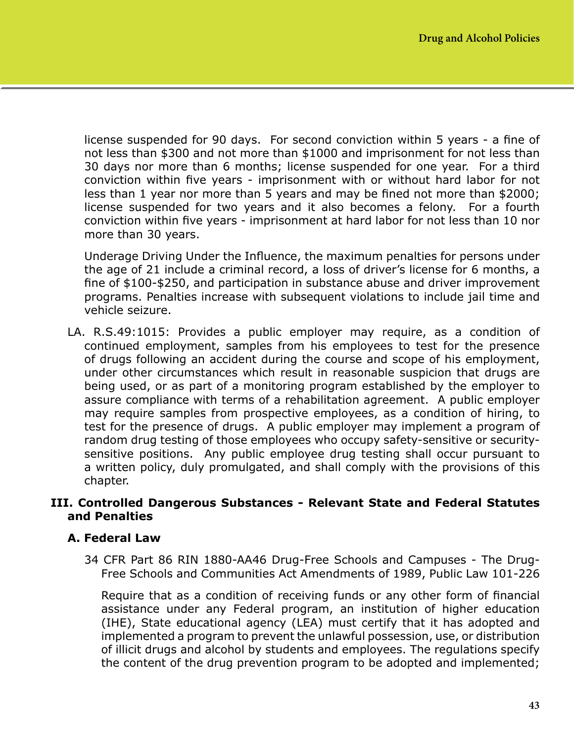license suspended for 90 days. For second conviction within 5 years - a fine of not less than $300 and not more than $1000 and imprisonment for not less than 30 days nor more than 6 months; license suspended for one year. For a third conviction within five years - imprisonment with or without hard labor for not less than 1 year nor more than 5 years and may be fined not more than $2000; license suspended for two years and it also becomes a felony. For a fourth conviction within five years - imprisonment at hard labor for not less than 10 nor more than 30 years.

Underage Driving Under the Influence, the maximum penalties for persons under the age of 21 include a criminal record, a loss of driver's license for 6 months, a fine of $100-$250, and participation in substance abuse and driver improvement programs. Penalties increase with subsequent violations to include jail time and vehicle seizure.

LA. R.S.49:1015: Provides a public employer may require, as a condition of continued employment, samples from his employees to test for the presence of drugs following an accident during the course and scope of his employment, under other circumstances which result in reasonable suspicion that drugs are being used, or as part of a monitoring program established by the employer to assure compliance with terms of a rehabilitation agreement. A public employer may require samples from prospective employees, as a condition of hiring, to test for the presence of drugs. A public employer may implement a program of random drug testing of those employees who occupy safety-sensitive or security-sensitive positions. Any public employee drug testing shall occur pursuant to a written policy, duly promulgated, and shall comply with the provisions of this chapter.

## III. Controlled Dangerous Substances - Relevant State and Federal Statutes and Penalties

### A. Federal Law

34 CFR Part 86 RIN 1880-AA46 Drug-Free Schools and Campuses - The Drug-Free Schools and Communities Act Amendments of 1989, Public Law 101-226

Require that as a condition of receiving funds or any other form of financial assistance under any Federal program, an institution of higher education (IHE), State educational agency (LEA) must certify that it has adopted and implemented a program to prevent the unlawful possession, use, or distribution of illicit drugs and alcohol by students and employees. The regulations specify the content of the drug prevention program to be adopted and implemented;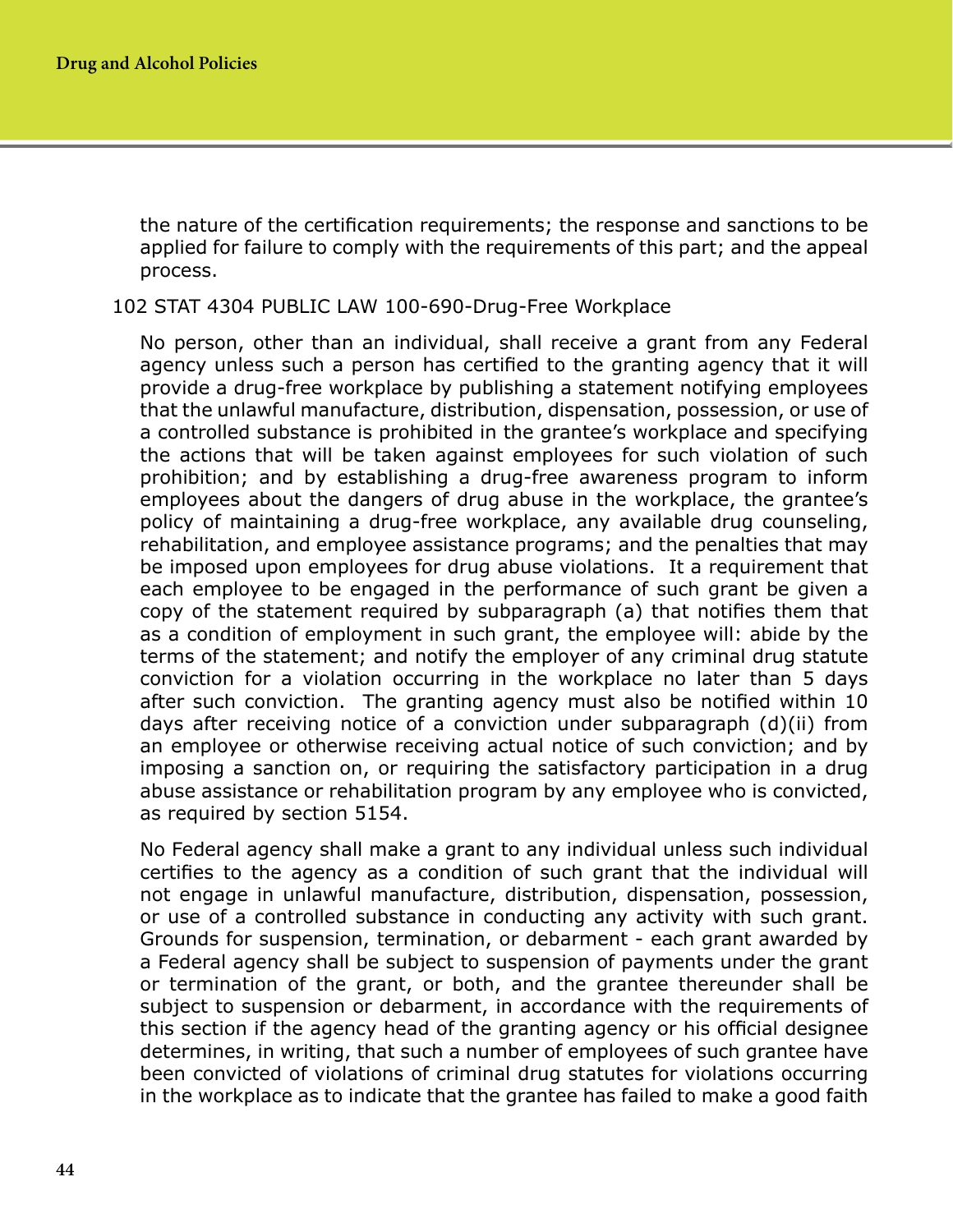the nature of the certification requirements; the response and sanctions to be applied for failure to comply with the requirements of this part; and the appeal process.

102 STAT 4304 PUBLIC LAW 100-690-Drug-Free Workplace

No person, other than an individual, shall receive a grant from any Federal agency unless such a person has certified to the granting agency that it will provide a drug-free workplace by publishing a statement notifying employees that the unlawful manufacture, distribution, dispensation, possession, or use of a controlled substance is prohibited in the grantee's workplace and specifying the actions that will be taken against employees for such violation of such prohibition; and by establishing a drug-free awareness program to inform employees about the dangers of drug abuse in the workplace, the grantee's policy of maintaining a drug-free workplace, any available drug counseling, rehabilitation, and employee assistance programs; and the penalties that may be imposed upon employees for drug abuse violations. It a requirement that each employee to be engaged in the performance of such grant be given a copy of the statement required by subparagraph (a) that notifies them that as a condition of employment in such grant, the employee will: abide by the terms of the statement; and notify the employer of any criminal drug statute conviction for a violation occurring in the workplace no later than 5 days after such conviction. The granting agency must also be notified within 10 days after receiving notice of a conviction under subparagraph (d)(ii) from an employee or otherwise receiving actual notice of such conviction; and by imposing a sanction on, or requiring the satisfactory participation in a drug abuse assistance or rehabilitation program by any employee who is convicted, as required by section 5154.

No Federal agency shall make a grant to any individual unless such individual certifies to the agency as a condition of such grant that the individual will not engage in unlawful manufacture, distribution, dispensation, possession, or use of a controlled substance in conducting any activity with such grant. Grounds for suspension, termination, or debarment - each grant awarded by a Federal agency shall be subject to suspension of payments under the grant or termination of the grant, or both, and the grantee thereunder shall be subject to suspension or debarment, in accordance with the requirements of this section if the agency head of the granting agency or his official designee determines, in writing, that such a number of employees of such grantee have been convicted of violations of criminal drug statutes for violations occurring in the workplace as to indicate that the grantee has failed to make a good faith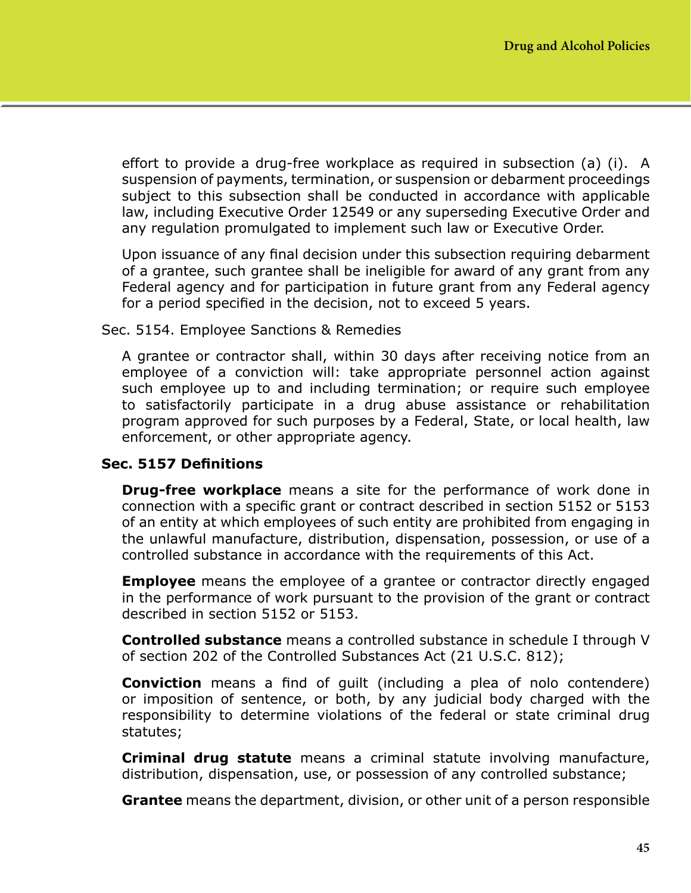effort to provide a drug-free workplace as required in subsection (a) (i). A suspension of payments, termination, or suspension or debarment proceedings subject to this subsection shall be conducted in accordance with applicable law, including Executive Order 12549 or any superseding Executive Order and any regulation promulgated to implement such law or Executive Order.

Upon issuance of any final decision under this subsection requiring debarment of a grantee, such grantee shall be ineligible for award of any grant from any Federal agency and for participation in future grant from any Federal agency for a period specified in the decision, not to exceed 5 years.

Sec. 5154. Employee Sanctions & Remedies

A grantee or contractor shall, within 30 days after receiving notice from an employee of a conviction will: take appropriate personnel action against such employee up to and including termination; or require such employee to satisfactorily participate in a drug abuse assistance or rehabilitation program approved for such purposes by a Federal, State, or local health, law enforcement, or other appropriate agency.

**Sec. 5157 Definitions**

**Drug-free workplace** means a site for the performance of work done in connection with a specific grant or contract described in section 5152 or 5153 of an entity at which employees of such entity are prohibited from engaging in the unlawful manufacture, distribution, dispensation, possession, or use of a controlled substance in accordance with the requirements of this Act.

**Employee** means the employee of a grantee or contractor directly engaged in the performance of work pursuant to the provision of the grant or contract described in section 5152 or 5153.

**Controlled substance** means a controlled substance in schedule I through V of section 202 of the Controlled Substances Act (21 U.S.C. 812);

**Conviction** means a find of guilt (including a plea of nolo contendere) or imposition of sentence, or both, by any judicial body charged with the responsibility to determine violations of the federal or state criminal drug statutes;

**Criminal drug statute** means a criminal statute involving manufacture, distribution, dispensation, use, or possession of any controlled substance;

**Grantee** means the department, division, or other unit of a person responsible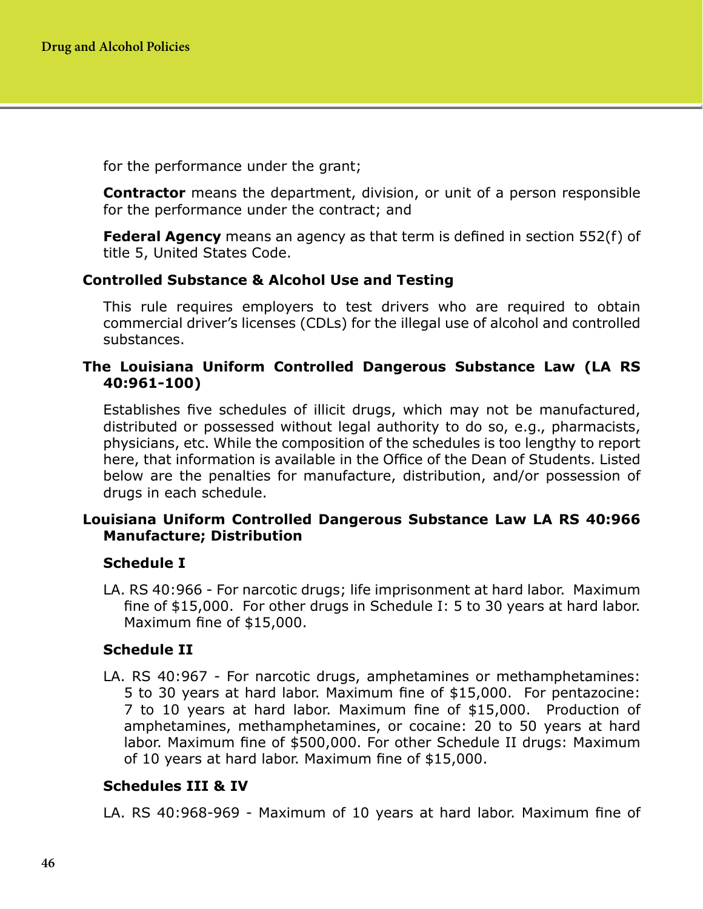for the performance under the grant;

**Contractor** means the department, division, or unit of a person responsible for the performance under the contract; and

**Federal Agency** means an agency as that term is defined in section 552(f) of title 5, United States Code.

### Controlled Substance & Alcohol Use and Testing

This rule requires employers to test drivers who are required to obtain commercial driver's licenses (CDLs) for the illegal use of alcohol and controlled substances.

### The Louisiana Uniform Controlled Dangerous Substance Law (LA RS 40:961-100)

Establishes five schedules of illicit drugs, which may not be manufactured, distributed or possessed without legal authority to do so, e.g., pharmacists, physicians, etc. While the composition of the schedules is too lengthy to report here, that information is available in the Office of the Dean of Students. Listed below are the penalties for manufacture, distribution, and/or possession of drugs in each schedule.

### Louisiana Uniform Controlled Dangerous Substance Law LA RS 40:966 Manufacture; Distribution

#### Schedule I

LA. RS 40:966 - For narcotic drugs; life imprisonment at hard labor. Maximum fine of $15,000. For other drugs in Schedule I: 5 to 30 years at hard labor. Maximum fine of $15,000.

#### Schedule II

LA. RS 40:967 - For narcotic drugs, amphetamines or methamphetamines: 5 to 30 years at hard labor. Maximum fine of $15,000. For pentazocine: 7 to 10 years at hard labor. Maximum fine of $15,000. Production of amphetamines, methamphetamines, or cocaine: 20 to 50 years at hard labor. Maximum fine of $500,000. For other Schedule II drugs: Maximum of 10 years at hard labor. Maximum fine of $15,000.

#### Schedules III & IV

LA. RS 40:968-969 - Maximum of 10 years at hard labor. Maximum fine of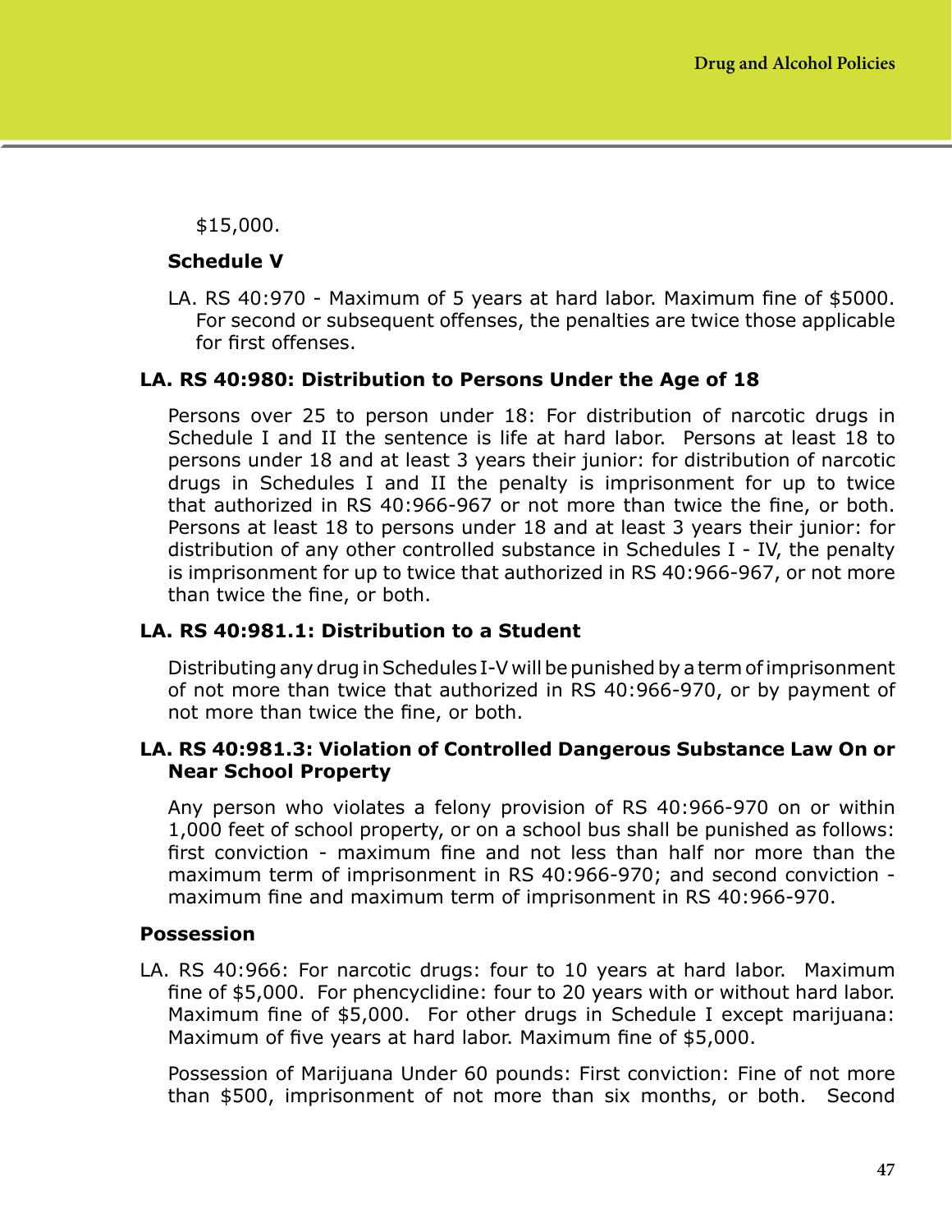$15,000.

**Schedule V**

LA. RS 40:970 - Maximum of 5 years at hard labor. Maximum fine of $5000. For second or subsequent offenses, the penalties are twice those applicable for first offenses.

**LA. RS 40:980: Distribution to Persons Under the Age of 18**

Persons over 25 to person under 18: For distribution of narcotic drugs in Schedule I and II the sentence is life at hard labor. Persons at least 18 to persons under 18 and at least 3 years their junior: for distribution of narcotic drugs in Schedules I and II the penalty is imprisonment for up to twice that authorized in RS 40:966-967 or not more than twice the fine, or both. Persons at least 18 to persons under 18 and at least 3 years their junior: for distribution of any other controlled substance in Schedules I - IV, the penalty is imprisonment for up to twice that authorized in RS 40:966-967, or not more than twice the fine, or both.

**LA. RS 40:981.1: Distribution to a Student**

Distributing any drug in Schedules I-V will be punished by a term of imprisonment of not more than twice that authorized in RS 40:966-970, or by payment of not more than twice the fine, or both.

**LA. RS 40:981.3: Violation of Controlled Dangerous Substance Law On or Near School Property**

Any person who violates a felony provision of RS 40:966-970 on or within 1,000 feet of school property, or on a school bus shall be punished as follows: first conviction - maximum fine and not less than half nor more than the maximum term of imprisonment in RS 40:966-970; and second conviction - maximum fine and maximum term of imprisonment in RS 40:966-970.

**Possession**

LA. RS 40:966: For narcotic drugs: four to 10 years at hard labor. Maximum fine of $5,000. For phencyclidine: four to 20 years with or without hard labor. Maximum fine of $5,000. For other drugs in Schedule I except marijuana: Maximum of five years at hard labor. Maximum fine of $5,000.

Possession of Marijuana Under 60 pounds: First conviction: Fine of not more than $500, imprisonment of not more than six months, or both. Second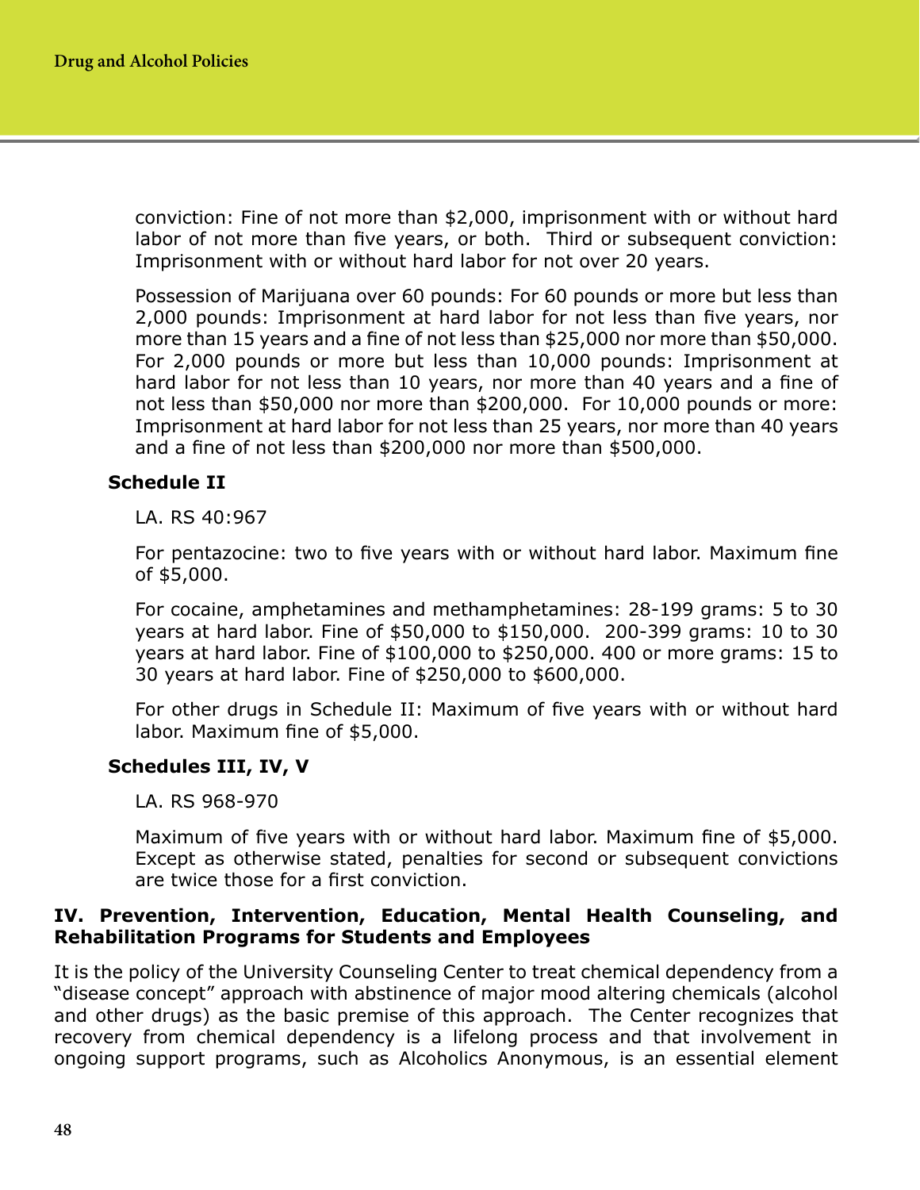conviction: Fine of not more than $2,000, imprisonment with or without hard labor of not more than five years, or both. Third or subsequent conviction: Imprisonment with or without hard labor for not over 20 years.

Possession of Marijuana over 60 pounds: For 60 pounds or more but less than 2,000 pounds: Imprisonment at hard labor for not less than five years, nor more than 15 years and a fine of not less than $25,000 nor more than $50,000. For 2,000 pounds or more but less than 10,000 pounds: Imprisonment at hard labor for not less than 10 years, nor more than 40 years and a fine of not less than $50,000 nor more than $200,000. For 10,000 pounds or more: Imprisonment at hard labor for not less than 25 years, nor more than 40 years and a fine of not less than $200,000 nor more than $500,000.

**Schedule II**

LA. RS 40:967

For pentazocine: two to five years with or without hard labor. Maximum fine of $5,000.

For cocaine, amphetamines and methamphetamines: 28-199 grams: 5 to 30 years at hard labor. Fine of $50,000 to $150,000. 200-399 grams: 10 to 30 years at hard labor. Fine of $100,000 to $250,000. 400 or more grams: 15 to 30 years at hard labor. Fine of $250,000 to $600,000.

For other drugs in Schedule II: Maximum of five years with or without hard labor. Maximum fine of $5,000.

**Schedules III, IV, V**

LA. RS 968-970

Maximum of five years with or without hard labor. Maximum fine of $5,000. Except as otherwise stated, penalties for second or subsequent convictions are twice those for a first conviction.

## IV. Prevention, Intervention, Education, Mental Health Counseling, and Rehabilitation Programs for Students and Employees

It is the policy of the University Counseling Center to treat chemical dependency from a "disease concept" approach with abstinence of major mood altering chemicals (alcohol and other drugs) as the basic premise of this approach. The Center recognizes that recovery from chemical dependency is a lifelong process and that involvement in ongoing support programs, such as Alcoholics Anonymous, is an essential element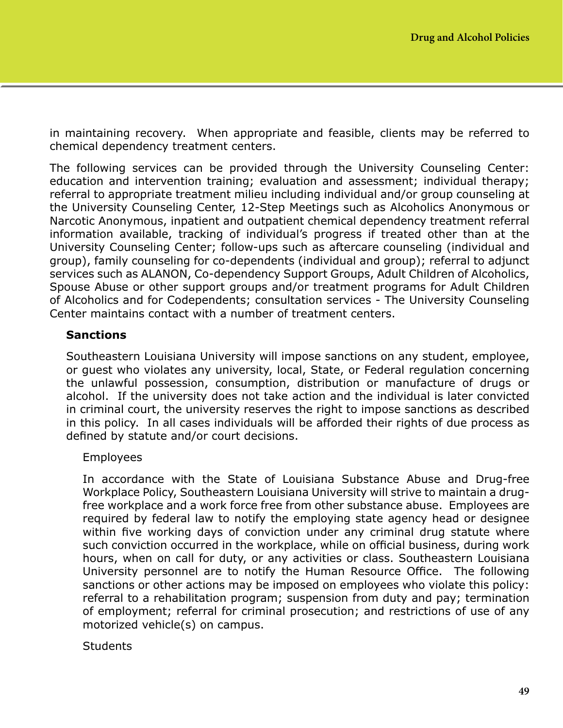in maintaining recovery. When appropriate and feasible, clients may be referred to chemical dependency treatment centers.

The following services can be provided through the University Counseling Center: education and intervention training; evaluation and assessment; individual therapy; referral to appropriate treatment milieu including individual and/or group counseling at the University Counseling Center, 12-Step Meetings such as Alcoholics Anonymous or Narcotic Anonymous, inpatient and outpatient chemical dependency treatment referral information available, tracking of individual's progress if treated other than at the University Counseling Center; follow-ups such as aftercare counseling (individual and group), family counseling for co-dependents (individual and group); referral to adjunct services such as ALANON, Co-dependency Support Groups, Adult Children of Alcoholics, Spouse Abuse or other support groups and/or treatment programs for Adult Children of Alcoholics and for Codependents; consultation services - The University Counseling Center maintains contact with a number of treatment centers.

### Sanctions

Southeastern Louisiana University will impose sanctions on any student, employee, or guest who violates any university, local, State, or Federal regulation concerning the unlawful possession, consumption, distribution or manufacture of drugs or alcohol. If the university does not take action and the individual is later convicted in criminal court, the university reserves the right to impose sanctions as described in this policy. In all cases individuals will be afforded their rights of due process as defined by statute and/or court decisions.

Employees

In accordance with the State of Louisiana Substance Abuse and Drug-free Workplace Policy, Southeastern Louisiana University will strive to maintain a drug-free workplace and a work force free from other substance abuse. Employees are required by federal law to notify the employing state agency head or designee within five working days of conviction under any criminal drug statute where such conviction occurred in the workplace, while on official business, during work hours, when on call for duty, or any activities or class. Southeastern Louisiana University personnel are to notify the Human Resource Office. The following sanctions or other actions may be imposed on employees who violate this policy: referral to a rehabilitation program; suspension from duty and pay; termination of employment; referral for criminal prosecution; and restrictions of use of any motorized vehicle(s) on campus.

Students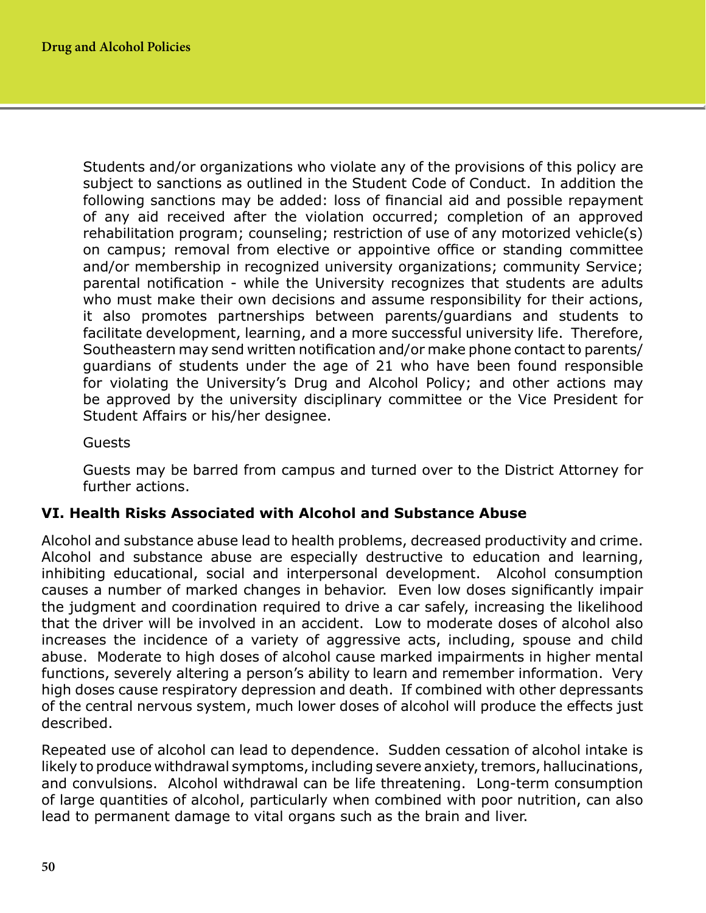Students and/or organizations who violate any of the provisions of this policy are subject to sanctions as outlined in the Student Code of Conduct. In addition the following sanctions may be added: loss of financial aid and possible repayment of any aid received after the violation occurred; completion of an approved rehabilitation program; counseling; restriction of use of any motorized vehicle(s) on campus; removal from elective or appointive office or standing committee and/or membership in recognized university organizations; community Service; parental notification - while the University recognizes that students are adults who must make their own decisions and assume responsibility for their actions, it also promotes partnerships between parents/guardians and students to facilitate development, learning, and a more successful university life. Therefore, Southeastern may send written notification and/or make phone contact to parents/guardians of students under the age of 21 who have been found responsible for violating the University's Drug and Alcohol Policy; and other actions may be approved by the university disciplinary committee or the Vice President for Student Affairs or his/her designee.

Guests

Guests may be barred from campus and turned over to the District Attorney for further actions.

## VI. Health Risks Associated with Alcohol and Substance Abuse

Alcohol and substance abuse lead to health problems, decreased productivity and crime. Alcohol and substance abuse are especially destructive to education and learning, inhibiting educational, social and interpersonal development. Alcohol consumption causes a number of marked changes in behavior. Even low doses significantly impair the judgment and coordination required to drive a car safely, increasing the likelihood that the driver will be involved in an accident. Low to moderate doses of alcohol also increases the incidence of a variety of aggressive acts, including, spouse and child abuse. Moderate to high doses of alcohol cause marked impairments in higher mental functions, severely altering a person's ability to learn and remember information. Very high doses cause respiratory depression and death. If combined with other depressants of the central nervous system, much lower doses of alcohol will produce the effects just described.

Repeated use of alcohol can lead to dependence. Sudden cessation of alcohol intake is likely to produce withdrawal symptoms, including severe anxiety, tremors, hallucinations, and convulsions. Alcohol withdrawal can be life threatening. Long-term consumption of large quantities of alcohol, particularly when combined with poor nutrition, can also lead to permanent damage to vital organs such as the brain and liver.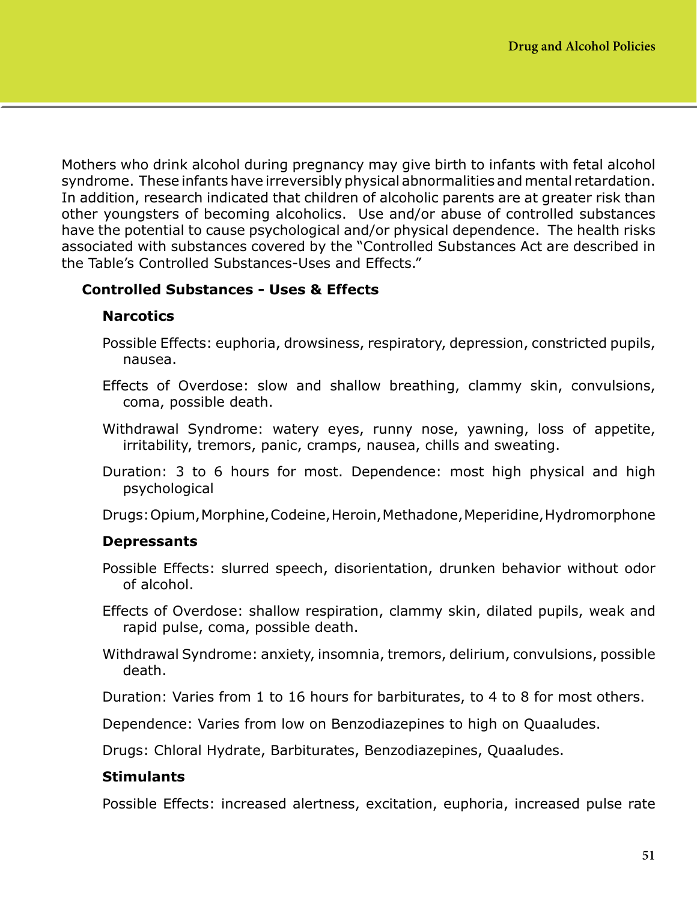Mothers who drink alcohol during pregnancy may give birth to infants with fetal alcohol syndrome. These infants have irreversibly physical abnormalities and mental retardation. In addition, research indicated that children of alcoholic parents are at greater risk than other youngsters of becoming alcoholics. Use and/or abuse of controlled substances have the potential to cause psychological and/or physical dependence. The health risks associated with substances covered by the "Controlled Substances Act are described in the Table's Controlled Substances-Uses and Effects."

**Controlled Substances - Uses & Effects**

**Narcotics**

Possible Effects: euphoria, drowsiness, respiratory, depression, constricted pupils, nausea.

Effects of Overdose: slow and shallow breathing, clammy skin, convulsions, coma, possible death.

Withdrawal Syndrome: watery eyes, runny nose, yawning, loss of appetite, irritability, tremors, panic, cramps, nausea, chills and sweating.

Duration: 3 to 6 hours for most. Dependence: most high physical and high psychological

Drugs: Opium, Morphine, Codeine, Heroin, Methadone, Meperidine, Hydromorphone

**Depressants**

Possible Effects: slurred speech, disorientation, drunken behavior without odor of alcohol.

Effects of Overdose: shallow respiration, clammy skin, dilated pupils, weak and rapid pulse, coma, possible death.

Withdrawal Syndrome: anxiety, insomnia, tremors, delirium, convulsions, possible death.

Duration: Varies from 1 to 16 hours for barbiturates, to 4 to 8 for most others.

Dependence: Varies from low on Benzodiazepines to high on Quaaludes.

Drugs: Chloral Hydrate, Barbiturates, Benzodiazepines, Quaaludes.

**Stimulants**

Possible Effects: increased alertness, excitation, euphoria, increased pulse rate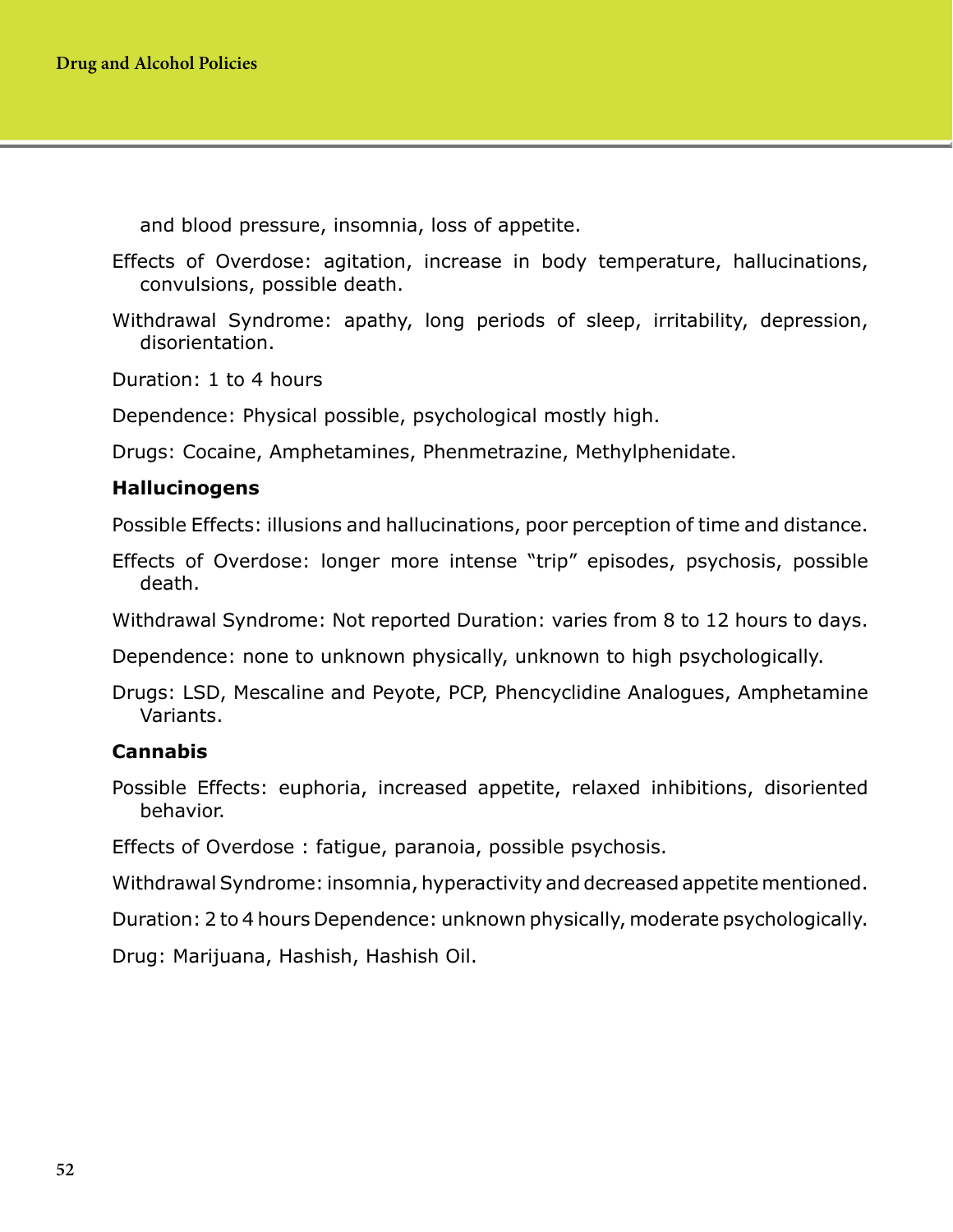and blood pressure, insomnia, loss of appetite.

Effects of Overdose: agitation, increase in body temperature, hallucinations, convulsions, possible death.

Withdrawal Syndrome: apathy, long periods of sleep, irritability, depression, disorientation.

Duration: 1 to 4 hours

Dependence: Physical possible, psychological mostly high.

Drugs: Cocaine, Amphetamines, Phenmetrazine, Methylphenidate.

**Hallucinogens**

Possible Effects: illusions and hallucinations, poor perception of time and distance.

Effects of Overdose: longer more intense "trip" episodes, psychosis, possible death.

Withdrawal Syndrome: Not reported Duration: varies from 8 to 12 hours to days.

Dependence: none to unknown physically, unknown to high psychologically.

Drugs: LSD, Mescaline and Peyote, PCP, Phencyclidine Analogues, Amphetamine Variants.

**Cannabis**

Possible Effects: euphoria, increased appetite, relaxed inhibitions, disoriented behavior.

Effects of Overdose : fatigue, paranoia, possible psychosis.

Withdrawal Syndrome: insomnia, hyperactivity and decreased appetite mentioned.

Duration: 2 to 4 hours Dependence: unknown physically, moderate psychologically.

Drug: Marijuana, Hashish, Hashish Oil.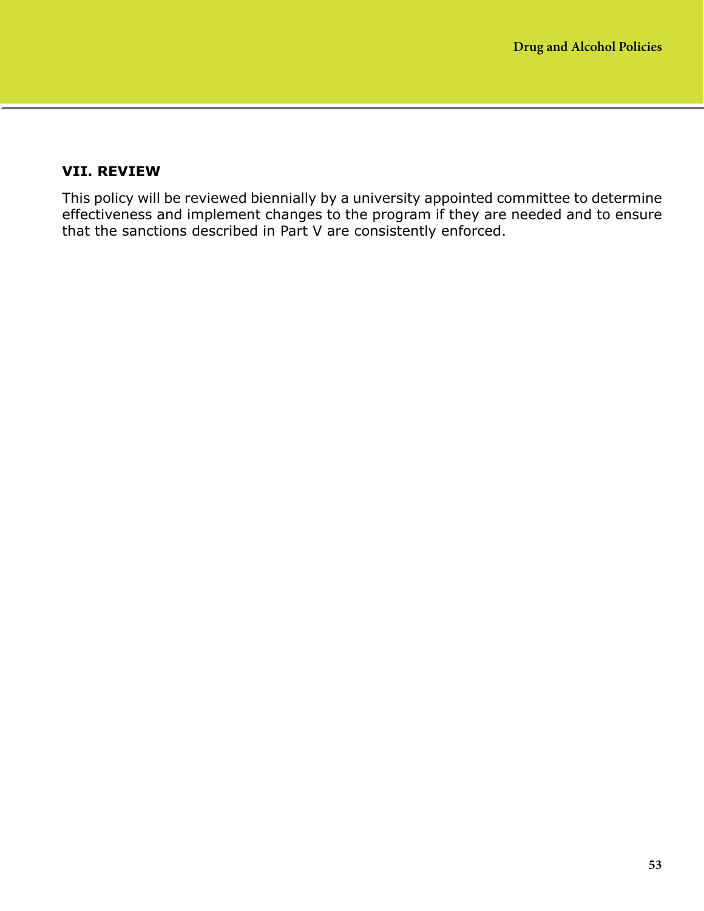## VII. REVIEW

This policy will be reviewed biennially by a university appointed committee to determine effectiveness and implement changes to the program if they are needed and to ensure that the sanctions described in Part V are consistently enforced.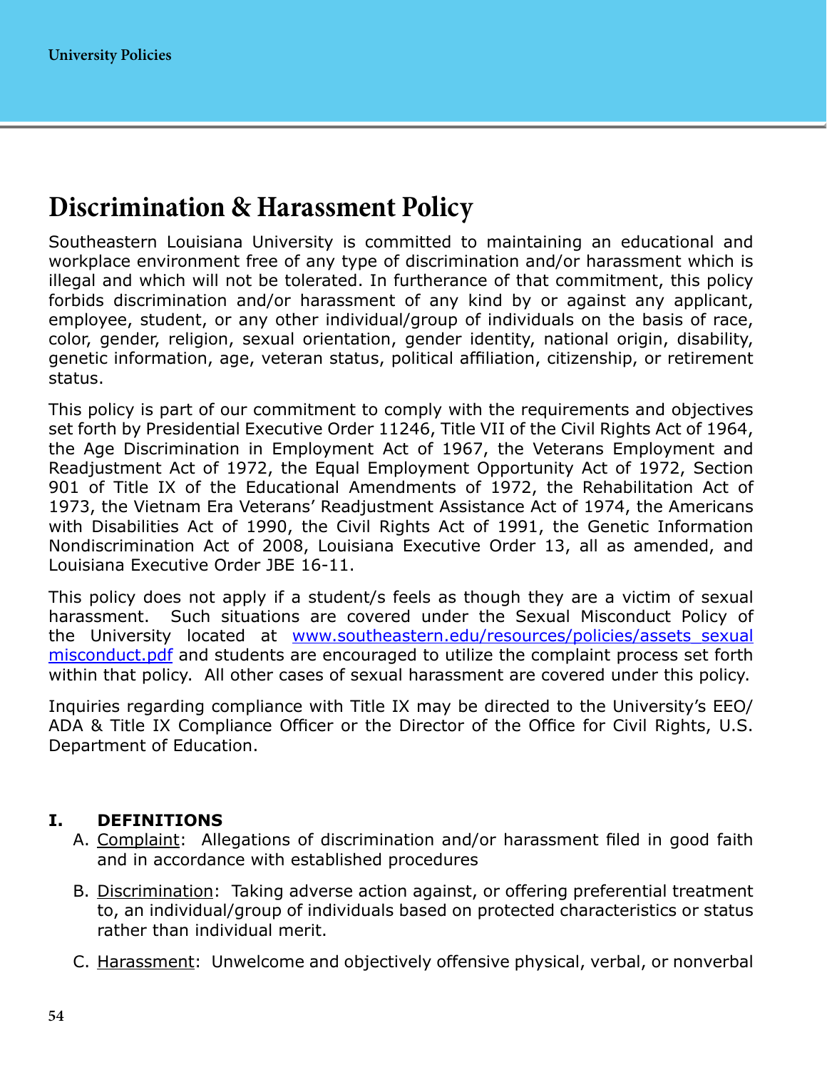# Discrimination & Harassment Policy

Southeastern Louisiana University is committed to maintaining an educational and workplace environment free of any type of discrimination and/or harassment which is illegal and which will not be tolerated. In furtherance of that commitment, this policy forbids discrimination and/or harassment of any kind by or against any applicant, employee, student, or any other individual/group of individuals on the basis of race, color, gender, religion, sexual orientation, gender identity, national origin, disability, genetic information, age, veteran status, political affiliation, citizenship, or retirement status.

This policy is part of our commitment to comply with the requirements and objectives set forth by Presidential Executive Order 11246, Title VII of the Civil Rights Act of 1964, the Age Discrimination in Employment Act of 1967, the Veterans Employment and Readjustment Act of 1972, the Equal Employment Opportunity Act of 1972, Section 901 of Title IX of the Educational Amendments of 1972, the Rehabilitation Act of 1973, the Vietnam Era Veterans' Readjustment Assistance Act of 1974, the Americans with Disabilities Act of 1990, the Civil Rights Act of 1991, the Genetic Information Nondiscrimination Act of 2008, Louisiana Executive Order 13, all as amended, and Louisiana Executive Order JBE 16-11.

This policy does not apply if a student/s feels as though they are a victim of sexual harassment. Such situations are covered under the Sexual Misconduct Policy of the University located at [www.southeastern.edu/resources/policies/assets_sexual misconduct.pdf](www.southeastern.edu/resources/policies/assets_sexual misconduct.pdf) and students are encouraged to utilize the complaint process set forth within that policy. All other cases of sexual harassment are covered under this policy.

Inquiries regarding compliance with Title IX may be directed to the University's EEO/ ADA & Title IX Compliance Officer or the Director of the Office for Civil Rights, U.S. Department of Education.

## I. DEFINITIONS

A. Complaint: Allegations of discrimination and/or harassment filed in good faith and in accordance with established procedures

B. Discrimination: Taking adverse action against, or offering preferential treatment to, an individual/group of individuals based on protected characteristics or status rather than individual merit.

C. Harassment: Unwelcome and objectively offensive physical, verbal, or nonverbal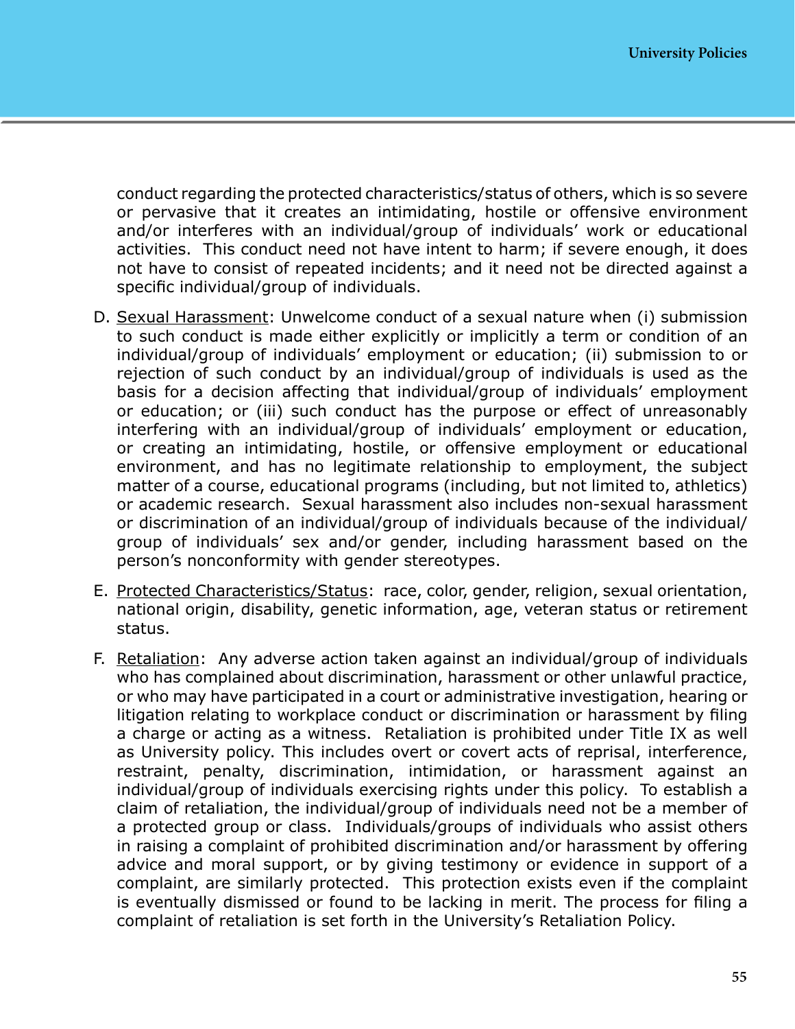conduct regarding the protected characteristics/status of others, which is so severe or pervasive that it creates an intimidating, hostile or offensive environment and/or interferes with an individual/group of individuals' work or educational activities. This conduct need not have intent to harm; if severe enough, it does not have to consist of repeated incidents; and it need not be directed against a specific individual/group of individuals.

D. <u>Sexual Harassment</u>: Unwelcome conduct of a sexual nature when (i) submission to such conduct is made either explicitly or implicitly a term or condition of an individual/group of individuals' employment or education; (ii) submission to or rejection of such conduct by an individual/group of individuals is used as the basis for a decision affecting that individual/group of individuals' employment or education; or (iii) such conduct has the purpose or effect of unreasonably interfering with an individual/group of individuals' employment or education, or creating an intimidating, hostile, or offensive employment or educational environment, and has no legitimate relationship to employment, the subject matter of a course, educational programs (including, but not limited to, athletics) or academic research. Sexual harassment also includes non-sexual harassment or discrimination of an individual/group of individuals because of the individual/group of individuals' sex and/or gender, including harassment based on the person's nonconformity with gender stereotypes.

E. <u>Protected Characteristics/Status</u>: race, color, gender, religion, sexual orientation, national origin, disability, genetic information, age, veteran status or retirement status.

F. <u>Retaliation</u>: Any adverse action taken against an individual/group of individuals who has complained about discrimination, harassment or other unlawful practice, or who may have participated in a court or administrative investigation, hearing or litigation relating to workplace conduct or discrimination or harassment by filing a charge or acting as a witness. Retaliation is prohibited under Title IX as well as University policy. This includes overt or covert acts of reprisal, interference, restraint, penalty, discrimination, intimidation, or harassment against an individual/group of individuals exercising rights under this policy. To establish a claim of retaliation, the individual/group of individuals need not be a member of a protected group or class. Individuals/groups of individuals who assist others in raising a complaint of prohibited discrimination and/or harassment by offering advice and moral support, or by giving testimony or evidence in support of a complaint, are similarly protected. This protection exists even if the complaint is eventually dismissed or found to be lacking in merit. The process for filing a complaint of retaliation is set forth in the University's Retaliation Policy.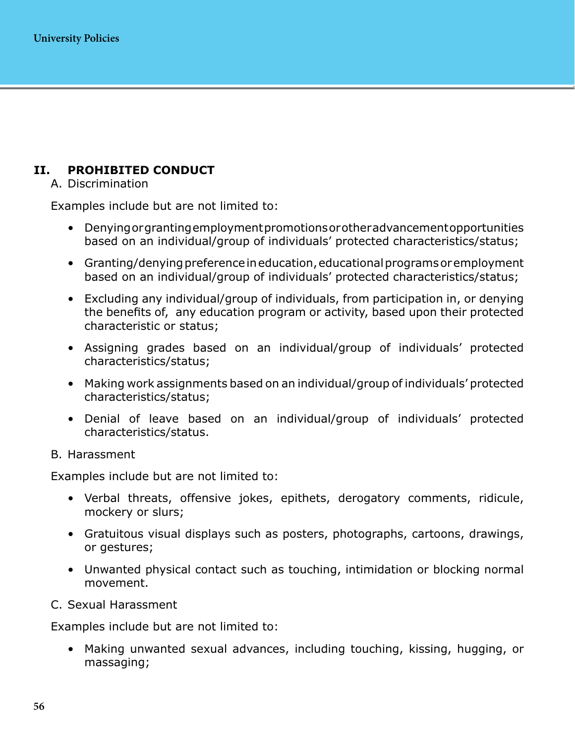## II. PROHIBITED CONDUCT

A. Discrimination

Examples include but are not limited to:

- Denying or granting employment promotions or other advancement opportunities based on an individual/group of individuals' protected characteristics/status;
- Granting/denying preference in education, educational programs or employment based on an individual/group of individuals' protected characteristics/status;
- Excluding any individual/group of individuals, from participation in, or denying the benefits of, any education program or activity, based upon their protected characteristic or status;
- Assigning grades based on an individual/group of individuals' protected characteristics/status;
- Making work assignments based on an individual/group of individuals' protected characteristics/status;
- Denial of leave based on an individual/group of individuals' protected characteristics/status.

B. Harassment

Examples include but are not limited to:

- Verbal threats, offensive jokes, epithets, derogatory comments, ridicule, mockery or slurs;
- Gratuitous visual displays such as posters, photographs, cartoons, drawings, or gestures;
- Unwanted physical contact such as touching, intimidation or blocking normal movement.

C. Sexual Harassment

Examples include but are not limited to:

- Making unwanted sexual advances, including touching, kissing, hugging, or massaging;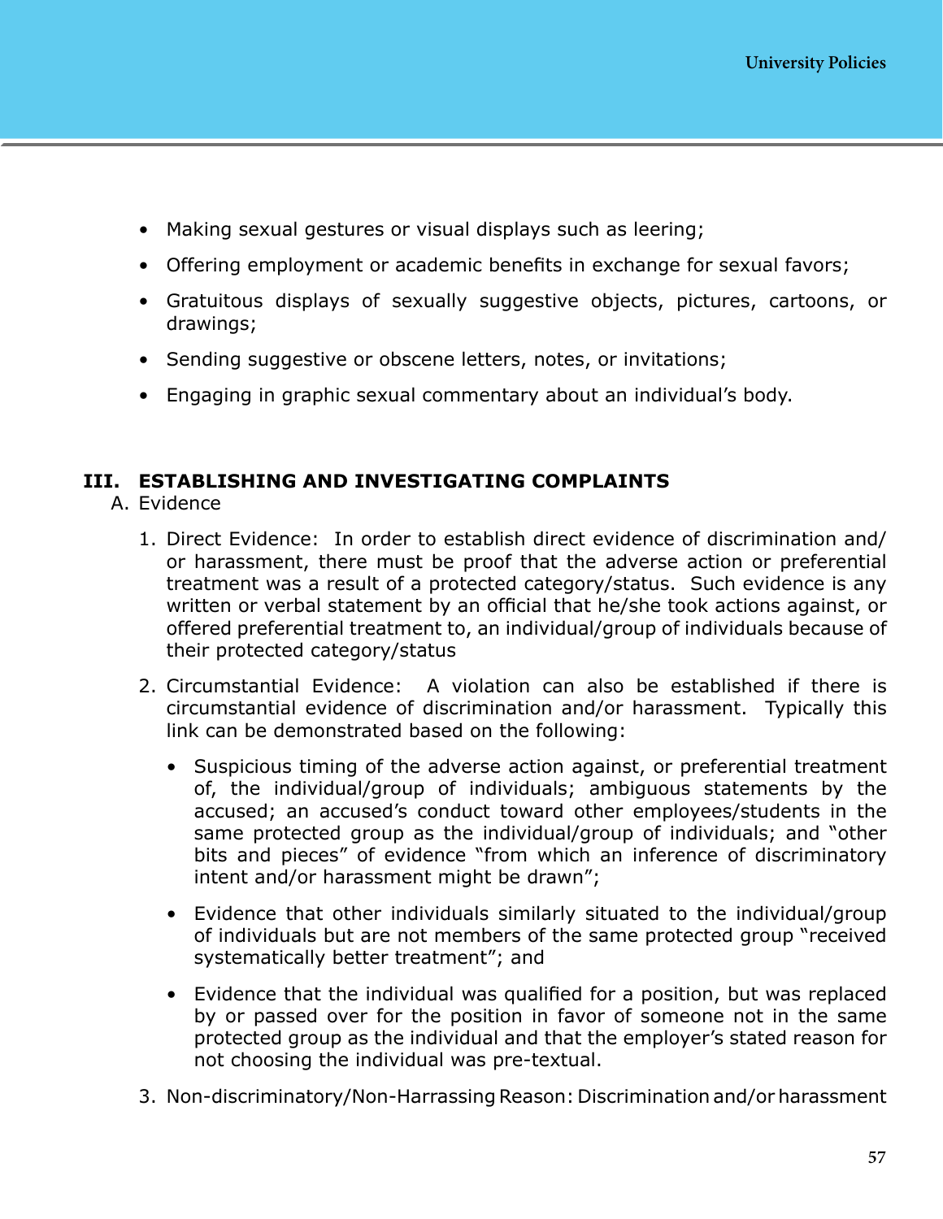- Making sexual gestures or visual displays such as leering;
- Offering employment or academic benefits in exchange for sexual favors;
- Gratuitous displays of sexually suggestive objects, pictures, cartoons, or drawings;
- Sending suggestive or obscene letters, notes, or invitations;
- Engaging in graphic sexual commentary about an individual's body.

## III. ESTABLISHING AND INVESTIGATING COMPLAINTS

A. Evidence

1. Direct Evidence: In order to establish direct evidence of discrimination and/or harassment, there must be proof that the adverse action or preferential treatment was a result of a protected category/status. Such evidence is any written or verbal statement by an official that he/she took actions against, or offered preferential treatment to, an individual/group of individuals because of their protected category/status

2. Circumstantial Evidence: A violation can also be established if there is circumstantial evidence of discrimination and/or harassment. Typically this link can be demonstrated based on the following:

   - Suspicious timing of the adverse action against, or preferential treatment of, the individual/group of individuals; ambiguous statements by the accused; an accused's conduct toward other employees/students in the same protected group as the individual/group of individuals; and "other bits and pieces" of evidence "from which an inference of discriminatory intent and/or harassment might be drawn";
   - Evidence that other individuals similarly situated to the individual/group of individuals but are not members of the same protected group "received systematically better treatment"; and
   - Evidence that the individual was qualified for a position, but was replaced by or passed over for the position in favor of someone not in the same protected group as the individual and that the employer's stated reason for not choosing the individual was pre-textual.

3. Non-discriminatory/Non-Harrassing Reason: Discrimination and/or harassment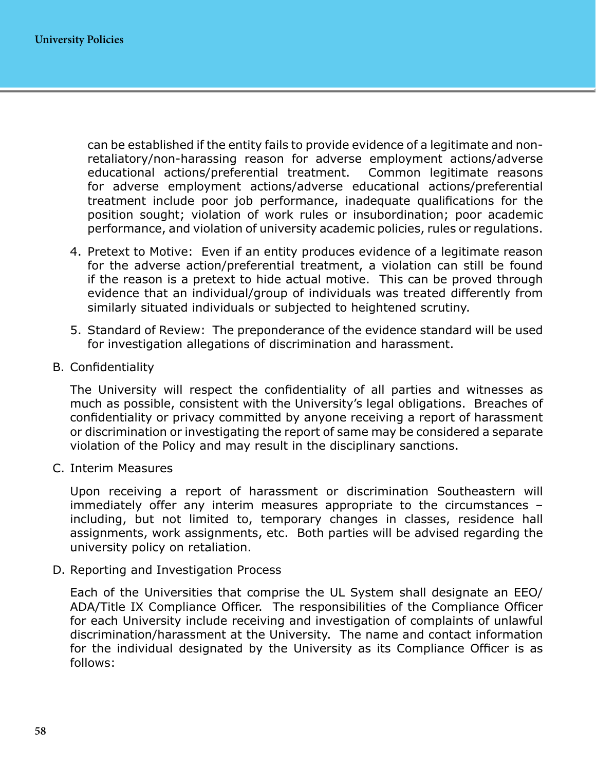can be established if the entity fails to provide evidence of a legitimate and non-retaliatory/non-harassing reason for adverse employment actions/adverse educational actions/preferential treatment. Common legitimate reasons for adverse employment actions/adverse educational actions/preferential treatment include poor job performance, inadequate qualifications for the position sought; violation of work rules or insubordination; poor academic performance, and violation of university academic policies, rules or regulations.

4. Pretext to Motive: Even if an entity produces evidence of a legitimate reason for the adverse action/preferential treatment, a violation can still be found if the reason is a pretext to hide actual motive. This can be proved through evidence that an individual/group of individuals was treated differently from similarly situated individuals or subjected to heightened scrutiny.

5. Standard of Review: The preponderance of the evidence standard will be used for investigation allegations of discrimination and harassment.

B. Confidentiality

The University will respect the confidentiality of all parties and witnesses as much as possible, consistent with the University's legal obligations. Breaches of confidentiality or privacy committed by anyone receiving a report of harassment or discrimination or investigating the report of same may be considered a separate violation of the Policy and may result in the disciplinary sanctions.

C. Interim Measures

Upon receiving a report of harassment or discrimination Southeastern will immediately offer any interim measures appropriate to the circumstances – including, but not limited to, temporary changes in classes, residence hall assignments, work assignments, etc. Both parties will be advised regarding the university policy on retaliation.

D. Reporting and Investigation Process

Each of the Universities that comprise the UL System shall designate an EEO/ADA/Title IX Compliance Officer. The responsibilities of the Compliance Officer for each University include receiving and investigation of complaints of unlawful discrimination/harassment at the University. The name and contact information for the individual designated by the University as its Compliance Officer is as follows: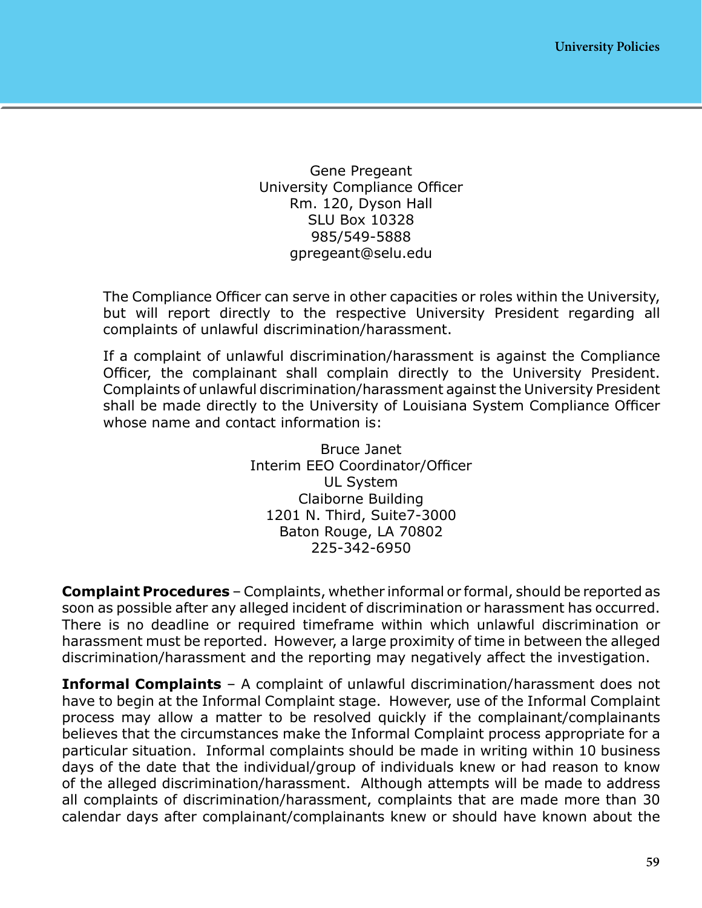Gene Pregeant
University Compliance Officer
Rm. 120, Dyson Hall
SLU Box 10328
985/549-5888
gpregeant@selu.edu

The Compliance Officer can serve in other capacities or roles within the University, but will report directly to the respective University President regarding all complaints of unlawful discrimination/harassment.

If a complaint of unlawful discrimination/harassment is against the Compliance Officer, the complainant shall complain directly to the University President. Complaints of unlawful discrimination/harassment against the University President shall be made directly to the University of Louisiana System Compliance Officer whose name and contact information is:

Bruce Janet
Interim EEO Coordinator/Officer
UL System
Claiborne Building
1201 N. Third, Suite7-3000
Baton Rouge, LA 70802
225-342-6950

**Complaint Procedures** – Complaints, whether informal or formal, should be reported as soon as possible after any alleged incident of discrimination or harassment has occurred. There is no deadline or required timeframe within which unlawful discrimination or harassment must be reported. However, a large proximity of time in between the alleged discrimination/harassment and the reporting may negatively affect the investigation.

**Informal Complaints** – A complaint of unlawful discrimination/harassment does not have to begin at the Informal Complaint stage. However, use of the Informal Complaint process may allow a matter to be resolved quickly if the complainant/complainants believes that the circumstances make the Informal Complaint process appropriate for a particular situation. Informal complaints should be made in writing within 10 business days of the date that the individual/group of individuals knew or had reason to know of the alleged discrimination/harassment. Although attempts will be made to address all complaints of discrimination/harassment, complaints that are made more than 30 calendar days after complainant/complainants knew or should have known about the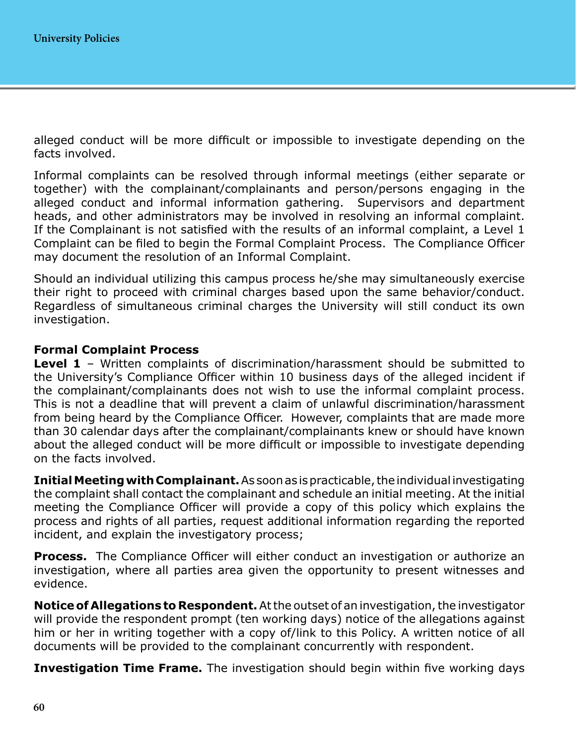alleged conduct will be more difficult or impossible to investigate depending on the facts involved.

Informal complaints can be resolved through informal meetings (either separate or together) with the complainant/complainants and person/persons engaging in the alleged conduct and informal information gathering. Supervisors and department heads, and other administrators may be involved in resolving an informal complaint. If the Complainant is not satisfied with the results of an informal complaint, a Level 1 Complaint can be filed to begin the Formal Complaint Process. The Compliance Officer may document the resolution of an Informal Complaint.

Should an individual utilizing this campus process he/she may simultaneously exercise their right to proceed with criminal charges based upon the same behavior/conduct. Regardless of simultaneous criminal charges the University will still conduct its own investigation.

**Formal Complaint Process**

**Level 1** – Written complaints of discrimination/harassment should be submitted to the University's Compliance Officer within 10 business days of the alleged incident if the complainant/complainants does not wish to use the informal complaint process. This is not a deadline that will prevent a claim of unlawful discrimination/harassment from being heard by the Compliance Officer. However, complaints that are made more than 30 calendar days after the complainant/complainants knew or should have known about the alleged conduct will be more difficult or impossible to investigate depending on the facts involved.

**Initial Meeting with Complainant.** As soon as is practicable, the individual investigating the complaint shall contact the complainant and schedule an initial meeting. At the initial meeting the Compliance Officer will provide a copy of this policy which explains the process and rights of all parties, request additional information regarding the reported incident, and explain the investigatory process;

**Process.** The Compliance Officer will either conduct an investigation or authorize an investigation, where all parties area given the opportunity to present witnesses and evidence.

**Notice of Allegations to Respondent.** At the outset of an investigation, the investigator will provide the respondent prompt (ten working days) notice of the allegations against him or her in writing together with a copy of/link to this Policy. A written notice of all documents will be provided to the complainant concurrently with respondent.

**Investigation Time Frame.** The investigation should begin within five working days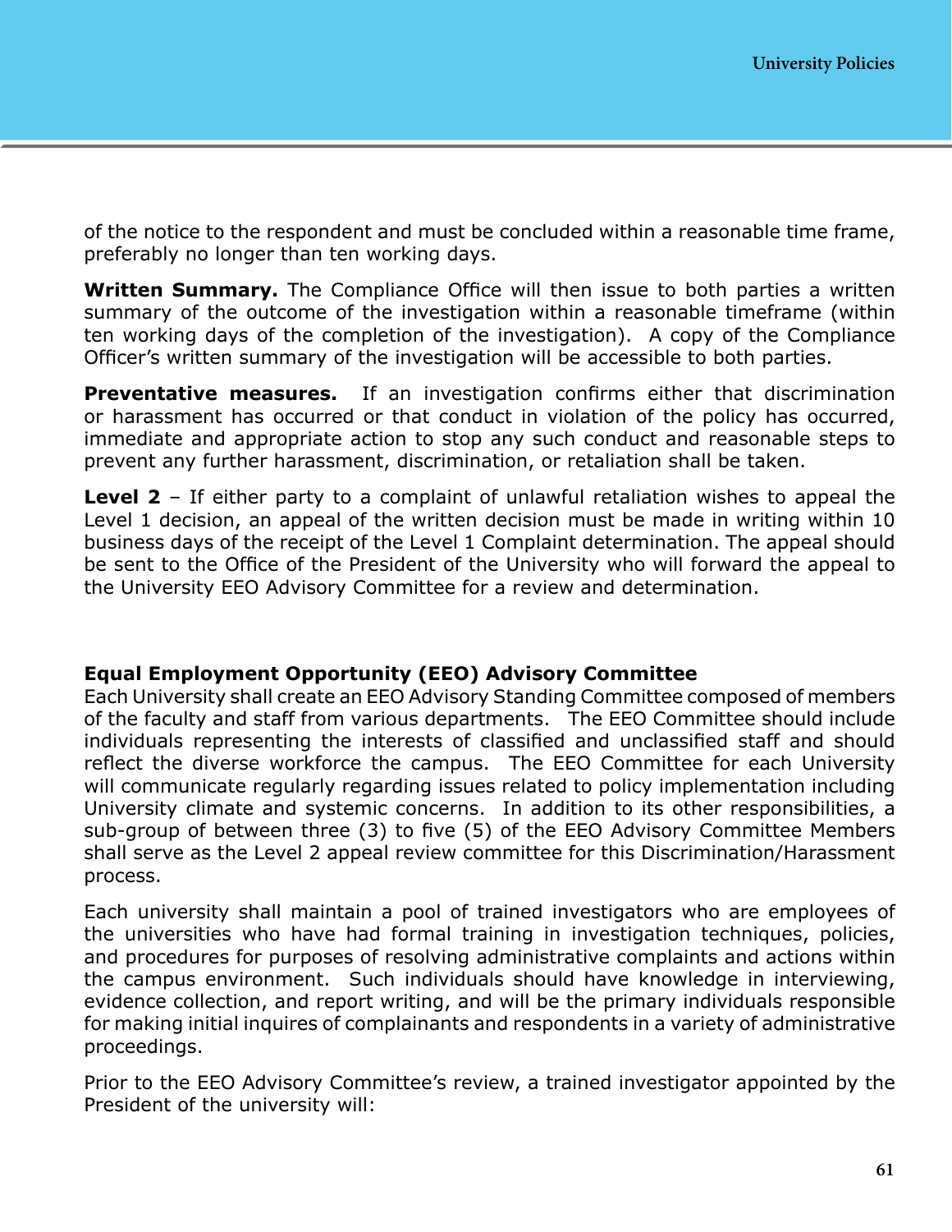of the notice to the respondent and must be concluded within a reasonable time frame, preferably no longer than ten working days.

**Written Summary.** The Compliance Office will then issue to both parties a written summary of the outcome of the investigation within a reasonable timeframe (within ten working days of the completion of the investigation). A copy of the Compliance Officer's written summary of the investigation will be accessible to both parties.

**Preventative measures.** If an investigation confirms either that discrimination or harassment has occurred or that conduct in violation of the policy has occurred, immediate and appropriate action to stop any such conduct and reasonable steps to prevent any further harassment, discrimination, or retaliation shall be taken.

**Level 2** – If either party to a complaint of unlawful retaliation wishes to appeal the Level 1 decision, an appeal of the written decision must be made in writing within 10 business days of the receipt of the Level 1 Complaint determination. The appeal should be sent to the Office of the President of the University who will forward the appeal to the University EEO Advisory Committee for a review and determination.

**Equal Employment Opportunity (EEO) Advisory Committee**

Each University shall create an EEO Advisory Standing Committee composed of members of the faculty and staff from various departments. The EEO Committee should include individuals representing the interests of classified and unclassified staff and should reflect the diverse workforce the campus. The EEO Committee for each University will communicate regularly regarding issues related to policy implementation including University climate and systemic concerns. In addition to its other responsibilities, a sub-group of between three (3) to five (5) of the EEO Advisory Committee Members shall serve as the Level 2 appeal review committee for this Discrimination/Harassment process.

Each university shall maintain a pool of trained investigators who are employees of the universities who have had formal training in investigation techniques, policies, and procedures for purposes of resolving administrative complaints and actions within the campus environment. Such individuals should have knowledge in interviewing, evidence collection, and report writing, and will be the primary individuals responsible for making initial inquires of complainants and respondents in a variety of administrative proceedings.

Prior to the EEO Advisory Committee's review, a trained investigator appointed by the President of the university will: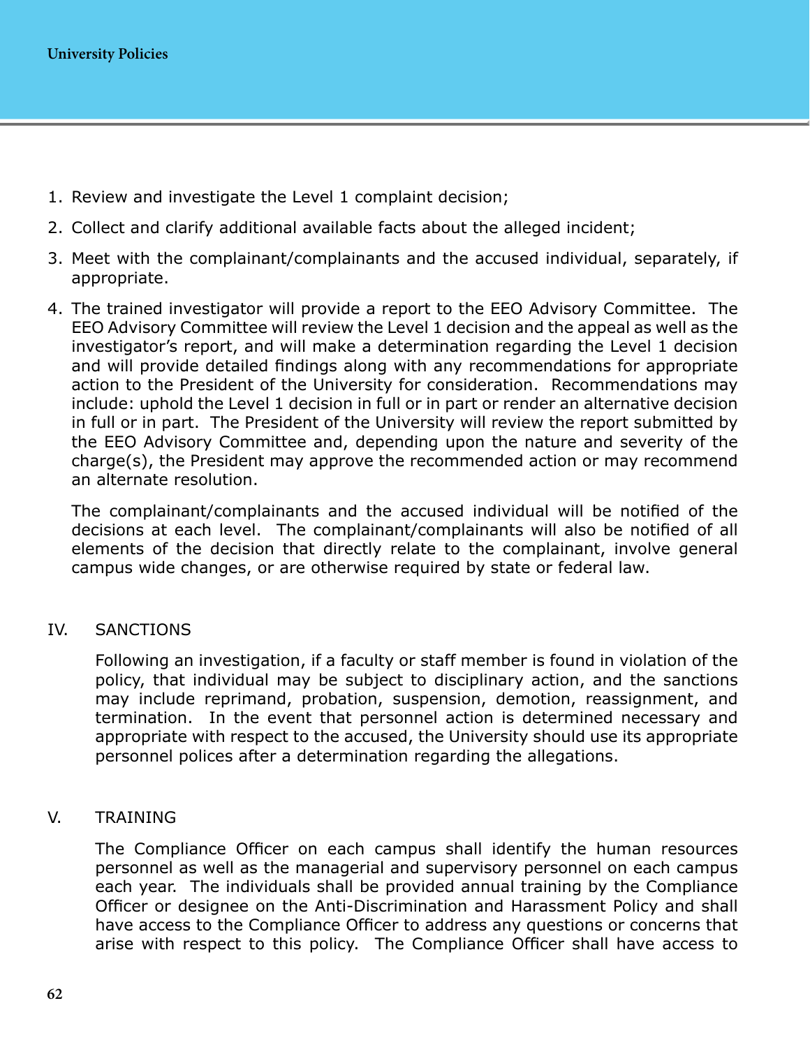1. Review and investigate the Level 1 complaint decision;
2. Collect and clarify additional available facts about the alleged incident;
3. Meet with the complainant/complainants and the accused individual, separately, if appropriate.
4. The trained investigator will provide a report to the EEO Advisory Committee. The EEO Advisory Committee will review the Level 1 decision and the appeal as well as the investigator's report, and will make a determination regarding the Level 1 decision and will provide detailed findings along with any recommendations for appropriate action to the President of the University for consideration. Recommendations may include: uphold the Level 1 decision in full or in part or render an alternative decision in full or in part. The President of the University will review the report submitted by the EEO Advisory Committee and, depending upon the nature and severity of the charge(s), the President may approve the recommended action or may recommend an alternate resolution.

   The complainant/complainants and the accused individual will be notified of the decisions at each level. The complainant/complainants will also be notified of all elements of the decision that directly relate to the complainant, involve general campus wide changes, or are otherwise required by state or federal law.

## IV. SANCTIONS

Following an investigation, if a faculty or staff member is found in violation of the policy, that individual may be subject to disciplinary action, and the sanctions may include reprimand, probation, suspension, demotion, reassignment, and termination. In the event that personnel action is determined necessary and appropriate with respect to the accused, the University should use its appropriate personnel polices after a determination regarding the allegations.

## V. TRAINING

The Compliance Officer on each campus shall identify the human resources personnel as well as the managerial and supervisory personnel on each campus each year. The individuals shall be provided annual training by the Compliance Officer or designee on the Anti-Discrimination and Harassment Policy and shall have access to the Compliance Officer to address any questions or concerns that arise with respect to this policy. The Compliance Officer shall have access to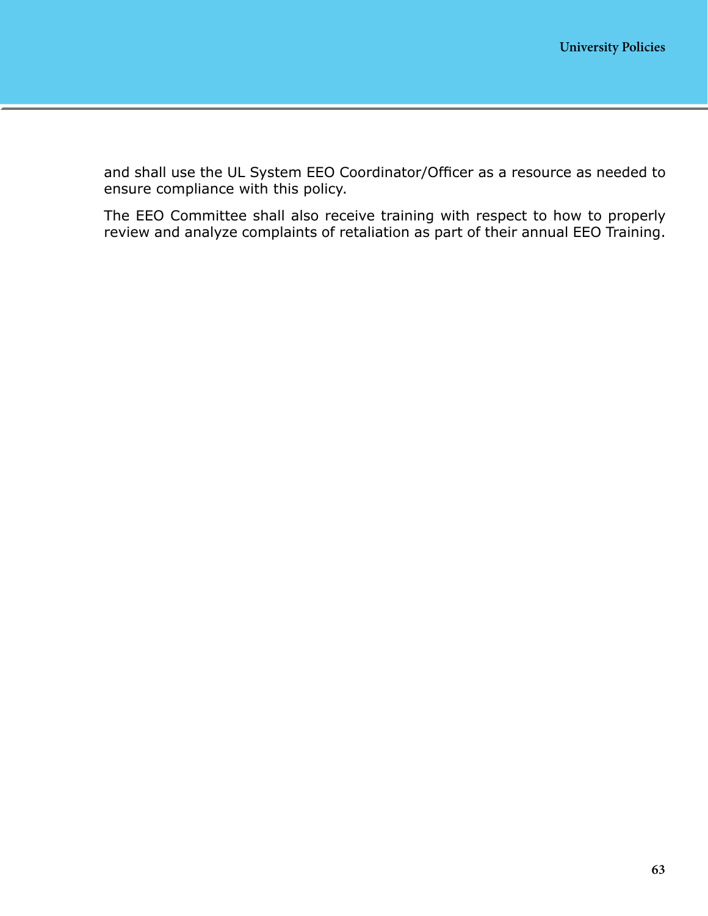and shall use the UL System EEO Coordinator/Officer as a resource as needed to ensure compliance with this policy.

The EEO Committee shall also receive training with respect to how to properly review and analyze complaints of retaliation as part of their annual EEO Training.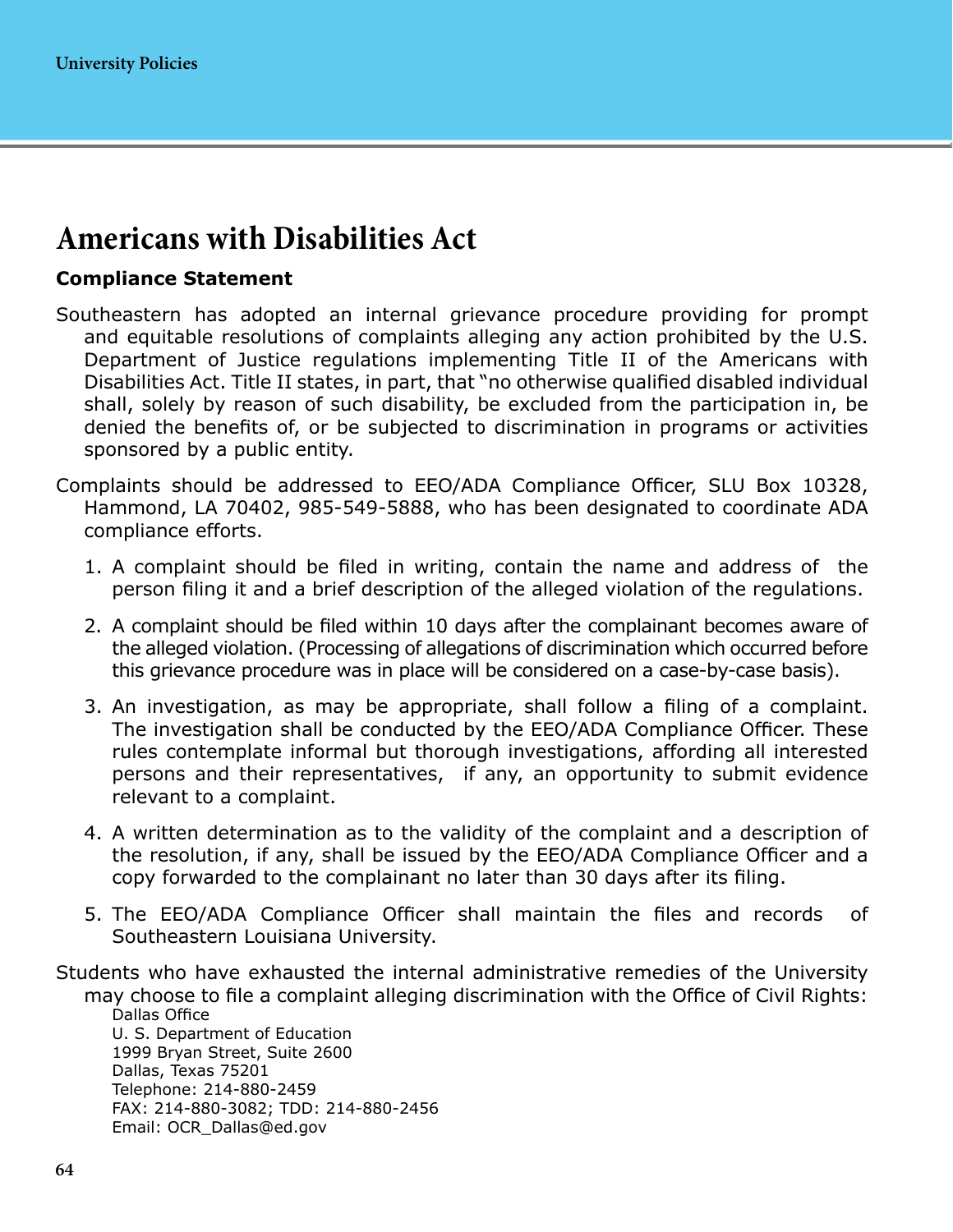# Americans with Disabilities Act

**Compliance Statement**

Southeastern has adopted an internal grievance procedure providing for prompt and equitable resolutions of complaints alleging any action prohibited by the U.S. Department of Justice regulations implementing Title II of the Americans with Disabilities Act. Title II states, in part, that "no otherwise qualified disabled individual shall, solely by reason of such disability, be excluded from the participation in, be denied the benefits of, or be subjected to discrimination in programs or activities sponsored by a public entity.

Complaints should be addressed to EEO/ADA Compliance Officer, SLU Box 10328, Hammond, LA 70402, 985-549-5888, who has been designated to coordinate ADA compliance efforts.

1. A complaint should be filed in writing, contain the name and address of the person filing it and a brief description of the alleged violation of the regulations.
2. A complaint should be filed within 10 days after the complainant becomes aware of the alleged violation. (Processing of allegations of discrimination which occurred before this grievance procedure was in place will be considered on a case-by-case basis).
3. An investigation, as may be appropriate, shall follow a filing of a complaint. The investigation shall be conducted by the EEO/ADA Compliance Officer. These rules contemplate informal but thorough investigations, affording all interested persons and their representatives, if any, an opportunity to submit evidence relevant to a complaint.
4. A written determination as to the validity of the complaint and a description of the resolution, if any, shall be issued by the EEO/ADA Compliance Officer and a copy forwarded to the complainant no later than 30 days after its filing.
5. The EEO/ADA Compliance Officer shall maintain the files and records of Southeastern Louisiana University.

Students who have exhausted the internal administrative remedies of the University may choose to file a complaint alleging discrimination with the Office of Civil Rights:

Dallas Office
U. S. Department of Education
1999 Bryan Street, Suite 2600
Dallas, Texas 75201
Telephone: 214-880-2459
FAX: 214-880-3082; TDD: 214-880-2456
Email: OCR_Dallas@ed.gov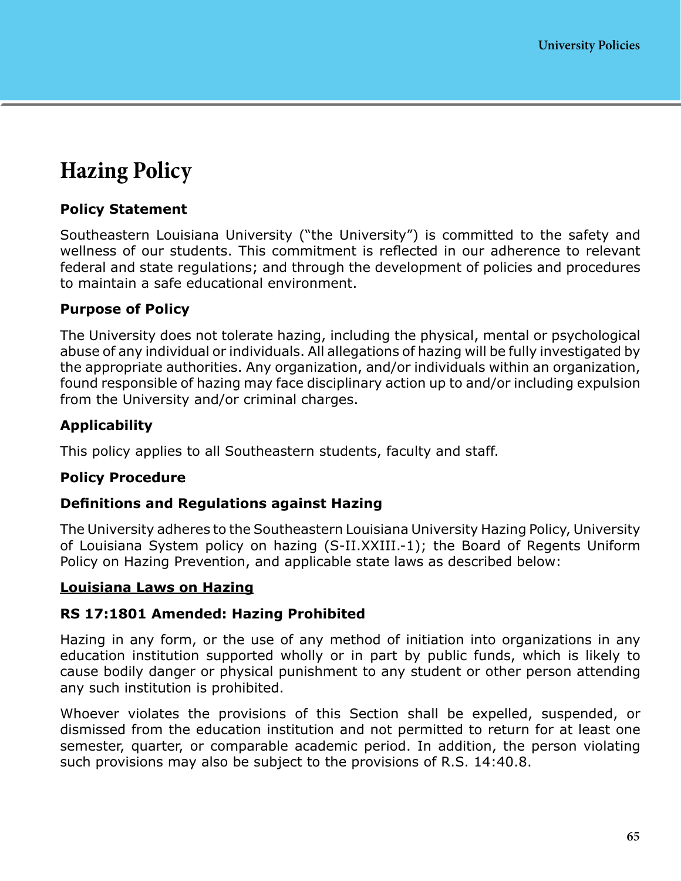# Hazing Policy

**Policy Statement**

Southeastern Louisiana University ("the University") is committed to the safety and wellness of our students. This commitment is reflected in our adherence to relevant federal and state regulations; and through the development of policies and procedures to maintain a safe educational environment.

**Purpose of Policy**

The University does not tolerate hazing, including the physical, mental or psychological abuse of any individual or individuals. All allegations of hazing will be fully investigated by the appropriate authorities. Any organization, and/or individuals within an organization, found responsible of hazing may face disciplinary action up to and/or including expulsion from the University and/or criminal charges.

**Applicability**

This policy applies to all Southeastern students, faculty and staff.

**Policy Procedure**

**Definitions and Regulations against Hazing**

The University adheres to the Southeastern Louisiana University Hazing Policy, University of Louisiana System policy on hazing (S-II.XXIII.-1); the Board of Regents Uniform Policy on Hazing Prevention, and applicable state laws as described below:

**Louisiana Laws on Hazing**

**RS 17:1801 Amended: Hazing Prohibited**

Hazing in any form, or the use of any method of initiation into organizations in any education institution supported wholly or in part by public funds, which is likely to cause bodily danger or physical punishment to any student or other person attending any such institution is prohibited.

Whoever violates the provisions of this Section shall be expelled, suspended, or dismissed from the education institution and not permitted to return for at least one semester, quarter, or comparable academic period. In addition, the person violating such provisions may also be subject to the provisions of R.S. 14:40.8.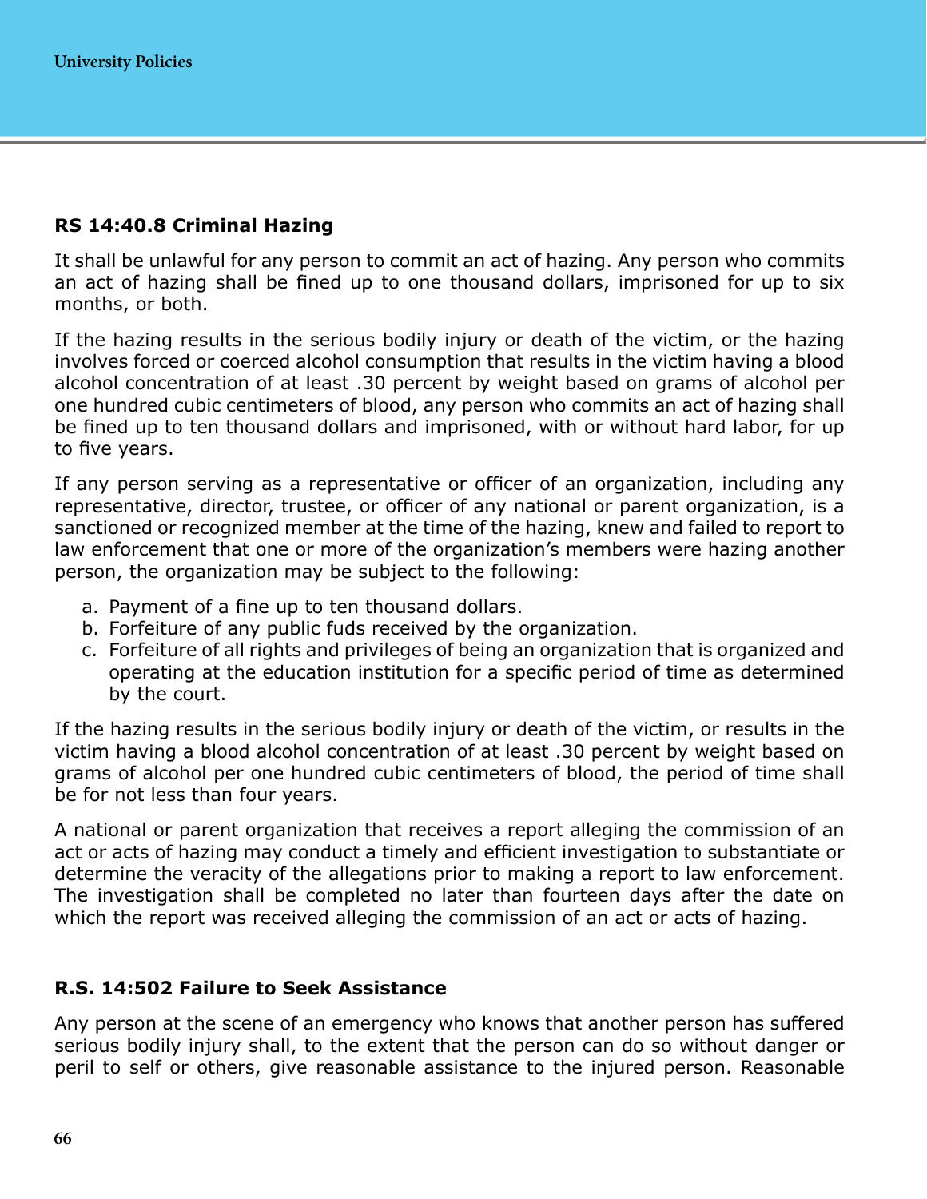### RS 14:40.8 Criminal Hazing

It shall be unlawful for any person to commit an act of hazing. Any person who commits an act of hazing shall be fined up to one thousand dollars, imprisoned for up to six months, or both.

If the hazing results in the serious bodily injury or death of the victim, or the hazing involves forced or coerced alcohol consumption that results in the victim having a blood alcohol concentration of at least .30 percent by weight based on grams of alcohol per one hundred cubic centimeters of blood, any person who commits an act of hazing shall be fined up to ten thousand dollars and imprisoned, with or without hard labor, for up to five years.

If any person serving as a representative or officer of an organization, including any representative, director, trustee, or officer of any national or parent organization, is a sanctioned or recognized member at the time of the hazing, knew and failed to report to law enforcement that one or more of the organization's members were hazing another person, the organization may be subject to the following:

a. Payment of a fine up to ten thousand dollars.
b. Forfeiture of any public fuds received by the organization.
c. Forfeiture of all rights and privileges of being an organization that is organized and operating at the education institution for a specific period of time as determined by the court.

If the hazing results in the serious bodily injury or death of the victim, or results in the victim having a blood alcohol concentration of at least .30 percent by weight based on grams of alcohol per one hundred cubic centimeters of blood, the period of time shall be for not less than four years.

A national or parent organization that receives a report alleging the commission of an act or acts of hazing may conduct a timely and efficient investigation to substantiate or determine the veracity of the allegations prior to making a report to law enforcement. The investigation shall be completed no later than fourteen days after the date on which the report was received alleging the commission of an act or acts of hazing.

### R.S. 14:502 Failure to Seek Assistance

Any person at the scene of an emergency who knows that another person has suffered serious bodily injury shall, to the extent that the person can do so without danger or peril to self or others, give reasonable assistance to the injured person. Reasonable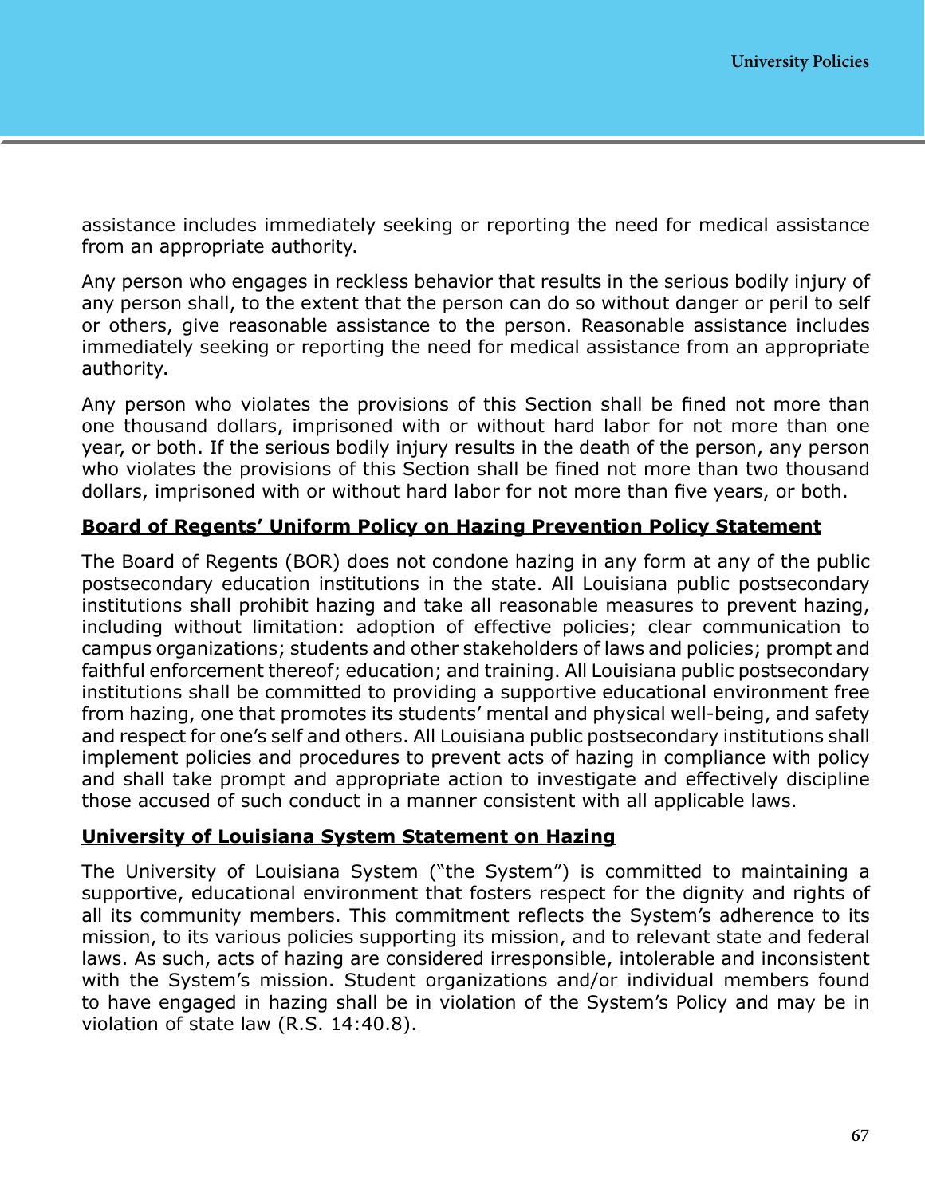assistance includes immediately seeking or reporting the need for medical assistance from an appropriate authority.

Any person who engages in reckless behavior that results in the serious bodily injury of any person shall, to the extent that the person can do so without danger or peril to self or others, give reasonable assistance to the person. Reasonable assistance includes immediately seeking or reporting the need for medical assistance from an appropriate authority.

Any person who violates the provisions of this Section shall be fined not more than one thousand dollars, imprisoned with or without hard labor for not more than one year, or both. If the serious bodily injury results in the death of the person, any person who violates the provisions of this Section shall be fined not more than two thousand dollars, imprisoned with or without hard labor for not more than five years, or both.

**Board of Regents' Uniform Policy on Hazing Prevention Policy Statement**

The Board of Regents (BOR) does not condone hazing in any form at any of the public postsecondary education institutions in the state. All Louisiana public postsecondary institutions shall prohibit hazing and take all reasonable measures to prevent hazing, including without limitation: adoption of effective policies; clear communication to campus organizations; students and other stakeholders of laws and policies; prompt and faithful enforcement thereof; education; and training. All Louisiana public postsecondary institutions shall be committed to providing a supportive educational environment free from hazing, one that promotes its students' mental and physical well-being, and safety and respect for one's self and others. All Louisiana public postsecondary institutions shall implement policies and procedures to prevent acts of hazing in compliance with policy and shall take prompt and appropriate action to investigate and effectively discipline those accused of such conduct in a manner consistent with all applicable laws.

**University of Louisiana System Statement on Hazing**

The University of Louisiana System ("the System") is committed to maintaining a supportive, educational environment that fosters respect for the dignity and rights of all its community members. This commitment reflects the System's adherence to its mission, to its various policies supporting its mission, and to relevant state and federal laws. As such, acts of hazing are considered irresponsible, intolerable and inconsistent with the System's mission. Student organizations and/or individual members found to have engaged in hazing shall be in violation of the System's Policy and may be in violation of state law (R.S. 14:40.8).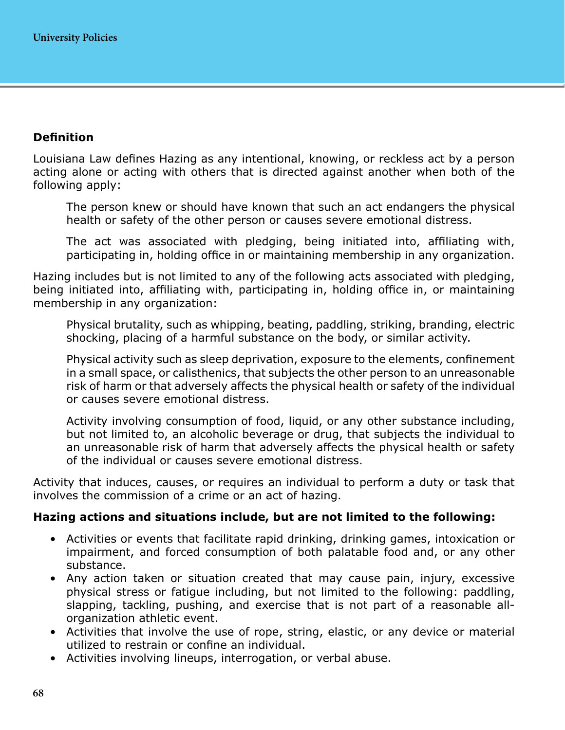### Definition

Louisiana Law defines Hazing as any intentional, knowing, or reckless act by a person acting alone or acting with others that is directed against another when both of the following apply:

> The person knew or should have known that such an act endangers the physical health or safety of the other person or causes severe emotional distress.
>
> The act was associated with pledging, being initiated into, affiliating with, participating in, holding office in or maintaining membership in any organization.

Hazing includes but is not limited to any of the following acts associated with pledging, being initiated into, affiliating with, participating in, holding office in, or maintaining membership in any organization:

> Physical brutality, such as whipping, beating, paddling, striking, branding, electric shocking, placing of a harmful substance on the body, or similar activity.
>
> Physical activity such as sleep deprivation, exposure to the elements, confinement in a small space, or calisthenics, that subjects the other person to an unreasonable risk of harm or that adversely affects the physical health or safety of the individual or causes severe emotional distress.
>
> Activity involving consumption of food, liquid, or any other substance including, but not limited to, an alcoholic beverage or drug, that subjects the individual to an unreasonable risk of harm that adversely affects the physical health or safety of the individual or causes severe emotional distress.

Activity that induces, causes, or requires an individual to perform a duty or task that involves the commission of a crime or an act of hazing.

**Hazing actions and situations include, but are not limited to the following:**

- Activities or events that facilitate rapid drinking, drinking games, intoxication or impairment, and forced consumption of both palatable food and, or any other substance.
- Any action taken or situation created that may cause pain, injury, excessive physical stress or fatigue including, but not limited to the following: paddling, slapping, tackling, pushing, and exercise that is not part of a reasonable all-organization athletic event.
- Activities that involve the use of rope, string, elastic, or any device or material utilized to restrain or confine an individual.
- Activities involving lineups, interrogation, or verbal abuse.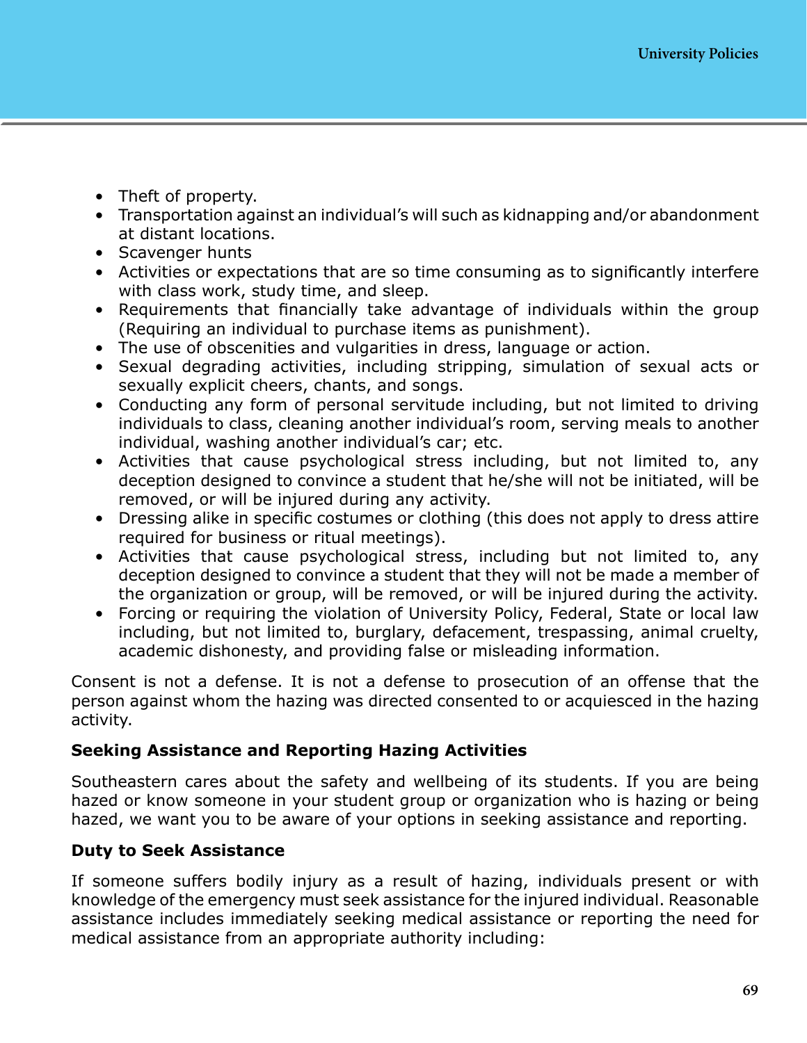- Theft of property.
- Transportation against an individual's will such as kidnapping and/or abandonment at distant locations.
- Scavenger hunts
- Activities or expectations that are so time consuming as to significantly interfere with class work, study time, and sleep.
- Requirements that financially take advantage of individuals within the group (Requiring an individual to purchase items as punishment).
- The use of obscenities and vulgarities in dress, language or action.
- Sexual degrading activities, including stripping, simulation of sexual acts or sexually explicit cheers, chants, and songs.
- Conducting any form of personal servitude including, but not limited to driving individuals to class, cleaning another individual's room, serving meals to another individual, washing another individual's car; etc.
- Activities that cause psychological stress including, but not limited to, any deception designed to convince a student that he/she will not be initiated, will be removed, or will be injured during any activity.
- Dressing alike in specific costumes or clothing (this does not apply to dress attire required for business or ritual meetings).
- Activities that cause psychological stress, including but not limited to, any deception designed to convince a student that they will not be made a member of the organization or group, will be removed, or will be injured during the activity.
- Forcing or requiring the violation of University Policy, Federal, State or local law including, but not limited to, burglary, defacement, trespassing, animal cruelty, academic dishonesty, and providing false or misleading information.

Consent is not a defense. It is not a defense to prosecution of an offense that the person against whom the hazing was directed consented to or acquiesced in the hazing activity.

**Seeking Assistance and Reporting Hazing Activities**

Southeastern cares about the safety and wellbeing of its students. If you are being hazed or know someone in your student group or organization who is hazing or being hazed, we want you to be aware of your options in seeking assistance and reporting.

**Duty to Seek Assistance**

If someone suffers bodily injury as a result of hazing, individuals present or with knowledge of the emergency must seek assistance for the injured individual. Reasonable assistance includes immediately seeking medical assistance or reporting the need for medical assistance from an appropriate authority including: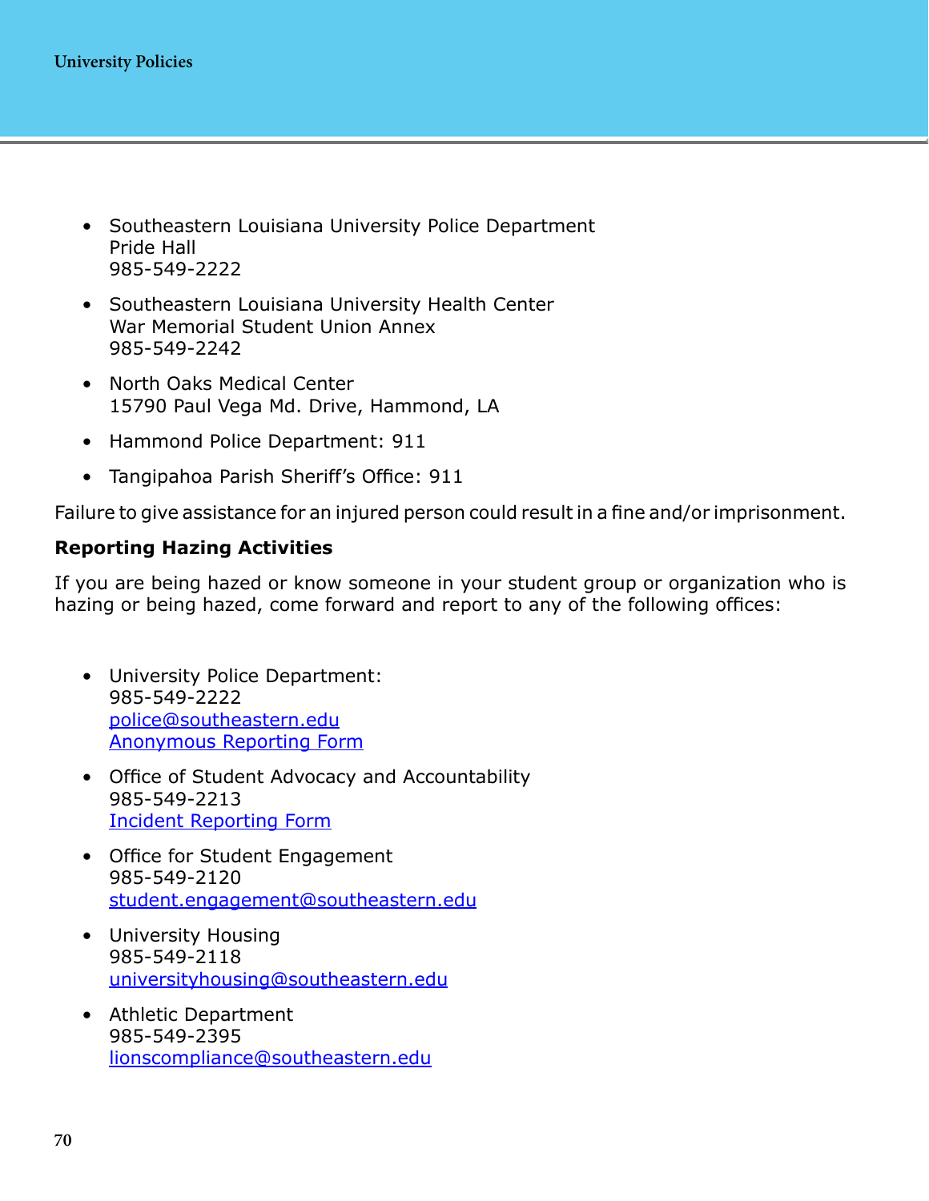- Southeastern Louisiana University Police Department
  Pride Hall
  985-549-2222

- Southeastern Louisiana University Health Center
  War Memorial Student Union Annex
  985-549-2242

- North Oaks Medical Center
  15790 Paul Vega Md. Drive, Hammond, LA

- Hammond Police Department: 911

- Tangipahoa Parish Sheriff's Office: 911

Failure to give assistance for an injured person could result in a fine and/or imprisonment.

**Reporting Hazing Activities**

If you are being hazed or know someone in your student group or organization who is hazing or being hazed, come forward and report to any of the following offices:

- University Police Department:
  985-549-2222
  police@southeastern.edu
  Anonymous Reporting Form

- Office of Student Advocacy and Accountability
  985-549-2213
  Incident Reporting Form

- Office for Student Engagement
  985-549-2120
  student.engagement@southeastern.edu

- University Housing
  985-549-2118
  universityhousing@southeastern.edu

- Athletic Department
  985-549-2395
  lionscompliance@southeastern.edu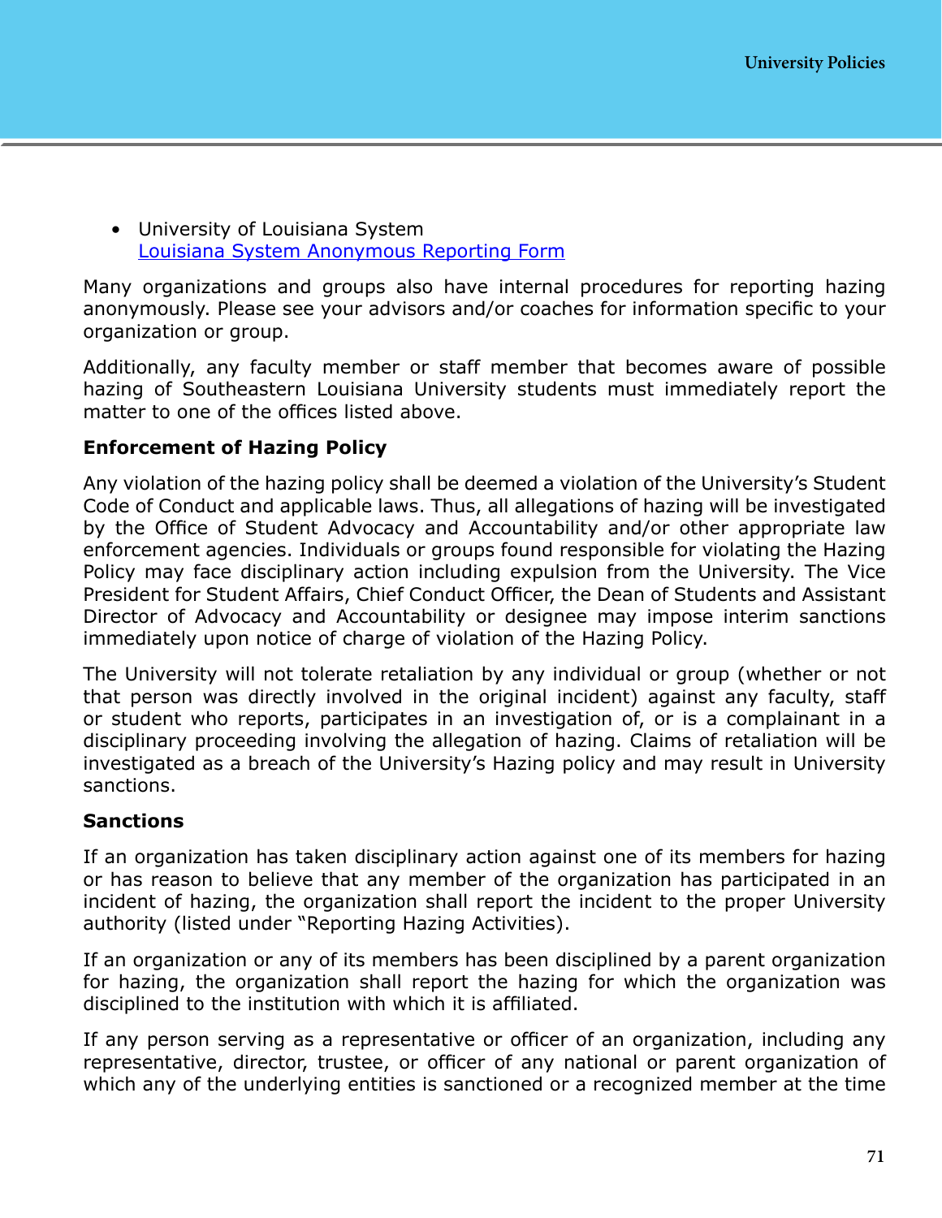- University of Louisiana System
  [Louisiana System Anonymous Reporting Form]()

Many organizations and groups also have internal procedures for reporting hazing anonymously. Please see your advisors and/or coaches for information specific to your organization or group.

Additionally, any faculty member or staff member that becomes aware of possible hazing of Southeastern Louisiana University students must immediately report the matter to one of the offices listed above.

**Enforcement of Hazing Policy**

Any violation of the hazing policy shall be deemed a violation of the University's Student Code of Conduct and applicable laws. Thus, all allegations of hazing will be investigated by the Office of Student Advocacy and Accountability and/or other appropriate law enforcement agencies. Individuals or groups found responsible for violating the Hazing Policy may face disciplinary action including expulsion from the University. The Vice President for Student Affairs, Chief Conduct Officer, the Dean of Students and Assistant Director of Advocacy and Accountability or designee may impose interim sanctions immediately upon notice of charge of violation of the Hazing Policy.

The University will not tolerate retaliation by any individual or group (whether or not that person was directly involved in the original incident) against any faculty, staff or student who reports, participates in an investigation of, or is a complainant in a disciplinary proceeding involving the allegation of hazing. Claims of retaliation will be investigated as a breach of the University's Hazing policy and may result in University sanctions.

**Sanctions**

If an organization has taken disciplinary action against one of its members for hazing or has reason to believe that any member of the organization has participated in an incident of hazing, the organization shall report the incident to the proper University authority (listed under "Reporting Hazing Activities).

If an organization or any of its members has been disciplined by a parent organization for hazing, the organization shall report the hazing for which the organization was disciplined to the institution with which it is affiliated.

If any person serving as a representative or officer of an organization, including any representative, director, trustee, or officer of any national or parent organization of which any of the underlying entities is sanctioned or a recognized member at the time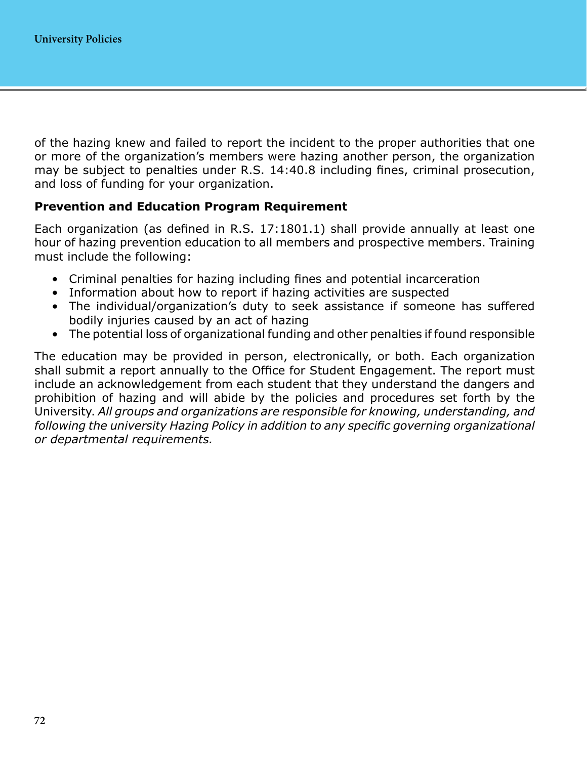of the hazing knew and failed to report the incident to the proper authorities that one or more of the organization's members were hazing another person, the organization may be subject to penalties under R.S. 14:40.8 including fines, criminal prosecution, and loss of funding for your organization.

**Prevention and Education Program Requirement**

Each organization (as defined in R.S. 17:1801.1) shall provide annually at least one hour of hazing prevention education to all members and prospective members. Training must include the following:

- Criminal penalties for hazing including fines and potential incarceration
- Information about how to report if hazing activities are suspected
- The individual/organization's duty to seek assistance if someone has suffered bodily injuries caused by an act of hazing
- The potential loss of organizational funding and other penalties if found responsible

The education may be provided in person, electronically, or both. Each organization shall submit a report annually to the Office for Student Engagement. The report must include an acknowledgement from each student that they understand the dangers and prohibition of hazing and will abide by the policies and procedures set forth by the University. *All groups and organizations are responsible for knowing, understanding, and following the university Hazing Policy in addition to any specific governing organizational or departmental requirements.*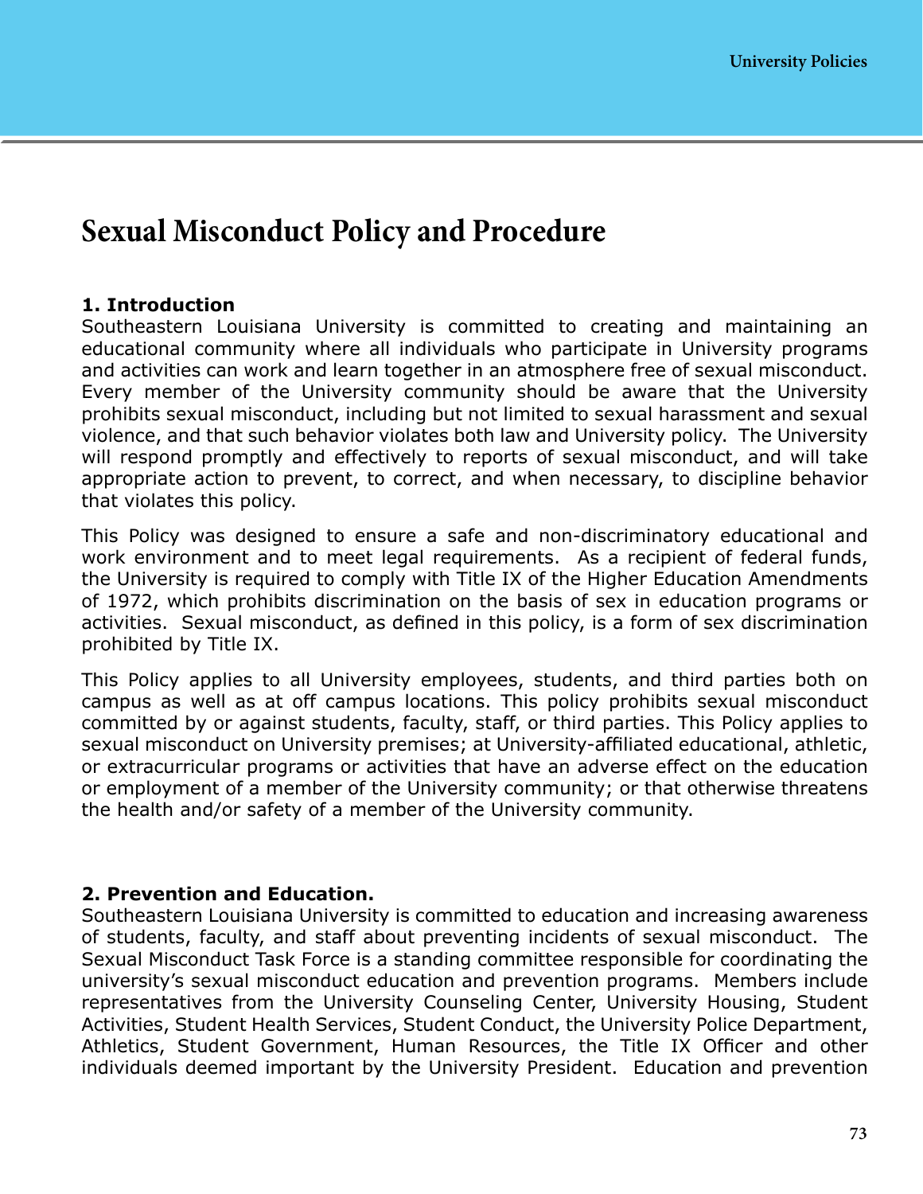# Sexual Misconduct Policy and Procedure

**1. Introduction**

Southeastern Louisiana University is committed to creating and maintaining an educational community where all individuals who participate in University programs and activities can work and learn together in an atmosphere free of sexual misconduct. Every member of the University community should be aware that the University prohibits sexual misconduct, including but not limited to sexual harassment and sexual violence, and that such behavior violates both law and University policy. The University will respond promptly and effectively to reports of sexual misconduct, and will take appropriate action to prevent, to correct, and when necessary, to discipline behavior that violates this policy.

This Policy was designed to ensure a safe and non-discriminatory educational and work environment and to meet legal requirements. As a recipient of federal funds, the University is required to comply with Title IX of the Higher Education Amendments of 1972, which prohibits discrimination on the basis of sex in education programs or activities. Sexual misconduct, as defined in this policy, is a form of sex discrimination prohibited by Title IX.

This Policy applies to all University employees, students, and third parties both on campus as well as at off campus locations. This policy prohibits sexual misconduct committed by or against students, faculty, staff, or third parties. This Policy applies to sexual misconduct on University premises; at University-affiliated educational, athletic, or extracurricular programs or activities that have an adverse effect on the education or employment of a member of the University community; or that otherwise threatens the health and/or safety of a member of the University community.

**2. Prevention and Education.**

Southeastern Louisiana University is committed to education and increasing awareness of students, faculty, and staff about preventing incidents of sexual misconduct. The Sexual Misconduct Task Force is a standing committee responsible for coordinating the university's sexual misconduct education and prevention programs. Members include representatives from the University Counseling Center, University Housing, Student Activities, Student Health Services, Student Conduct, the University Police Department, Athletics, Student Government, Human Resources, the Title IX Officer and other individuals deemed important by the University President. Education and prevention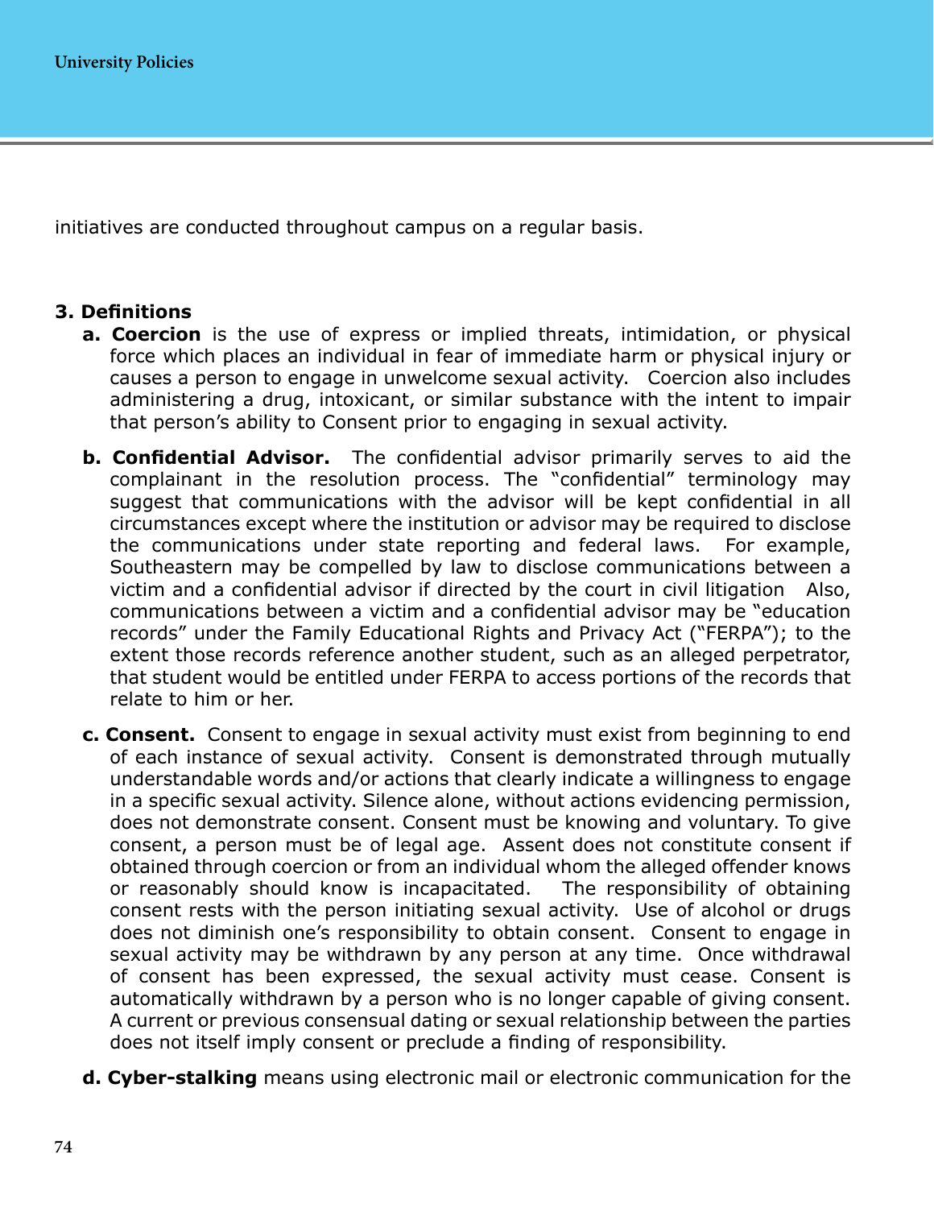initiatives are conducted throughout campus on a regular basis.

### 3. Definitions

- **a. Coercion** is the use of express or implied threats, intimidation, or physical force which places an individual in fear of immediate harm or physical injury or causes a person to engage in unwelcome sexual activity. Coercion also includes administering a drug, intoxicant, or similar substance with the intent to impair that person's ability to Consent prior to engaging in sexual activity.

- **b. Confidential Advisor.** The confidential advisor primarily serves to aid the complainant in the resolution process. The "confidential" terminology may suggest that communications with the advisor will be kept confidential in all circumstances except where the institution or advisor may be required to disclose the communications under state reporting and federal laws. For example, Southeastern may be compelled by law to disclose communications between a victim and a confidential advisor if directed by the court in civil litigation Also, communications between a victim and a confidential advisor may be "education records" under the Family Educational Rights and Privacy Act ("FERPA"); to the extent those records reference another student, such as an alleged perpetrator, that student would be entitled under FERPA to access portions of the records that relate to him or her.

- **c. Consent.** Consent to engage in sexual activity must exist from beginning to end of each instance of sexual activity. Consent is demonstrated through mutually understandable words and/or actions that clearly indicate a willingness to engage in a specific sexual activity. Silence alone, without actions evidencing permission, does not demonstrate consent. Consent must be knowing and voluntary. To give consent, a person must be of legal age. Assent does not constitute consent if obtained through coercion or from an individual whom the alleged offender knows or reasonably should know is incapacitated. The responsibility of obtaining consent rests with the person initiating sexual activity. Use of alcohol or drugs does not diminish one's responsibility to obtain consent. Consent to engage in sexual activity may be withdrawn by any person at any time. Once withdrawal of consent has been expressed, the sexual activity must cease. Consent is automatically withdrawn by a person who is no longer capable of giving consent. A current or previous consensual dating or sexual relationship between the parties does not itself imply consent or preclude a finding of responsibility.

- **d. Cyber-stalking** means using electronic mail or electronic communication for the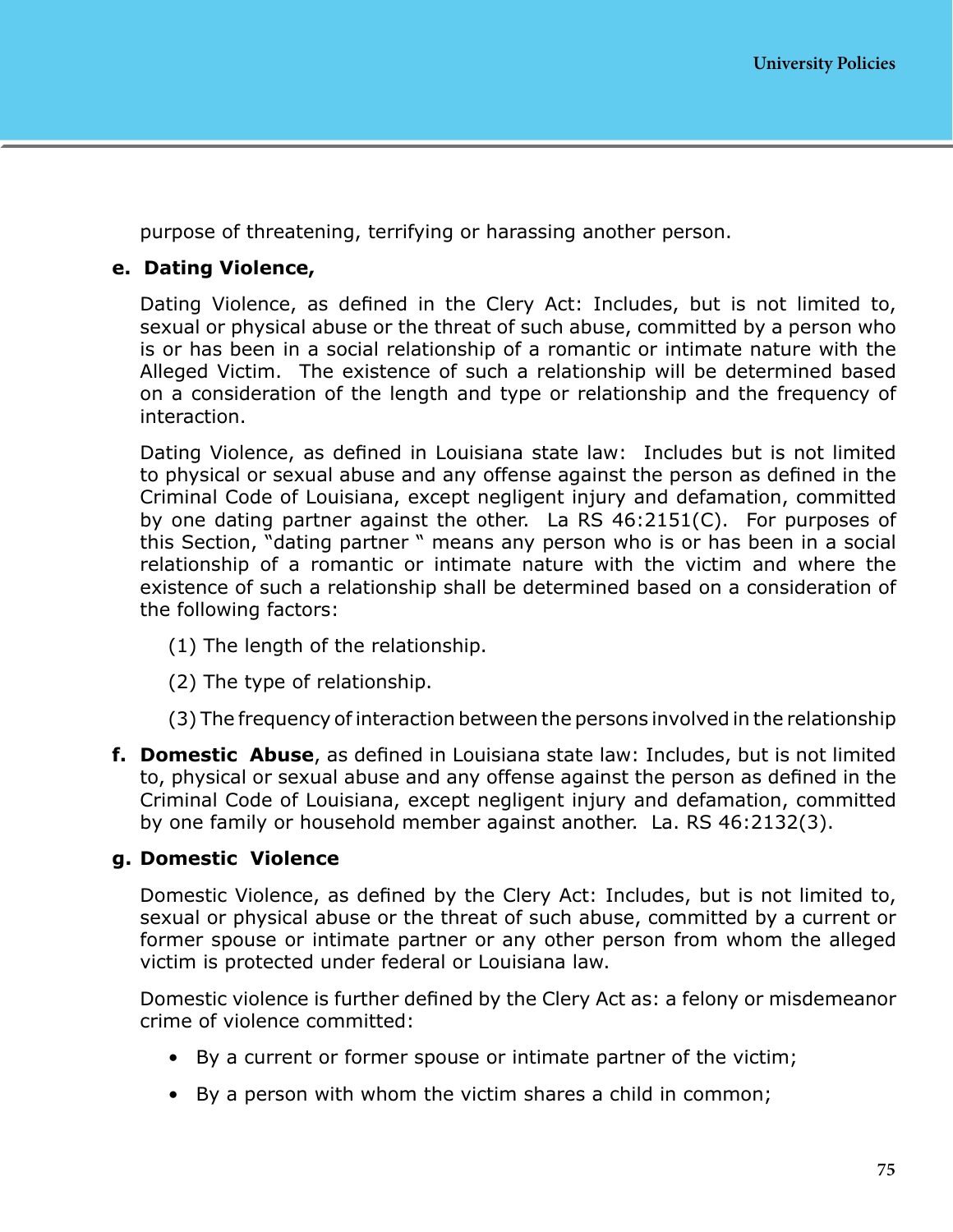purpose of threatening, terrifying or harassing another person.

**e. Dating Violence,**

Dating Violence, as defined in the Clery Act: Includes, but is not limited to, sexual or physical abuse or the threat of such abuse, committed by a person who is or has been in a social relationship of a romantic or intimate nature with the Alleged Victim. The existence of such a relationship will be determined based on a consideration of the length and type or relationship and the frequency of interaction.

Dating Violence, as defined in Louisiana state law: Includes but is not limited to physical or sexual abuse and any offense against the person as defined in the Criminal Code of Louisiana, except negligent injury and defamation, committed by one dating partner against the other. La RS 46:2151(C). For purposes of this Section, "dating partner " means any person who is or has been in a social relationship of a romantic or intimate nature with the victim and where the existence of such a relationship shall be determined based on a consideration of the following factors:

(1) The length of the relationship.

(2) The type of relationship.

(3) The frequency of interaction between the persons involved in the relationship

**f. Domestic Abuse**, as defined in Louisiana state law: Includes, but is not limited to, physical or sexual abuse and any offense against the person as defined in the Criminal Code of Louisiana, except negligent injury and defamation, committed by one family or household member against another. La. RS 46:2132(3).

**g. Domestic Violence**

Domestic Violence, as defined by the Clery Act: Includes, but is not limited to, sexual or physical abuse or the threat of such abuse, committed by a current or former spouse or intimate partner or any other person from whom the alleged victim is protected under federal or Louisiana law.

Domestic violence is further defined by the Clery Act as: a felony or misdemeanor crime of violence committed:

- By a current or former spouse or intimate partner of the victim;
- By a person with whom the victim shares a child in common;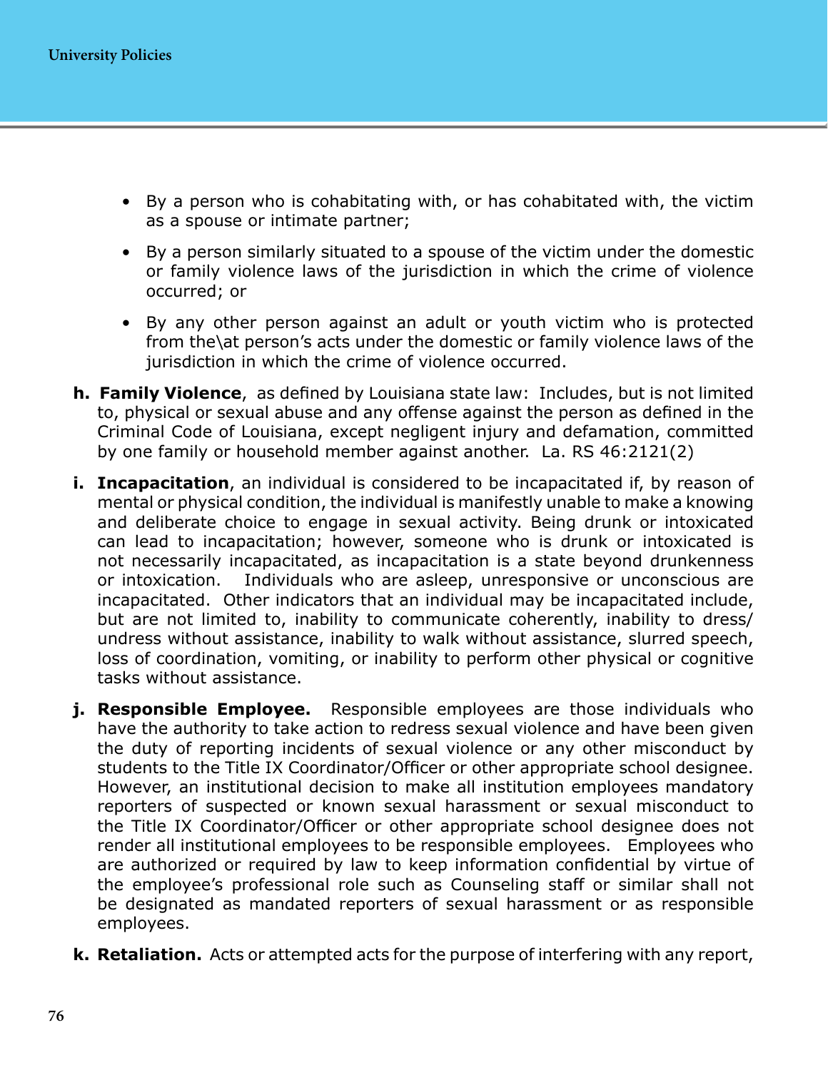- By a person who is cohabitating with, or has cohabitated with, the victim as a spouse or intimate partner;

- By a person similarly situated to a spouse of the victim under the domestic or family violence laws of the jurisdiction in which the crime of violence occurred; or

- By any other person against an adult or youth victim who is protected from the\at person's acts under the domestic or family violence laws of the jurisdiction in which the crime of violence occurred.

**h. Family Violence**, as defined by Louisiana state law: Includes, but is not limited to, physical or sexual abuse and any offense against the person as defined in the Criminal Code of Louisiana, except negligent injury and defamation, committed by one family or household member against another. La. RS 46:2121(2)

**i. Incapacitation**, an individual is considered to be incapacitated if, by reason of mental or physical condition, the individual is manifestly unable to make a knowing and deliberate choice to engage in sexual activity. Being drunk or intoxicated can lead to incapacitation; however, someone who is drunk or intoxicated is not necessarily incapacitated, as incapacitation is a state beyond drunkenness or intoxication. Individuals who are asleep, unresponsive or unconscious are incapacitated. Other indicators that an individual may be incapacitated include, but are not limited to, inability to communicate coherently, inability to dress/undress without assistance, inability to walk without assistance, slurred speech, loss of coordination, vomiting, or inability to perform other physical or cognitive tasks without assistance.

**j. Responsible Employee.** Responsible employees are those individuals who have the authority to take action to redress sexual violence and have been given the duty of reporting incidents of sexual violence or any other misconduct by students to the Title IX Coordinator/Officer or other appropriate school designee. However, an institutional decision to make all institution employees mandatory reporters of suspected or known sexual harassment or sexual misconduct to the Title IX Coordinator/Officer or other appropriate school designee does not render all institutional employees to be responsible employees. Employees who are authorized or required by law to keep information confidential by virtue of the employee's professional role such as Counseling staff or similar shall not be designated as mandated reporters of sexual harassment or as responsible employees.

**k. Retaliation.** Acts or attempted acts for the purpose of interfering with any report,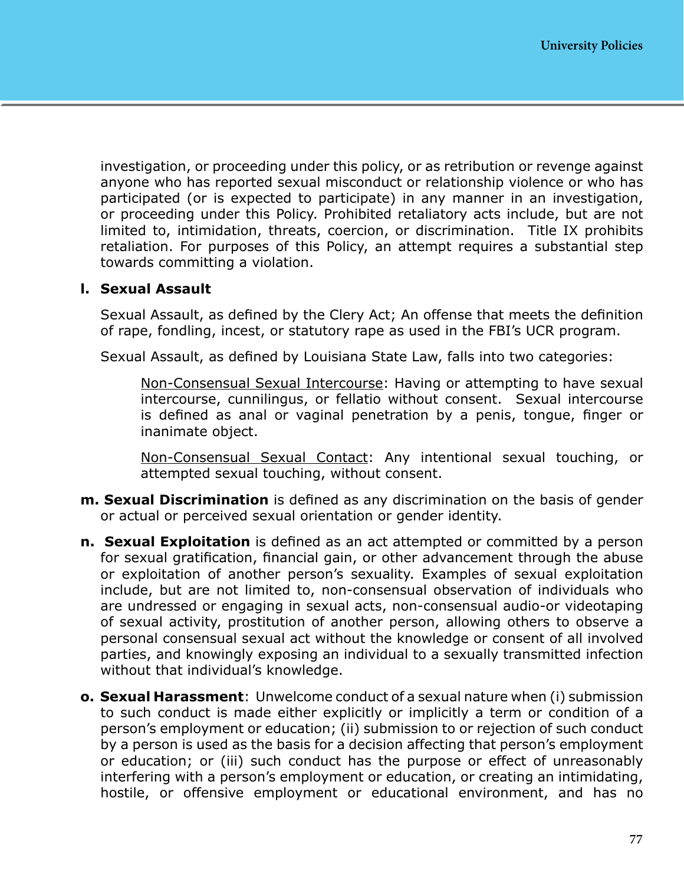investigation, or proceeding under this policy, or as retribution or revenge against anyone who has reported sexual misconduct or relationship violence or who has participated (or is expected to participate) in any manner in an investigation, or proceeding under this Policy. Prohibited retaliatory acts include, but are not limited to, intimidation, threats, coercion, or discrimination. Title IX prohibits retaliation. For purposes of this Policy, an attempt requires a substantial step towards committing a violation.

**l. Sexual Assault**

Sexual Assault, as defined by the Clery Act; An offense that meets the definition of rape, fondling, incest, or statutory rape as used in the FBI's UCR program.

Sexual Assault, as defined by Louisiana State Law, falls into two categories:

> <u>Non-Consensual Sexual Intercourse</u>: Having or attempting to have sexual intercourse, cunnilingus, or fellatio without consent. Sexual intercourse is defined as anal or vaginal penetration by a penis, tongue, finger or inanimate object.
>
> <u>Non-Consensual Sexual Contact</u>: Any intentional sexual touching, or attempted sexual touching, without consent.

**m. Sexual Discrimination** is defined as any discrimination on the basis of gender or actual or perceived sexual orientation or gender identity.

**n. Sexual Exploitation** is defined as an act attempted or committed by a person for sexual gratification, financial gain, or other advancement through the abuse or exploitation of another person's sexuality. Examples of sexual exploitation include, but are not limited to, non-consensual observation of individuals who are undressed or engaging in sexual acts, non-consensual audio-or videotaping of sexual activity, prostitution of another person, allowing others to observe a personal consensual sexual act without the knowledge or consent of all involved parties, and knowingly exposing an individual to a sexually transmitted infection without that individual's knowledge.

**o. Sexual Harassment**: Unwelcome conduct of a sexual nature when (i) submission to such conduct is made either explicitly or implicitly a term or condition of a person's employment or education; (ii) submission to or rejection of such conduct by a person is used as the basis for a decision affecting that person's employment or education; or (iii) such conduct has the purpose or effect of unreasonably interfering with a person's employment or education, or creating an intimidating, hostile, or offensive employment or educational environment, and has no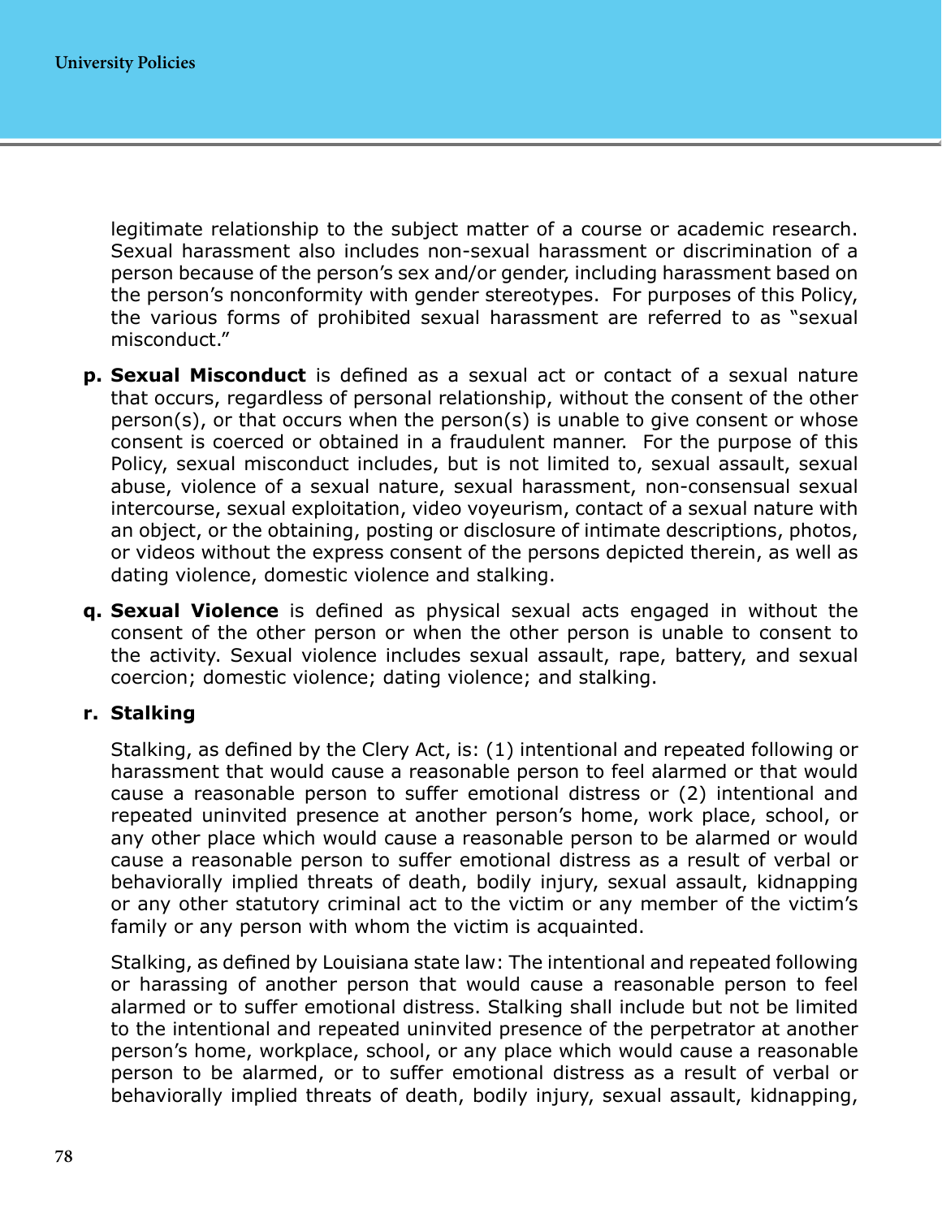legitimate relationship to the subject matter of a course or academic research. Sexual harassment also includes non-sexual harassment or discrimination of a person because of the person's sex and/or gender, including harassment based on the person's nonconformity with gender stereotypes. For purposes of this Policy, the various forms of prohibited sexual harassment are referred to as "sexual misconduct."

**p. Sexual Misconduct** is defined as a sexual act or contact of a sexual nature that occurs, regardless of personal relationship, without the consent of the other person(s), or that occurs when the person(s) is unable to give consent or whose consent is coerced or obtained in a fraudulent manner. For the purpose of this Policy, sexual misconduct includes, but is not limited to, sexual assault, sexual abuse, violence of a sexual nature, sexual harassment, non-consensual sexual intercourse, sexual exploitation, video voyeurism, contact of a sexual nature with an object, or the obtaining, posting or disclosure of intimate descriptions, photos, or videos without the express consent of the persons depicted therein, as well as dating violence, domestic violence and stalking.

**q. Sexual Violence** is defined as physical sexual acts engaged in without the consent of the other person or when the other person is unable to consent to the activity. Sexual violence includes sexual assault, rape, battery, and sexual coercion; domestic violence; dating violence; and stalking.

**r. Stalking**

Stalking, as defined by the Clery Act, is: (1) intentional and repeated following or harassment that would cause a reasonable person to feel alarmed or that would cause a reasonable person to suffer emotional distress or (2) intentional and repeated uninvited presence at another person's home, work place, school, or any other place which would cause a reasonable person to be alarmed or would cause a reasonable person to suffer emotional distress as a result of verbal or behaviorally implied threats of death, bodily injury, sexual assault, kidnapping or any other statutory criminal act to the victim or any member of the victim's family or any person with whom the victim is acquainted.

Stalking, as defined by Louisiana state law: The intentional and repeated following or harassing of another person that would cause a reasonable person to feel alarmed or to suffer emotional distress. Stalking shall include but not be limited to the intentional and repeated uninvited presence of the perpetrator at another person's home, workplace, school, or any place which would cause a reasonable person to be alarmed, or to suffer emotional distress as a result of verbal or behaviorally implied threats of death, bodily injury, sexual assault, kidnapping,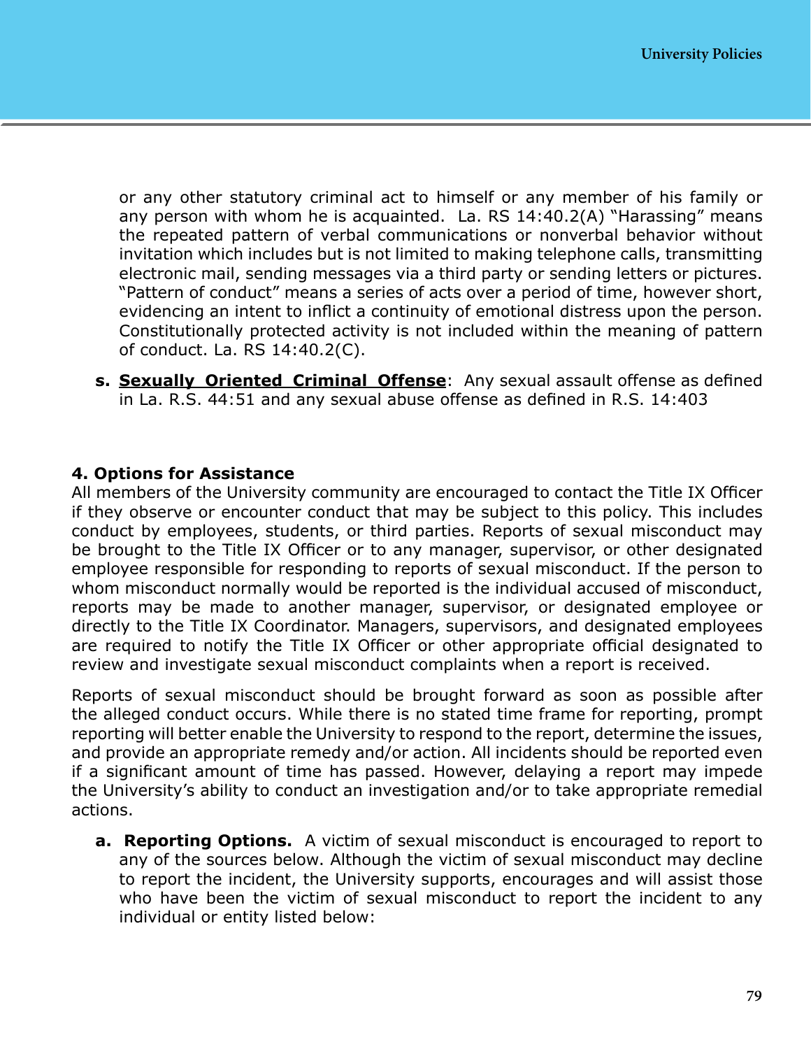or any other statutory criminal act to himself or any member of his family or any person with whom he is acquainted. La. RS 14:40.2(A) "Harassing" means the repeated pattern of verbal communications or nonverbal behavior without invitation which includes but is not limited to making telephone calls, transmitting electronic mail, sending messages via a third party or sending letters or pictures. "Pattern of conduct" means a series of acts over a period of time, however short, evidencing an intent to inflict a continuity of emotional distress upon the person. Constitutionally protected activity is not included within the meaning of pattern of conduct. La. RS 14:40.2(C).

**s.** **Sexually Oriented Criminal Offense**: Any sexual assault offense as defined in La. R.S. 44:51 and any sexual abuse offense as defined in R.S. 14:403

### 4. Options for Assistance

All members of the University community are encouraged to contact the Title IX Officer if they observe or encounter conduct that may be subject to this policy. This includes conduct by employees, students, or third parties. Reports of sexual misconduct may be brought to the Title IX Officer or to any manager, supervisor, or other designated employee responsible for responding to reports of sexual misconduct. If the person to whom misconduct normally would be reported is the individual accused of misconduct, reports may be made to another manager, supervisor, or designated employee or directly to the Title IX Coordinator. Managers, supervisors, and designated employees are required to notify the Title IX Officer or other appropriate official designated to review and investigate sexual misconduct complaints when a report is received.

Reports of sexual misconduct should be brought forward as soon as possible after the alleged conduct occurs. While there is no stated time frame for reporting, prompt reporting will better enable the University to respond to the report, determine the issues, and provide an appropriate remedy and/or action. All incidents should be reported even if a significant amount of time has passed. However, delaying a report may impede the University's ability to conduct an investigation and/or to take appropriate remedial actions.

**a.** **Reporting Options.** A victim of sexual misconduct is encouraged to report to any of the sources below. Although the victim of sexual misconduct may decline to report the incident, the University supports, encourages and will assist those who have been the victim of sexual misconduct to report the incident to any individual or entity listed below: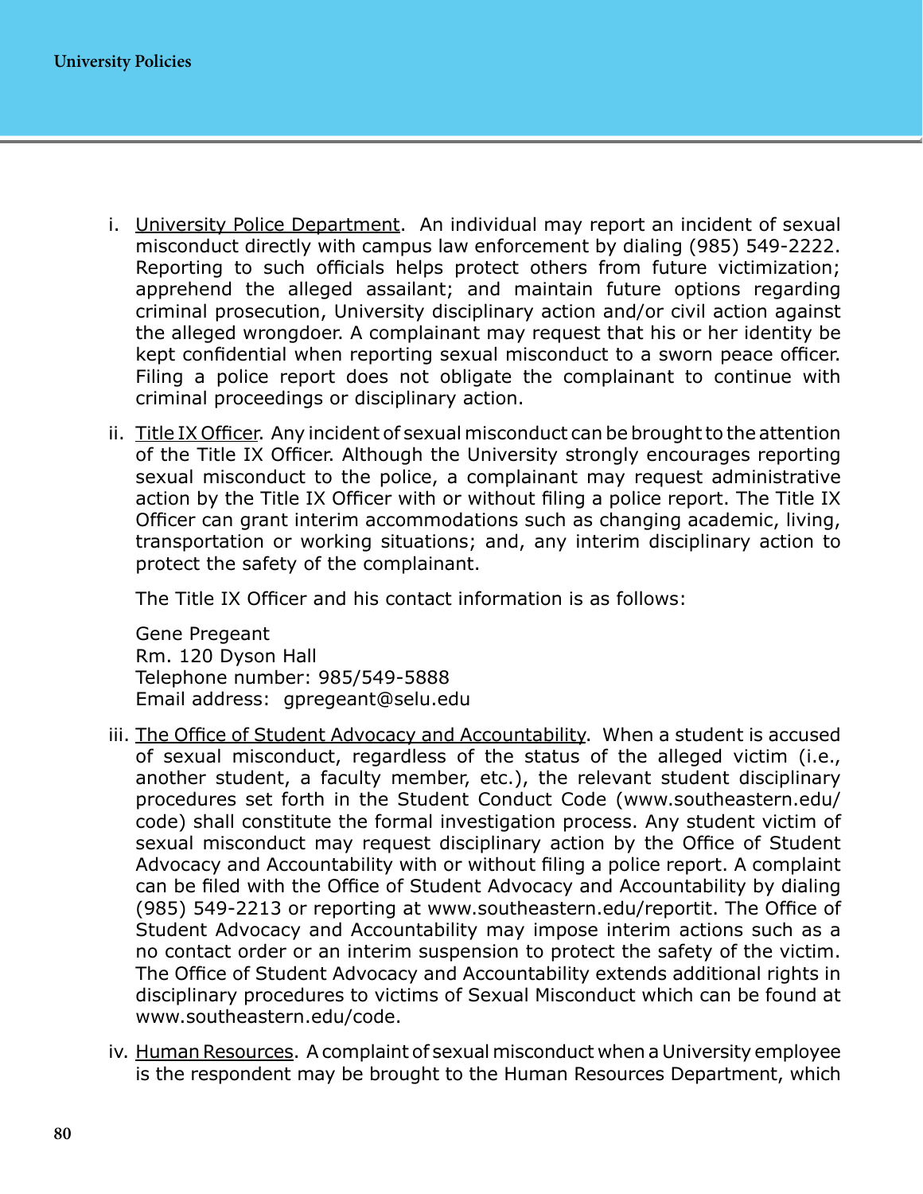i. University Police Department. An individual may report an incident of sexual misconduct directly with campus law enforcement by dialing (985) 549-2222. Reporting to such officials helps protect others from future victimization; apprehend the alleged assailant; and maintain future options regarding criminal prosecution, University disciplinary action and/or civil action against the alleged wrongdoer. A complainant may request that his or her identity be kept confidential when reporting sexual misconduct to a sworn peace officer. Filing a police report does not obligate the complainant to continue with criminal proceedings or disciplinary action.

ii. Title IX Officer. Any incident of sexual misconduct can be brought to the attention of the Title IX Officer. Although the University strongly encourages reporting sexual misconduct to the police, a complainant may request administrative action by the Title IX Officer with or without filing a police report. The Title IX Officer can grant interim accommodations such as changing academic, living, transportation or working situations; and, any interim disciplinary action to protect the safety of the complainant.

   The Title IX Officer and his contact information is as follows:

   Gene Pregeant  
   Rm. 120 Dyson Hall  
   Telephone number: 985/549-5888  
   Email address: gpregeant@selu.edu

iii. The Office of Student Advocacy and Accountability. When a student is accused of sexual misconduct, regardless of the status of the alleged victim (i.e., another student, a faculty member, etc.), the relevant student disciplinary procedures set forth in the Student Conduct Code (www.southeastern.edu/code) shall constitute the formal investigation process. Any student victim of sexual misconduct may request disciplinary action by the Office of Student Advocacy and Accountability with or without filing a police report. A complaint can be filed with the Office of Student Advocacy and Accountability by dialing (985) 549-2213 or reporting at www.southeastern.edu/reportit. The Office of Student Advocacy and Accountability may impose interim actions such as a no contact order or an interim suspension to protect the safety of the victim. The Office of Student Advocacy and Accountability extends additional rights in disciplinary procedures to victims of Sexual Misconduct which can be found at www.southeastern.edu/code.

iv. Human Resources. A complaint of sexual misconduct when a University employee is the respondent may be brought to the Human Resources Department, which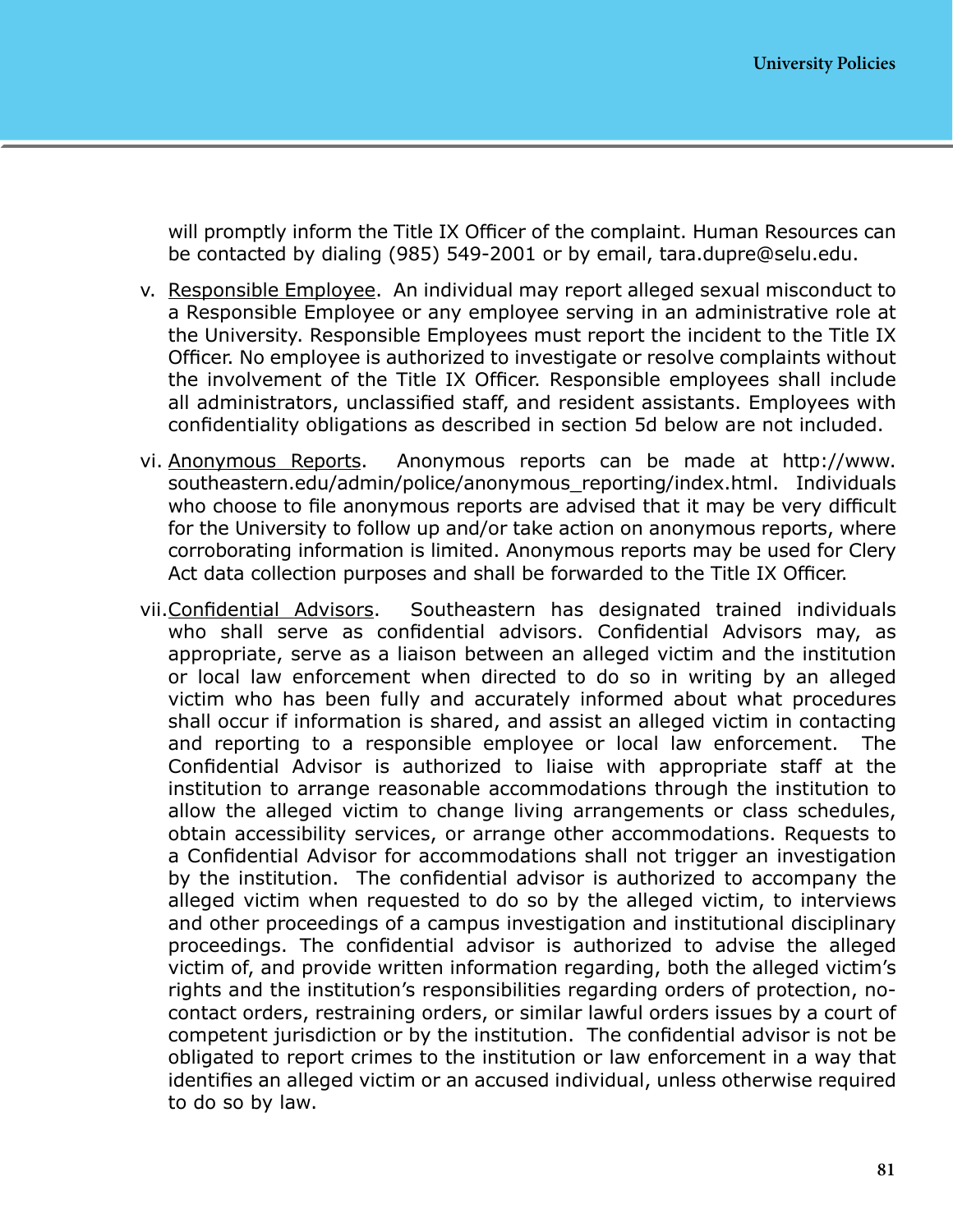will promptly inform the Title IX Officer of the complaint. Human Resources can be contacted by dialing (985) 549-2001 or by email, tara.dupre@selu.edu.

v. <u>Responsible Employee</u>. An individual may report alleged sexual misconduct to a Responsible Employee or any employee serving in an administrative role at the University. Responsible Employees must report the incident to the Title IX Officer. No employee is authorized to investigate or resolve complaints without the involvement of the Title IX Officer. Responsible employees shall include all administrators, unclassified staff, and resident assistants. Employees with confidentiality obligations as described in section 5d below are not included.

vi. <u>Anonymous Reports</u>. Anonymous reports can be made at http://www.southeastern.edu/admin/police/anonymous_reporting/index.html. Individuals who choose to file anonymous reports are advised that it may be very difficult for the University to follow up and/or take action on anonymous reports, where corroborating information is limited. Anonymous reports may be used for Clery Act data collection purposes and shall be forwarded to the Title IX Officer.

vii. <u>Confidential Advisors</u>. Southeastern has designated trained individuals who shall serve as confidential advisors. Confidential Advisors may, as appropriate, serve as a liaison between an alleged victim and the institution or local law enforcement when directed to do so in writing by an alleged victim who has been fully and accurately informed about what procedures shall occur if information is shared, and assist an alleged victim in contacting and reporting to a responsible employee or local law enforcement. The Confidential Advisor is authorized to liaise with appropriate staff at the institution to arrange reasonable accommodations through the institution to allow the alleged victim to change living arrangements or class schedules, obtain accessibility services, or arrange other accommodations. Requests to a Confidential Advisor for accommodations shall not trigger an investigation by the institution. The confidential advisor is authorized to accompany the alleged victim when requested to do so by the alleged victim, to interviews and other proceedings of a campus investigation and institutional disciplinary proceedings. The confidential advisor is authorized to advise the alleged victim of, and provide written information regarding, both the alleged victim's rights and the institution's responsibilities regarding orders of protection, no-contact orders, restraining orders, or similar lawful orders issues by a court of competent jurisdiction or by the institution. The confidential advisor is not be obligated to report crimes to the institution or law enforcement in a way that identifies an alleged victim or an accused individual, unless otherwise required to do so by law.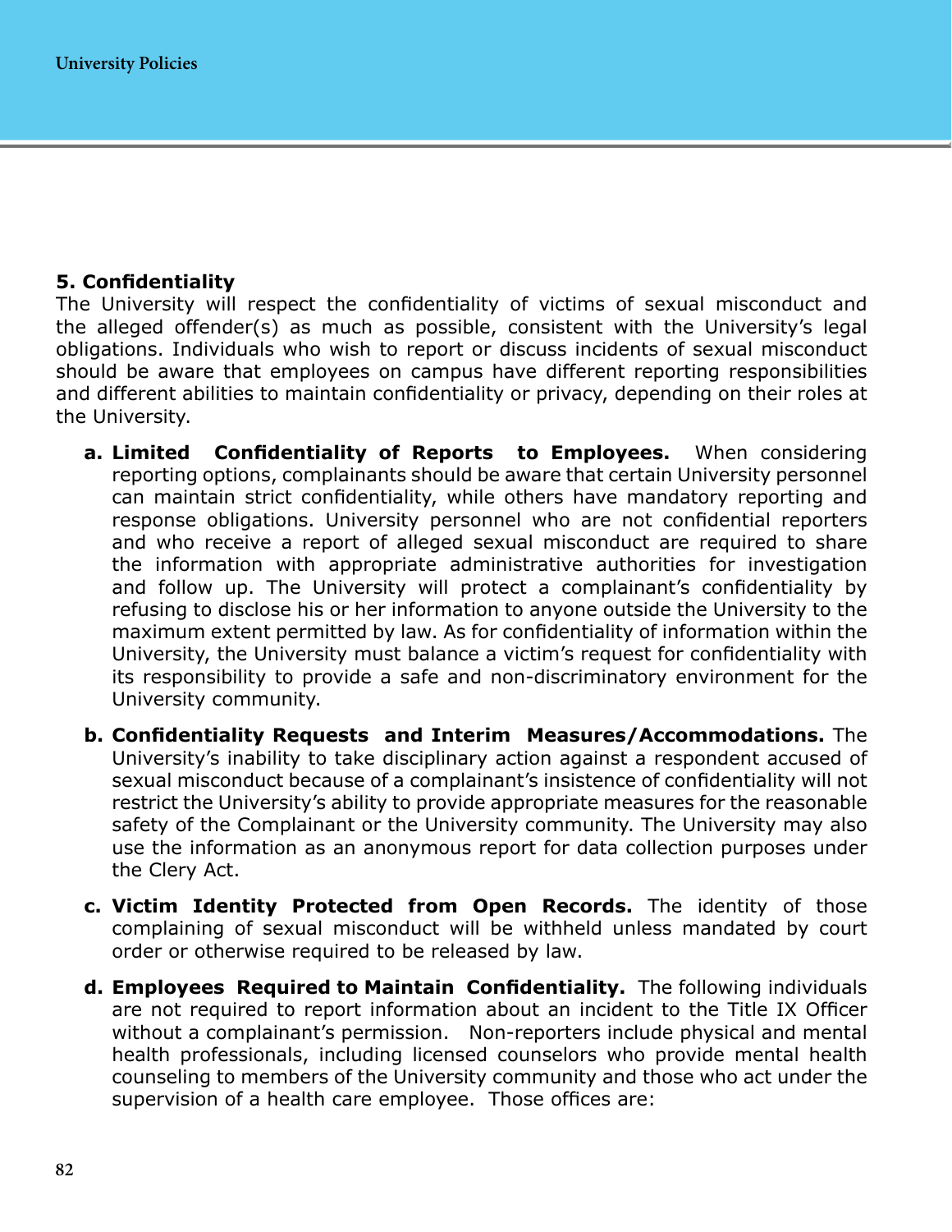## 5. Confidentiality

The University will respect the confidentiality of victims of sexual misconduct and the alleged offender(s) as much as possible, consistent with the University's legal obligations. Individuals who wish to report or discuss incidents of sexual misconduct should be aware that employees on campus have different reporting responsibilities and different abilities to maintain confidentiality or privacy, depending on their roles at the University.

a. **Limited Confidentiality of Reports to Employees.** When considering reporting options, complainants should be aware that certain University personnel can maintain strict confidentiality, while others have mandatory reporting and response obligations. University personnel who are not confidential reporters and who receive a report of alleged sexual misconduct are required to share the information with appropriate administrative authorities for investigation and follow up. The University will protect a complainant's confidentiality by refusing to disclose his or her information to anyone outside the University to the maximum extent permitted by law. As for confidentiality of information within the University, the University must balance a victim's request for confidentiality with its responsibility to provide a safe and non-discriminatory environment for the University community.

b. **Confidentiality Requests and Interim Measures/Accommodations.** The University's inability to take disciplinary action against a respondent accused of sexual misconduct because of a complainant's insistence of confidentiality will not restrict the University's ability to provide appropriate measures for the reasonable safety of the Complainant or the University community. The University may also use the information as an anonymous report for data collection purposes under the Clery Act.

c. **Victim Identity Protected from Open Records.** The identity of those complaining of sexual misconduct will be withheld unless mandated by court order or otherwise required to be released by law.

d. **Employees Required to Maintain Confidentiality.** The following individuals are not required to report information about an incident to the Title IX Officer without a complainant's permission. Non-reporters include physical and mental health professionals, including licensed counselors who provide mental health counseling to members of the University community and those who act under the supervision of a health care employee. Those offices are: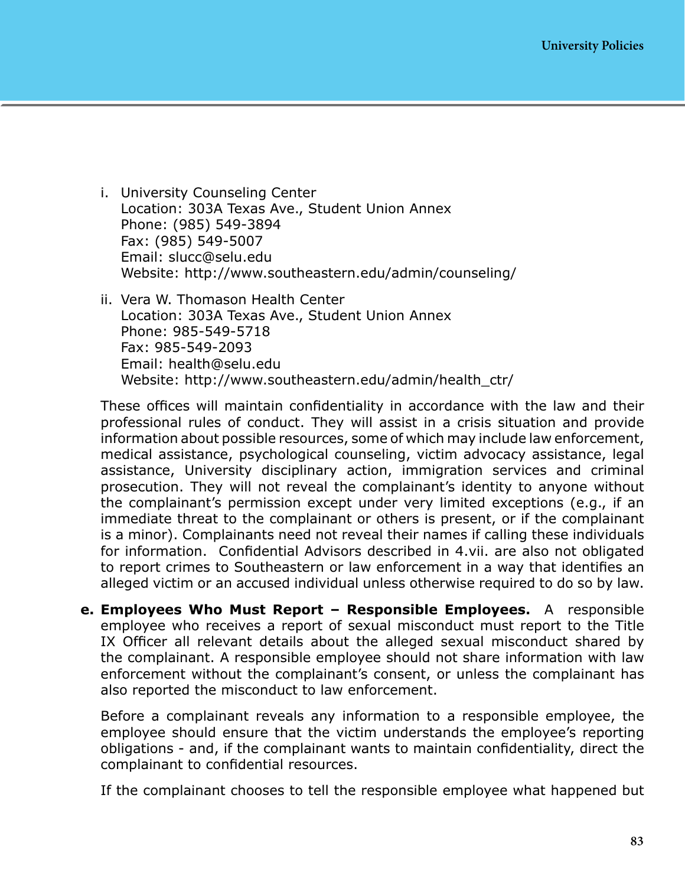i. University Counseling Center
   Location: 303A Texas Ave., Student Union Annex
   Phone: (985) 549-3894
   Fax: (985) 549-5007
   Email: slucc@selu.edu
   Website: http://www.southeastern.edu/admin/counseling/

ii. Vera W. Thomason Health Center
   Location: 303A Texas Ave., Student Union Annex
   Phone: 985-549-5718
   Fax: 985-549-2093
   Email: health@selu.edu
   Website: http://www.southeastern.edu/admin/health_ctr/

These offices will maintain confidentiality in accordance with the law and their professional rules of conduct. They will assist in a crisis situation and provide information about possible resources, some of which may include law enforcement, medical assistance, psychological counseling, victim advocacy assistance, legal assistance, University disciplinary action, immigration services and criminal prosecution. They will not reveal the complainant's identity to anyone without the complainant's permission except under very limited exceptions (e.g., if an immediate threat to the complainant or others is present, or if the complainant is a minor). Complainants need not reveal their names if calling these individuals for information. Confidential Advisors described in 4.vii. are also not obligated to report crimes to Southeastern or law enforcement in a way that identifies an alleged victim or an accused individual unless otherwise required to do so by law.

**e. Employees Who Must Report – Responsible Employees.** A responsible employee who receives a report of sexual misconduct must report to the Title IX Officer all relevant details about the alleged sexual misconduct shared by the complainant. A responsible employee should not share information with law enforcement without the complainant's consent, or unless the complainant has also reported the misconduct to law enforcement.

Before a complainant reveals any information to a responsible employee, the employee should ensure that the victim understands the employee's reporting obligations - and, if the complainant wants to maintain confidentiality, direct the complainant to confidential resources.

If the complainant chooses to tell the responsible employee what happened but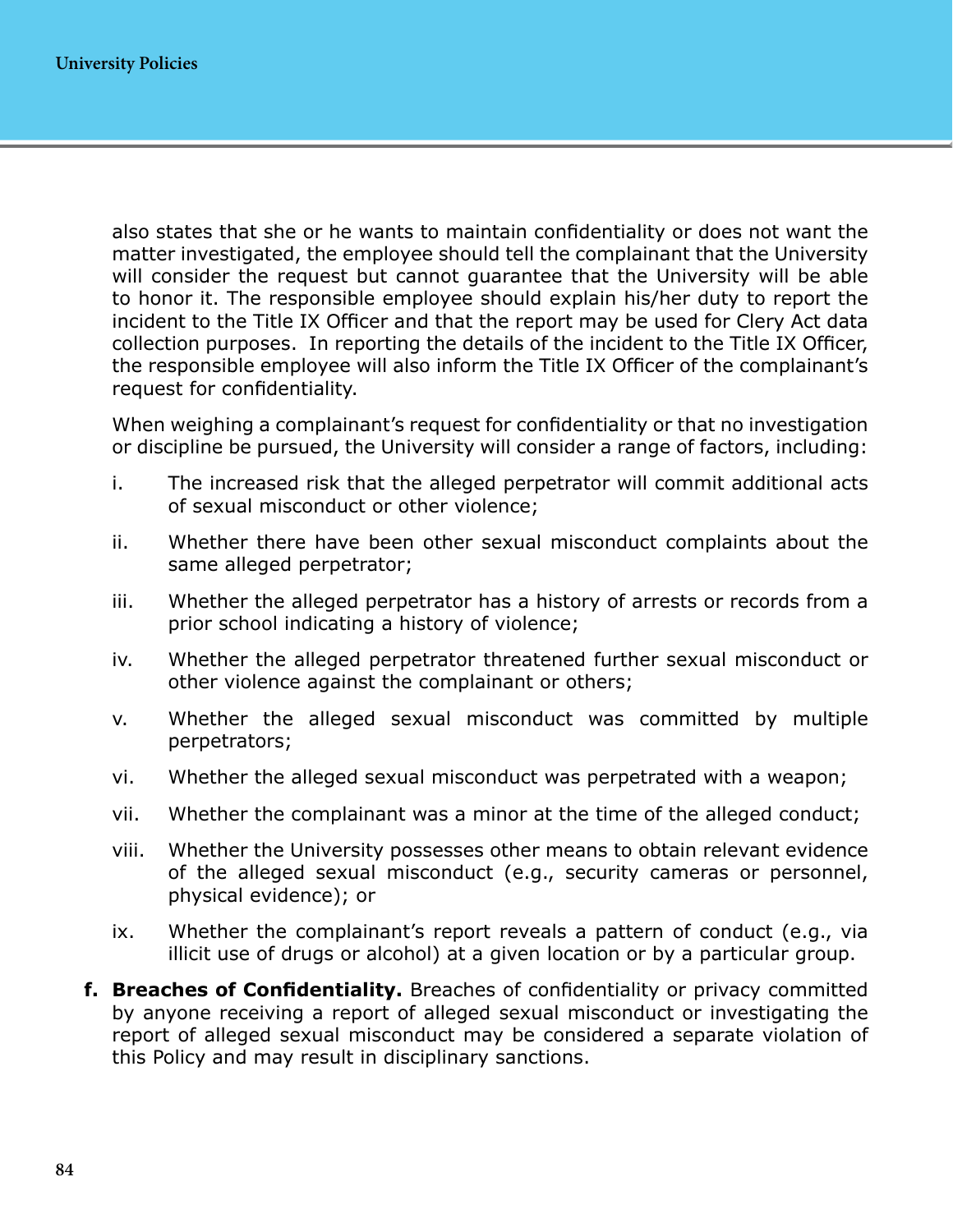also states that she or he wants to maintain confidentiality or does not want the matter investigated, the employee should tell the complainant that the University will consider the request but cannot guarantee that the University will be able to honor it. The responsible employee should explain his/her duty to report the incident to the Title IX Officer and that the report may be used for Clery Act data collection purposes. In reporting the details of the incident to the Title IX Officer, the responsible employee will also inform the Title IX Officer of the complainant's request for confidentiality.

When weighing a complainant's request for confidentiality or that no investigation or discipline be pursued, the University will consider a range of factors, including:

i. The increased risk that the alleged perpetrator will commit additional acts of sexual misconduct or other violence;

ii. Whether there have been other sexual misconduct complaints about the same alleged perpetrator;

iii. Whether the alleged perpetrator has a history of arrests or records from a prior school indicating a history of violence;

iv. Whether the alleged perpetrator threatened further sexual misconduct or other violence against the complainant or others;

v. Whether the alleged sexual misconduct was committed by multiple perpetrators;

vi. Whether the alleged sexual misconduct was perpetrated with a weapon;

vii. Whether the complainant was a minor at the time of the alleged conduct;

viii. Whether the University possesses other means to obtain relevant evidence of the alleged sexual misconduct (e.g., security cameras or personnel, physical evidence); or

ix. Whether the complainant's report reveals a pattern of conduct (e.g., via illicit use of drugs or alcohol) at a given location or by a particular group.

**f. Breaches of Confidentiality.** Breaches of confidentiality or privacy committed by anyone receiving a report of alleged sexual misconduct or investigating the report of alleged sexual misconduct may be considered a separate violation of this Policy and may result in disciplinary sanctions.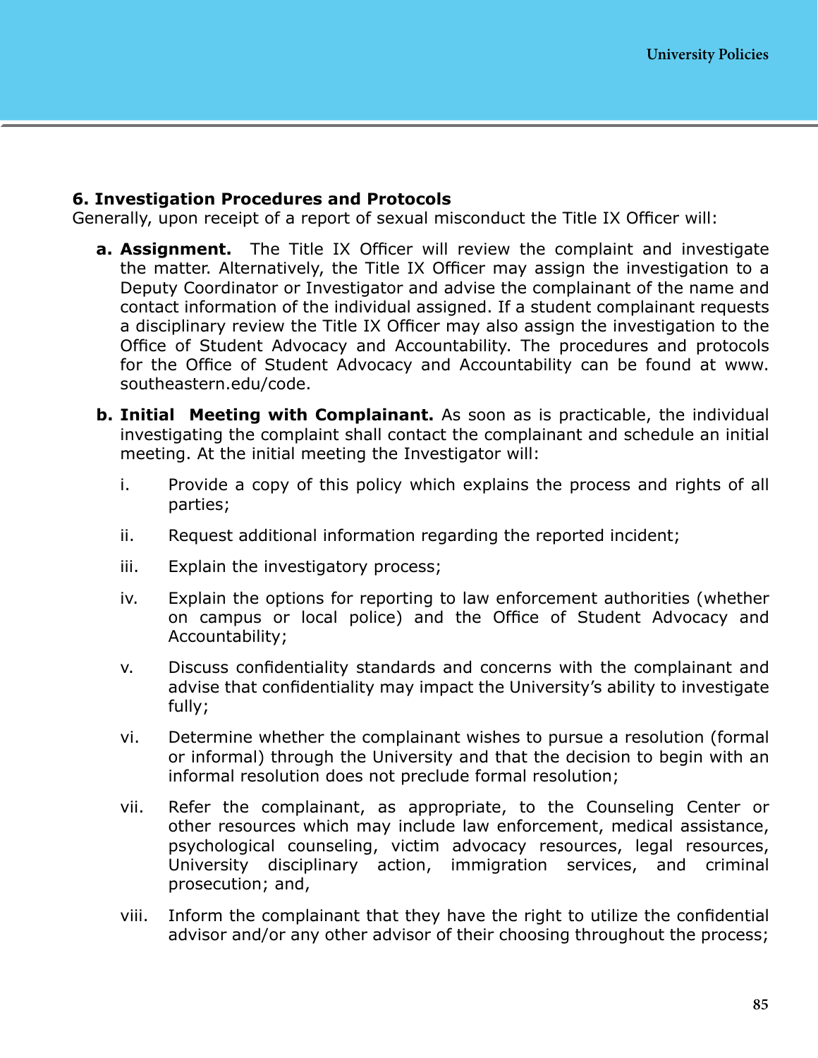**6. Investigation Procedures and Protocols**

Generally, upon receipt of a report of sexual misconduct the Title IX Officer will:

**a. Assignment.** The Title IX Officer will review the complaint and investigate the matter. Alternatively, the Title IX Officer may assign the investigation to a Deputy Coordinator or Investigator and advise the complainant of the name and contact information of the individual assigned. If a student complainant requests a disciplinary review the Title IX Officer may also assign the investigation to the Office of Student Advocacy and Accountability. The procedures and protocols for the Office of Student Advocacy and Accountability can be found at www.southeastern.edu/code.

**b. Initial Meeting with Complainant.** As soon as is practicable, the individual investigating the complaint shall contact the complainant and schedule an initial meeting. At the initial meeting the Investigator will:

i. Provide a copy of this policy which explains the process and rights of all parties;

ii. Request additional information regarding the reported incident;

iii. Explain the investigatory process;

iv. Explain the options for reporting to law enforcement authorities (whether on campus or local police) and the Office of Student Advocacy and Accountability;

v. Discuss confidentiality standards and concerns with the complainant and advise that confidentiality may impact the University's ability to investigate fully;

vi. Determine whether the complainant wishes to pursue a resolution (formal or informal) through the University and that the decision to begin with an informal resolution does not preclude formal resolution;

vii. Refer the complainant, as appropriate, to the Counseling Center or other resources which may include law enforcement, medical assistance, psychological counseling, victim advocacy resources, legal resources, University disciplinary action, immigration services, and criminal prosecution; and,

viii. Inform the complainant that they have the right to utilize the confidential advisor and/or any other advisor of their choosing throughout the process;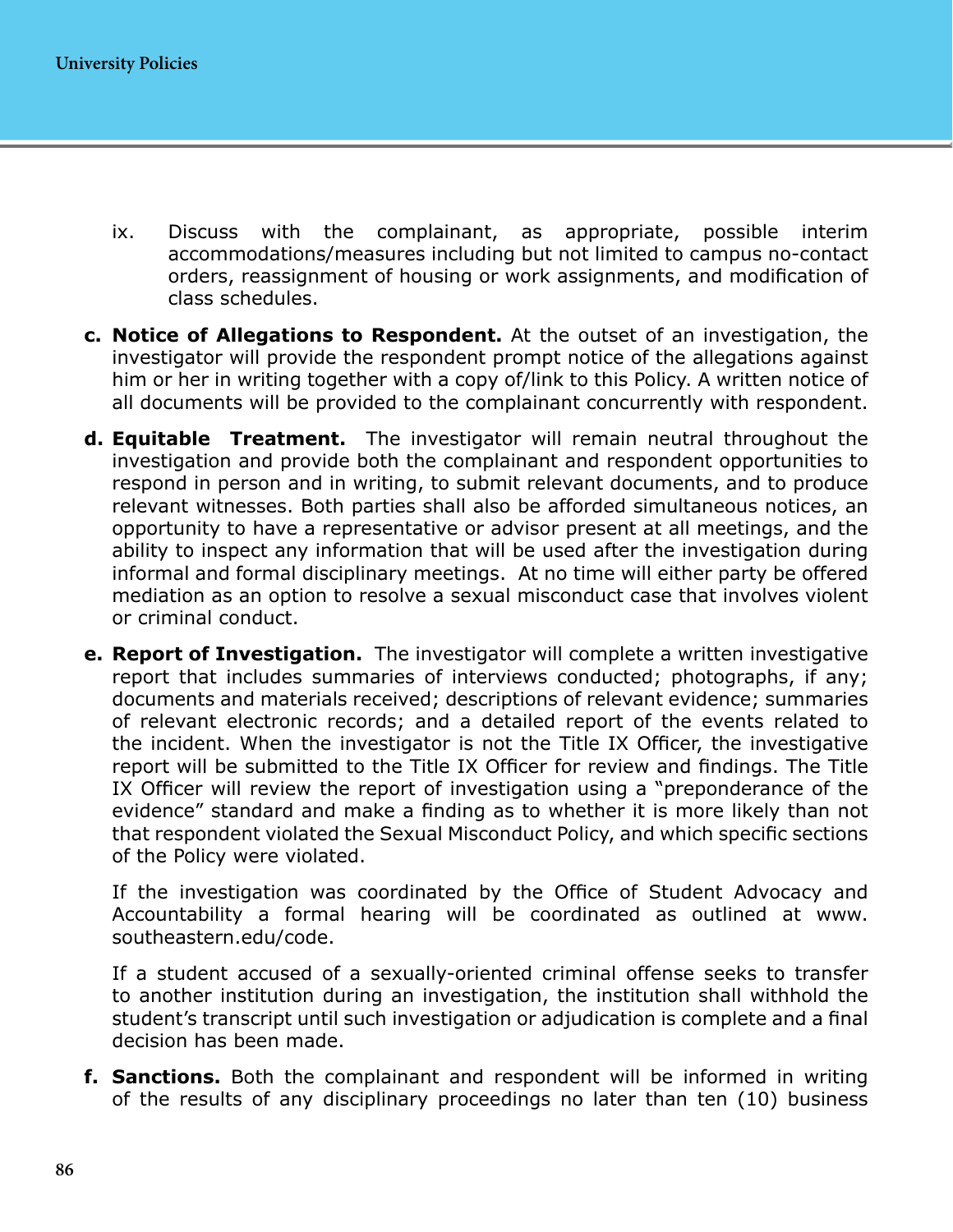ix. Discuss with the complainant, as appropriate, possible interim accommodations/measures including but not limited to campus no-contact orders, reassignment of housing or work assignments, and modification of class schedules.

c. **Notice of Allegations to Respondent.** At the outset of an investigation, the investigator will provide the respondent prompt notice of the allegations against him or her in writing together with a copy of/link to this Policy. A written notice of all documents will be provided to the complainant concurrently with respondent.

d. **Equitable Treatment.** The investigator will remain neutral throughout the investigation and provide both the complainant and respondent opportunities to respond in person and in writing, to submit relevant documents, and to produce relevant witnesses. Both parties shall also be afforded simultaneous notices, an opportunity to have a representative or advisor present at all meetings, and the ability to inspect any information that will be used after the investigation during informal and formal disciplinary meetings. At no time will either party be offered mediation as an option to resolve a sexual misconduct case that involves violent or criminal conduct.

e. **Report of Investigation.** The investigator will complete a written investigative report that includes summaries of interviews conducted; photographs, if any; documents and materials received; descriptions of relevant evidence; summaries of relevant electronic records; and a detailed report of the events related to the incident. When the investigator is not the Title IX Officer, the investigative report will be submitted to the Title IX Officer for review and findings. The Title IX Officer will review the report of investigation using a "preponderance of the evidence" standard and make a finding as to whether it is more likely than not that respondent violated the Sexual Misconduct Policy, and which specific sections of the Policy were violated.

   If the investigation was coordinated by the Office of Student Advocacy and Accountability a formal hearing will be coordinated as outlined at www.southeastern.edu/code.

   If a student accused of a sexually-oriented criminal offense seeks to transfer to another institution during an investigation, the institution shall withhold the student's transcript until such investigation or adjudication is complete and a final decision has been made.

f. **Sanctions.** Both the complainant and respondent will be informed in writing of the results of any disciplinary proceedings no later than ten (10) business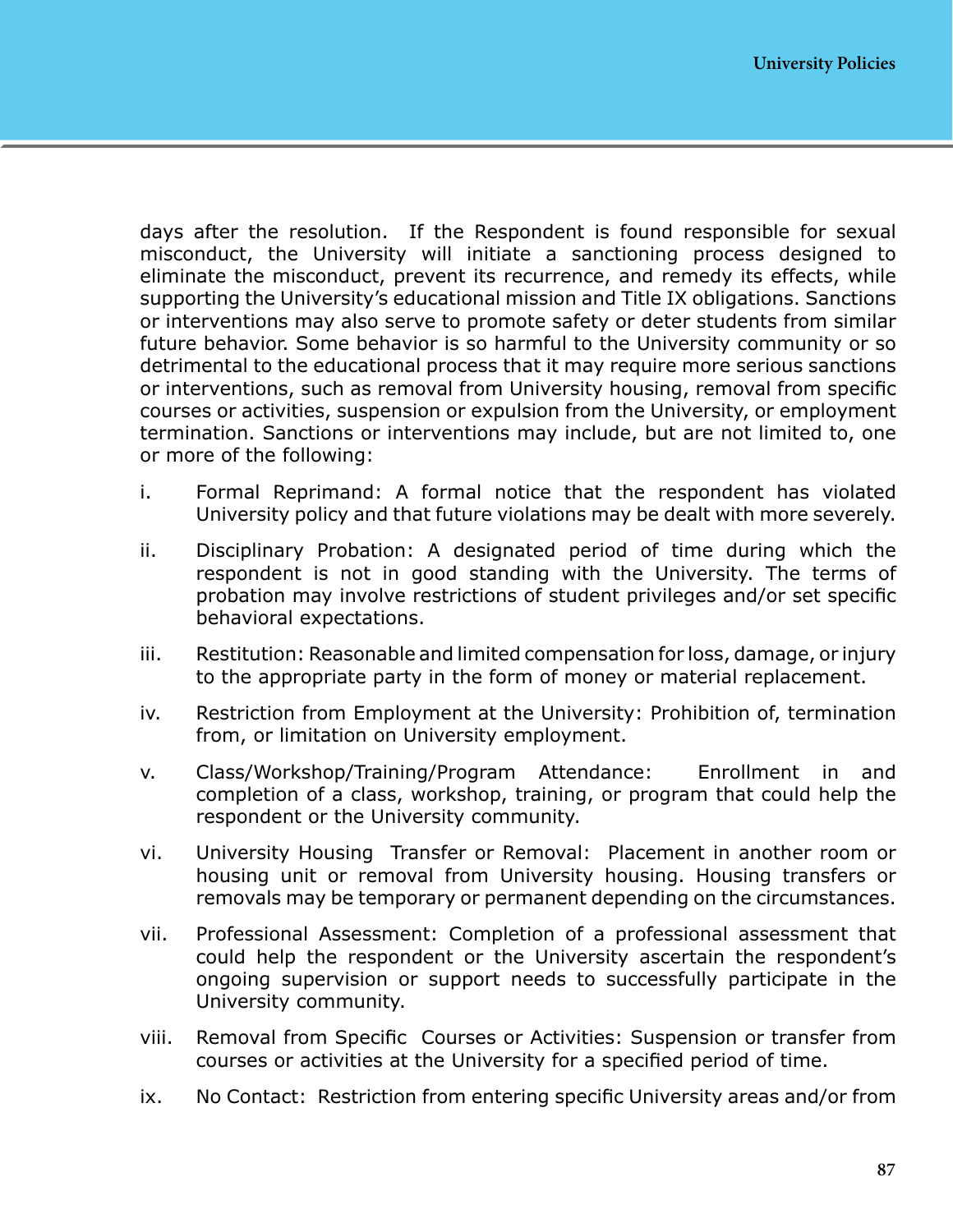days after the resolution. If the Respondent is found responsible for sexual misconduct, the University will initiate a sanctioning process designed to eliminate the misconduct, prevent its recurrence, and remedy its effects, while supporting the University's educational mission and Title IX obligations. Sanctions or interventions may also serve to promote safety or deter students from similar future behavior. Some behavior is so harmful to the University community or so detrimental to the educational process that it may require more serious sanctions or interventions, such as removal from University housing, removal from specific courses or activities, suspension or expulsion from the University, or employment termination. Sanctions or interventions may include, but are not limited to, one or more of the following:

i. Formal Reprimand: A formal notice that the respondent has violated University policy and that future violations may be dealt with more severely.

ii. Disciplinary Probation: A designated period of time during which the respondent is not in good standing with the University. The terms of probation may involve restrictions of student privileges and/or set specific behavioral expectations.

iii. Restitution: Reasonable and limited compensation for loss, damage, or injury to the appropriate party in the form of money or material replacement.

iv. Restriction from Employment at the University: Prohibition of, termination from, or limitation on University employment.

v. Class/Workshop/Training/Program Attendance: Enrollment in and completion of a class, workshop, training, or program that could help the respondent or the University community.

vi. University Housing Transfer or Removal: Placement in another room or housing unit or removal from University housing. Housing transfers or removals may be temporary or permanent depending on the circumstances.

vii. Professional Assessment: Completion of a professional assessment that could help the respondent or the University ascertain the respondent's ongoing supervision or support needs to successfully participate in the University community.

viii. Removal from Specific Courses or Activities: Suspension or transfer from courses or activities at the University for a specified period of time.

ix. No Contact: Restriction from entering specific University areas and/or from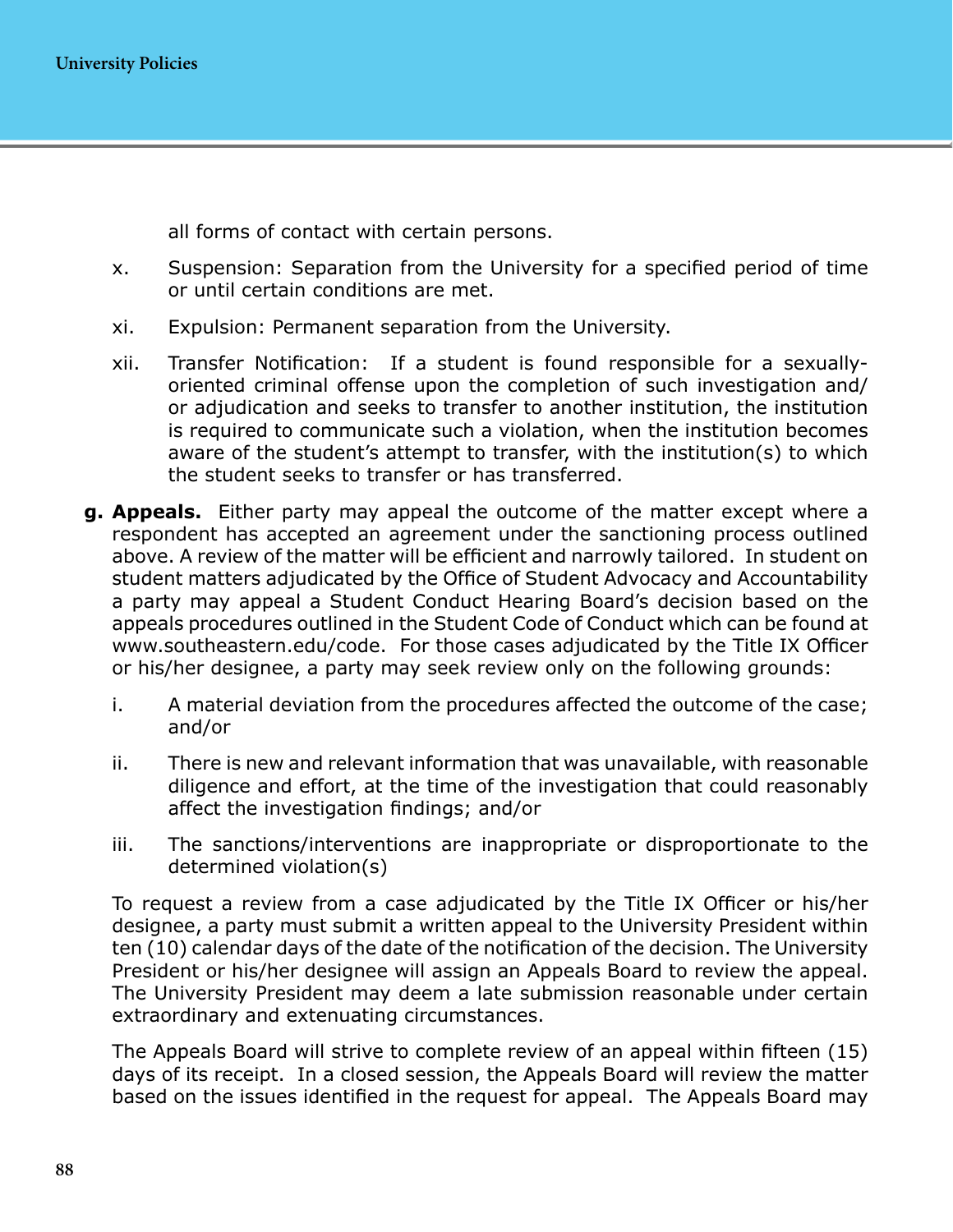all forms of contact with certain persons.

x. Suspension: Separation from the University for a specified period of time or until certain conditions are met.

xi. Expulsion: Permanent separation from the University.

xii. Transfer Notification: If a student is found responsible for a sexually-oriented criminal offense upon the completion of such investigation and/or adjudication and seeks to transfer to another institution, the institution is required to communicate such a violation, when the institution becomes aware of the student's attempt to transfer, with the institution(s) to which the student seeks to transfer or has transferred.

**g. Appeals.** Either party may appeal the outcome of the matter except where a respondent has accepted an agreement under the sanctioning process outlined above. A review of the matter will be efficient and narrowly tailored. In student on student matters adjudicated by the Office of Student Advocacy and Accountability a party may appeal a Student Conduct Hearing Board's decision based on the appeals procedures outlined in the Student Code of Conduct which can be found at www.southeastern.edu/code. For those cases adjudicated by the Title IX Officer or his/her designee, a party may seek review only on the following grounds:

i. A material deviation from the procedures affected the outcome of the case; and/or

ii. There is new and relevant information that was unavailable, with reasonable diligence and effort, at the time of the investigation that could reasonably affect the investigation findings; and/or

iii. The sanctions/interventions are inappropriate or disproportionate to the determined violation(s)

To request a review from a case adjudicated by the Title IX Officer or his/her designee, a party must submit a written appeal to the University President within ten (10) calendar days of the date of the notification of the decision. The University President or his/her designee will assign an Appeals Board to review the appeal. The University President may deem a late submission reasonable under certain extraordinary and extenuating circumstances.

The Appeals Board will strive to complete review of an appeal within fifteen (15) days of its receipt. In a closed session, the Appeals Board will review the matter based on the issues identified in the request for appeal. The Appeals Board may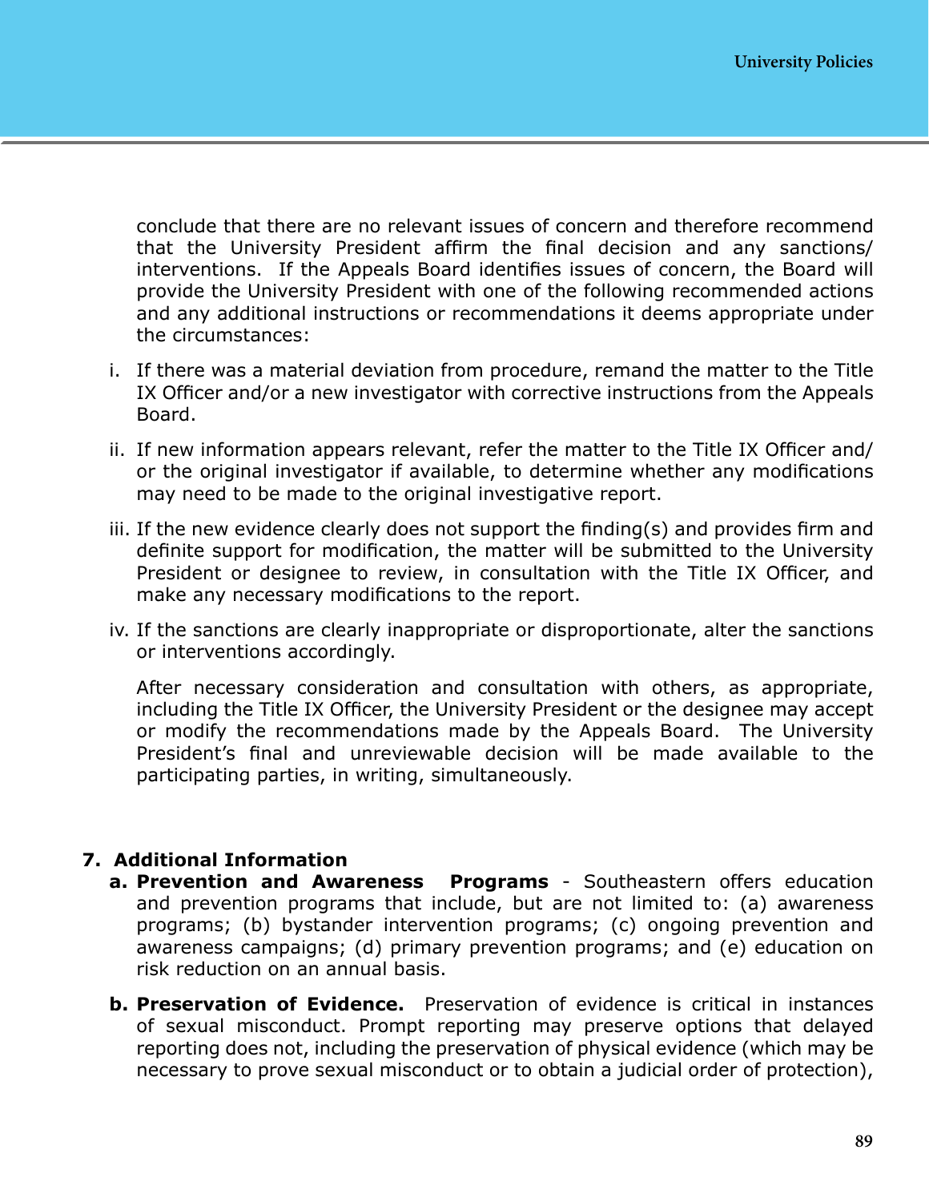conclude that there are no relevant issues of concern and therefore recommend that the University President affirm the final decision and any sanctions/ interventions. If the Appeals Board identifies issues of concern, the Board will provide the University President with one of the following recommended actions and any additional instructions or recommendations it deems appropriate under the circumstances:

i. If there was a material deviation from procedure, remand the matter to the Title IX Officer and/or a new investigator with corrective instructions from the Appeals Board.

ii. If new information appears relevant, refer the matter to the Title IX Officer and/ or the original investigator if available, to determine whether any modifications may need to be made to the original investigative report.

iii. If the new evidence clearly does not support the finding(s) and provides firm and definite support for modification, the matter will be submitted to the University President or designee to review, in consultation with the Title IX Officer, and make any necessary modifications to the report.

iv. If the sanctions are clearly inappropriate or disproportionate, alter the sanctions or interventions accordingly.

After necessary consideration and consultation with others, as appropriate, including the Title IX Officer, the University President or the designee may accept or modify the recommendations made by the Appeals Board. The University President's final and unreviewable decision will be made available to the participating parties, in writing, simultaneously.

**7. Additional Information**

**a. Prevention and Awareness Programs** - Southeastern offers education and prevention programs that include, but are not limited to: (a) awareness programs; (b) bystander intervention programs; (c) ongoing prevention and awareness campaigns; (d) primary prevention programs; and (e) education on risk reduction on an annual basis.

**b. Preservation of Evidence.** Preservation of evidence is critical in instances of sexual misconduct. Prompt reporting may preserve options that delayed reporting does not, including the preservation of physical evidence (which may be necessary to prove sexual misconduct or to obtain a judicial order of protection),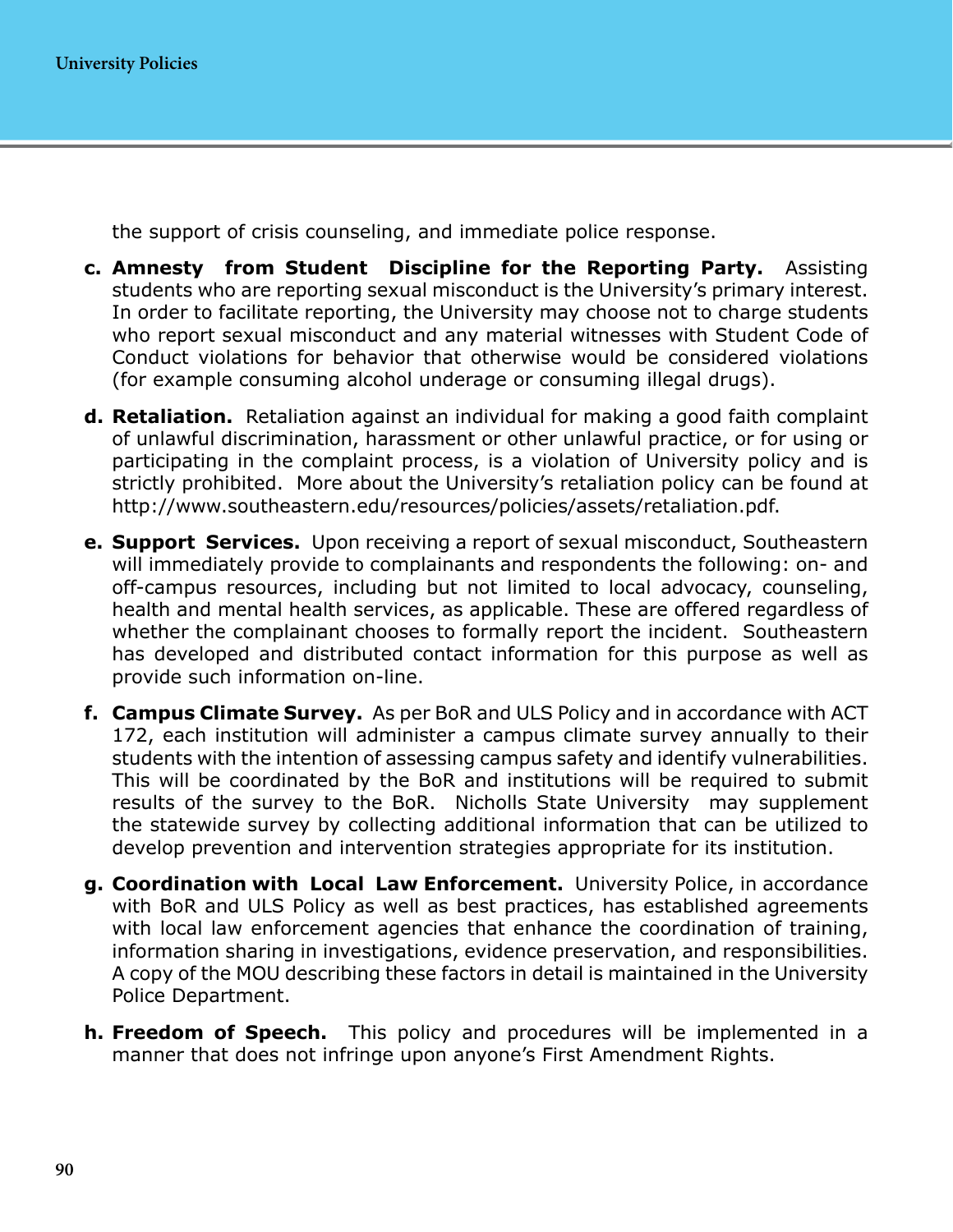the support of crisis counseling, and immediate police response.

c. **Amnesty from Student Discipline for the Reporting Party.** Assisting students who are reporting sexual misconduct is the University's primary interest. In order to facilitate reporting, the University may choose not to charge students who report sexual misconduct and any material witnesses with Student Code of Conduct violations for behavior that otherwise would be considered violations (for example consuming alcohol underage or consuming illegal drugs).

d. **Retaliation.** Retaliation against an individual for making a good faith complaint of unlawful discrimination, harassment or other unlawful practice, or for using or participating in the complaint process, is a violation of University policy and is strictly prohibited. More about the University's retaliation policy can be found at http://www.southeastern.edu/resources/policies/assets/retaliation.pdf.

e. **Support Services.** Upon receiving a report of sexual misconduct, Southeastern will immediately provide to complainants and respondents the following: on- and off-campus resources, including but not limited to local advocacy, counseling, health and mental health services, as applicable. These are offered regardless of whether the complainant chooses to formally report the incident. Southeastern has developed and distributed contact information for this purpose as well as provide such information on-line.

f. **Campus Climate Survey.** As per BoR and ULS Policy and in accordance with ACT 172, each institution will administer a campus climate survey annually to their students with the intention of assessing campus safety and identify vulnerabilities. This will be coordinated by the BoR and institutions will be required to submit results of the survey to the BoR. Nicholls State University may supplement the statewide survey by collecting additional information that can be utilized to develop prevention and intervention strategies appropriate for its institution.

g. **Coordination with Local Law Enforcement.** University Police, in accordance with BoR and ULS Policy as well as best practices, has established agreements with local law enforcement agencies that enhance the coordination of training, information sharing in investigations, evidence preservation, and responsibilities. A copy of the MOU describing these factors in detail is maintained in the University Police Department.

h. **Freedom of Speech.** This policy and procedures will be implemented in a manner that does not infringe upon anyone's First Amendment Rights.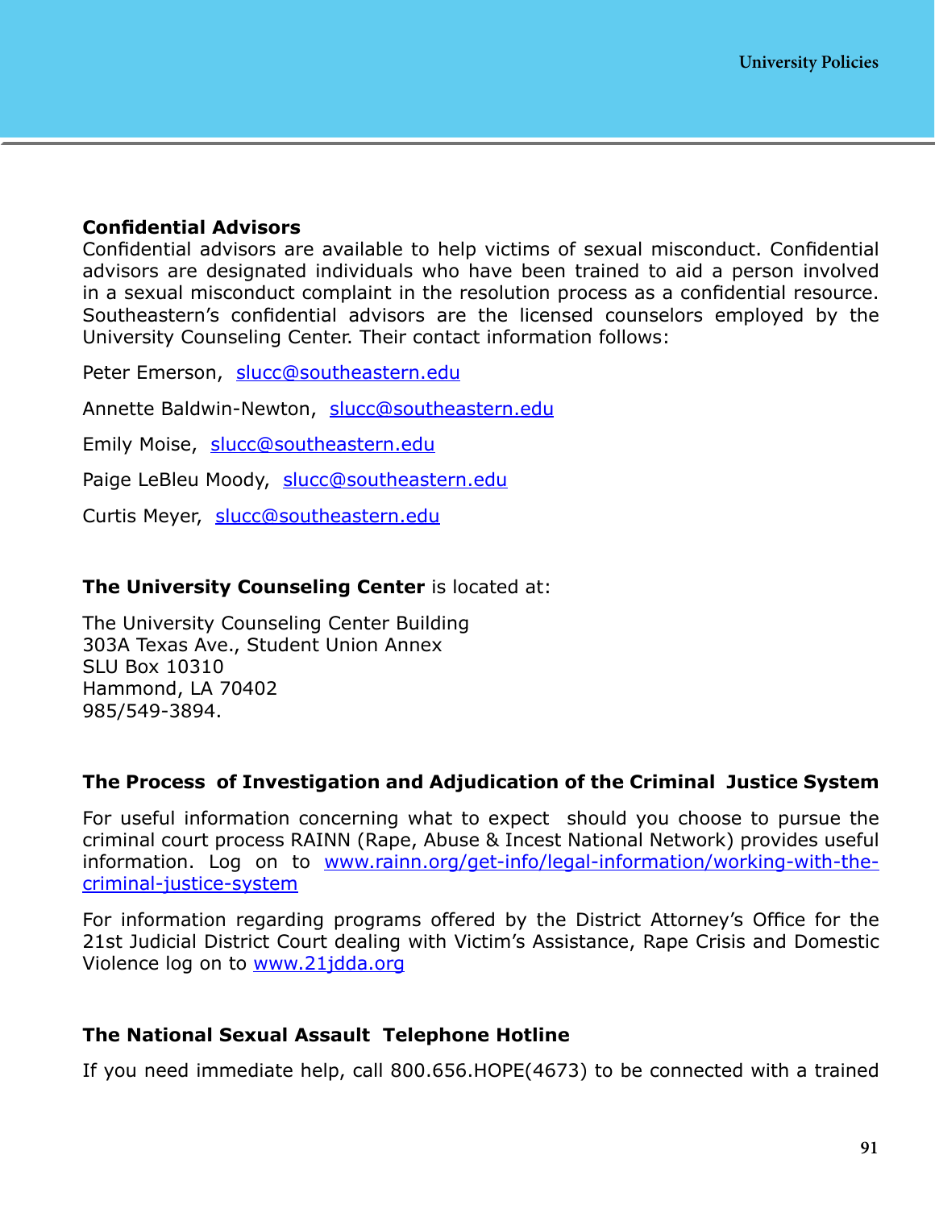### Confidential Advisors

Confidential advisors are available to help victims of sexual misconduct. Confidential advisors are designated individuals who have been trained to aid a person involved in a sexual misconduct complaint in the resolution process as a confidential resource. Southeastern's confidential advisors are the licensed counselors employed by the University Counseling Center. Their contact information follows:

Peter Emerson, slucc@southeastern.edu

Annette Baldwin-Newton, slucc@southeastern.edu

Emily Moise, slucc@southeastern.edu

Paige LeBleu Moody, slucc@southeastern.edu

Curtis Meyer, slucc@southeastern.edu

**The University Counseling Center** is located at:

The University Counseling Center Building
303A Texas Ave., Student Union Annex
SLU Box 10310
Hammond, LA 70402
985/549-3894.

### The Process of Investigation and Adjudication of the Criminal Justice System

For useful information concerning what to expect should you choose to pursue the criminal court process RAINN (Rape, Abuse & Incest National Network) provides useful information. Log on to www.rainn.org/get-info/legal-information/working-with-the-criminal-justice-system

For information regarding programs offered by the District Attorney's Office for the 21st Judicial District Court dealing with Victim's Assistance, Rape Crisis and Domestic Violence log on to www.21jdda.org

### The National Sexual Assault Telephone Hotline

If you need immediate help, call 800.656.HOPE(4673) to be connected with a trained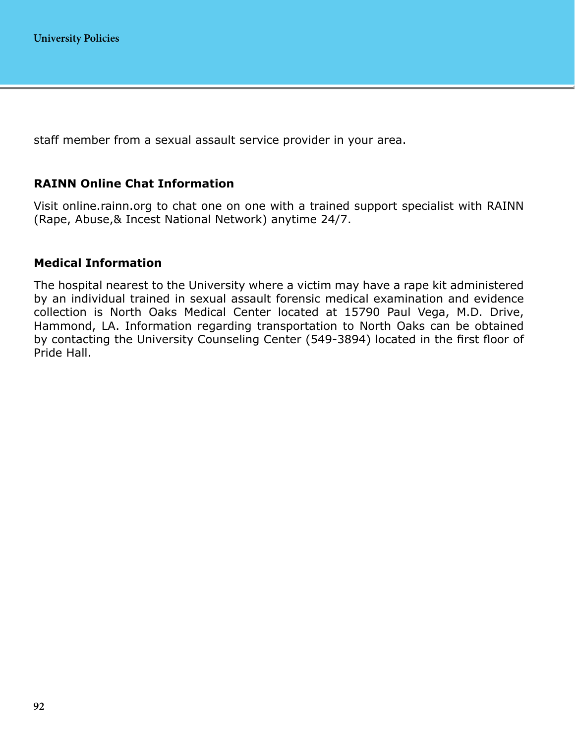staff member from a sexual assault service provider in your area.

**RAINN Online Chat Information**

Visit online.rainn.org to chat one on one with a trained support specialist with RAINN (Rape, Abuse,& Incest National Network) anytime 24/7.

**Medical Information**

The hospital nearest to the University where a victim may have a rape kit administered by an individual trained in sexual assault forensic medical examination and evidence collection is North Oaks Medical Center located at 15790 Paul Vega, M.D. Drive, Hammond, LA. Information regarding transportation to North Oaks can be obtained by contacting the University Counseling Center (549-3894) located in the first floor of Pride Hall.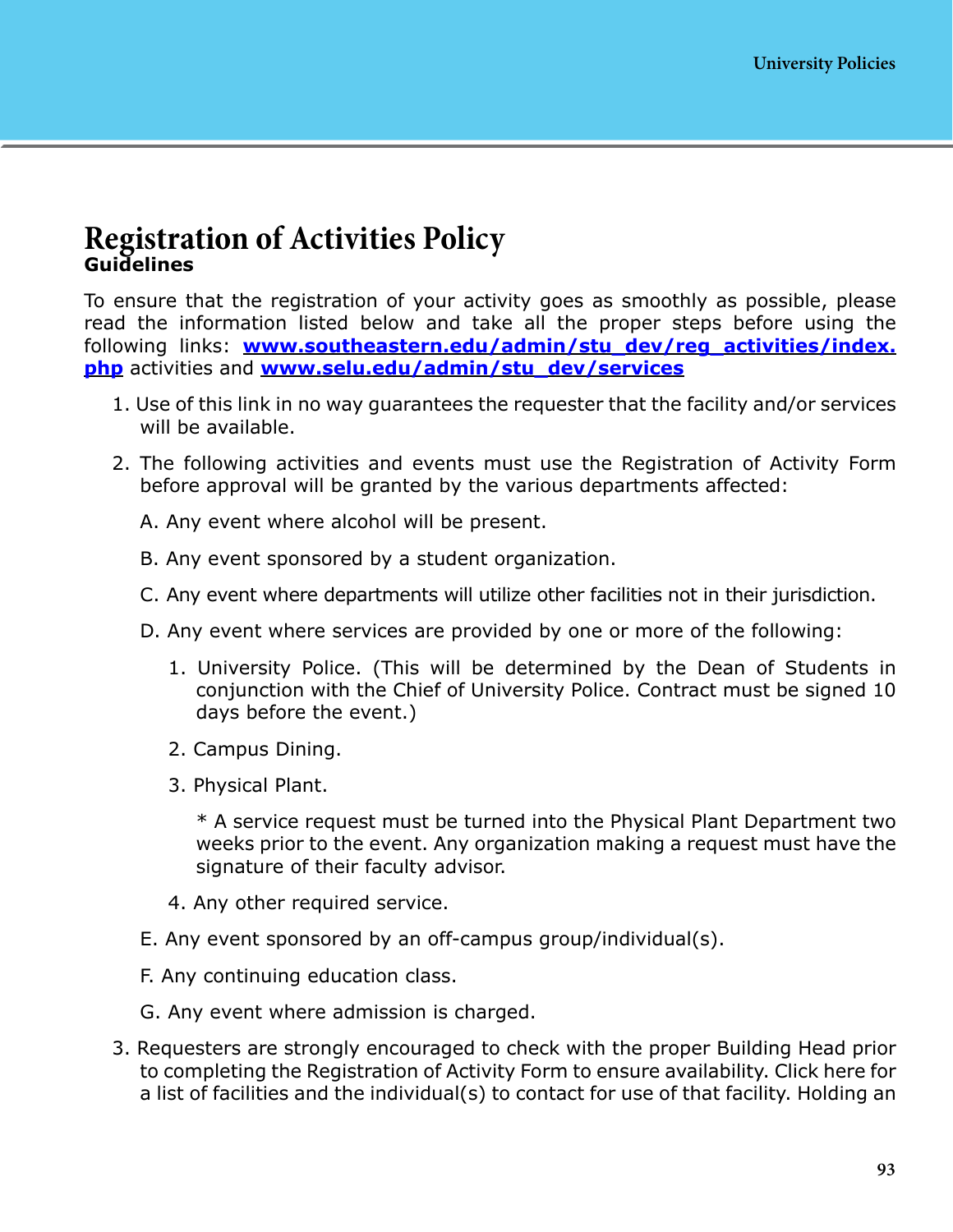# Registration of Activities Policy

**Guidelines**

To ensure that the registration of your activity goes as smoothly as possible, please read the information listed below and take all the proper steps before using the following links: **[www.southeastern.edu/admin/stu_dev/reg_activities/index.php](www.southeastern.edu/admin/stu_dev/reg_activities/index.php)** activities and **[www.selu.edu/admin/stu_dev/services](www.selu.edu/admin/stu_dev/services)**

1. Use of this link in no way guarantees the requester that the facility and/or services will be available.
2. The following activities and events must use the Registration of Activity Form before approval will be granted by the various departments affected:

   A. Any event where alcohol will be present.

   B. Any event sponsored by a student organization.

   C. Any event where departments will utilize other facilities not in their jurisdiction.

   D. Any event where services are provided by one or more of the following:

      1. University Police. (This will be determined by the Dean of Students in conjunction with the Chief of University Police. Contract must be signed 10 days before the event.)
      2. Campus Dining.
      3. Physical Plant.

         * A service request must be turned into the Physical Plant Department two weeks prior to the event. Any organization making a request must have the signature of their faculty advisor.

      4. Any other required service.

   E. Any event sponsored by an off-campus group/individual(s).

   F. Any continuing education class.

   G. Any event where admission is charged.

3. Requesters are strongly encouraged to check with the proper Building Head prior to completing the Registration of Activity Form to ensure availability. Click here for a list of facilities and the individual(s) to contact for use of that facility. Holding an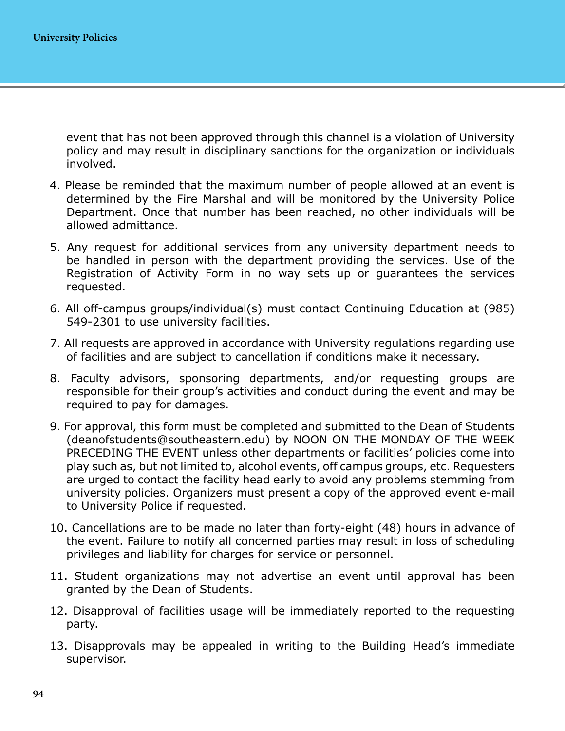event that has not been approved through this channel is a violation of University policy and may result in disciplinary sanctions for the organization or individuals involved.

4. Please be reminded that the maximum number of people allowed at an event is determined by the Fire Marshal and will be monitored by the University Police Department. Once that number has been reached, no other individuals will be allowed admittance.

5. Any request for additional services from any university department needs to be handled in person with the department providing the services. Use of the Registration of Activity Form in no way sets up or guarantees the services requested.

6. All off-campus groups/individual(s) must contact Continuing Education at (985) 549-2301 to use university facilities.

7. All requests are approved in accordance with University regulations regarding use of facilities and are subject to cancellation if conditions make it necessary.

8. Faculty advisors, sponsoring departments, and/or requesting groups are responsible for their group's activities and conduct during the event and may be required to pay for damages.

9. For approval, this form must be completed and submitted to the Dean of Students (deanofstudents@southeastern.edu) by NOON ON THE MONDAY OF THE WEEK PRECEDING THE EVENT unless other departments or facilities' policies come into play such as, but not limited to, alcohol events, off campus groups, etc. Requesters are urged to contact the facility head early to avoid any problems stemming from university policies. Organizers must present a copy of the approved event e-mail to University Police if requested.

10. Cancellations are to be made no later than forty-eight (48) hours in advance of the event. Failure to notify all concerned parties may result in loss of scheduling privileges and liability for charges for service or personnel.

11. Student organizations may not advertise an event until approval has been granted by the Dean of Students.

12. Disapproval of facilities usage will be immediately reported to the requesting party.

13. Disapprovals may be appealed in writing to the Building Head's immediate supervisor.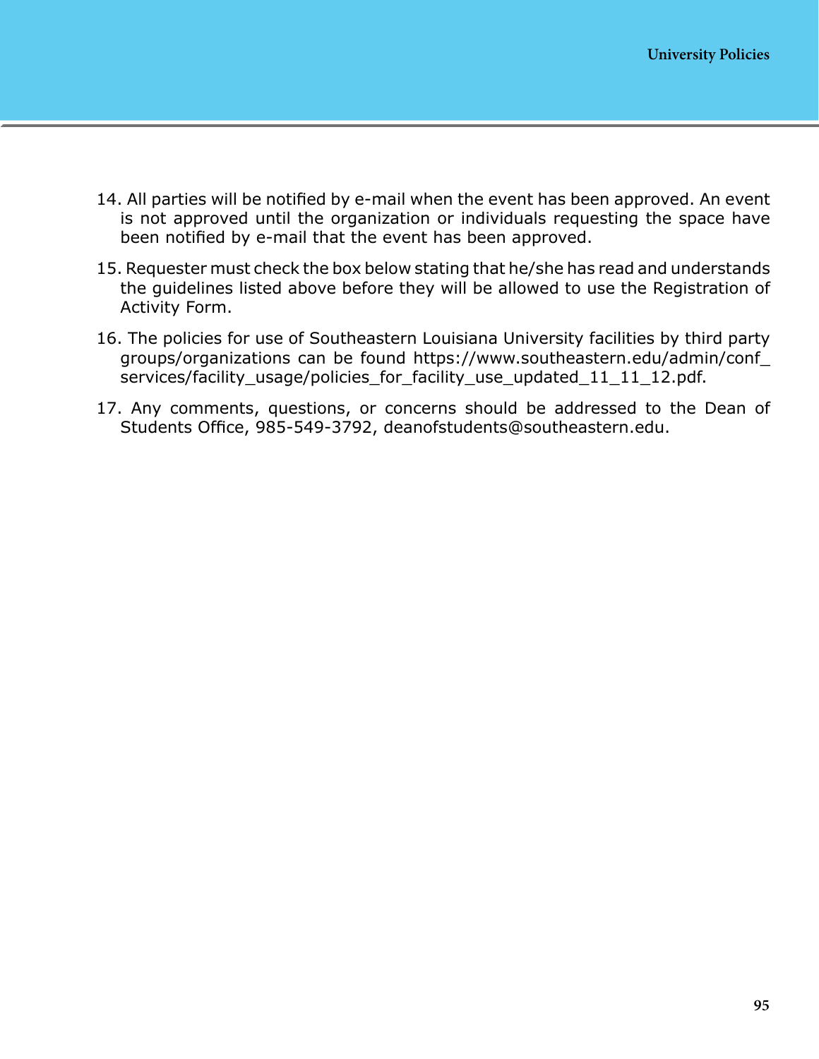14. All parties will be notified by e-mail when the event has been approved. An event is not approved until the organization or individuals requesting the space have been notified by e-mail that the event has been approved.
15. Requester must check the box below stating that he/she has read and understands the guidelines listed above before they will be allowed to use the Registration of Activity Form.
16. The policies for use of Southeastern Louisiana University facilities by third party groups/organizations can be found https://www.southeastern.edu/admin/conf_services/facility_usage/policies_for_facility_use_updated_11_11_12.pdf.
17. Any comments, questions, or concerns should be addressed to the Dean of Students Office, 985-549-3792, deanofstudents@southeastern.edu.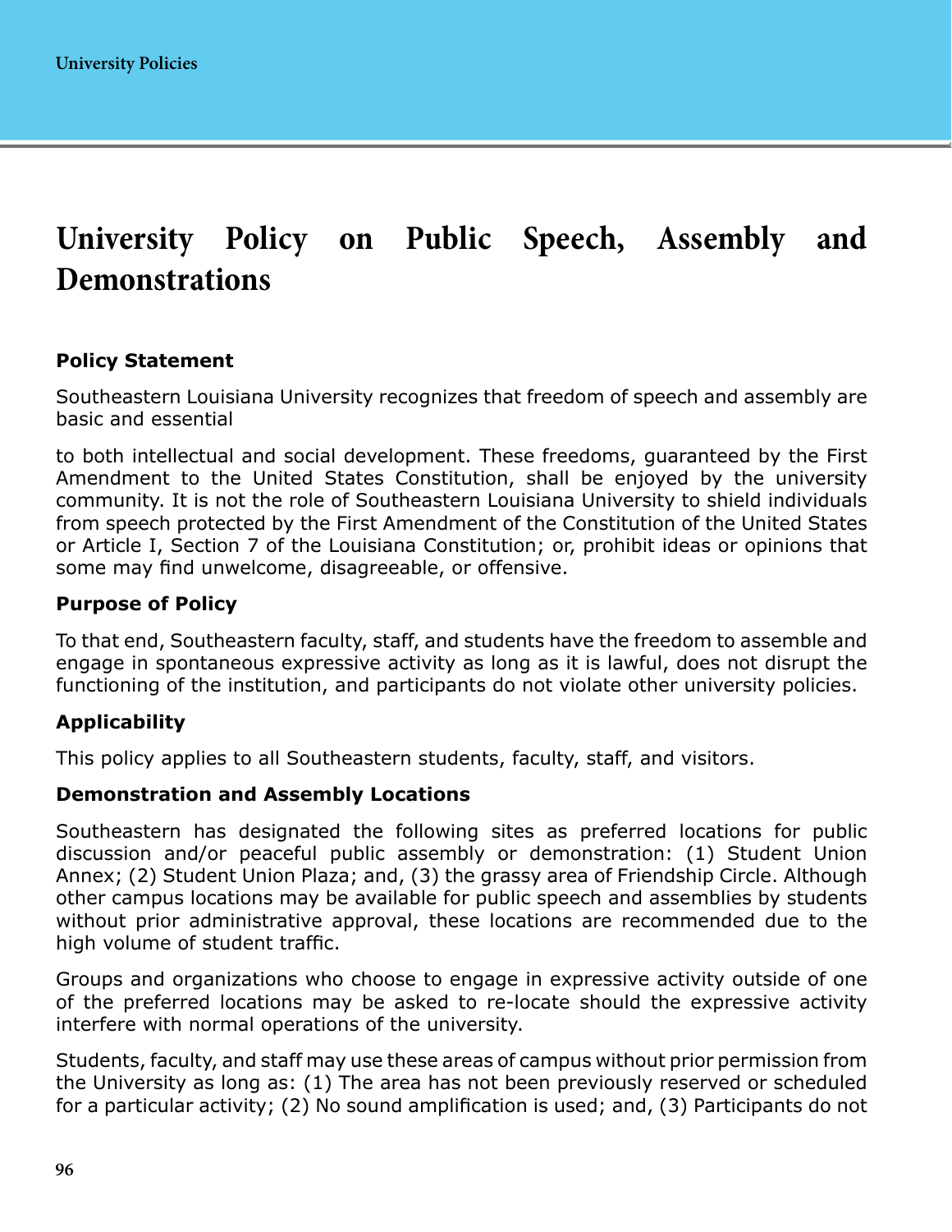# University Policy on Public Speech, Assembly and Demonstrations

**Policy Statement**

Southeastern Louisiana University recognizes that freedom of speech and assembly are basic and essential

to both intellectual and social development. These freedoms, guaranteed by the First Amendment to the United States Constitution, shall be enjoyed by the university community. It is not the role of Southeastern Louisiana University to shield individuals from speech protected by the First Amendment of the Constitution of the United States or Article I, Section 7 of the Louisiana Constitution; or, prohibit ideas or opinions that some may find unwelcome, disagreeable, or offensive.

**Purpose of Policy**

To that end, Southeastern faculty, staff, and students have the freedom to assemble and engage in spontaneous expressive activity as long as it is lawful, does not disrupt the functioning of the institution, and participants do not violate other university policies.

**Applicability**

This policy applies to all Southeastern students, faculty, staff, and visitors.

**Demonstration and Assembly Locations**

Southeastern has designated the following sites as preferred locations for public discussion and/or peaceful public assembly or demonstration: (1) Student Union Annex; (2) Student Union Plaza; and, (3) the grassy area of Friendship Circle. Although other campus locations may be available for public speech and assemblies by students without prior administrative approval, these locations are recommended due to the high volume of student traffic.

Groups and organizations who choose to engage in expressive activity outside of one of the preferred locations may be asked to re-locate should the expressive activity interfere with normal operations of the university.

Students, faculty, and staff may use these areas of campus without prior permission from the University as long as: (1) The area has not been previously reserved or scheduled for a particular activity; (2) No sound amplification is used; and, (3) Participants do not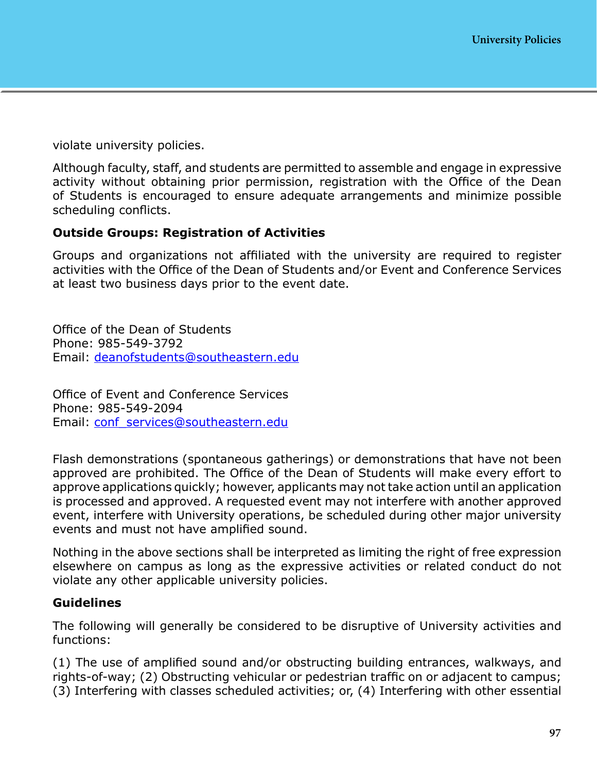violate university policies.

Although faculty, staff, and students are permitted to assemble and engage in expressive activity without obtaining prior permission, registration with the Office of the Dean of Students is encouraged to ensure adequate arrangements and minimize possible scheduling conflicts.

**Outside Groups: Registration of Activities**

Groups and organizations not affiliated with the university are required to register activities with the Office of the Dean of Students and/or Event and Conference Services at least two business days prior to the event date.

Office of the Dean of Students
Phone: 985-549-3792
Email: deanofstudents@southeastern.edu

Office of Event and Conference Services
Phone: 985-549-2094
Email: conf_services@southeastern.edu

Flash demonstrations (spontaneous gatherings) or demonstrations that have not been approved are prohibited. The Office of the Dean of Students will make every effort to approve applications quickly; however, applicants may not take action until an application is processed and approved. A requested event may not interfere with another approved event, interfere with University operations, be scheduled during other major university events and must not have amplified sound.

Nothing in the above sections shall be interpreted as limiting the right of free expression elsewhere on campus as long as the expressive activities or related conduct do not violate any other applicable university policies.

**Guidelines**

The following will generally be considered to be disruptive of University activities and functions:

(1) The use of amplified sound and/or obstructing building entrances, walkways, and rights-of-way; (2) Obstructing vehicular or pedestrian traffic on or adjacent to campus; (3) Interfering with classes scheduled activities; or, (4) Interfering with other essential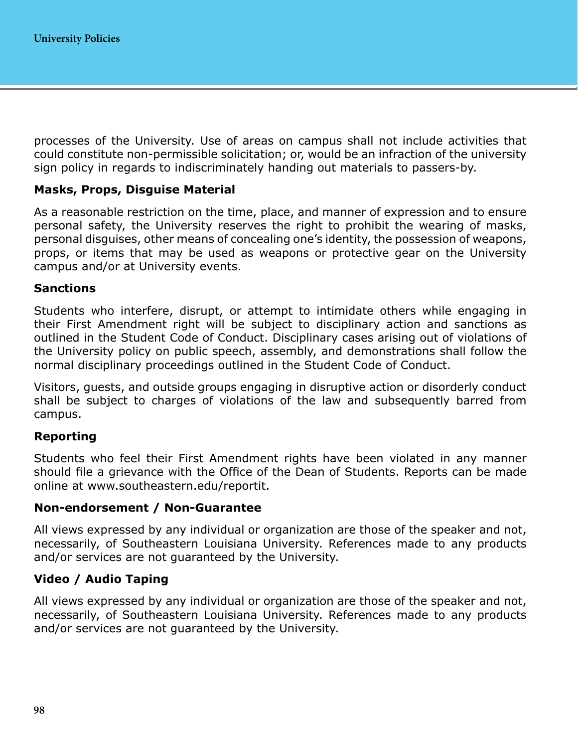processes of the University. Use of areas on campus shall not include activities that could constitute non-permissible solicitation; or, would be an infraction of the university sign policy in regards to indiscriminately handing out materials to passers-by.

### Masks, Props, Disguise Material

As a reasonable restriction on the time, place, and manner of expression and to ensure personal safety, the University reserves the right to prohibit the wearing of masks, personal disguises, other means of concealing one's identity, the possession of weapons, props, or items that may be used as weapons or protective gear on the University campus and/or at University events.

### Sanctions

Students who interfere, disrupt, or attempt to intimidate others while engaging in their First Amendment right will be subject to disciplinary action and sanctions as outlined in the Student Code of Conduct. Disciplinary cases arising out of violations of the University policy on public speech, assembly, and demonstrations shall follow the normal disciplinary proceedings outlined in the Student Code of Conduct.

Visitors, guests, and outside groups engaging in disruptive action or disorderly conduct shall be subject to charges of violations of the law and subsequently barred from campus.

### Reporting

Students who feel their First Amendment rights have been violated in any manner should file a grievance with the Office of the Dean of Students. Reports can be made online at www.southeastern.edu/reportit.

### Non-endorsement / Non-Guarantee

All views expressed by any individual or organization are those of the speaker and not, necessarily, of Southeastern Louisiana University. References made to any products and/or services are not guaranteed by the University.

### Video / Audio Taping

All views expressed by any individual or organization are those of the speaker and not, necessarily, of Southeastern Louisiana University. References made to any products and/or services are not guaranteed by the University.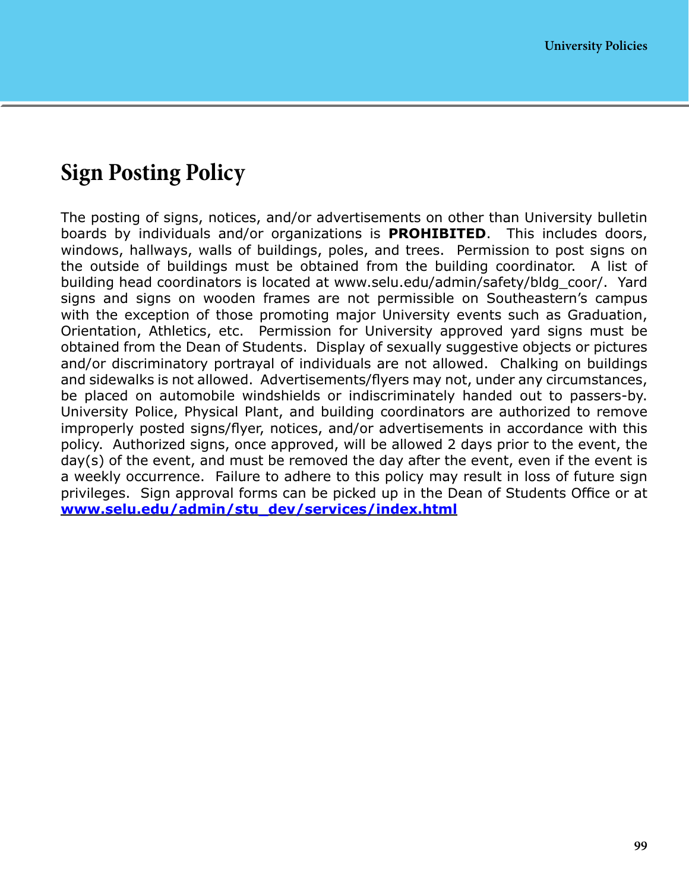# Sign Posting Policy

The posting of signs, notices, and/or advertisements on other than University bulletin boards by individuals and/or organizations is **PROHIBITED**. This includes doors, windows, hallways, walls of buildings, poles, and trees. Permission to post signs on the outside of buildings must be obtained from the building coordinator. A list of building head coordinators is located at www.selu.edu/admin/safety/bldg_coor/. Yard signs and signs on wooden frames are not permissible on Southeastern's campus with the exception of those promoting major University events such as Graduation, Orientation, Athletics, etc. Permission for University approved yard signs must be obtained from the Dean of Students. Display of sexually suggestive objects or pictures and/or discriminatory portrayal of individuals are not allowed. Chalking on buildings and sidewalks is not allowed. Advertisements/flyers may not, under any circumstances, be placed on automobile windshields or indiscriminately handed out to passers-by. University Police, Physical Plant, and building coordinators are authorized to remove improperly posted signs/flyer, notices, and/or advertisements in accordance with this policy. Authorized signs, once approved, will be allowed 2 days prior to the event, the day(s) of the event, and must be removed the day after the event, even if the event is a weekly occurrence. Failure to adhere to this policy may result in loss of future sign privileges. Sign approval forms can be picked up in the Dean of Students Office or at **www.selu.edu/admin/stu_dev/services/index.html**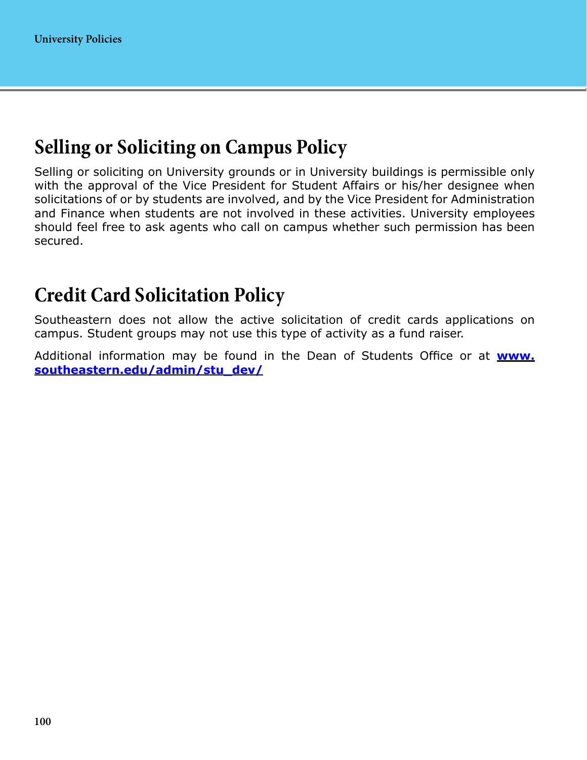## Selling or Soliciting on Campus Policy

Selling or soliciting on University grounds or in University buildings is permissible only with the approval of the Vice President for Student Affairs or his/her designee when solicitations of or by students are involved, and by the Vice President for Administration and Finance when students are not involved in these activities. University employees should feel free to ask agents who call on campus whether such permission has been secured.

## Credit Card Solicitation Policy

Southeastern does not allow the active solicitation of credit cards applications on campus. Student groups may not use this type of activity as a fund raiser.

Additional information may be found in the Dean of Students Office or at **[www.southeastern.edu/admin/stu_dev/](www.southeastern.edu/admin/stu_dev/)**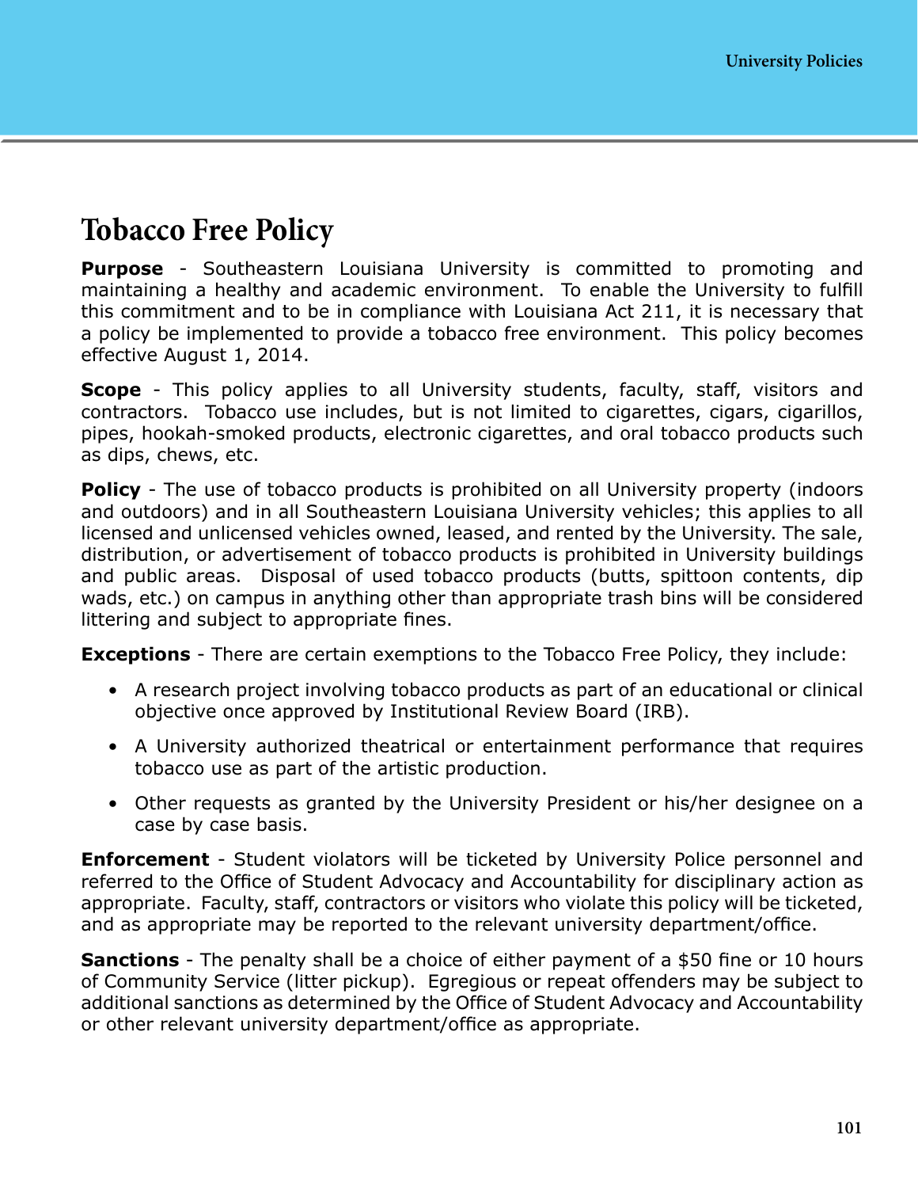# Tobacco Free Policy

**Purpose** - Southeastern Louisiana University is committed to promoting and maintaining a healthy and academic environment. To enable the University to fulfill this commitment and to be in compliance with Louisiana Act 211, it is necessary that a policy be implemented to provide a tobacco free environment. This policy becomes effective August 1, 2014.

**Scope** - This policy applies to all University students, faculty, staff, visitors and contractors. Tobacco use includes, but is not limited to cigarettes, cigars, cigarillos, pipes, hookah-smoked products, electronic cigarettes, and oral tobacco products such as dips, chews, etc.

**Policy** - The use of tobacco products is prohibited on all University property (indoors and outdoors) and in all Southeastern Louisiana University vehicles; this applies to all licensed and unlicensed vehicles owned, leased, and rented by the University. The sale, distribution, or advertisement of tobacco products is prohibited in University buildings and public areas. Disposal of used tobacco products (butts, spittoon contents, dip wads, etc.) on campus in anything other than appropriate trash bins will be considered littering and subject to appropriate fines.

**Exceptions** - There are certain exemptions to the Tobacco Free Policy, they include:

- A research project involving tobacco products as part of an educational or clinical objective once approved by Institutional Review Board (IRB).
- A University authorized theatrical or entertainment performance that requires tobacco use as part of the artistic production.
- Other requests as granted by the University President or his/her designee on a case by case basis.

**Enforcement** - Student violators will be ticketed by University Police personnel and referred to the Office of Student Advocacy and Accountability for disciplinary action as appropriate. Faculty, staff, contractors or visitors who violate this policy will be ticketed, and as appropriate may be reported to the relevant university department/office.

**Sanctions** - The penalty shall be a choice of either payment of a $50 fine or 10 hours of Community Service (litter pickup). Egregious or repeat offenders may be subject to additional sanctions as determined by the Office of Student Advocacy and Accountability or other relevant university department/office as appropriate.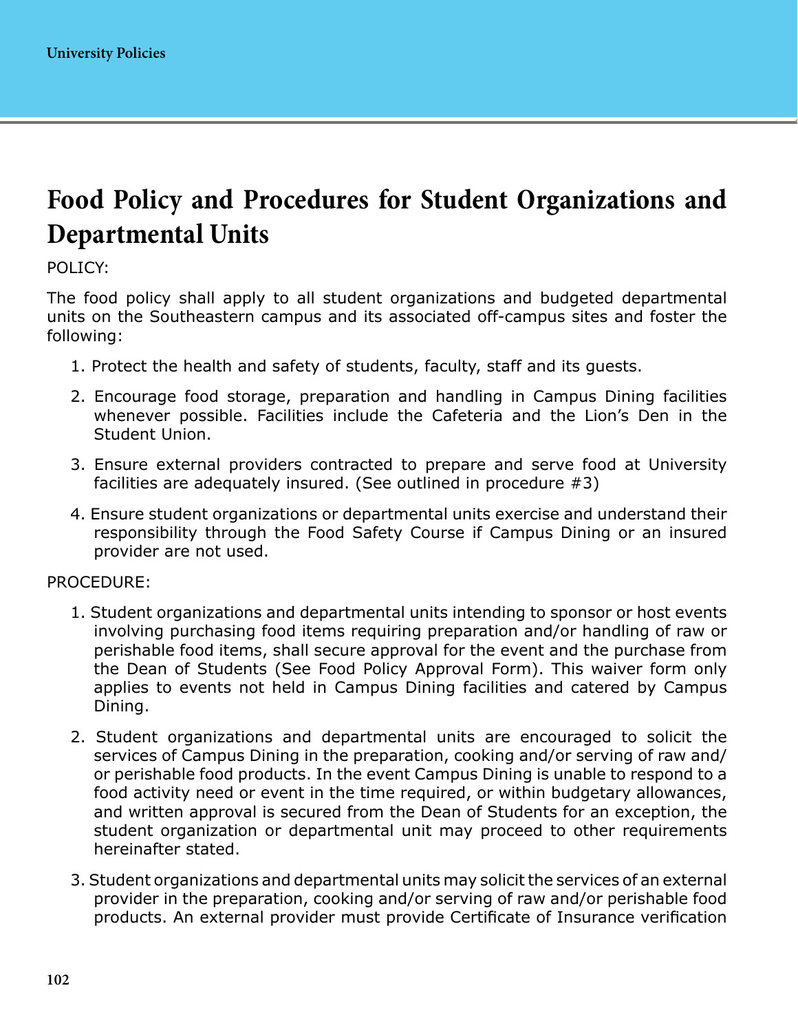# Food Policy and Procedures for Student Organizations and Departmental Units

POLICY:

The food policy shall apply to all student organizations and budgeted departmental units on the Southeastern campus and its associated off-campus sites and foster the following:

1. Protect the health and safety of students, faculty, staff and its guests.
2. Encourage food storage, preparation and handling in Campus Dining facilities whenever possible. Facilities include the Cafeteria and the Lion's Den in the Student Union.
3. Ensure external providers contracted to prepare and serve food at University facilities are adequately insured. (See outlined in procedure #3)
4. Ensure student organizations or departmental units exercise and understand their responsibility through the Food Safety Course if Campus Dining or an insured provider are not used.

PROCEDURE:

1. Student organizations and departmental units intending to sponsor or host events involving purchasing food items requiring preparation and/or handling of raw or perishable food items, shall secure approval for the event and the purchase from the Dean of Students (See Food Policy Approval Form). This waiver form only applies to events not held in Campus Dining facilities and catered by Campus Dining.
2. Student organizations and departmental units are encouraged to solicit the services of Campus Dining in the preparation, cooking and/or serving of raw and/or perishable food products. In the event Campus Dining is unable to respond to a food activity need or event in the time required, or within budgetary allowances, and written approval is secured from the Dean of Students for an exception, the student organization or departmental unit may proceed to other requirements hereinafter stated.
3. Student organizations and departmental units may solicit the services of an external provider in the preparation, cooking and/or serving of raw and/or perishable food products. An external provider must provide Certificate of Insurance verification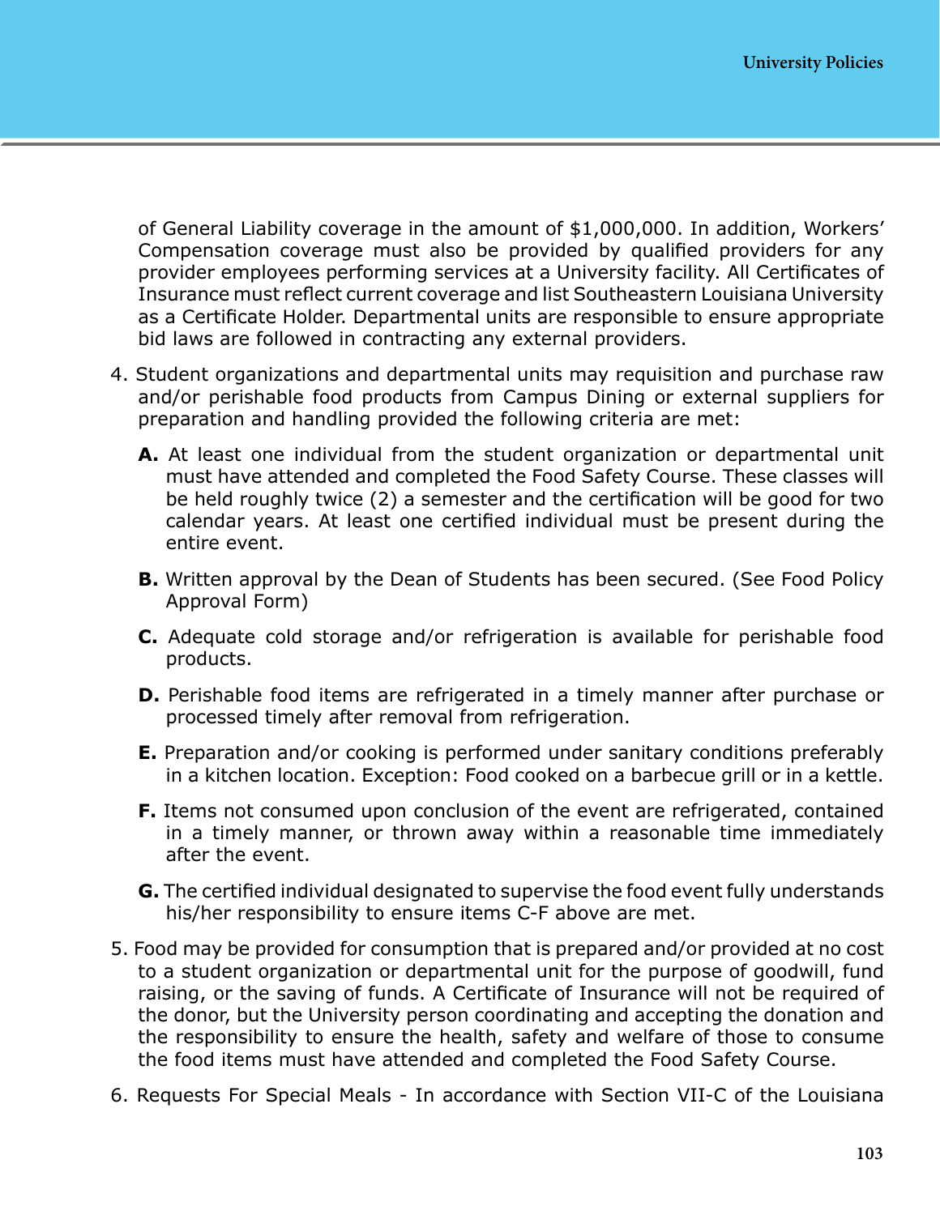of General Liability coverage in the amount of $1,000,000. In addition, Workers' Compensation coverage must also be provided by qualified providers for any provider employees performing services at a University facility. All Certificates of Insurance must reflect current coverage and list Southeastern Louisiana University as a Certificate Holder. Departmental units are responsible to ensure appropriate bid laws are followed in contracting any external providers.

4. Student organizations and departmental units may requisition and purchase raw and/or perishable food products from Campus Dining or external suppliers for preparation and handling provided the following criteria are met:

   **A.** At least one individual from the student organization or departmental unit must have attended and completed the Food Safety Course. These classes will be held roughly twice (2) a semester and the certification will be good for two calendar years. At least one certified individual must be present during the entire event.

   **B.** Written approval by the Dean of Students has been secured. (See Food Policy Approval Form)

   **C.** Adequate cold storage and/or refrigeration is available for perishable food products.

   **D.** Perishable food items are refrigerated in a timely manner after purchase or processed timely after removal from refrigeration.

   **E.** Preparation and/or cooking is performed under sanitary conditions preferably in a kitchen location. Exception: Food cooked on a barbecue grill or in a kettle.

   **F.** Items not consumed upon conclusion of the event are refrigerated, contained in a timely manner, or thrown away within a reasonable time immediately after the event.

   **G.** The certified individual designated to supervise the food event fully understands his/her responsibility to ensure items C-F above are met.

5. Food may be provided for consumption that is prepared and/or provided at no cost to a student organization or departmental unit for the purpose of goodwill, fund raising, or the saving of funds. A Certificate of Insurance will not be required of the donor, but the University person coordinating and accepting the donation and the responsibility to ensure the health, safety and welfare of those to consume the food items must have attended and completed the Food Safety Course.

6. Requests For Special Meals - In accordance with Section VII-C of the Louisiana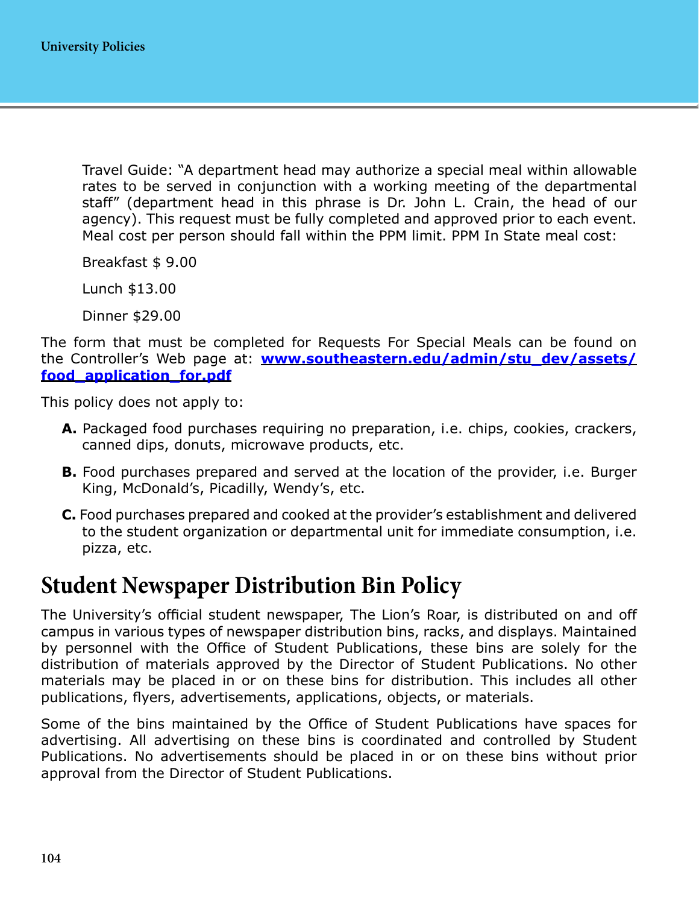Travel Guide: "A department head may authorize a special meal within allowable rates to be served in conjunction with a working meeting of the departmental staff" (department head in this phrase is Dr. John L. Crain, the head of our agency). This request must be fully completed and approved prior to each event. Meal cost per person should fall within the PPM limit. PPM In State meal cost:

Breakfast $ 9.00

Lunch $13.00

Dinner $29.00

The form that must be completed for Requests For Special Meals can be found on the Controller's Web page at: **[www.southeastern.edu/admin/stu_dev/assets/food_application_for.pdf](www.southeastern.edu/admin/stu_dev/assets/food_application_for.pdf)**

This policy does not apply to:

**A.** Packaged food purchases requiring no preparation, i.e. chips, cookies, crackers, canned dips, donuts, microwave products, etc.

**B.** Food purchases prepared and served at the location of the provider, i.e. Burger King, McDonald's, Picadilly, Wendy's, etc.

**C.** Food purchases prepared and cooked at the provider's establishment and delivered to the student organization or departmental unit for immediate consumption, i.e. pizza, etc.

## Student Newspaper Distribution Bin Policy

The University's official student newspaper, The Lion's Roar, is distributed on and off campus in various types of newspaper distribution bins, racks, and displays. Maintained by personnel with the Office of Student Publications, these bins are solely for the distribution of materials approved by the Director of Student Publications. No other materials may be placed in or on these bins for distribution. This includes all other publications, flyers, advertisements, applications, objects, or materials.

Some of the bins maintained by the Office of Student Publications have spaces for advertising. All advertising on these bins is coordinated and controlled by Student Publications. No advertisements should be placed in or on these bins without prior approval from the Director of Student Publications.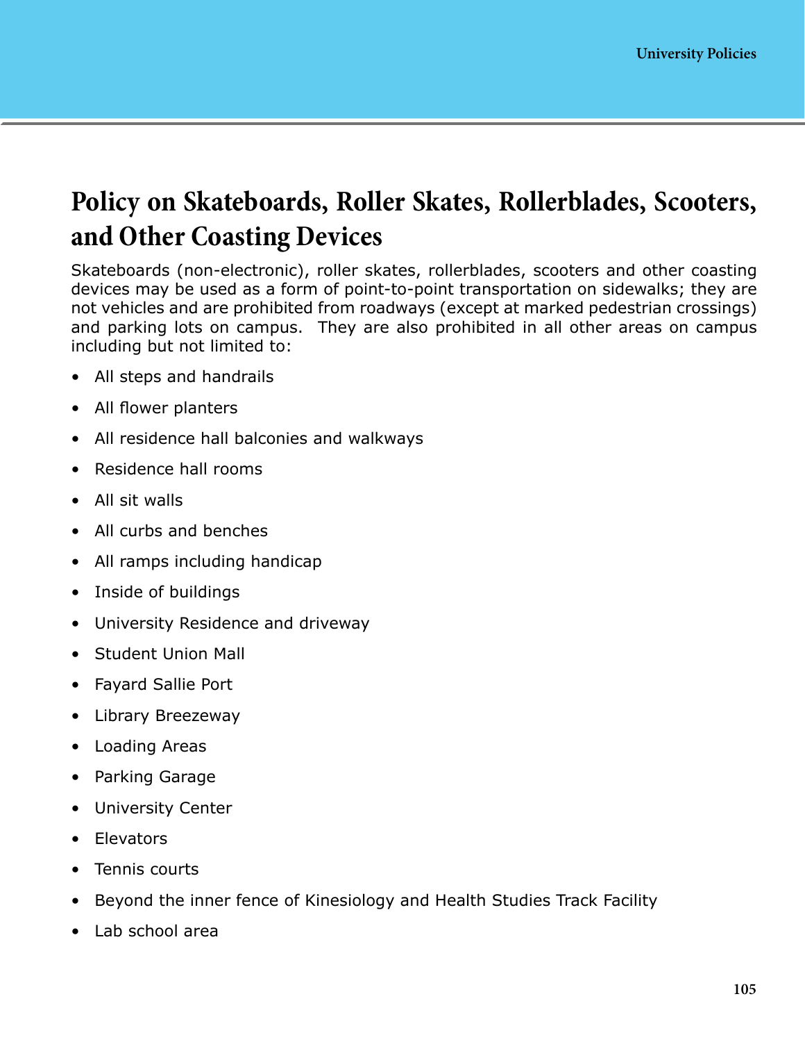# Policy on Skateboards, Roller Skates, Rollerblades, Scooters, and Other Coasting Devices

Skateboards (non-electronic), roller skates, rollerblades, scooters and other coasting devices may be used as a form of point-to-point transportation on sidewalks; they are not vehicles and are prohibited from roadways (except at marked pedestrian crossings) and parking lots on campus. They are also prohibited in all other areas on campus including but not limited to:

- All steps and handrails
- All flower planters
- All residence hall balconies and walkways
- Residence hall rooms
- All sit walls
- All curbs and benches
- All ramps including handicap
- Inside of buildings
- University Residence and driveway
- Student Union Mall
- Fayard Sallie Port
- Library Breezeway
- Loading Areas
- Parking Garage
- University Center
- Elevators
- Tennis courts
- Beyond the inner fence of Kinesiology and Health Studies Track Facility
- Lab school area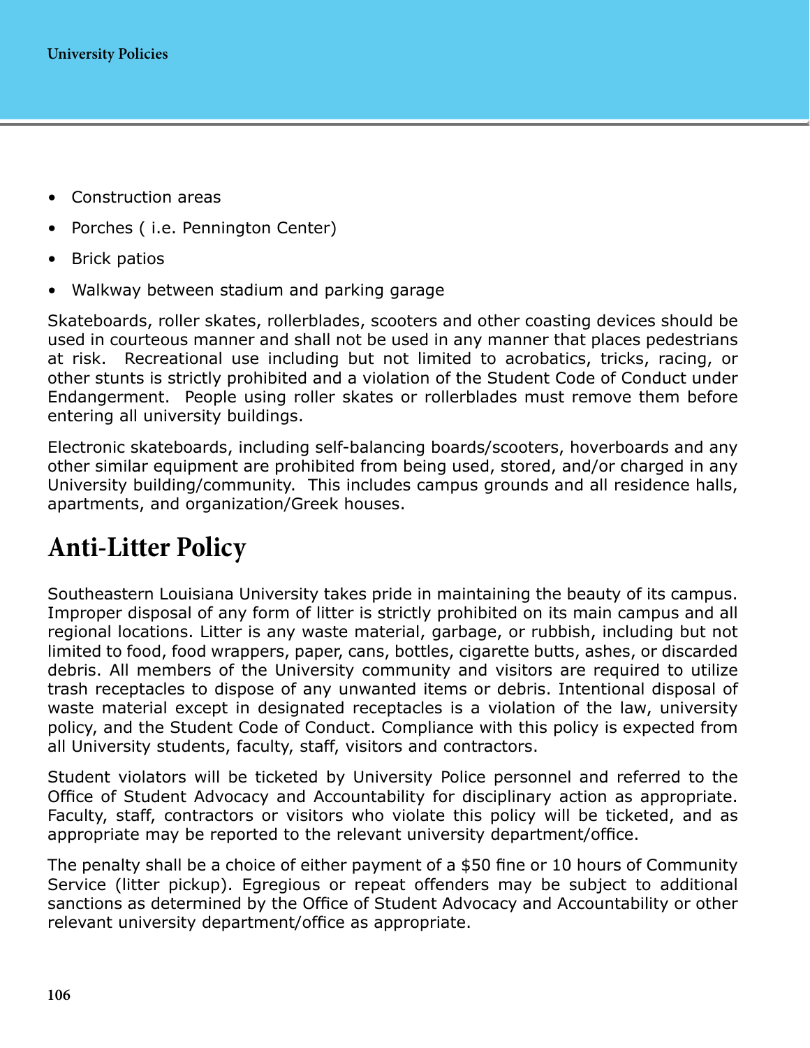- Construction areas
- Porches ( i.e. Pennington Center)
- Brick patios
- Walkway between stadium and parking garage

Skateboards, roller skates, rollerblades, scooters and other coasting devices should be used in courteous manner and shall not be used in any manner that places pedestrians at risk. Recreational use including but not limited to acrobatics, tricks, racing, or other stunts is strictly prohibited and a violation of the Student Code of Conduct under Endangerment. People using roller skates or rollerblades must remove them before entering all university buildings.

Electronic skateboards, including self-balancing boards/scooters, hoverboards and any other similar equipment are prohibited from being used, stored, and/or charged in any University building/community. This includes campus grounds and all residence halls, apartments, and organization/Greek houses.

## Anti-Litter Policy

Southeastern Louisiana University takes pride in maintaining the beauty of its campus. Improper disposal of any form of litter is strictly prohibited on its main campus and all regional locations. Litter is any waste material, garbage, or rubbish, including but not limited to food, food wrappers, paper, cans, bottles, cigarette butts, ashes, or discarded debris. All members of the University community and visitors are required to utilize trash receptacles to dispose of any unwanted items or debris. Intentional disposal of waste material except in designated receptacles is a violation of the law, university policy, and the Student Code of Conduct. Compliance with this policy is expected from all University students, faculty, staff, visitors and contractors.

Student violators will be ticketed by University Police personnel and referred to the Office of Student Advocacy and Accountability for disciplinary action as appropriate. Faculty, staff, contractors or visitors who violate this policy will be ticketed, and as appropriate may be reported to the relevant university department/office.

The penalty shall be a choice of either payment of a $50 fine or 10 hours of Community Service (litter pickup). Egregious or repeat offenders may be subject to additional sanctions as determined by the Office of Student Advocacy and Accountability or other relevant university department/office as appropriate.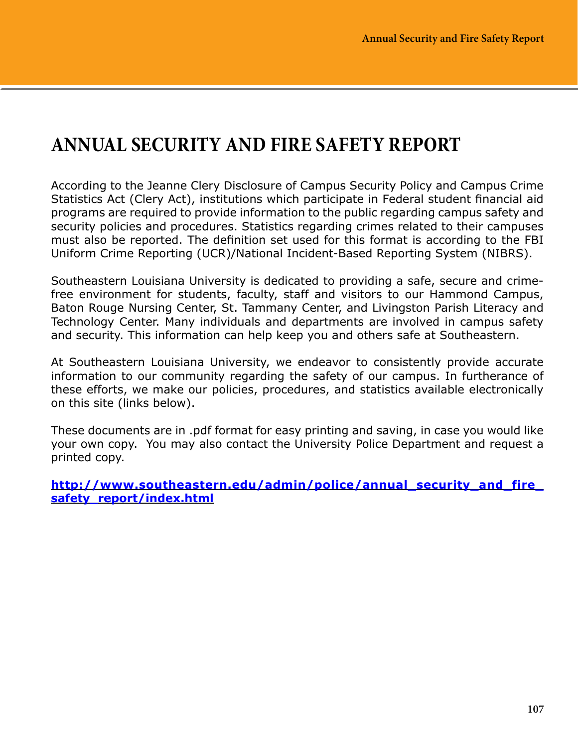# ANNUAL SECURITY AND FIRE SAFETY REPORT

According to the Jeanne Clery Disclosure of Campus Security Policy and Campus Crime Statistics Act (Clery Act), institutions which participate in Federal student financial aid programs are required to provide information to the public regarding campus safety and security policies and procedures. Statistics regarding crimes related to their campuses must also be reported. The definition set used for this format is according to the FBI Uniform Crime Reporting (UCR)/National Incident-Based Reporting System (NIBRS).

Southeastern Louisiana University is dedicated to providing a safe, secure and crime-free environment for students, faculty, staff and visitors to our Hammond Campus, Baton Rouge Nursing Center, St. Tammany Center, and Livingston Parish Literacy and Technology Center. Many individuals and departments are involved in campus safety and security. This information can help keep you and others safe at Southeastern.

At Southeastern Louisiana University, we endeavor to consistently provide accurate information to our community regarding the safety of our campus. In furtherance of these efforts, we make our policies, procedures, and statistics available electronically on this site (links below).

These documents are in .pdf format for easy printing and saving, in case you would like your own copy. You may also contact the University Police Department and request a printed copy.

**http://www.southeastern.edu/admin/police/annual_security_and_fire_safety_report/index.html**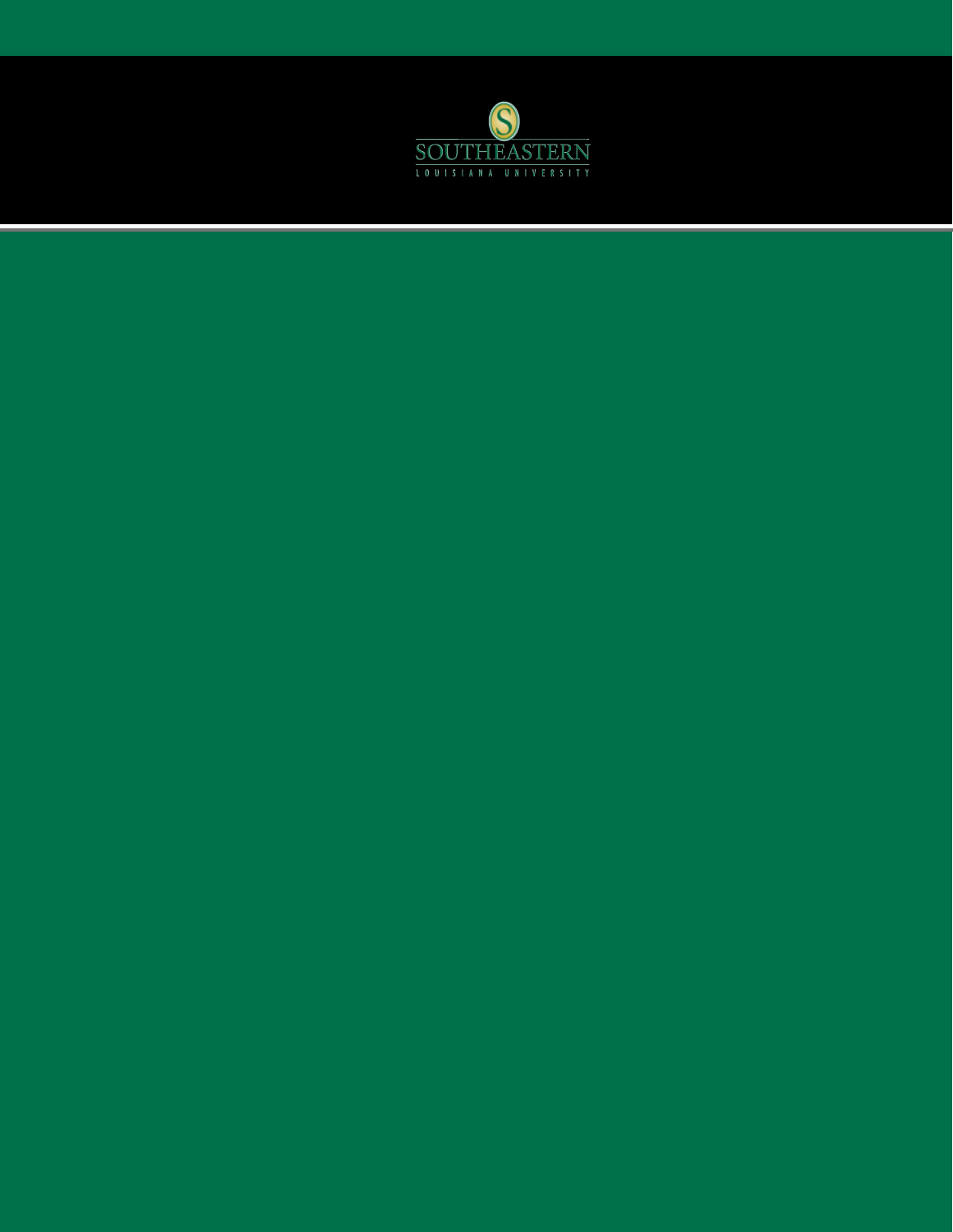SOUTHEASTERN

LOUISIANA UNIVERSITY